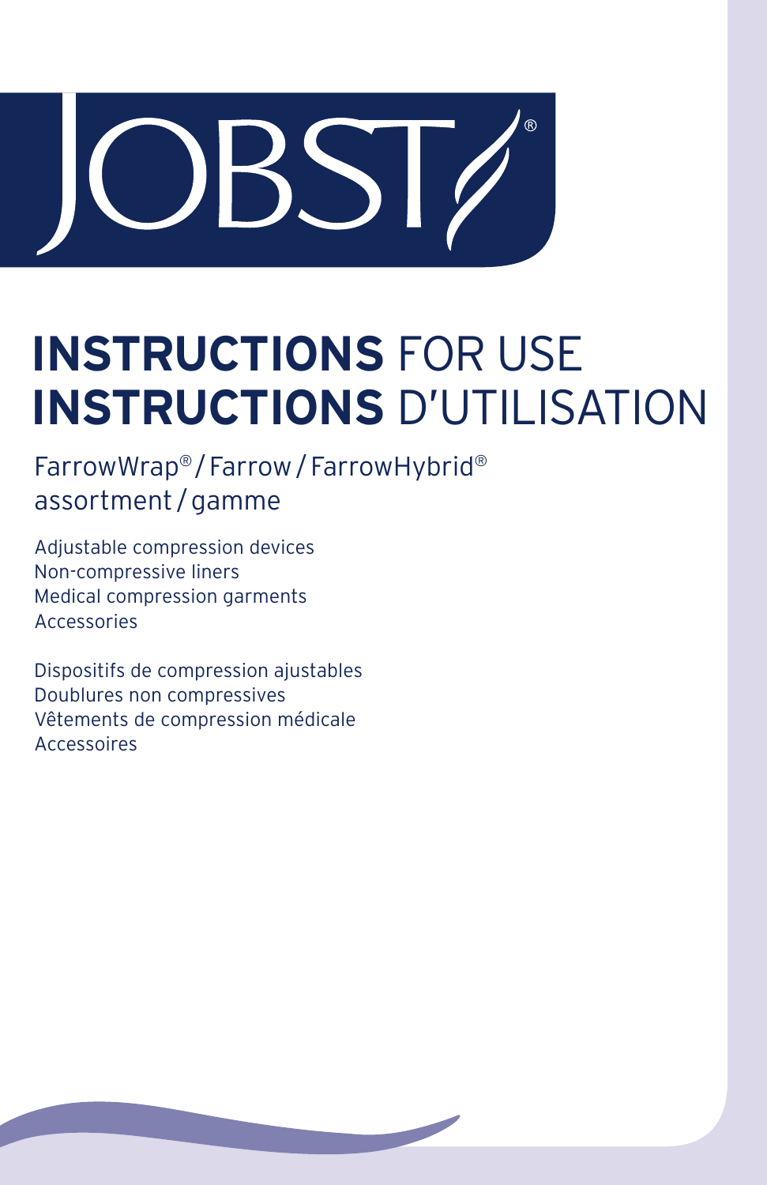# JOBST®

# **INSTRUCTIONS** FOR USE
# **INSTRUCTIONS** D'UTILISATION

FarrowWrap® / Farrow / FarrowHybrid®
assortment / gamme

Adjustable compression devices
Non-compressive liners
Medical compression garments
Accessories

Dispositifs de compression ajustables
Doublures non compressives
Vêtements de compression médicale
Accessoires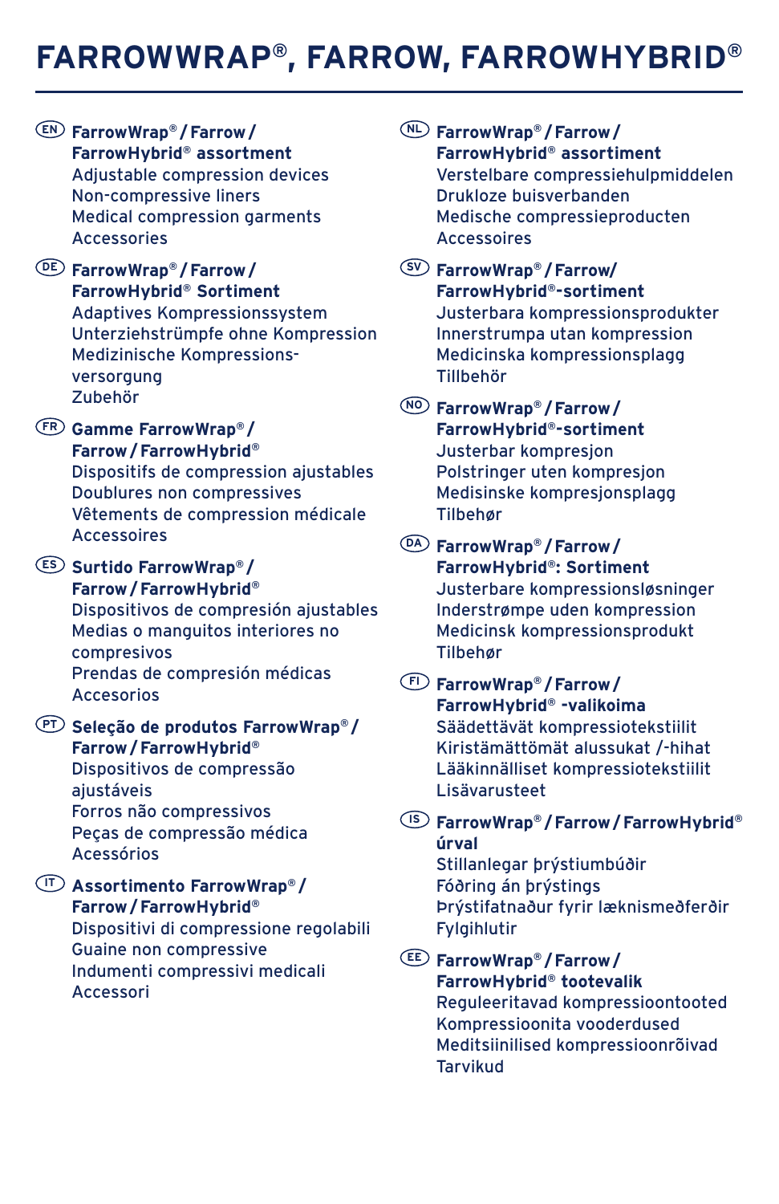# FARROWWRAP®, FARROW, FARROWHYBRID®

EN **FarrowWrap® / Farrow / FarrowHybrid® assortment**
Adjustable compression devices
Non-compressive liners
Medical compression garments
Accessories

DE **FarrowWrap® / Farrow / FarrowHybrid® Sortiment**
Adaptives Kompressionssystem
Unterziehstrümpfe ohne Kompression
Medizinische Kompressions-versorgung
Zubehör

FR **Gamme FarrowWrap® / Farrow / FarrowHybrid®**
Dispositifs de compression ajustables
Doublures non compressives
Vêtements de compression médicale
Accessoires

ES **Surtido FarrowWrap® / Farrow / FarrowHybrid®**
Dispositivos de compresión ajustables
Medias o manguitos interiores no compresivos
Prendas de compresión médicas
Accesorios

PT **Seleção de produtos FarrowWrap® / Farrow / FarrowHybrid®**
Dispositivos de compressão ajustáveis
Forros não compressivos
Peças de compressão médica
Acessórios

IT **Assortimento FarrowWrap® / Farrow / FarrowHybrid®**
Dispositivi di compressione regolabili
Guaine non compressive
Indumenti compressivi medicali
Accessori

NL **FarrowWrap® / Farrow / FarrowHybrid® assortiment**
Verstelbare compressiehulpmiddelen
Drukloze buisverbanden
Medische compressieproducten
Accessoires

SV **FarrowWrap® / Farrow/ FarrowHybrid®-sortiment**
Justerbara kompressionsprodukter
Innerstrumpa utan kompression
Medicinska kompressionsplagg
Tillbehör

NO **FarrowWrap® / Farrow / FarrowHybrid®-sortiment**
Justerbar kompresjon
Polstringer uten kompresjon
Medisinske kompresjonsplagg
Tilbehør

DA **FarrowWrap® / Farrow / FarrowHybrid®: Sortiment**
Justerbare kompressionsløsninger
Inderstrømpe uden kompression
Medicinsk kompressionsprodukt
Tilbehør

FI **FarrowWrap® / Farrow / FarrowHybrid® -valikoima**
Säädettävät kompressiotekstiilit
Kiristämättömät alussukat /-hihat
Lääkinnälliset kompressiotekstiilit
Lisävarusteet

IS **FarrowWrap® / Farrow / FarrowHybrid® úrval**
Stillanlegar þrýstiumbúðir
Fóðring án þrýstings
Þrýstifatnaður fyrir læknismeðferðir
Fylgihlutir

EE **FarrowWrap® / Farrow / FarrowHybrid® tootevalik**
Reguleeritavad kompressioontooted
Kompressioonita vooderdused
Meditsiinilised kompressioonrõivad
Tarvikud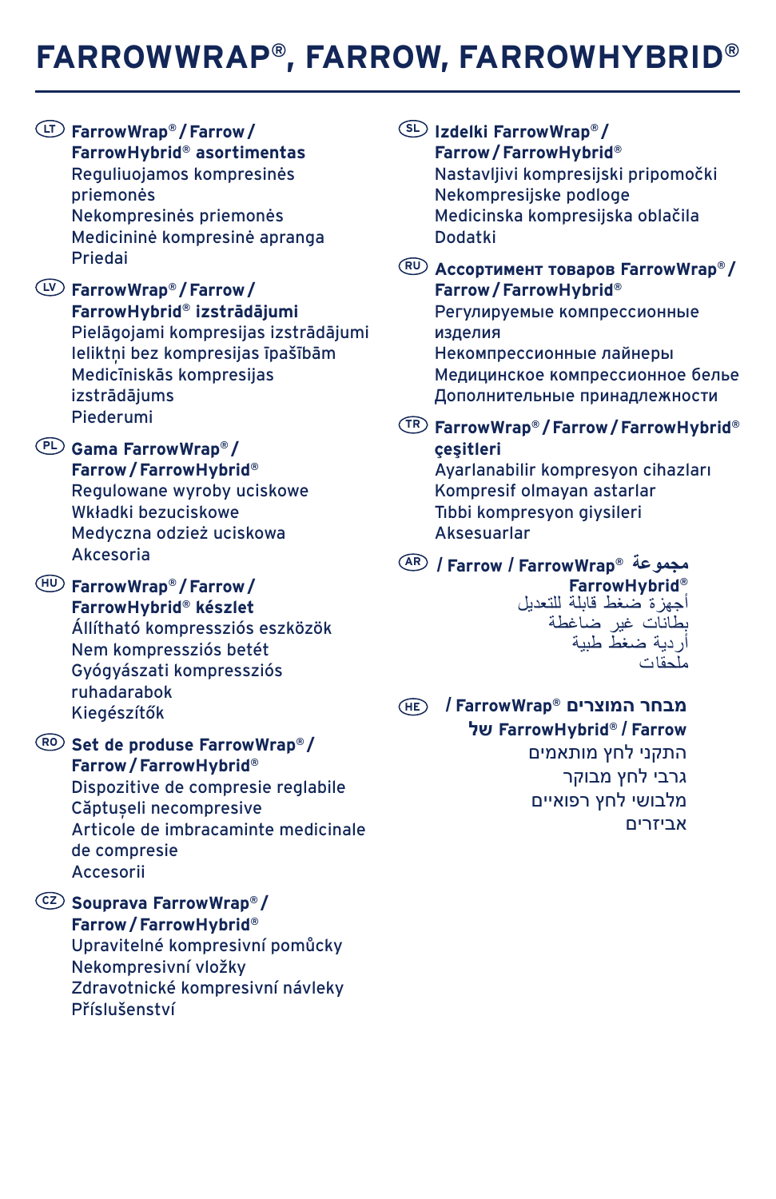# FARROWWRAP®, FARROW, FARROWHYBRID®

(LT) **FarrowWrap® / Farrow / FarrowHybrid® asortimentas**
Reguliuojamos kompresinės priemonės
Nekompresinės priemonės
Medicininė kompresinė apranga
Priedai

(LV) **FarrowWrap® / Farrow / FarrowHybrid® izstrādājumi**
Pielāgojami kompresijas izstrādājumi
Ieliktņi bez kompresijas īpašībām
Medicīniskās kompresijas izstrādājums
Piederumi

(PL) **Gama FarrowWrap® / Farrow / FarrowHybrid®**
Regulowane wyroby uciskowe
Wkładki bezuciskowe
Medyczna odzież uciskowa
Akcesoria

(HU) **FarrowWrap® / Farrow / FarrowHybrid® készlet**
Állítható kompressziós eszközök
Nem kompressziós betét
Gyógyászati kompressziós ruhadarabok
Kiegészítők

(RO) **Set de produse FarrowWrap® / Farrow / FarrowHybrid®**
Dispozitive de compresie reglabile
Căptușeli necompresive
Articole de imbracaminte medicinale de compresie
Accesorii

(CZ) **Souprava FarrowWrap® / Farrow / FarrowHybrid®**
Upravitelné kompresivní pomůcky
Nekompresivní vložky
Zdravotnické kompresivní návleky
Příslušenství

(SL) **Izdelki FarrowWrap® / Farrow / FarrowHybrid®**
Nastavljivi kompresijski pripomočki
Nekompresijske podloge
Medicinska kompresijska oblačila
Dodatki

(RU) **Ассортимент товаров FarrowWrap® / Farrow / FarrowHybrid®**
Регулируемые компрессионные изделия
Некомпрессионные лайнеры
Медицинское компрессионное белье
Дополнительные принадлежности

(TR) **FarrowWrap® / Farrow / FarrowHybrid® çeşitleri**
Ayarlanabilir kompresyon cihazları
Kompresif olmayan astarlar
Tıbbi kompresyon giysileri
Aksesuarlar

(AR) **مجموعة FarrowWrap® / Farrow / FarrowHybrid®**
أجهزة ضغط قابلة للتعديل
بطانات غير ضاغطة
أردية ضغط طبية
ملحقات

(HE) **מבחר המוצרים FarrowWrap® / Farrow / FarrowHybrid® של**
התקני לחץ מותאמים
גרבי לחץ מבוקר
מלבושי לחץ רפואיים
אביזרים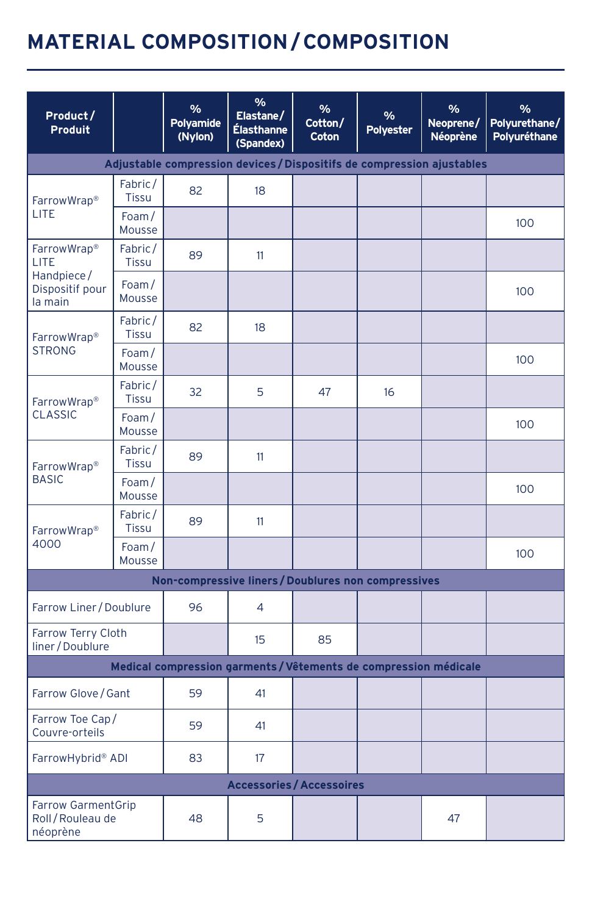# MATERIAL COMPOSITION / COMPOSITION

| Product / Produit | | % Polyamide (Nylon) | % Elastane / Élasthanne (Spandex) | % Cotton / Coton | % Polyester | % Neoprene / Néoprène | % Polyurethane / Polyuréthane |
|---|---|---|---|---|---|---|---|
| **Adjustable compression devices / Dispositifs de compression ajustables** | | | | | | | |
| FarrowWrap® LITE | Fabric / Tissu | 82 | 18 | | | | |
| | Foam / Mousse | | | | | | 100 |
| FarrowWrap® LITE Handpiece / Dispositif pour la main | Fabric / Tissu | 89 | 11 | | | | |
| | Foam / Mousse | | | | | | 100 |
| FarrowWrap® STRONG | Fabric / Tissu | 82 | 18 | | | | |
| | Foam / Mousse | | | | | | 100 |
| FarrowWrap® CLASSIC | Fabric / Tissu | 32 | 5 | 47 | 16 | | |
| | Foam / Mousse | | | | | | 100 |
| FarrowWrap® BASIC | Fabric / Tissu | 89 | 11 | | | | |
| | Foam / Mousse | | | | | | 100 |
| FarrowWrap® 4000 | Fabric / Tissu | 89 | 11 | | | | |
| | Foam / Mousse | | | | | | 100 |
| **Non-compressive liners / Doublures non compressives** | | | | | | | |
| Farrow Liner / Doublure | | 96 | 4 | | | | |
| Farrow Terry Cloth liner / Doublure | | | 15 | 85 | | | |
| **Medical compression garments / Vêtements de compression médicale** | | | | | | | |
| Farrow Glove / Gant | | 59 | 41 | | | | |
| Farrow Toe Cap / Couvre-orteils | | 59 | 41 | | | | |
| FarrowHybrid® ADI | | 83 | 17 | | | | |
| **Accessories / Accessoires** | | | | | | | |
| Farrow GarmentGrip Roll / Rouleau de néoprène | | 48 | 5 | | | 47 | |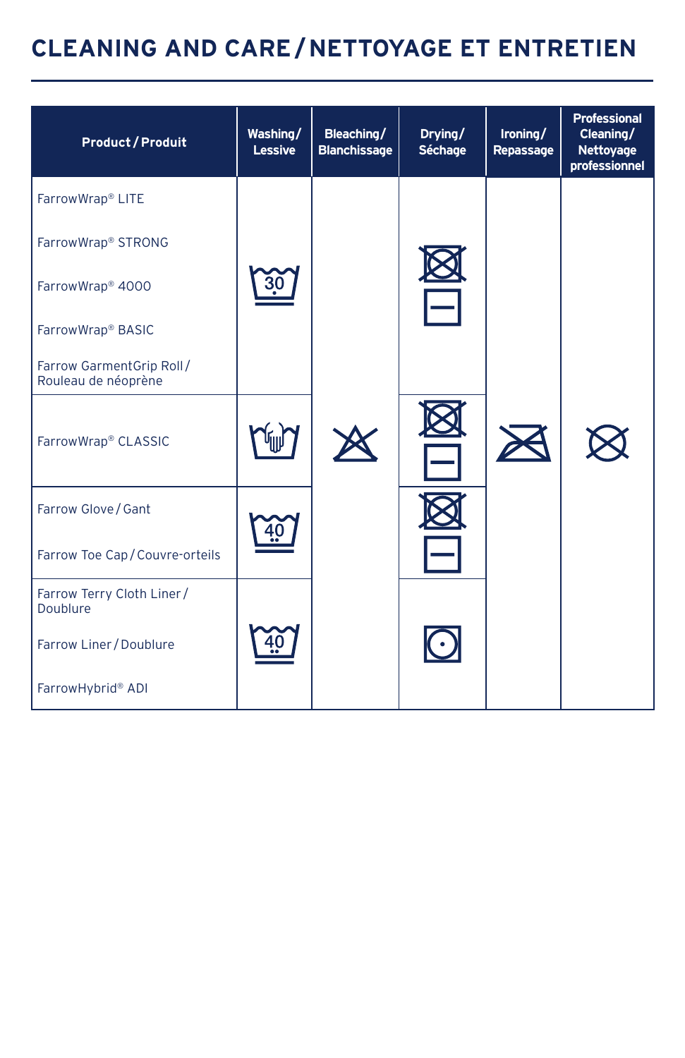# CLEANING AND CARE / NETTOYAGE ET ENTRETIEN

| Product / Produit | Washing / Lessive | Bleaching / Blanchissage | Drying / Séchage | Ironing / Repassage | Professional Cleaning / Nettoyage professionnel |
|---|---|---|---|---|---|
| FarrowWrap® LITE | 30 (machine wash, 30 °C, gentle) | Do not bleach | Do not tumble dry; dry flat | Do not iron | Do not dry clean |
| FarrowWrap® STRONG | 30 (machine wash, 30 °C, gentle) | Do not bleach | Do not tumble dry; dry flat | Do not iron | Do not dry clean |
| FarrowWrap® 4000 | 30 (machine wash, 30 °C, gentle) | Do not bleach | Do not tumble dry; dry flat | Do not iron | Do not dry clean |
| FarrowWrap® BASIC | 30 (machine wash, 30 °C, gentle) | Do not bleach | Do not tumble dry; dry flat | Do not iron | Do not dry clean |
| Farrow GarmentGrip Roll / Rouleau de néoprène | 30 (machine wash, 30 °C, gentle) | Do not bleach | Do not tumble dry; dry flat | Do not iron | Do not dry clean |
| FarrowWrap® CLASSIC | Hand wash | Do not bleach | Do not tumble dry; dry flat | Do not iron | Do not dry clean |
| Farrow Glove / Gant | 40 (machine wash, 40 °C, gentle) | Do not bleach | Do not tumble dry; dry flat | Do not iron | Do not dry clean |
| Farrow Toe Cap / Couvre-orteils | 40 (machine wash, 40 °C, gentle) | Do not bleach | Do not tumble dry; dry flat | Do not iron | Do not dry clean |
| Farrow Terry Cloth Liner / Doublure | 40 (machine wash, 40 °C, gentle) | Do not bleach | Tumble dry, low heat | Do not iron | Do not dry clean |
| Farrow Liner / Doublure | 40 (machine wash, 40 °C, gentle) | Do not bleach | Tumble dry, low heat | Do not iron | Do not dry clean |
| FarrowHybrid® ADI | 40 (machine wash, 40 °C, gentle) | Do not bleach | Tumble dry, low heat | Do not iron | Do not dry clean |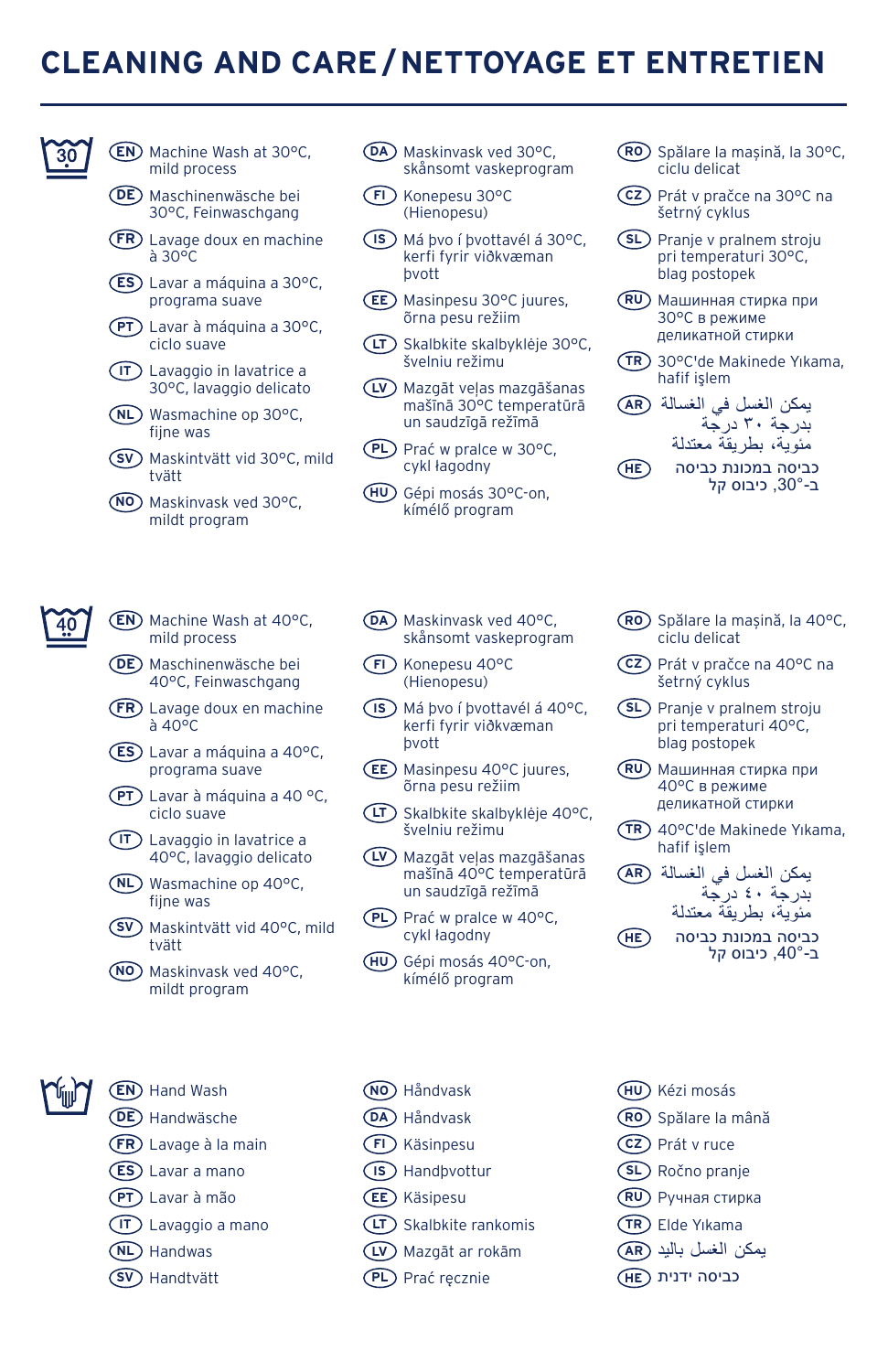# CLEANING AND CARE / NETTOYAGE ET ENTRETIEN

30

- EN Machine Wash at 30°C, mild process
- DE Maschinenwäsche bei 30°C, Feinwaschgang
- FR Lavage doux en machine à 30°C
- ES Lavar a máquina a 30°C, programa suave
- PT Lavar à máquina a 30°C, ciclo suave
- IT Lavaggio in lavatrice a 30°C, lavaggio delicato
- NL Wasmachine op 30°C, fijne was
- SV Maskintvätt vid 30°C, mild tvätt
- NO Maskinvask ved 30°C, mildt program
- DA Maskinvask ved 30°C, skånsomt vaskeprogram
- FI Konepesu 30°C (Hienopesu)
- IS Má þvo í þvottavél á 30°C, kerfi fyrir viðkvæman þvott
- EE Masinpesu 30°C juures, õrna pesu režiim
- LT Skalbkite skalbyklėje 30°C, švelniu režimu
- LV Mazgāt veļas mazgāšanas mašīnā 30°C temperatūrā un saudzīgā režīmā
- PL Prać w pralce w 30°C, cykl łagodny
- HU Gépi mosás 30°C-on, kímélő program
- RO Spălare la mașină, la 30°C, ciclu delicat
- CZ Prát v pračce na 30°C na šetrný cyklus
- SL Pranje v pralnem stroju pri temperaturi 30°C, blag postopek
- RU Машинная стирка при 30°C в режиме деликатной стирки
- TR 30°C'de Makinede Yıkama, hafif işlem
- AR يمكن الغسل في الغسالة بدرجة ٣٠ درجة مئوية، بطريقة معتدلة
- HE כביסה במכונת כביסה ב-30°C, כיבוס קל

40

- EN Machine Wash at 40°C, mild process
- DE Maschinenwäsche bei 40°C, Feinwaschgang
- FR Lavage doux en machine à 40°C
- ES Lavar a máquina a 40°C, programa suave
- PT Lavar à máquina a 40 °C, ciclo suave
- IT Lavaggio in lavatrice a 40°C, lavaggio delicato
- NL Wasmachine op 40°C, fijne was
- SV Maskintvätt vid 40°C, mild tvätt
- NO Maskinvask ved 40°C, mildt program
- DA Maskinvask ved 40°C, skånsomt vaskeprogram
- FI Konepesu 40°C (Hienopesu)
- IS Má þvo í þvottavél á 40°C, kerfi fyrir viðkvæman þvott
- EE Masinpesu 40°C juures, õrna pesu režiim
- LT Skalbkite skalbyklėje 40°C, švelniu režimu
- LV Mazgāt veļas mazgāšanas mašīnā 40°C temperatūrā un saudzīgā režīmā
- PL Prać w pralce w 40°C, cykl łagodny
- HU Gépi mosás 40°C-on, kímélő program
- RO Spălare la mașină, la 40°C, ciclu delicat
- CZ Prát v pračce na 40°C na šetrný cyklus
- SL Pranje v pralnem stroju pri temperaturi 40°C, blag postopek
- RU Машинная стирка при 40°C в режиме деликатной стирки
- TR 40°C'de Makinede Yıkama, hafif işlem
- AR يمكن الغسل في الغسالة بدرجة ٤٠ درجة مئوية، بطريقة معتدلة
- HE כביסה במכונת כביסה ב-40°C, כיבוס קל

- EN Hand Wash
- DE Handwäsche
- FR Lavage à la main
- ES Lavar a mano
- PT Lavar à mão
- IT Lavaggio a mano
- NL Handwas
- SV Handtvätt
- NO Håndvask
- DA Håndvask
- FI Käsinpesu
- IS Handþvottur
- EE Käsipesu
- LT Skalbkite rankomis
- LV Mazgāt ar rokām
- PL Prać ręcznie
- HU Kézi mosás
- RO Spălare la mână
- CZ Prát v ruce
- SL Ročno pranje
- RU Ручная стирка
- TR Elde Yıkama
- AR يمكن الغسل باليد
- HE כביסה ידנית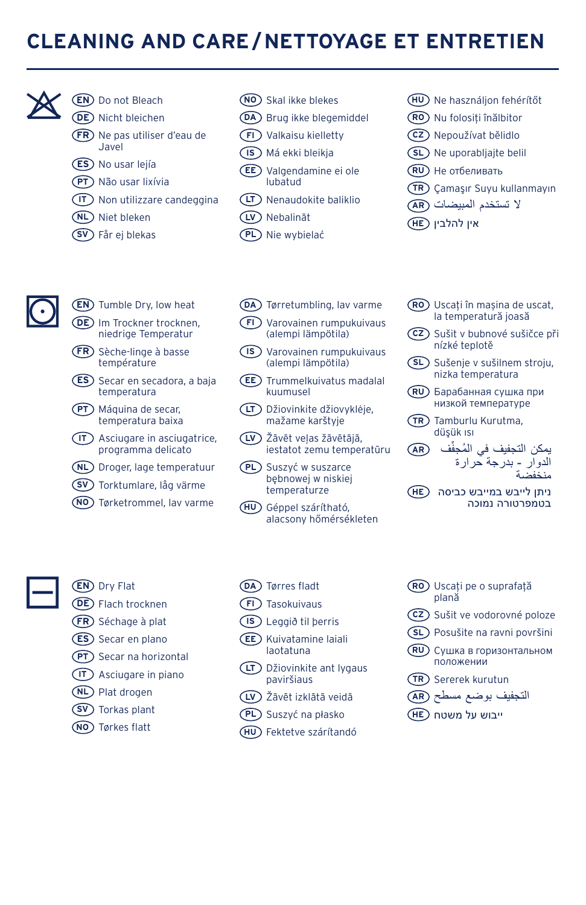# CLEANING AND CARE / NETTOYAGE ET ENTRETIEN

- EN Do not Bleach
- DE Nicht bleichen
- FR Ne pas utiliser d'eau de Javel
- ES No usar lejía
- PT Não usar lixívia
- IT Non utilizzare candeggina
- NL Niet bleken
- SV Får ej blekas
- NO Skal ikke blekes
- DA Brug ikke blegemiddel
- FI Valkaisu kielletty
- IS Má ekki bleikja
- EE Valgendamine ei ole lubatud
- LT Nenaudokite baliklio
- LV Nebalināt
- PL Nie wybielać
- HU Ne használjon fehérítőt
- RO Nu folosiți înălbitor
- CZ Nepoužívat bělidlo
- SL Ne uporabljajte belil
- RU Не отбеливать
- TR Çamaşır Suyu kullanmayın
- AR لا تستخدم المبيضات
- HE אין להלבין

- EN Tumble Dry, low heat
- DE Im Trockner trocknen, niedrige Temperatur
- FR Sèche-linge à basse température
- ES Secar en secadora, a baja temperatura
- PT Máquina de secar, temperatura baixa
- IT Asciugare in asciugatrice, programma delicato
- NL Droger, lage temperatuur
- SV Torktumlare, låg värme
- NO Tørketrommel, lav varme
- DA Tørretumbling, lav varme
- FI Varovainen rumpukuivaus (alempi lämpötila)
- IS Varovainen rumpukuivaus (alempi lämpötila)
- EE Trummelkuivatus madalal kuumusel
- LT Džiovinkite džiovyklėje, mažame karštyje
- LV Žāvēt veļas žāvētājā, iestatot zemu temperatūru
- PL Suszyć w suszarce bębnowej w niskiej temperaturze
- HU Géppel szárítható, alacsony hőmérsékleten
- RO Uscați în mașina de uscat, la temperatură joasă
- CZ Sušit v bubnové sušičce při nízké teplotě
- SL Sušenje v sušilnem stroju, nizka temperatura
- RU Барабанная сушка при низкой температуре
- TR Tamburlu Kurutma, düşük ısı
- AR يمكن التجفيف في المُجفِّف الدوار - بدرجة حرارة منخفضة
- HE ניתן לייבש במייבש כביסה בטמפרטורה נמוכה

- EN Dry Flat
- DE Flach trocknen
- FR Séchage à plat
- ES Secar en plano
- PT Secar na horizontal
- IT Asciugare in piano
- NL Plat drogen
- SV Torkas plant
- NO Tørkes flatt
- DA Tørres fladt
- FI Tasokuivaus
- IS Leggið til þerris
- EE Kuivatamine laiali laotatuna
- LT Džiovinkite ant lygaus paviršiaus
- LV Žāvēt izklātā veidā
- PL Suszyć na płasko
- HU Fektetve szárítandó
- RO Uscați pe o suprafață plană
- CZ Sušit ve vodorovné poloze
- SL Posušite na ravni površini
- RU Сушка в горизонтальном положении
- TR Sererek kurutun
- AR التجفيف بوضع مسطح
- HE ייבוש על משטח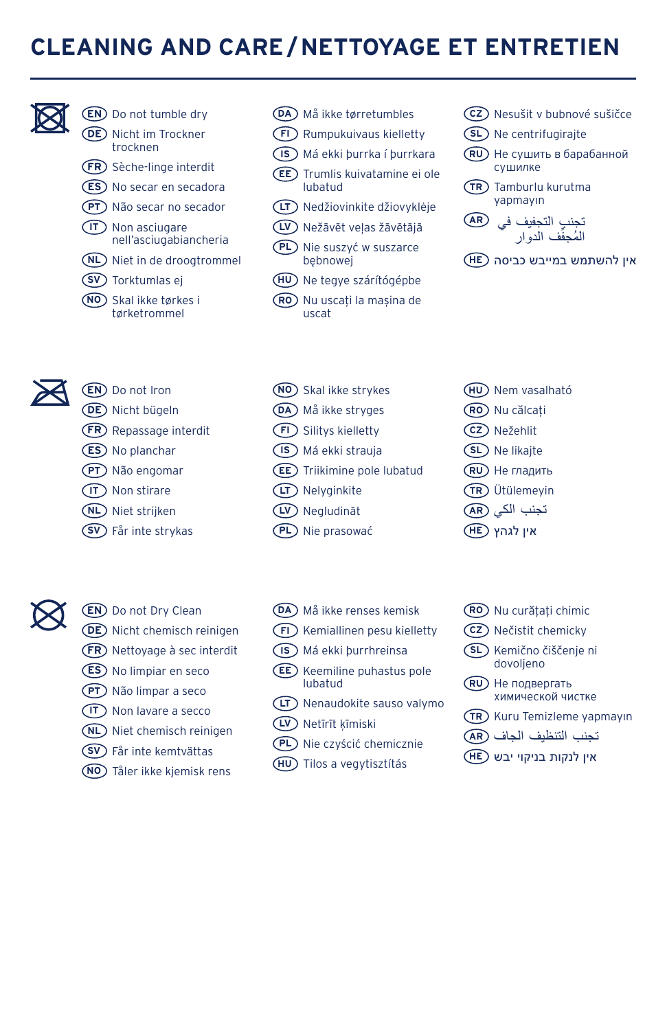# CLEANING AND CARE / NETTOYAGE ET ENTRETIEN

- **EN** Do not tumble dry
- **DE** Nicht im Trockner trocknen
- **FR** Sèche-linge interdit
- **ES** No secar en secadora
- **PT** Não secar no secador
- **IT** Non asciugare nell'asciugabiancheria
- **NL** Niet in de droogtrommel
- **SV** Torktumlas ej
- **NO** Skal ikke tørkes i tørketrommel
- **DA** Må ikke tørretumbles
- **FI** Rumpukuivaus kielletty
- **IS** Má ekki þurrka í þurrkara
- **EE** Trumlis kuivatamine ei ole lubatud
- **LT** Nedžiovinkite džiovyklėje
- **LV** Nežāvēt veļas žāvētājā
- **PL** Nie suszyć w suszarce bębnowej
- **HU** Ne tegye szárítógépbe
- **RO** Nu uscați la mașina de uscat
- **CZ** Nesušit v bubnové sušičce
- **SL** Ne centrifugirajte
- **RU** Не сушить в барабанной сушилке
- **TR** Tamburlu kurutma yapmayın
- **AR** تجنب التجفيف في المُجفف الدوار
- **HE** אין להשתמש במייבש כביסה

---

- **EN** Do not Iron
- **DE** Nicht bügeln
- **FR** Repassage interdit
- **ES** No planchar
- **PT** Não engomar
- **IT** Non stirare
- **NL** Niet strijken
- **SV** Får inte strykas
- **NO** Skal ikke strykes
- **DA** Må ikke stryges
- **FI** Silitys kielletty
- **IS** Má ekki strauja
- **EE** Triikimine pole lubatud
- **LT** Nelyginkite
- **LV** Negludināt
- **PL** Nie prasować
- **HU** Nem vasalható
- **RO** Nu călcați
- **CZ** Nežehlit
- **SL** Ne likajte
- **RU** Не гладить
- **TR** Ütülemeyin
- **AR** تجنب الكي
- **HE** אין לגהץ

---

- **EN** Do not Dry Clean
- **DE** Nicht chemisch reinigen
- **FR** Nettoyage à sec interdit
- **ES** No limpiar en seco
- **PT** Não limpar a seco
- **IT** Non lavare a secco
- **NL** Niet chemisch reinigen
- **SV** Får inte kemtvättas
- **NO** Tåler ikke kjemisk rens
- **DA** Må ikke renses kemisk
- **FI** Kemiallinen pesu kielletty
- **IS** Má ekki þurrhreinsa
- **EE** Keemiline puhastus pole lubatud
- **LT** Nenaudokite sauso valymo
- **LV** Netīrīt ķīmiski
- **PL** Nie czyścić chemicznie
- **HU** Tilos a vegytisztítás
- **RO** Nu curățați chimic
- **CZ** Nečistit chemicky
- **SL** Kemično čiščenje ni dovoljeno
- **RU** Не подвергать химической чистке
- **TR** Kuru Temizleme yapmayın
- **AR** تجنب التنظيف الجاف
- **HE** אין לנקות בניקוי יבש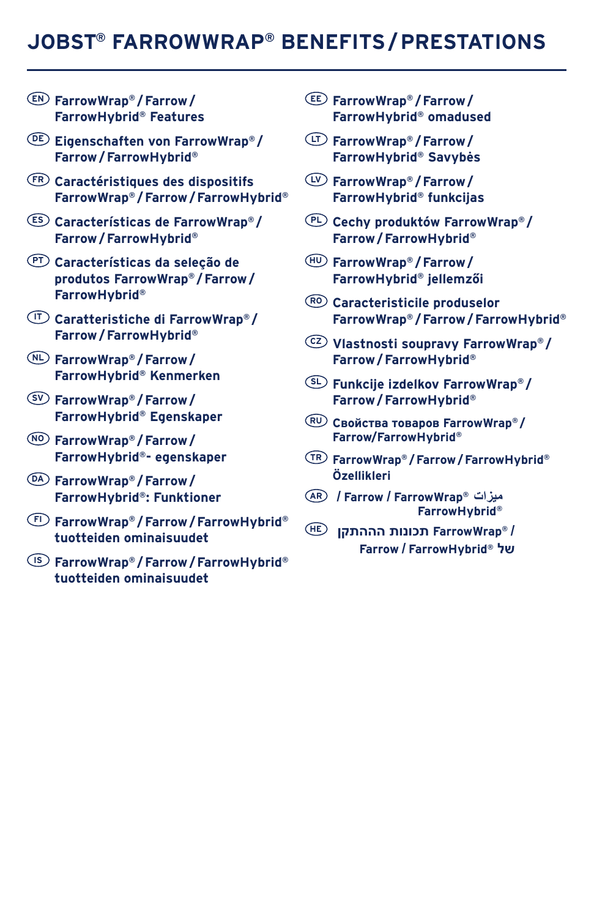# JOBST® FARROWWRAP® BENEFITS / PRESTATIONS

EN FarrowWrap® / Farrow / FarrowHybrid® Features

DE Eigenschaften von FarrowWrap® / Farrow / FarrowHybrid®

FR Caractéristiques des dispositifs FarrowWrap® / Farrow / FarrowHybrid®

ES Características de FarrowWrap® / Farrow / FarrowHybrid®

PT Características da seleção de produtos FarrowWrap® / Farrow / FarrowHybrid®

IT Caratteristiche di FarrowWrap® / Farrow / FarrowHybrid®

NL FarrowWrap® / Farrow / FarrowHybrid® Kenmerken

SV FarrowWrap® / Farrow / FarrowHybrid® Egenskaper

NO FarrowWrap® / Farrow / FarrowHybrid®- egenskaper

DA FarrowWrap® / Farrow / FarrowHybrid®: Funktioner

FI FarrowWrap® / Farrow / FarrowHybrid® tuotteiden ominaisuudet

IS FarrowWrap® / Farrow / FarrowHybrid® tuotteiden ominaisuudet

EE FarrowWrap® / Farrow / FarrowHybrid® omadused

LT FarrowWrap® / Farrow / FarrowHybrid® Savybės

LV FarrowWrap® / Farrow / FarrowHybrid® funkcijas

PL Cechy produktów FarrowWrap® / Farrow / FarrowHybrid®

HU FarrowWrap® / Farrow / FarrowHybrid® jellemzői

RO Caracteristicile produselor FarrowWrap® / Farrow / FarrowHybrid®

CZ Vlastnosti soupravy FarrowWrap® / Farrow / FarrowHybrid®

SL Funkcije izdelkov FarrowWrap® / Farrow / FarrowHybrid®

RU Свойства товаров FarrowWrap® / Farrow/FarrowHybrid®

TR FarrowWrap® / Farrow / FarrowHybrid® Özellikleri

AR ميزات FarrowWrap® / Farrow / FarrowHybrid®

HE תכונות ההתקן FarrowWrap® / Farrow / FarrowHybrid® של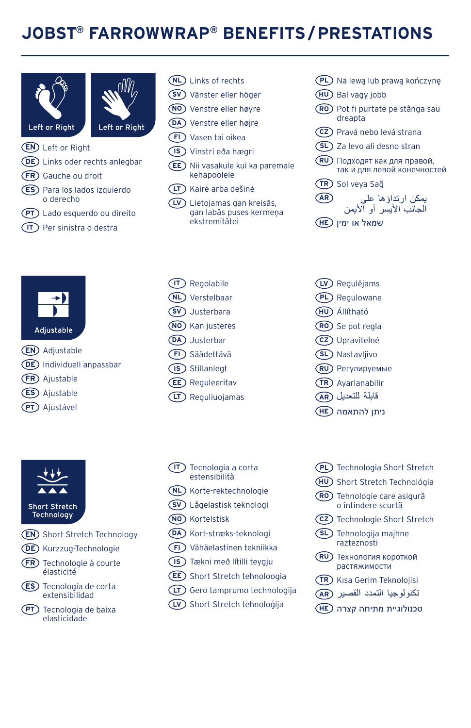# JOBST® FARROWWRAP® BENEFITS / PRESTATIONS

Left or Right

Left or Right

- EN Left or Right
- DE Links oder rechts anlegbar
- FR Gauche ou droit
- ES Para los lados izquierdo o derecho
- PT Lado esquerdo ou direito
- IT Per sinistra o destra
- NL Links of rechts
- SV Vänster eller höger
- NO Venstre eller høyre
- DA Venstre eller højre
- FI Vasen tai oikea
- IS Vinstri eða hægri
- EE Nii vasakule kui ka paremale kehapoolele
- LT Kairė arba dešinė
- LV Lietojamas gan kreisās, gan labās puses ķermeņa ekstremitātei
- PL Na lewą lub prawą kończynę
- HU Bal vagy jobb
- RO Pot fi purtate pe stânga sau dreapta
- CZ Pravá nebo levá strana
- SL Za levo ali desno stran
- RU Подходят как для правой, так и для левой конечностей
- TR Sol veya Sağ
- AR يمكن ارتداؤها على الجانب الأيسر أو الأيمن
- HE שמאל או ימין

Adjustable

- EN Adjustable
- DE Individuell anpassbar
- FR Ajustable
- ES Ajustable
- PT Ajustável
- IT Regolabile
- NL Verstelbaar
- SV Justerbara
- NO Kan justeres
- DA Justerbar
- FI Säädettävä
- IS Stillanlegt
- EE Reguleeritav
- LT Reguliuojamas
- LV Regulējams
- PL Regulowane
- HU Állítható
- RO Se pot regla
- CZ Upravitelné
- SL Nastavljivo
- RU Регулируемые
- TR Ayarlanabilir
- AR قابلة للتعديل
- HE ניתן להתאמה

Short Stretch Technology

- EN Short Stretch Technology
- DE Kurzzug-Technologie
- FR Technologie à courte élasticité
- ES Tecnología de corta extensibilidad
- PT Tecnologia de baixa elasticidade
- IT Tecnologia a corta estensibilità
- NL Korte-rektechnologie
- SV Lågelastisk teknologi
- NO Kortelstisk
- DA Kort-stræks-teknologi
- FI Vähäelastinen tekniikka
- IS Tækni með litlli teygju
- EE Short Stretch tehnoloogia
- LT Gero tamprumo technologija
- LV Short Stretch tehnoloģija
- PL Technologia Short Stretch
- HU Short Stretch Technológia
- RO Tehnologie care asigură o întindere scurtă
- CZ Technologie Short Stretch
- SL Tehnologija majhne razteznosti
- RU Технология короткой растяжимости
- TR Kısa Gerim Teknolojisi
- AR تكنولوجيا التمدد القصير
- HE טכנולוגיית מתיחה קצרה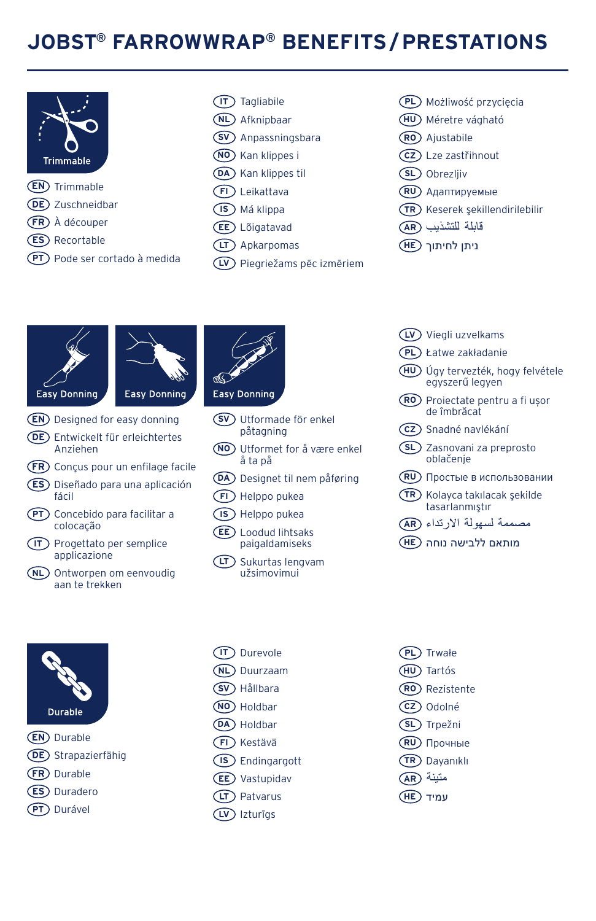# JOBST® FARROWWRAP® BENEFITS / PRESTATIONS

**Trimmable**

- EN Trimmable
- DE Zuschneidbar
- FR À découper
- ES Recortable
- PT Pode ser cortado à medida
- IT Tagliabile
- NL Afknipbaar
- SV Anpassningsbara
- NO Kan klippes i
- DA Kan klippes til
- FI Leikattava
- IS Má klippa
- EE Lõigatavad
- LT Apkarpomas
- LV Piegriežams pēc izmēriem
- PL Możliwość przycięcia
- HU Méretre vágható
- RO Ajustabile
- CZ Lze zastřihnout
- SL Obrezljiv
- RU Адаптируемые
- TR Keserek şekillendirilebilir
- AR قابلة للتشذيب
- HE ניתן לחיתוך

**Easy Donning** **Easy Donning** **Easy Donning**

- EN Designed for easy donning
- DE Entwickelt für erleichtertes Anziehen
- FR Conçus pour un enfilage facile
- ES Diseñado para una aplicación fácil
- PT Concebido para facilitar a colocação
- IT Progettato per semplice applicazione
- NL Ontworpen om eenvoudig aan te trekken
- SV Utformade för enkel påtagning
- NO Utformet for å være enkel å ta på
- DA Designet til nem påføring
- FI Helppo pukea
- IS Helppo pukea
- EE Loodud lihtsaks paigaldamiseks
- LT Sukurtas lengvam užsimovimui
- LV Viegli uzvelkams
- PL Łatwe zakładanie
- HU Úgy tervezték, hogy felvétele egyszerű legyen
- RO Proiectate pentru a fi ușor de îmbrăcat
- CZ Snadné navlékání
- SL Zasnovani za preprosto oblačenje
- RU Простые в использовании
- TR Kolayca takılacak şekilde tasarlanmıştır
- AR مصممة لسهولة الارتداء
- HE מותאם ללבישה נוחה

**Durable**

- EN Durable
- DE Strapazierfähig
- FR Durable
- ES Duradero
- PT Durável
- IT Durevole
- NL Duurzaam
- SV Hållbara
- NO Holdbar
- DA Holdbar
- FI Kestävä
- IS Endingargott
- EE Vastupidav
- LT Patvarus
- LV Izturīgs
- PL Trwałe
- HU Tartós
- RO Rezistente
- CZ Odolné
- SL Trpežni
- RU Прочные
- TR Dayanıklı
- AR متينة
- HE עמיד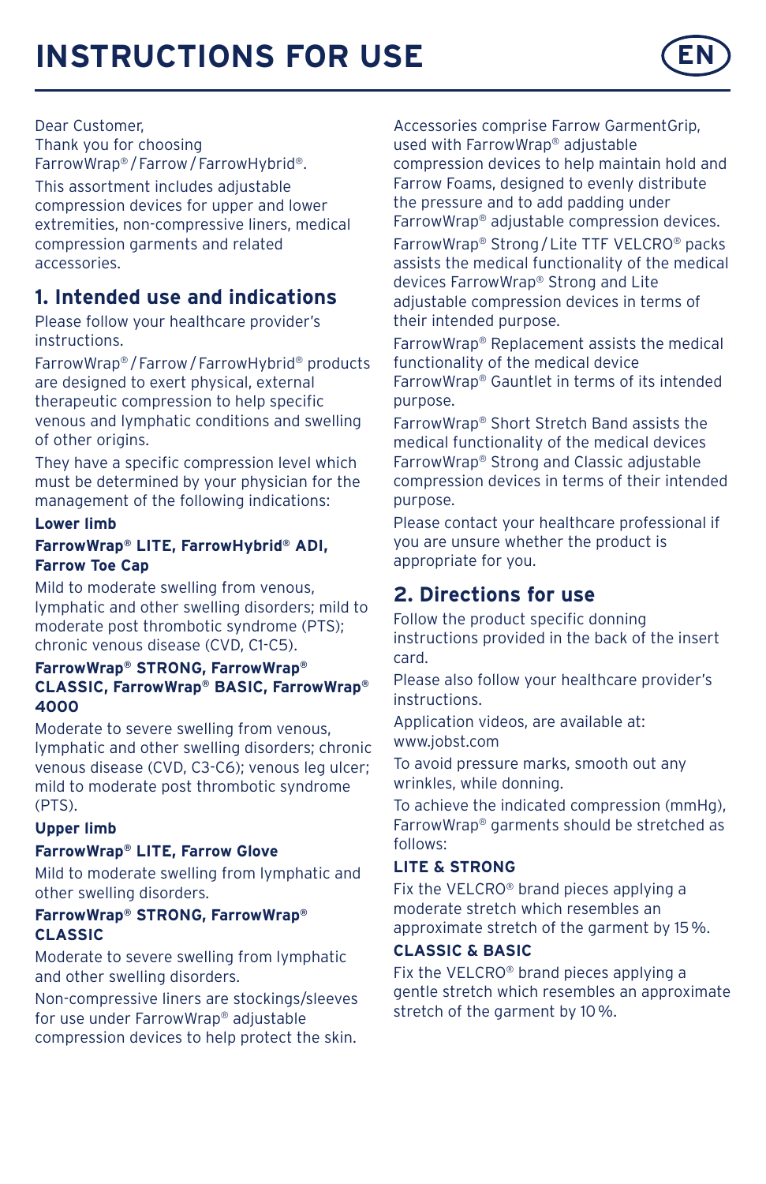# INSTRUCTIONS FOR USE

EN

Dear Customer,
Thank you for choosing FarrowWrap® / Farrow / FarrowHybrid®.

This assortment includes adjustable compression devices for upper and lower extremities, non-compressive liners, medical compression garments and related accessories.

## 1. Intended use and indications

Please follow your healthcare provider's instructions.

FarrowWrap® / Farrow / FarrowHybrid® products are designed to exert physical, external therapeutic compression to help specific venous and lymphatic conditions and swelling of other origins.

They have a specific compression level which must be determined by your physician for the management of the following indications:

**Lower limb**

**FarrowWrap® LITE, FarrowHybrid® ADI, Farrow Toe Cap**

Mild to moderate swelling from venous, lymphatic and other swelling disorders; mild to moderate post thrombotic syndrome (PTS); chronic venous disease (CVD, C1-C5).

**FarrowWrap® STRONG, FarrowWrap® CLASSIC, FarrowWrap® BASIC, FarrowWrap® 4000**

Moderate to severe swelling from venous, lymphatic and other swelling disorders; chronic venous disease (CVD, C3-C6); venous leg ulcer; mild to moderate post thrombotic syndrome (PTS).

**Upper limb**

**FarrowWrap® LITE, Farrow Glove**

Mild to moderate swelling from lymphatic and other swelling disorders.

**FarrowWrap® STRONG, FarrowWrap® CLASSIC**

Moderate to severe swelling from lymphatic and other swelling disorders.

Non-compressive liners are stockings/sleeves for use under FarrowWrap® adjustable compression devices to help protect the skin.

Accessories comprise Farrow GarmentGrip, used with FarrowWrap® adjustable compression devices to help maintain hold and Farrow Foams, designed to evenly distribute the pressure and to add padding under FarrowWrap® adjustable compression devices.

FarrowWrap® Strong / Lite TTF VELCRO® packs assists the medical functionality of the medical devices FarrowWrap® Strong and Lite adjustable compression devices in terms of their intended purpose.

FarrowWrap® Replacement assists the medical functionality of the medical device FarrowWrap® Gauntlet in terms of its intended purpose.

FarrowWrap® Short Stretch Band assists the medical functionality of the medical devices FarrowWrap® Strong and Classic adjustable compression devices in terms of their intended purpose.

Please contact your healthcare professional if you are unsure whether the product is appropriate for you.

## 2. Directions for use

Follow the product specific donning instructions provided in the back of the insert card.

Please also follow your healthcare provider's instructions.

Application videos, are available at: www.jobst.com

To avoid pressure marks, smooth out any wrinkles, while donning.

To achieve the indicated compression (mmHg), FarrowWrap® garments should be stretched as follows:

**LITE & STRONG**

Fix the VELCRO® brand pieces applying a moderate stretch which resembles an approximate stretch of the garment by 15 %.

**CLASSIC & BASIC**

Fix the VELCRO® brand pieces applying a gentle stretch which resembles an approximate stretch of the garment by 10 %.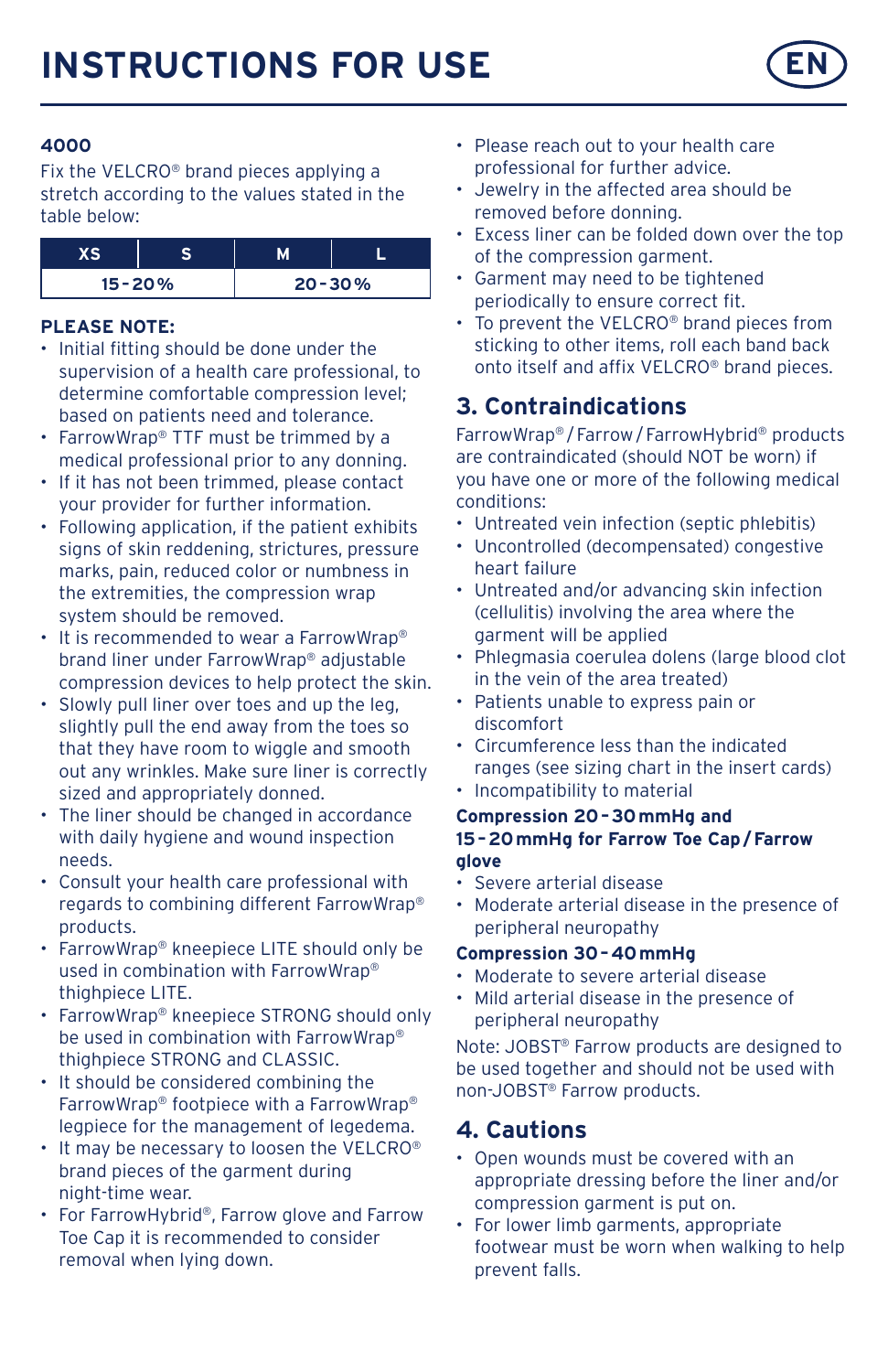# INSTRUCTIONS FOR USE

**4000**

Fix the VELCRO® brand pieces applying a stretch according to the values stated in the table below:

| XS | S | M | L |
|---|---|---|---|
| 15 - 20 % | | 20 - 30 % | |

**PLEASE NOTE:**

- Initial fitting should be done under the supervision of a health care professional, to determine comfortable compression level; based on patients need and tolerance.
- FarrowWrap® TTF must be trimmed by a medical professional prior to any donning.
- If it has not been trimmed, please contact your provider for further information.
- Following application, if the patient exhibits signs of skin reddening, strictures, pressure marks, pain, reduced color or numbness in the extremities, the compression wrap system should be removed.
- It is recommended to wear a FarrowWrap® brand liner under FarrowWrap® adjustable compression devices to help protect the skin.
- Slowly pull liner over toes and up the leg, slightly pull the end away from the toes so that they have room to wiggle and smooth out any wrinkles. Make sure liner is correctly sized and appropriately donned.
- The liner should be changed in accordance with daily hygiene and wound inspection needs.
- Consult your health care professional with regards to combining different FarrowWrap® products.
- FarrowWrap® kneepiece LITE should only be used in combination with FarrowWrap® thighpiece LITE.
- FarrowWrap® kneepiece STRONG should only be used in combination with FarrowWrap® thighpiece STRONG and CLASSIC.
- It should be considered combining the FarrowWrap® footpiece with a FarrowWrap® legpiece for the management of legedema.
- It may be necessary to loosen the VELCRO® brand pieces of the garment during night-time wear.
- For FarrowHybrid®, Farrow glove and Farrow Toe Cap it is recommended to consider removal when lying down.
- Please reach out to your health care professional for further advice.
- Jewelry in the affected area should be removed before donning.
- Excess liner can be folded down over the top of the compression garment.
- Garment may need to be tightened periodically to ensure correct fit.
- To prevent the VELCRO® brand pieces from sticking to other items, roll each band back onto itself and affix VELCRO® brand pieces.

## 3. Contraindications

FarrowWrap® / Farrow / FarrowHybrid® products are contraindicated (should NOT be worn) if you have one or more of the following medical conditions:

- Untreated vein infection (septic phlebitis)
- Uncontrolled (decompensated) congestive heart failure
- Untreated and/or advancing skin infection (cellulitis) involving the area where the garment will be applied
- Phlegmasia coerulea dolens (large blood clot in the vein of the area treated)
- Patients unable to express pain or discomfort
- Circumference less than the indicated ranges (see sizing chart in the insert cards)
- Incompatibility to material

**Compression 20 - 30 mmHg and 15 - 20 mmHg for Farrow Toe Cap / Farrow glove**

- Severe arterial disease
- Moderate arterial disease in the presence of peripheral neuropathy

**Compression 30 - 40 mmHg**

- Moderate to severe arterial disease
- Mild arterial disease in the presence of peripheral neuropathy

Note: JOBST® Farrow products are designed to be used together and should not be used with non-JOBST® Farrow products.

## 4. Cautions

- Open wounds must be covered with an appropriate dressing before the liner and/or compression garment is put on.
- For lower limb garments, appropriate footwear must be worn when walking to help prevent falls.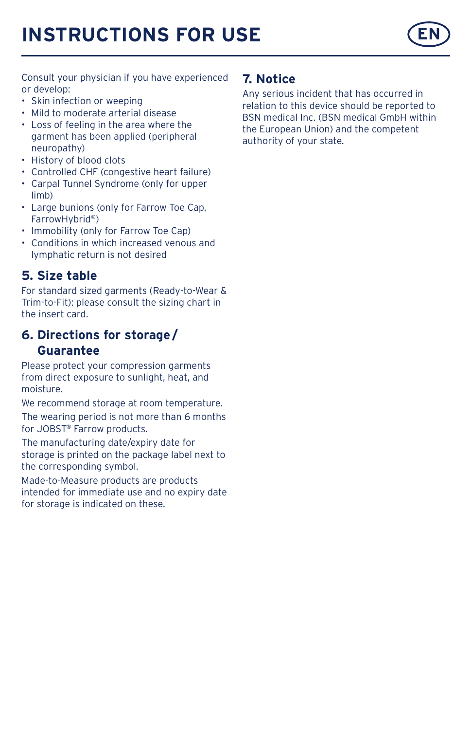# INSTRUCTIONS FOR USE

Consult your physician if you have experienced or develop:

- Skin infection or weeping
- Mild to moderate arterial disease
- Loss of feeling in the area where the garment has been applied (peripheral neuropathy)
- History of blood clots
- Controlled CHF (congestive heart failure)
- Carpal Tunnel Syndrome (only for upper limb)
- Large bunions (only for Farrow Toe Cap, FarrowHybrid®)
- Immobility (only for Farrow Toe Cap)
- Conditions in which increased venous and lymphatic return is not desired

## 5. Size table

For standard sized garments (Ready-to-Wear & Trim-to-Fit): please consult the sizing chart in the insert card.

## 6. Directions for storage / Guarantee

Please protect your compression garments from direct exposure to sunlight, heat, and moisture.

We recommend storage at room temperature.

The wearing period is not more than 6 months for JOBST® Farrow products.

The manufacturing date/expiry date for storage is printed on the package label next to the corresponding symbol.

Made-to-Measure products are products intended for immediate use and no expiry date for storage is indicated on these.

## 7. Notice

Any serious incident that has occurred in relation to this device should be reported to BSN medical Inc. (BSN medical GmbH within the European Union) and the competent authority of your state.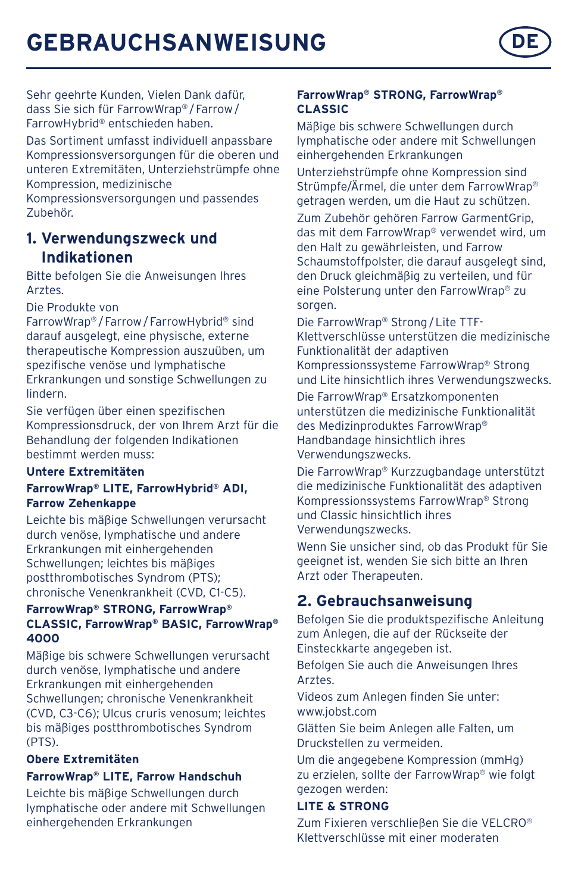# GEBRAUCHSANWEISUNG

Sehr geehrte Kunden, Vielen Dank dafür, dass Sie sich für FarrowWrap® / Farrow / FarrowHybrid® entschieden haben.

Das Sortiment umfasst individuell anpassbare Kompressionsversorgungen für die oberen und unteren Extremitäten, Unterziehstrümpfe ohne Kompression, medizinische Kompressionsversorgungen und passendes Zubehör.

## 1. Verwendungszweck und Indikationen

Bitte befolgen Sie die Anweisungen Ihres Arztes.

Die Produkte von FarrowWrap® / Farrow / FarrowHybrid® sind darauf ausgelegt, eine physische, externe therapeutische Kompression auszuüben, um spezifische venöse und lymphatische Erkrankungen und sonstige Schwellungen zu lindern.

Sie verfügen über einen spezifischen Kompressionsdruck, der von Ihrem Arzt für die Behandlung der folgenden Indikationen bestimmt werden muss:

**Untere Extremitäten**

**FarrowWrap® LITE, FarrowHybrid® ADI, Farrow Zehenkappe**

Leichte bis mäßige Schwellungen verursacht durch venöse, lymphatische und andere Erkrankungen mit einhergehenden Schwellungen; leichtes bis mäßiges postthrombotisches Syndrom (PTS); chronische Venenkrankheit (CVD, C1-C5).

**FarrowWrap® STRONG, FarrowWrap® CLASSIC, FarrowWrap® BASIC, FarrowWrap® 4000**

Mäßige bis schwere Schwellungen verursacht durch venöse, lymphatische und andere Erkrankungen mit einhergehenden Schwellungen; chronische Venenkrankheit (CVD, C3-C6); Ulcus cruris venosum; leichtes bis mäßiges postthrombotisches Syndrom (PTS).

**Obere Extremitäten**

**FarrowWrap® LITE, Farrow Handschuh**

Leichte bis mäßige Schwellungen durch lymphatische oder andere mit Schwellungen einhergehenden Erkrankungen

**FarrowWrap® STRONG, FarrowWrap® CLASSIC**

Mäßige bis schwere Schwellungen durch lymphatische oder andere mit Schwellungen einhergehenden Erkrankungen

Unterziehstrümpfe ohne Kompression sind Strümpfe/Ärmel, die unter dem FarrowWrap® getragen werden, um die Haut zu schützen.

Zum Zubehör gehören Farrow GarmentGrip, das mit dem FarrowWrap® verwendet wird, um den Halt zu gewährleisten, und Farrow Schaumstoffpolster, die darauf ausgelegt sind, den Druck gleichmäßig zu verteilen, und für eine Polsterung unter den FarrowWrap® zu sorgen.

Die FarrowWrap® Strong / Lite TTF-Klettverschlüsse unterstützen die medizinische Funktionalität der adaptiven Kompressionssysteme FarrowWrap® Strong und Lite hinsichtlich ihres Verwendungszwecks.

Die FarrowWrap® Ersatzkomponenten unterstützen die medizinische Funktionalität des Medizinproduktes FarrowWrap® Handbandage hinsichtlich ihres Verwendungszwecks.

Die FarrowWrap® Kurzzugbandage unterstützt die medizinische Funktionalität des adaptiven Kompressionssystems FarrowWrap® Strong und Classic hinsichtlich ihres Verwendungszwecks.

Wenn Sie unsicher sind, ob das Produkt für Sie geeignet ist, wenden Sie sich bitte an Ihren Arzt oder Therapeuten.

## 2. Gebrauchsanweisung

Befolgen Sie die produktspezifische Anleitung zum Anlegen, die auf der Rückseite der Einsteckkarte angegeben ist.

Befolgen Sie auch die Anweisungen Ihres Arztes.

Videos zum Anlegen finden Sie unter: www.jobst.com

Glätten Sie beim Anlegen alle Falten, um Druckstellen zu vermeiden.

Um die angegebene Kompression (mmHg) zu erzielen, sollte der FarrowWrap® wie folgt gezogen werden:

**LITE & STRONG**

Zum Fixieren verschließen Sie die VELCRO® Klettverschlüsse mit einer moderaten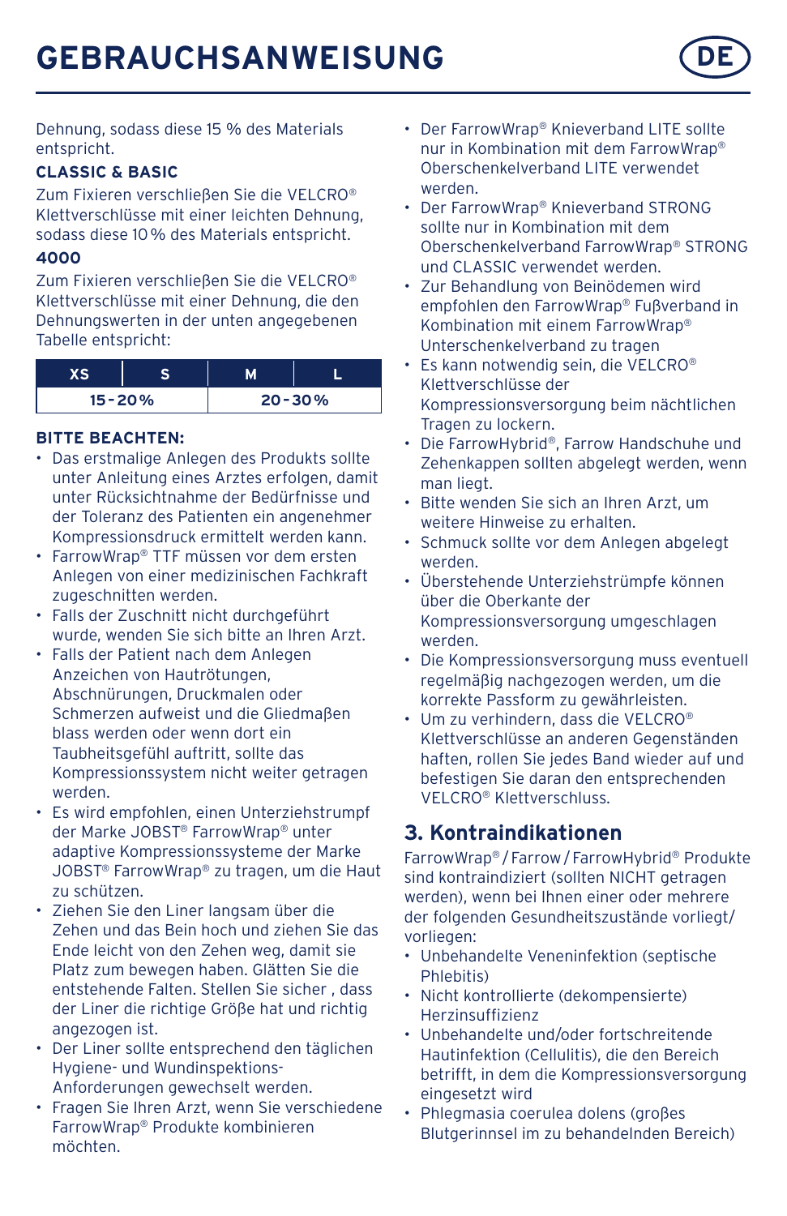# GEBRAUCHSANWEISUNG

Dehnung, sodass diese 15 % des Materials entspricht.

**CLASSIC & BASIC**

Zum Fixieren verschließen Sie die VELCRO® Klettverschlüsse mit einer leichten Dehnung, sodass diese 10 % des Materials entspricht.

**4000**

Zum Fixieren verschließen Sie die VELCRO® Klettverschlüsse mit einer Dehnung, die den Dehnungswerten in der unten angegebenen Tabelle entspricht:

| XS | S | M | L |
|---|---|---|---|
| 15 - 20 % | | 20 - 30 % | |

**BITTE BEACHTEN:**

- Das erstmalige Anlegen des Produkts sollte unter Anleitung eines Arztes erfolgen, damit unter Rücksichtnahme der Bedürfnisse und der Toleranz des Patienten ein angenehmer Kompressionsdruck ermittelt werden kann.
- FarrowWrap® TTF müssen vor dem ersten Anlegen von einer medizinischen Fachkraft zugeschnitten werden.
- Falls der Zuschnitt nicht durchgeführt wurde, wenden Sie sich bitte an Ihren Arzt.
- Falls der Patient nach dem Anlegen Anzeichen von Hautrötungen, Abschnürungen, Druckmalen oder Schmerzen aufweist und die Gliedmaßen blass werden oder wenn dort ein Taubheitsgefühl auftritt, sollte das Kompressionssystem nicht weiter getragen werden.
- Es wird empfohlen, einen Unterziehstrumpf der Marke JOBST® FarrowWrap® unter adaptive Kompressionssysteme der Marke JOBST® FarrowWrap® zu tragen, um die Haut zu schützen.
- Ziehen Sie den Liner langsam über die Zehen und das Bein hoch und ziehen Sie das Ende leicht von den Zehen weg, damit sie Platz zum bewegen haben. Glätten Sie die entstehende Falten. Stellen Sie sicher , dass der Liner die richtige Größe hat und richtig angezogen ist.
- Der Liner sollte entsprechend den täglichen Hygiene- und Wundinspektions-Anforderungen gewechselt werden.
- Fragen Sie Ihren Arzt, wenn Sie verschiedene FarrowWrap® Produkte kombinieren möchten.
- Der FarrowWrap® Knieverband LITE sollte nur in Kombination mit dem FarrowWrap® Oberschenkelverband LITE verwendet werden.
- Der FarrowWrap® Knieverband STRONG sollte nur in Kombination mit dem Oberschenkelverband FarrowWrap® STRONG und CLASSIC verwendet werden.
- Zur Behandlung von Beinödemen wird empfohlen den FarrowWrap® Fuβverband in Kombination mit einem FarrowWrap® Unterschenkelverband zu tragen
- Es kann notwendig sein, die VELCRO® Klettverschlüsse der Kompressionsversorgung beim nächtlichen Tragen zu lockern.
- Die FarrowHybrid®, Farrow Handschuhe und Zehenkappen sollten abgelegt werden, wenn man liegt.
- Bitte wenden Sie sich an Ihren Arzt, um weitere Hinweise zu erhalten.
- Schmuck sollte vor dem Anlegen abgelegt werden.
- Überstehende Unterziehstrümpfe können über die Oberkante der Kompressionsversorgung umgeschlagen werden.
- Die Kompressionsversorgung muss eventuell regelmäβig nachgezogen werden, um die korrekte Passform zu gewährleisten.
- Um zu verhindern, dass die VELCRO® Klettverschlüsse an anderen Gegenständen haften, rollen Sie jedes Band wieder auf und befestigen Sie daran den entsprechenden VELCRO® Klettverschluss.

## 3. Kontraindikationen

FarrowWrap® / Farrow / FarrowHybrid® Produkte sind kontraindiziert (sollten NICHT getragen werden), wenn bei Ihnen einer oder mehrere der folgenden Gesundheitszustände vorliegt/vorliegen:

- Unbehandelte Veneninfektion (septische Phlebitis)
- Nicht kontrollierte (dekompensierte) Herzinsuffizienz
- Unbehandelte und/oder fortschreitende Hautinfektion (Cellulitis), die den Bereich betrifft, in dem die Kompressionsversorgung eingesetzt wird
- Phlegmasia coerulea dolens (groβes Blutgerinnsel im zu behandelnden Bereich)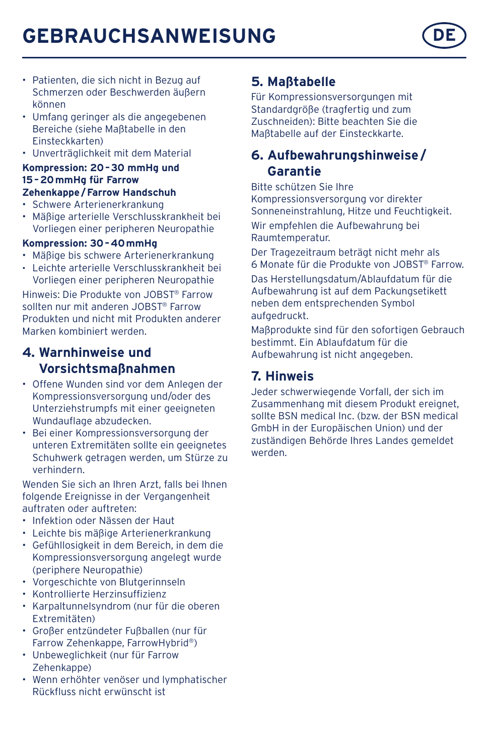# GEBRAUCHSANWEISUNG

- Patienten, die sich nicht in Bezug auf Schmerzen oder Beschwerden äußern können
- Umfang geringer als die angegebenen Bereiche (siehe Maßtabelle in den Einsteckkarten)
- Unverträglichkeit mit dem Material

**Kompression: 20 - 30 mmHg und 15 - 20 mmHg für Farrow Zehenkappe / Farrow Handschuh**

- Schwere Arterienerkrankung
- Mäßige arterielle Verschlusskrankheit bei Vorliegen einer peripheren Neuropathie

**Kompression: 30 - 40 mmHg**

- Mäßige bis schwere Arterienerkrankung
- Leichte arterielle Verschlusskrankheit bei Vorliegen einer peripheren Neuropathie

Hinweis: Die Produkte von JOBST® Farrow sollten nur mit anderen JOBST® Farrow Produkten und nicht mit Produkten anderer Marken kombiniert werden.

## 4. Warnhinweise und Vorsichtsmaßnahmen

- Offene Wunden sind vor dem Anlegen der Kompressionsversorgung und/oder des Unterziehstrumpfs mit einer geeigneten Wundauflage abzudecken.
- Bei einer Kompressionsversorgung der unteren Extremitäten sollte ein geeignetes Schuhwerk getragen werden, um Stürze zu verhindern.

Wenden Sie sich an Ihren Arzt, falls bei Ihnen folgende Ereignisse in der Vergangenheit auftraten oder auftreten:

- Infektion oder Nässen der Haut
- Leichte bis mäßige Arterienerkrankung
- Gefühllosigkeit in dem Bereich, in dem die Kompressionsversorgung angelegt wurde (periphere Neuropathie)
- Vorgeschichte von Blutgerinnseln
- Kontrollierte Herzinsuffizienz
- Karpaltunnelsyndrom (nur für die oberen Extremitäten)
- Großer entzündeter Fußballen (nur für Farrow Zehenkappe, FarrowHybrid®)
- Unbeweglichkeit (nur für Farrow Zehenkappe)
- Wenn erhöhter venöser und lymphatischer Rückfluss nicht erwünscht ist

## 5. Maßtabelle

Für Kompressionsversorgungen mit Standardgröße (tragfertig und zum Zuschneiden): Bitte beachten Sie die Maßtabelle auf der Einsteckkarte.

## 6. Aufbewahrungshinweise / Garantie

Bitte schützen Sie Ihre Kompressionsversorgung vor direkter Sonneneinstrahlung, Hitze und Feuchtigkeit.

Wir empfehlen die Aufbewahrung bei Raumtemperatur.

Der Tragezeitraum beträgt nicht mehr als 6 Monate für die Produkte von JOBST® Farrow.

Das Herstellungsdatum/Ablaufdatum für die Aufbewahrung ist auf dem Packungsetikett neben dem entsprechenden Symbol aufgedruckt.

Maßprodukte sind für den sofortigen Gebrauch bestimmt. Ein Ablaufdatum für die Aufbewahrung ist nicht angegeben.

## 7. Hinweis

Jeder schwerwiegende Vorfall, der sich im Zusammenhang mit diesem Produkt ereignet, sollte BSN medical Inc. (bzw. der BSN medical GmbH in der Europäischen Union) und der zuständigen Behörde Ihres Landes gemeldet werden.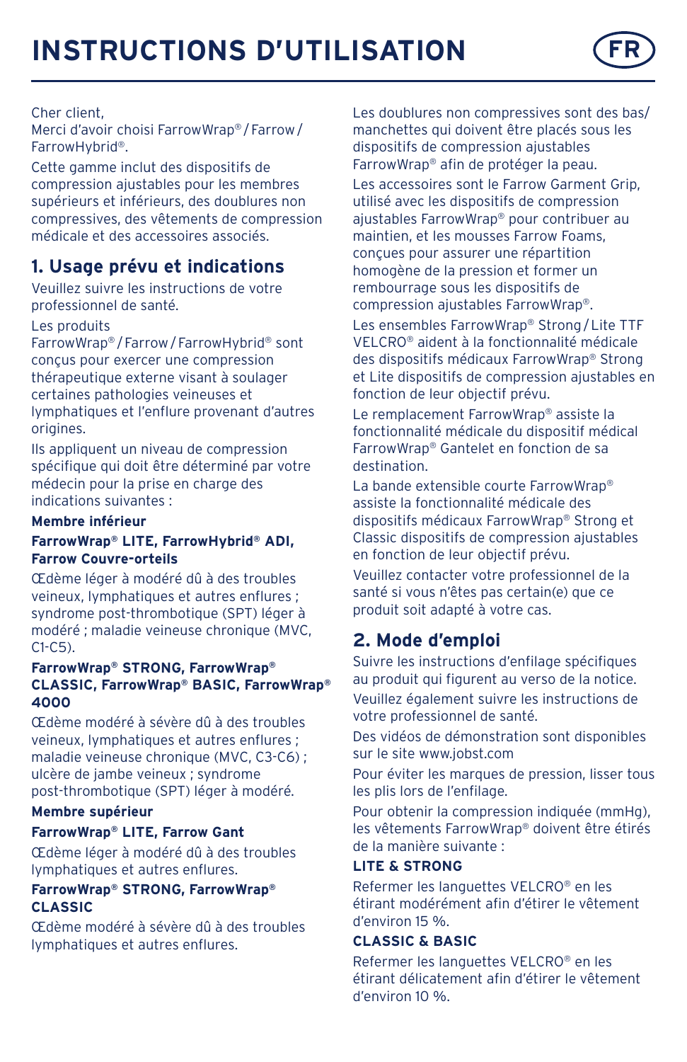# INSTRUCTIONS D'UTILISATION

FR

Cher client,
Merci d'avoir choisi FarrowWrap® / Farrow / FarrowHybrid®.

Cette gamme inclut des dispositifs de compression ajustables pour les membres supérieurs et inférieurs, des doublures non compressives, des vêtements de compression médicale et des accessoires associés.

## 1. Usage prévu et indications

Veuillez suivre les instructions de votre professionnel de santé.

Les produits FarrowWrap® / Farrow / FarrowHybrid® sont conçus pour exercer une compression thérapeutique externe visant à soulager certaines pathologies veineuses et lymphatiques et l'enflure provenant d'autres origines.

Ils appliquent un niveau de compression spécifique qui doit être déterminé par votre médecin pour la prise en charge des indications suivantes :

**Membre inférieur**

**FarrowWrap® LITE, FarrowHybrid® ADI, Farrow Couvre-orteils**

Œdème léger à modéré dû à des troubles veineux, lymphatiques et autres enflures ; syndrome post-thrombotique (SPT) léger à modéré ; maladie veineuse chronique (MVC, C1-C5).

**FarrowWrap® STRONG, FarrowWrap® CLASSIC, FarrowWrap® BASIC, FarrowWrap® 4000**

Œdème modéré à sévère dû à des troubles veineux, lymphatiques et autres enflures ; maladie veineuse chronique (MVC, C3-C6) ; ulcère de jambe veineux ; syndrome post-thrombotique (SPT) léger à modéré.

**Membre supérieur**

**FarrowWrap® LITE, Farrow Gant**

Œdème léger à modéré dû à des troubles lymphatiques et autres enflures.

**FarrowWrap® STRONG, FarrowWrap® CLASSIC**

Œdème modéré à sévère dû à des troubles lymphatiques et autres enflures.

Les doublures non compressives sont des bas/manchettes qui doivent être placés sous les dispositifs de compression ajustables FarrowWrap® afin de protéger la peau.

Les accessoires sont le Farrow Garment Grip, utilisé avec les dispositifs de compression ajustables FarrowWrap® pour contribuer au maintien, et les mousses Farrow Foams, conçues pour assurer une répartition homogène de la pression et former un rembourrage sous les dispositifs de compression ajustables FarrowWrap®.

Les ensembles FarrowWrap® Strong / Lite TTF VELCRO® aident à la fonctionnalité médicale des dispositifs médicaux FarrowWrap® Strong et Lite dispositifs de compression ajustables en fonction de leur objectif prévu.

Le remplacement FarrowWrap® assiste la fonctionnalité médicale du dispositif médical FarrowWrap® Gantelet en fonction de sa destination.

La bande extensible courte FarrowWrap® assiste la fonctionnalité médicale des dispositifs médicaux FarrowWrap® Strong et Classic dispositifs de compression ajustables en fonction de leur objectif prévu.

Veuillez contacter votre professionnel de la santé si vous n'êtes pas certain(e) que ce produit soit adapté à votre cas.

## 2. Mode d'emploi

Suivre les instructions d'enfilage spécifiques au produit qui figurent au verso de la notice.

Veuillez également suivre les instructions de votre professionnel de santé.

Des vidéos de démonstration sont disponibles sur le site www.jobst.com

Pour éviter les marques de pression, lisser tous les plis lors de l'enfilage.

Pour obtenir la compression indiquée (mmHg), les vêtements FarrowWrap® doivent être étirés de la manière suivante :

**LITE & STRONG**

Refermer les languettes VELCRO® en les étirant modérément afin d'étirer le vêtement d'environ 15 %.

**CLASSIC & BASIC**

Refermer les languettes VELCRO® en les étirant délicatement afin d'étirer le vêtement d'environ 10 %.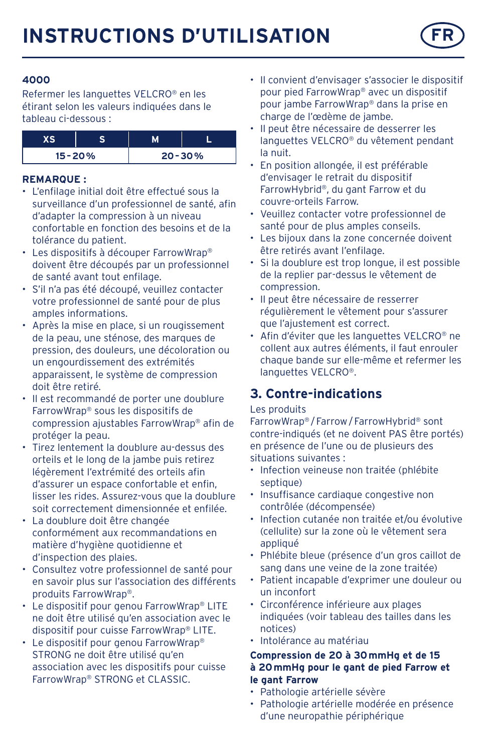# INSTRUCTIONS D'UTILISATION

**4000**

Refermer les languettes VELCRO® en les étirant selon les valeurs indiquées dans le tableau ci-dessous :

| XS | S | M | L |
|---|---|---|---|
| 15 - 20 % | | 20 - 30 % | |

**REMARQUE :**

- L'enfilage initial doit être effectué sous la surveillance d'un professionnel de santé, afin d'adapter la compression à un niveau confortable en fonction des besoins et de la tolérance du patient.
- Les dispositifs à découper FarrowWrap® doivent être découpés par un professionnel de santé avant tout enfilage.
- S'il n'a pas été découpé, veuillez contacter votre professionnel de santé pour de plus amples informations.
- Après la mise en place, si un rougissement de la peau, une sténose, des marques de pression, des douleurs, une décoloration ou un engourdissement des extrémités apparaissent, le système de compression doit être retiré.
- Il est recommandé de porter une doublure FarrowWrap® sous les dispositifs de compression ajustables FarrowWrap® afin de protéger la peau.
- Tirez lentement la doublure au-dessus des orteils et le long de la jambe puis retirez légèrement l'extrémité des orteils afin d'assurer un espace confortable et enfin, lisser les rides. Assurez-vous que la doublure soit correctement dimensionnée et enfilée.
- La doublure doit être changée conformément aux recommandations en matière d'hygiène quotidienne et d'inspection des plaies.
- Consultez votre professionnel de santé pour en savoir plus sur l'association des différents produits FarrowWrap®.
- Le dispositif pour genou FarrowWrap® LITE ne doit être utilisé qu'en association avec le dispositif pour cuisse FarrowWrap® LITE.
- Le dispositif pour genou FarrowWrap® STRONG ne doit être utilisé qu'en association avec les dispositifs pour cuisse FarrowWrap® STRONG et CLASSIC.
- Il convient d'envisager s'associer le dispositif pour pied FarrowWrap® avec un dispositif pour jambe FarrowWrap® dans la prise en charge de l'œdème de jambe.
- Il peut être nécessaire de desserrer les languettes VELCRO® du vêtement pendant la nuit.
- En position allongée, il est préférable d'envisager le retrait du dispositif FarrowHybrid®, du gant Farrow et du couvre-orteils Farrow.
- Veuillez contacter votre professionnel de santé pour de plus amples conseils.
- Les bijoux dans la zone concernée doivent être retirés avant l'enfilage.
- Si la doublure est trop longue, il est possible de la replier par-dessus le vêtement de compression.
- Il peut être nécessaire de resserrer régulièrement le vêtement pour s'assurer que l'ajustement est correct.
- Afin d'éviter que les languettes VELCRO® ne collent aux autres éléments, il faut enrouler chaque bande sur elle-même et refermer les languettes VELCRO®.

## 3. Contre-indications

Les produits FarrowWrap® / Farrow / FarrowHybrid® sont contre-indiqués (et ne doivent PAS être portés) en présence de l'une ou de plusieurs des situations suivantes :

- Infection veineuse non traitée (phlébite septique)
- Insuffisance cardiaque congestive non contrôlée (décompensée)
- Infection cutanée non traitée et/ou évolutive (cellulite) sur la zone où le vêtement sera appliqué
- Phlébite bleue (présence d'un gros caillot de sang dans une veine de la zone traitée)
- Patient incapable d'exprimer une douleur ou un inconfort
- Circonférence inférieure aux plages indiquées (voir tableau des tailles dans les notices)
- Intolérance au matériau

**Compression de 20 à 30 mmHg et de 15 à 20 mmHg pour le gant de pied Farrow et le gant Farrow**

- Pathologie artérielle sévère
- Pathologie artérielle modérée en présence d'une neuropathie périphérique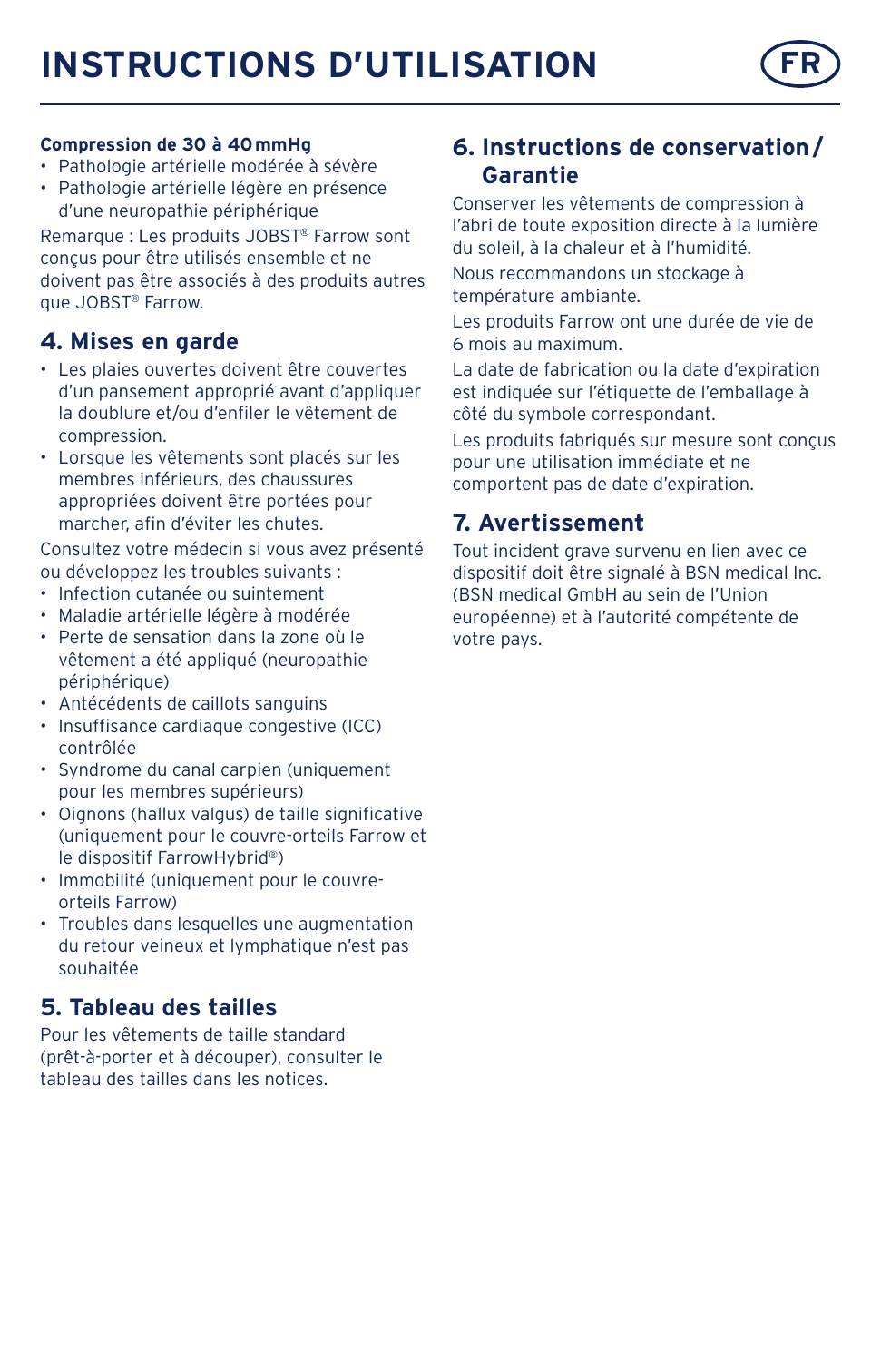**Compression de 30 à 40 mmHg**

- Pathologie artérielle modérée à sévère
- Pathologie artérielle légère en présence d'une neuropathie périphérique

Remarque : Les produits JOBST® Farrow sont conçus pour être utilisés ensemble et ne doivent pas être associés à des produits autres que JOBST® Farrow.

## 4. Mises en garde

- Les plaies ouvertes doivent être couvertes d'un pansement approprié avant d'appliquer la doublure et/ou d'enfiler le vêtement de compression.
- Lorsque les vêtements sont placés sur les membres inférieurs, des chaussures appropriées doivent être portées pour marcher, afin d'éviter les chutes.

Consultez votre médecin si vous avez présenté ou développez les troubles suivants :

- Infection cutanée ou suintement
- Maladie artérielle légère à modérée
- Perte de sensation dans la zone où le vêtement a été appliqué (neuropathie périphérique)
- Antécédents de caillots sanguins
- Insuffisance cardiaque congestive (ICC) contrôlée
- Syndrome du canal carpien (uniquement pour les membres supérieurs)
- Oignons (hallux valgus) de taille significative (uniquement pour le couvre-orteils Farrow et le dispositif FarrowHybrid®)
- Immobilité (uniquement pour le couvre-orteils Farrow)
- Troubles dans lesquelles une augmentation du retour veineux et lymphatique n'est pas souhaitée

## 5. Tableau des tailles

Pour les vêtements de taille standard (prêt-à-porter et à découper), consulter le tableau des tailles dans les notices.

## 6. Instructions de conservation / Garantie

Conserver les vêtements de compression à l'abri de toute exposition directe à la lumière du soleil, à la chaleur et à l'humidité.

Nous recommandons un stockage à température ambiante.

Les produits Farrow ont une durée de vie de 6 mois au maximum.

La date de fabrication ou la date d'expiration est indiquée sur l'étiquette de l'emballage à côté du symbole correspondant.

Les produits fabriqués sur mesure sont conçus pour une utilisation immédiate et ne comportent pas de date d'expiration.

## 7. Avertissement

Tout incident grave survenu en lien avec ce dispositif doit être signalé à BSN medical Inc. (BSN medical GmbH au sein de l'Union européenne) et à l'autorité compétente de votre pays.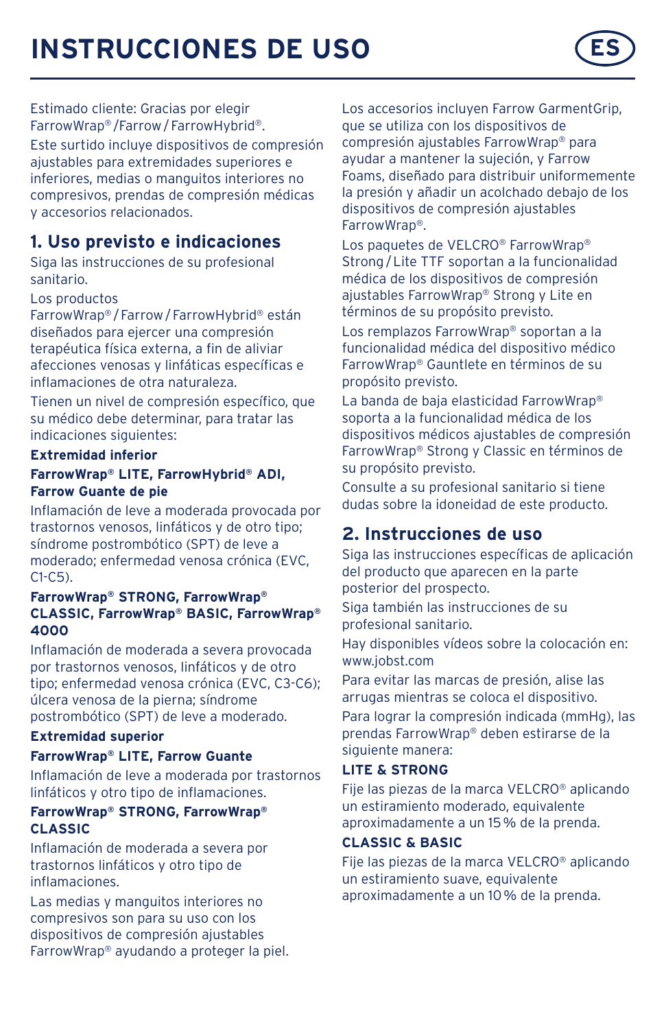# INSTRUCCIONES DE USO

Estimado cliente: Gracias por elegir FarrowWrap® /Farrow / FarrowHybrid®.

Este surtido incluye dispositivos de compresión ajustables para extremidades superiores e inferiores, medias o manguitos interiores no compresivos, prendas de compresión médicas y accesorios relacionados.

## 1. Uso previsto e indicaciones

Siga las instrucciones de su profesional sanitario.

Los productos FarrowWrap® / Farrow / FarrowHybrid® están diseñados para ejercer una compresión terapéutica física externa, a fin de aliviar afecciones venosas y linfáticas específicas e inflamaciones de otra naturaleza.

Tienen un nivel de compresión específico, que su médico debe determinar, para tratar las indicaciones siguientes:

**Extremidad inferior**

**FarrowWrap® LITE, FarrowHybrid® ADI, Farrow Guante de pie**

Inflamación de leve a moderada provocada por trastornos venosos, linfáticos y de otro tipo; síndrome postrombótico (SPT) de leve a moderado; enfermedad venosa crónica (EVC, C1-C5).

**FarrowWrap® STRONG, FarrowWrap® CLASSIC, FarrowWrap® BASIC, FarrowWrap® 4000**

Inflamación de moderada a severa provocada por trastornos venosos, linfáticos y de otro tipo; enfermedad venosa crónica (EVC, C3-C6); úlcera venosa de la pierna; síndrome postrombótico (SPT) de leve a moderado.

**Extremidad superior**

**FarrowWrap® LITE, Farrow Guante**

Inflamación de leve a moderada por trastornos linfáticos y otro tipo de inflamaciones.

**FarrowWrap® STRONG, FarrowWrap® CLASSIC**

Inflamación de moderada a severa por trastornos linfáticos y otro tipo de inflamaciones.

Las medias y manguitos interiores no compresivos son para su uso con los dispositivos de compresión ajustables FarrowWrap® ayudando a proteger la piel.

Los accesorios incluyen Farrow GarmentGrip, que se utiliza con los dispositivos de compresión ajustables FarrowWrap® para ayudar a mantener la sujeción, y Farrow Foams, diseñado para distribuir uniformemente la presión y añadir un acolchado debajo de los dispositivos de compresión ajustables FarrowWrap®.

Los paquetes de VELCRO® FarrowWrap® Strong / Lite TTF soportan a la funcionalidad médica de los dispositivos de compresión ajustables FarrowWrap® Strong y Lite en términos de su propósito previsto.

Los remplazos FarrowWrap® soportan a la funcionalidad médica del dispositivo médico FarrowWrap® Gauntlete en términos de su propósito previsto.

La banda de baja elasticidad FarrowWrap® soporta a la funcionalidad médica de los dispositivos médicos ajustables de compresión FarrowWrap® Strong y Classic en términos de su propósito previsto.

Consulte a su profesional sanitario si tiene dudas sobre la idoneidad de este producto.

## 2. Instrucciones de uso

Siga las instrucciones específicas de aplicación del producto que aparecen en la parte posterior del prospecto.

Siga también las instrucciones de su profesional sanitario.

Hay disponibles vídeos sobre la colocación en: www.jobst.com

Para evitar las marcas de presión, alise las arrugas mientras se coloca el dispositivo.

Para lograr la compresión indicada (mmHg), las prendas FarrowWrap® deben estirarse de la siguiente manera:

**LITE & STRONG**

Fije las piezas de la marca VELCRO® aplicando un estiramiento moderado, equivalente aproximadamente a un 15 % de la prenda.

**CLASSIC & BASIC**

Fije las piezas de la marca VELCRO® aplicando un estiramiento suave, equivalente aproximadamente a un 10 % de la prenda.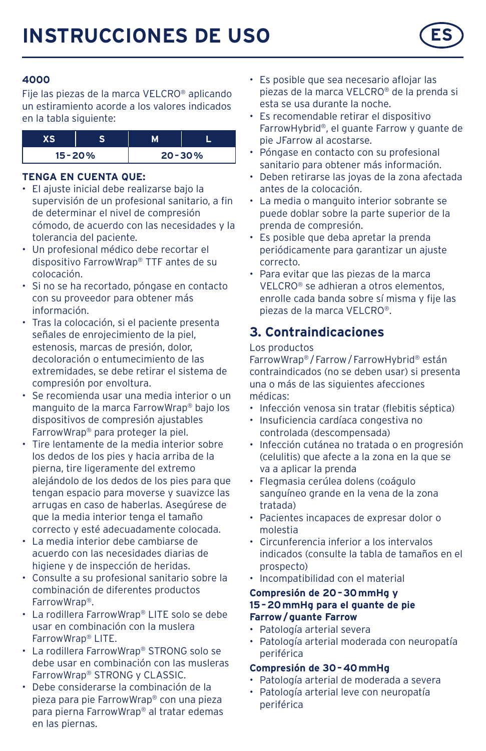# INSTRUCCIONES DE USO

**ES**

**4000**

Fije las piezas de la marca VELCRO® aplicando un estiramiento acorde a los valores indicados en la tabla siguiente:

| XS | S | M | L |
|---|---|---|---|
| 15-20% | | 20-30% | |

**TENGA EN CUENTA QUE:**

- El ajuste inicial debe realizarse bajo la supervisión de un profesional sanitario, a fin de determinar el nivel de compresión cómodo, de acuerdo con las necesidades y la tolerancia del paciente.
- Un profesional médico debe recortar el dispositivo FarrowWrap® TTF antes de su colocación.
- Si no se ha recortado, póngase en contacto con su proveedor para obtener más información.
- Tras la colocación, si el paciente presenta señales de enrojecimiento de la piel, estenosis, marcas de presión, dolor, decoloración o entumecimiento de las extremidades, se debe retirar el sistema de compresión por envoltura.
- Se recomienda usar una media interior o un manguito de la marca FarrowWrap® bajo los dispositivos de compresión ajustables FarrowWrap® para proteger la piel.
- Tire lentamente de la media interior sobre los dedos de los pies y hacia arriba de la pierna, tire ligeramente del extremo alejándolo de los dedos de los pies para que tengan espacio para moverse y suavizce las arrugas en caso de haberlas. Asegúrese de que la media interior tenga el tamaño correcto y esté adecuadamente colocada.
- La media interior debe cambiarse de acuerdo con las necesidades diarias de higiene y de inspección de heridas.
- Consulte a su profesional sanitario sobre la combinación de diferentes productos FarrowWrap®.
- La rodillera FarrowWrap® LITE solo se debe usar en combinación con la muslera FarrowWrap® LITE.
- La rodillera FarrowWrap® STRONG solo se debe usar en combinación con las musleras FarrowWrap® STRONG y CLASSIC.
- Debe considerarse la combinación de la pieza para pie FarrowWrap® con una pieza para pierna FarrowWrap® al tratar edemas en las piernas.
- Es posible que sea necesario aflojar las piezas de la marca VELCRO® de la prenda si esta se usa durante la noche.
- Es recomendable retirar el dispositivo FarrowHybrid®, el guante Farrow y guante de pie JFarrow al acostarse.
- Póngase en contacto con su profesional sanitario para obtener más información.
- Deben retirarse las joyas de la zona afectada antes de la colocación.
- La media o manguito interior sobrante se puede doblar sobre la parte superior de la prenda de compresión.
- Es posible que deba apretar la prenda periódicamente para garantizar un ajuste correcto.
- Para evitar que las piezas de la marca VELCRO® se adhieran a otros elementos, enrolle cada banda sobre sí misma y fije las piezas de la marca VELCRO®.

## 3. Contraindicaciones

Los productos FarrowWrap® / Farrow / FarrowHybrid® están contraindicados (no se deben usar) si presenta una o más de las siguientes afecciones médicas:

- Infección venosa sin tratar (flebitis séptica)
- Insuficiencia cardíaca congestiva no controlada (descompensada)
- Infección cutánea no tratada o en progresión (celulitis) que afecte a la zona en la que se va a aplicar la prenda
- Flegmasia cerúlea dolens (coágulo sanguíneo grande en la vena de la zona tratada)
- Pacientes incapaces de expresar dolor o molestia
- Circunferencia inferior a los intervalos indicados (consulte la tabla de tamaños en el prospecto)
- Incompatibilidad con el material

**Compresión de 20-30 mmHg y 15-20 mmHg para el guante de pie Farrow / guante Farrow**

- Patología arterial severa
- Patología arterial moderada con neuropatía periférica

**Compresión de 30-40 mmHg**

- Patología arterial de moderada a severa
- Patología arterial leve con neuropatía periférica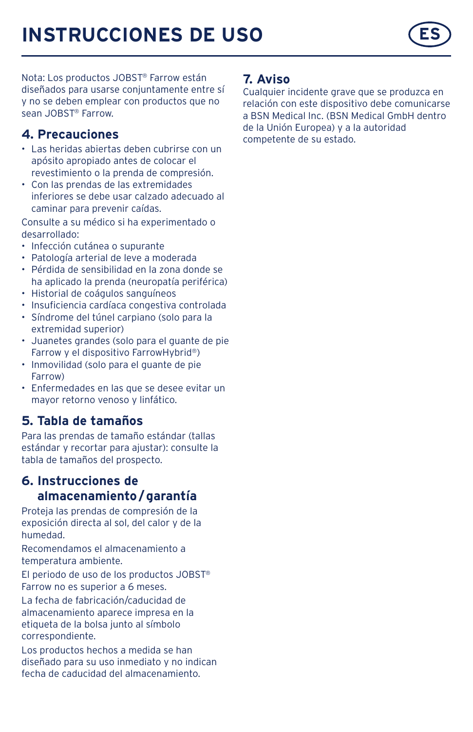# INSTRUCCIONES DE USO

Nota: Los productos JOBST® Farrow están diseñados para usarse conjuntamente entre sí y no se deben emplear con productos que no sean JOBST® Farrow.

## 4. Precauciones

- Las heridas abiertas deben cubrirse con un apósito apropiado antes de colocar el revestimiento o la prenda de compresión.
- Con las prendas de las extremidades inferiores se debe usar calzado adecuado al caminar para prevenir caídas.

Consulte a su médico si ha experimentado o desarrollado:

- Infección cutánea o supurante
- Patología arterial de leve a moderada
- Pérdida de sensibilidad en la zona donde se ha aplicado la prenda (neuropatía periférica)
- Historial de coágulos sanguíneos
- Insuficiencia cardíaca congestiva controlada
- Síndrome del túnel carpiano (solo para la extremidad superior)
- Juanetes grandes (solo para el guante de pie Farrow y el dispositivo FarrowHybrid®)
- Inmovilidad (solo para el guante de pie Farrow)
- Enfermedades en las que se desee evitar un mayor retorno venoso y linfático.

## 5. Tabla de tamaños

Para las prendas de tamaño estándar (tallas estándar y recortar para ajustar): consulte la tabla de tamaños del prospecto.

## 6. Instrucciones de almacenamiento / garantía

Proteja las prendas de compresión de la exposición directa al sol, del calor y de la humedad.

Recomendamos el almacenamiento a temperatura ambiente.

El periodo de uso de los productos JOBST® Farrow no es superior a 6 meses.

La fecha de fabricación/caducidad de almacenamiento aparece impresa en la etiqueta de la bolsa junto al símbolo correspondiente.

Los productos hechos a medida se han diseñado para su uso inmediato y no indican fecha de caducidad del almacenamiento.

## 7. Aviso

Cualquier incidente grave que se produzca en relación con este dispositivo debe comunicarse a BSN Medical Inc. (BSN Medical GmbH dentro de la Unión Europea) y a la autoridad competente de su estado.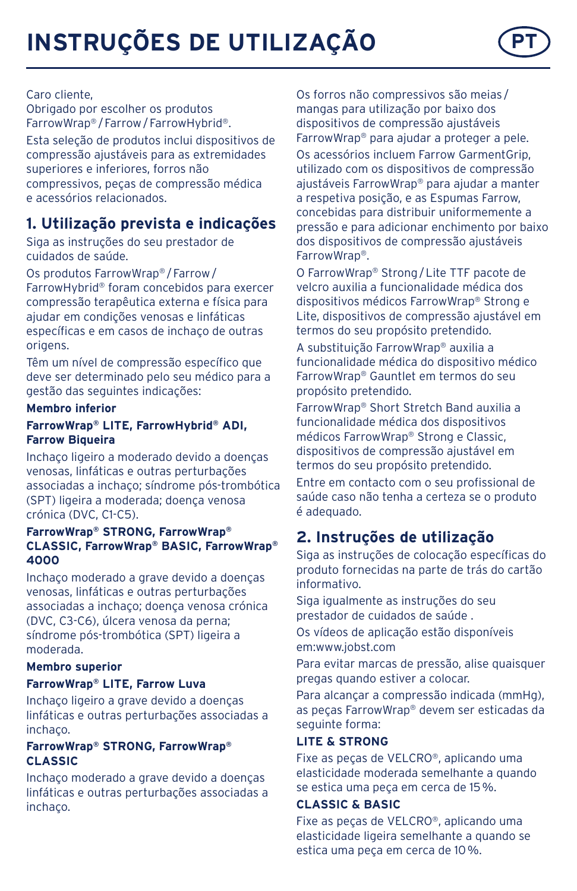# INSTRUÇÕES DE UTILIZAÇÃO

Caro cliente,
Obrigado por escolher os produtos FarrowWrap® / Farrow / FarrowHybrid®.

Esta seleção de produtos inclui dispositivos de compressão ajustáveis para as extremidades superiores e inferiores, forros não compressivos, peças de compressão médica e acessórios relacionados.

## 1. Utilização prevista e indicações

Siga as instruções do seu prestador de cuidados de saúde.

Os produtos FarrowWrap® / Farrow / FarrowHybrid® foram concebidos para exercer compressão terapêutica externa e física para ajudar em condições venosas e linfáticas específicas e em casos de inchaço de outras origens.

Têm um nível de compressão específico que deve ser determinado pelo seu médico para a gestão das seguintes indicações:

**Membro inferior**

**FarrowWrap® LITE, FarrowHybrid® ADI, Farrow Biqueira**

Inchaço ligeiro a moderado devido a doenças venosas, linfáticas e outras perturbações associadas a inchaço; síndrome pós-trombótica (SPT) ligeira a moderada; doença venosa crónica (DVC, C1-C5).

**FarrowWrap® STRONG, FarrowWrap® CLASSIC, FarrowWrap® BASIC, FarrowWrap® 4000**

Inchaço moderado a grave devido a doenças venosas, linfáticas e outras perturbações associadas a inchaço; doença venosa crónica (DVC, C3-C6), úlcera venosa da perna; síndrome pós-trombótica (SPT) ligeira a moderada.

**Membro superior**

**FarrowWrap® LITE, Farrow Luva**

Inchaço ligeiro a grave devido a doenças linfáticas e outras perturbações associadas a inchaço.

**FarrowWrap® STRONG, FarrowWrap® CLASSIC**

Inchaço moderado a grave devido a doenças linfáticas e outras perturbações associadas a inchaço.

Os forros não compressivos são meias / mangas para utilização por baixo dos dispositivos de compressão ajustáveis FarrowWrap® para ajudar a proteger a pele.

Os acessórios incluem Farrow GarmentGrip, utilizado com os dispositivos de compressão ajustáveis FarrowWrap® para ajudar a manter a respetiva posição, e as Espumas Farrow, concebidas para distribuir uniformemente a pressão e para adicionar enchimento por baixo dos dispositivos de compressão ajustáveis FarrowWrap®.

O FarrowWrap® Strong / Lite TTF pacote de velcro auxilia a funcionalidade médica dos dispositivos médicos FarrowWrap® Strong e Lite, dispositivos de compressão ajustável em termos do seu propósito pretendido.

A substituição FarrowWrap® auxilia a funcionalidade médica do dispositivo médico FarrowWrap® Gauntlet em termos do seu propósito pretendido.

FarrowWrap® Short Stretch Band auxilia a funcionalidade médica dos dispositivos médicos FarrowWrap® Strong e Classic, dispositivos de compressão ajustável em termos do seu propósito pretendido.

Entre em contacto com o seu profissional de saúde caso não tenha a certeza se o produto é adequado.

## 2. Instruções de utilização

Siga as instruções de colocação específicas do produto fornecidas na parte de trás do cartão informativo.

Siga igualmente as instruções do seu prestador de cuidados de saúde .

Os vídeos de aplicação estão disponíveis em:www.jobst.com

Para evitar marcas de pressão, alise quaisquer pregas quando estiver a colocar.

Para alcançar a compressão indicada (mmHg), as peças FarrowWrap® devem ser esticadas da seguinte forma:

**LITE & STRONG**

Fixe as peças de VELCRO®, aplicando uma elasticidade moderada semelhante a quando se estica uma peça em cerca de 15 %.

**CLASSIC & BASIC**

Fixe as peças de VELCRO®, aplicando uma elasticidade ligeira semelhante a quando se estica uma peça em cerca de 10 %.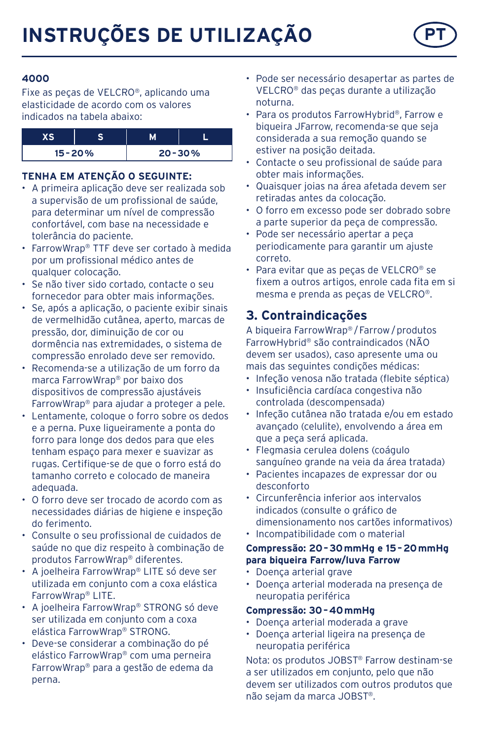# INSTRUÇÕES DE UTILIZAÇÃO

**4000**

Fixe as peças de VELCRO®, aplicando uma elasticidade de acordo com os valores indicados na tabela abaixo:

| XS | S | M | L |
|---|---|---|---|
| 15 - 20 % | | 20 - 30 % | |

**TENHA EM ATENÇÃO O SEGUINTE:**

- A primeira aplicação deve ser realizada sob a supervisão de um profissional de saúde, para determinar um nível de compressão confortável, com base na necessidade e tolerância do paciente.
- FarrowWrap® TTF deve ser cortado à medida por um profissional médico antes de qualquer colocação.
- Se não tiver sido cortado, contacte o seu fornecedor para obter mais informações.
- Se, após a aplicação, o paciente exibir sinais de vermelhidão cutânea, aperto, marcas de pressão, dor, diminuição de cor ou dormência nas extremidades, o sistema de compressão enrolado deve ser removido.
- Recomenda-se a utilização de um forro da marca FarrowWrap® por baixo dos dispositivos de compressão ajustáveis FarrowWrap® para ajudar a proteger a pele.
- Lentamente, coloque o forro sobre os dedos e a perna. Puxe ligueiramente a ponta do forro para longe dos dedos para que eles tenham espaço para mexer e suavizar as rugas. Certifique-se de que o forro está do tamanho correto e colocado de maneira adequada.
- O forro deve ser trocado de acordo com as necessidades diárias de higiene e inspeção do ferimento.
- Consulte o seu profissional de cuidados de saúde no que diz respeito à combinação de produtos FarrowWrap® diferentes.
- A joelheira FarrowWrap® LITE só deve ser utilizada em conjunto com a coxa elástica FarrowWrap® LITE.
- A joelheira FarrowWrap® STRONG só deve ser utilizada em conjunto com a coxa elástica FarrowWrap® STRONG.
- Deve-se considerar a combinação do pé elástico FarrowWrap® com uma perneira FarrowWrap® para a gestão de edema da perna.
- Pode ser necessário desapertar as partes de VELCRO® das peças durante a utilização noturna.
- Para os produtos FarrowHybrid®, Farrow e biqueira JFarrow, recomenda-se que seja considerada a sua remoção quando se estiver na posição deitada.
- Contacte o seu profissional de saúde para obter mais informações.
- Quaisquer joias na área afetada devem ser retiradas antes da colocação.
- O forro em excesso pode ser dobrado sobre a parte superior da peça de compressão.
- Pode ser necessário apertar a peça periodicamente para garantir um ajuste correto.
- Para evitar que as peças de VELCRO® se fixem a outros artigos, enrole cada fita em si mesma e prenda as peças de VELCRO®.

## 3. Contraindicações

A biqueira FarrowWrap® / Farrow / produtos FarrowHybrid® são contraindicados (NÃO devem ser usados), caso apresente uma ou mais das seguintes condições médicas:

- Infeção venosa não tratada (flebite séptica)
- Insuficiência cardíaca congestiva não controlada (descompensada)
- Infeção cutânea não tratada e/ou em estado avançado (celulite), envolvendo a área em que a peça será aplicada.
- Flegmasia cerulea dolens (coágulo sanguíneo grande na veia da área tratada)
- Pacientes incapazes de expressar dor ou desconforto
- Circunferência inferior aos intervalos indicados (consulte o gráfico de dimensionamento nos cartões informativos)
- Incompatibilidade com o material

**Compressão: 20 - 30 mmHg e 15 - 20 mmHg para biqueira Farrow/luva Farrow**

- Doença arterial grave
- Doença arterial moderada na presença de neuropatia periférica

**Compressão: 30 - 40 mmHg**

- Doença arterial moderada a grave
- Doença arterial ligeira na presença de neuropatia periférica

Nota: os produtos JOBST® Farrow destinam-se a ser utilizados em conjunto, pelo que não devem ser utilizados com outros produtos que não sejam da marca JOBST®.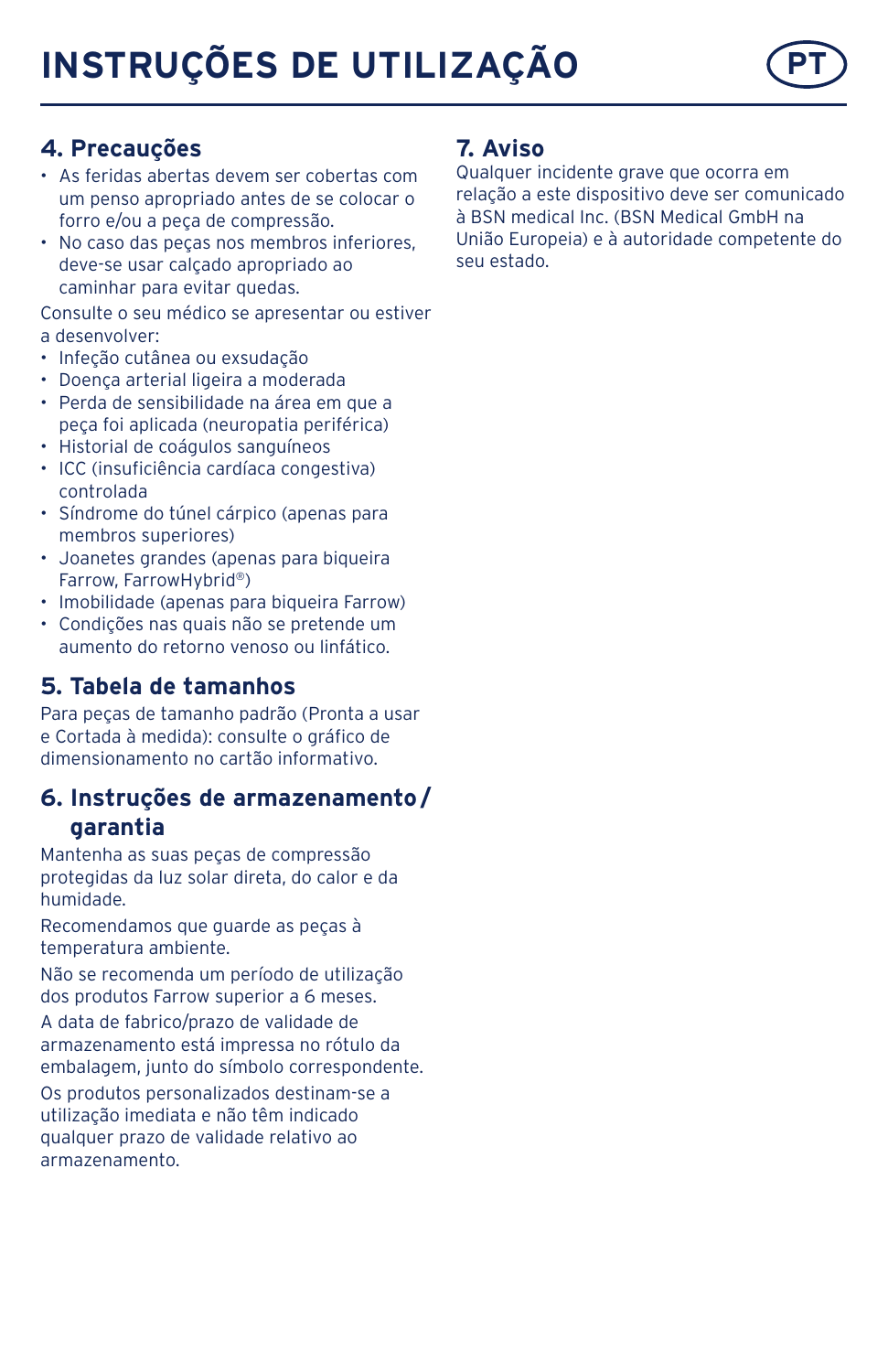# INSTRUÇÕES DE UTILIZAÇÃO

## 4. Precauções

- As feridas abertas devem ser cobertas com um penso apropriado antes de se colocar o forro e/ou a peça de compressão.
- No caso das peças nos membros inferiores, deve-se usar calçado apropriado ao caminhar para evitar quedas.

Consulte o seu médico se apresentar ou estiver a desenvolver:

- Infeção cutânea ou exsudação
- Doença arterial ligeira a moderada
- Perda de sensibilidade na área em que a peça foi aplicada (neuropatia periférica)
- Historial de coágulos sanguíneos
- ICC (insuficiência cardíaca congestiva) controlada
- Síndrome do túnel cárpico (apenas para membros superiores)
- Joanetes grandes (apenas para biqueira Farrow, FarrowHybrid®)
- Imobilidade (apenas para biqueira Farrow)
- Condições nas quais não se pretende um aumento do retorno venoso ou linfático.

## 5. Tabela de tamanhos

Para peças de tamanho padrão (Pronta a usar e Cortada à medida): consulte o gráfico de dimensionamento no cartão informativo.

## 6. Instruções de armazenamento/garantia

Mantenha as suas peças de compressão protegidas da luz solar direta, do calor e da humidade.

Recomendamos que guarde as peças à temperatura ambiente.

Não se recomenda um período de utilização dos produtos Farrow superior a 6 meses.

A data de fabrico/prazo de validade de armazenamento está impressa no rótulo da embalagem, junto do símbolo correspondente.

Os produtos personalizados destinam-se a utilização imediata e não têm indicado qualquer prazo de validade relativo ao armazenamento.

## 7. Aviso

Qualquer incidente grave que ocorra em relação a este dispositivo deve ser comunicado à BSN medical Inc. (BSN Medical GmbH na União Europeia) e à autoridade competente do seu estado.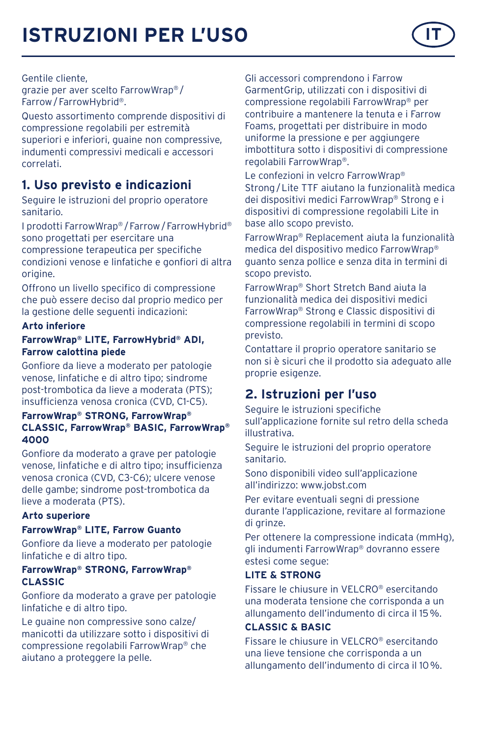# ISTRUZIONI PER L'USO

IT

Gentile cliente,
grazie per aver scelto FarrowWrap® / Farrow / FarrowHybrid®.

Questo assortimento comprende dispositivi di compressione regolabili per estremità superiori e inferiori, guaine non compressive, indumenti compressivi medicali e accessori correlati.

## 1. Uso previsto e indicazioni

Seguire le istruzioni del proprio operatore sanitario.

I prodotti FarrowWrap® / Farrow / FarrowHybrid® sono progettati per esercitare una compressione terapeutica per specifiche condizioni venose e linfatiche e gonfiori di altra origine.

Offrono un livello specifico di compressione che può essere deciso dal proprio medico per la gestione delle seguenti indicazioni:

**Arto inferiore**

**FarrowWrap® LITE, FarrowHybrid® ADI, Farrow calottina piede**

Gonfiore da lieve a moderato per patologie venose, linfatiche e di altro tipo; sindrome post-trombotica da lieve a moderata (PTS); insufficienza venosa cronica (CVD, C1-C5).

**FarrowWrap® STRONG, FarrowWrap® CLASSIC, FarrowWrap® BASIC, FarrowWrap® 4000**

Gonfiore da moderato a grave per patologie venose, linfatiche e di altro tipo; insufficienza venosa cronica (CVD, C3-C6); ulcere venose delle gambe; sindrome post-trombotica da lieve a moderata (PTS).

**Arto superiore**

**FarrowWrap® LITE, Farrow Guanto**

Gonfiore da lieve a moderato per patologie linfatiche e di altro tipo.

**FarrowWrap® STRONG, FarrowWrap® CLASSIC**

Gonfiore da moderato a grave per patologie linfatiche e di altro tipo.

Le guaine non compressive sono calze/manicotti da utilizzare sotto i dispositivi di compressione regolabili FarrowWrap® che aiutano a proteggere la pelle.

Gli accessori comprendono i Farrow GarmentGrip, utilizzati con i dispositivi di compressione regolabili FarrowWrap® per contribuire a mantenere la tenuta e i Farrow Foams, progettati per distribuire in modo uniforme la pressione e per aggiungere imbottitura sotto i dispositivi di compressione regolabili FarrowWrap®.

Le confezioni in velcro FarrowWrap® Strong / Lite TTF aiutano la funzionalità medica dei dispositivi medici FarrowWrap® Strong e i dispositivi di compressione regolabili Lite in base allo scopo previsto.

FarrowWrap® Replacement aiuta la funzionalità medica del dispositivo medico FarrowWrap® guanto senza pollice e senza dita in termini di scopo previsto.

FarrowWrap® Short Stretch Band aiuta la funzionalità medica dei dispositivi medici FarrowWrap® Strong e Classic dispositivi di compressione regolabili in termini di scopo previsto.

Contattare il proprio operatore sanitario se non si è sicuri che il prodotto sia adeguato alle proprie esigenze.

## 2. Istruzioni per l'uso

Seguire le istruzioni specifiche sull'applicazione fornite sul retro della scheda illustrativa.

Seguire le istruzioni del proprio operatore sanitario.

Sono disponibili video sull'applicazione all'indirizzo: www.jobst.com

Per evitare eventuali segni di pressione durante l'applicazione, revitare al formazione di grinze.

Per ottenere la compressione indicata (mmHg), gli indumenti FarrowWrap® dovranno essere estesi come segue:

**LITE & STRONG**

Fissare le chiusure in VELCRO® esercitando una moderata tensione che corrisponda a un allungamento dell'indumento di circa il 15 %.

**CLASSIC & BASIC**

Fissare le chiusure in VELCRO® esercitando una lieve tensione che corrisponda a un allungamento dell'indumento di circa il 10 %.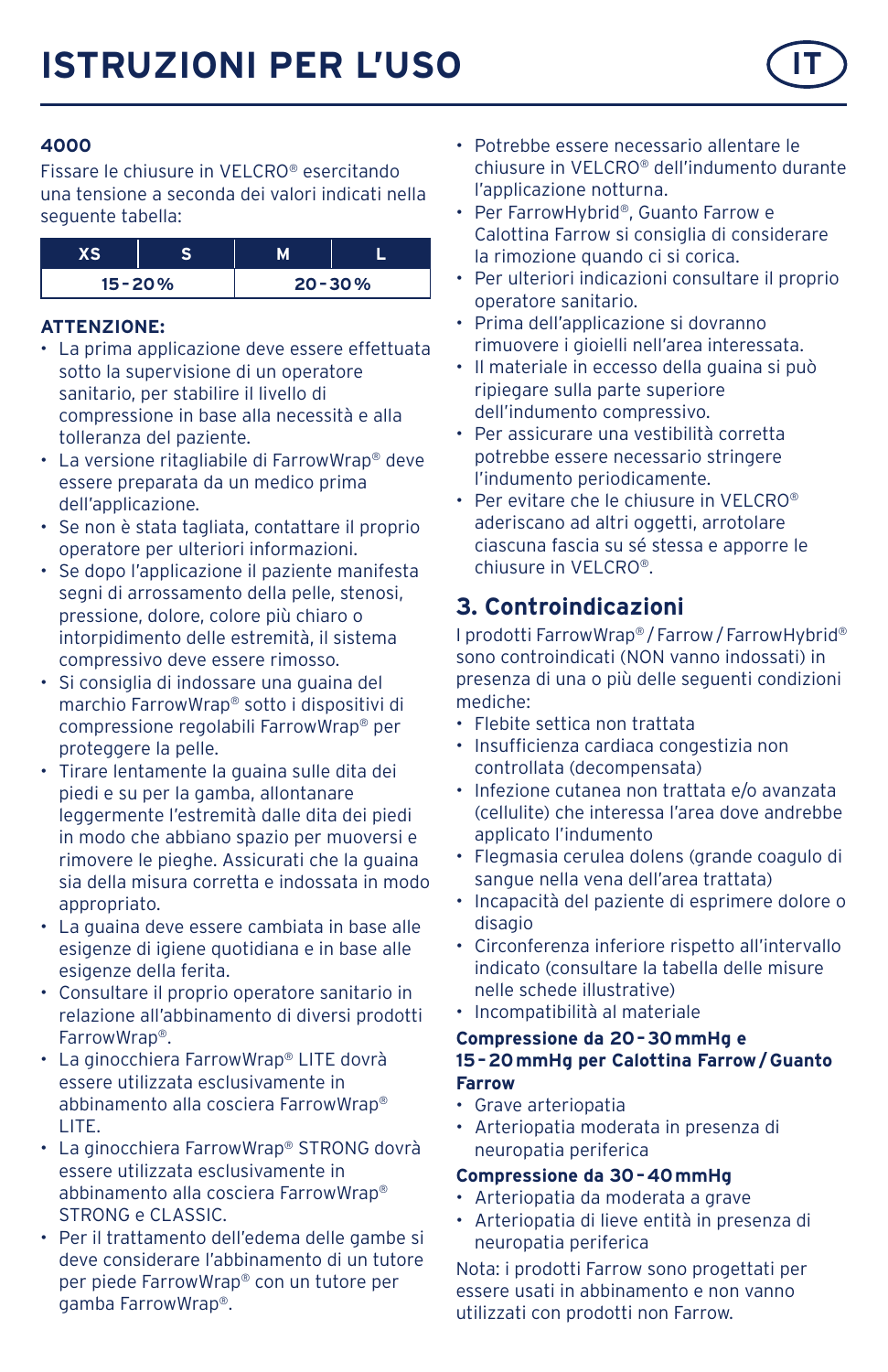# ISTRUZIONI PER L'USO

IT

**4000**

Fissare le chiusure in VELCRO® esercitando una tensione a seconda dei valori indicati nella seguente tabella:

| XS | S | M | L |
|---|---|---|---|
| 15 - 20 % | | 20 - 30 % | |

**ATTENZIONE:**

- La prima applicazione deve essere effettuata sotto la supervisione di un operatore sanitario, per stabilire il livello di compressione in base alla necessità e alla tolleranza del paziente.
- La versione ritagliabile di FarrowWrap® deve essere preparata da un medico prima dell'applicazione.
- Se non è stata tagliata, contattare il proprio operatore per ulteriori informazioni.
- Se dopo l'applicazione il paziente manifesta segni di arrossamento della pelle, stenosi, pressione, dolore, colore più chiaro o intorpidimento delle estremità, il sistema compressivo deve essere rimosso.
- Si consiglia di indossare una guaina del marchio FarrowWrap® sotto i dispositivi di compressione regolabili FarrowWrap® per proteggere la pelle.
- Tirare lentamente la guaina sulle dita dei piedi e su per la gamba, allontanare leggermente l'estremità dalle dita dei piedi in modo che abbiano spazio per muoversi e rimovere le pieghe. Assicurati che la guaina sia della misura corretta e indossata in modo appropriato.
- La guaina deve essere cambiata in base alle esigenze di igiene quotidiana e in base alle esigenze della ferita.
- Consultare il proprio operatore sanitario in relazione all'abbinamento di diversi prodotti FarrowWrap®.
- La ginocchiera FarrowWrap® LITE dovrà essere utilizzata esclusivamente in abbinamento alla cosciera FarrowWrap® LITE.
- La ginocchiera FarrowWrap® STRONG dovrà essere utilizzata esclusivamente in abbinamento alla cosciera FarrowWrap® STRONG e CLASSIC.
- Per il trattamento dell'edema delle gambe si deve considerare l'abbinamento di un tutore per piede FarrowWrap® con un tutore per gamba FarrowWrap®.
- Potrebbe essere necessario allentare le chiusure in VELCRO® dell'indumento durante l'applicazione notturna.
- Per FarrowHybrid®, Guanto Farrow e Calottina Farrow si consiglia di considerare la rimozione quando ci si corica.
- Per ulteriori indicazioni consultare il proprio operatore sanitario.
- Prima dell'applicazione si dovranno rimuovere i gioielli nell'area interessata.
- Il materiale in eccesso della guaina si può ripiegare sulla parte superiore dell'indumento compressivo.
- Per assicurare una vestibilità corretta potrebbe essere necessario stringere l'indumento periodicamente.
- Per evitare che le chiusure in VELCRO® aderiscano ad altri oggetti, arrotolare ciascuna fascia su sé stessa e apporre le chiusure in VELCRO®.

## 3. Controindicazioni

I prodotti FarrowWrap® / Farrow / FarrowHybrid® sono controindicati (NON vanno indossati) in presenza di una o più delle seguenti condizioni mediche:

- Flebite settica non trattata
- Insufficienza cardiaca congestizia non controllata (decompensata)
- Infezione cutanea non trattata e/o avanzata (cellulite) che interessa l'area dove andrebbe applicato l'indumento
- Flegmasia cerulea dolens (grande coagulo di sangue nella vena dell'area trattata)
- Incapacità del paziente di esprimere dolore o disagio
- Circonferenza inferiore rispetto all'intervallo indicato (consultare la tabella delle misure nelle schede illustrative)
- Incompatibilità al materiale

**Compressione da 20 - 30 mmHg e 15 - 20 mmHg per Calottina Farrow / Guanto Farrow**

- Grave arteriopatia
- Arteriopatia moderata in presenza di neuropatia periferica

**Compressione da 30 - 40 mmHg**

- Arteriopatia da moderata a grave
- Arteriopatia di lieve entità in presenza di neuropatia periferica

Nota: i prodotti Farrow sono progettati per essere usati in abbinamento e non vanno utilizzati con prodotti non Farrow.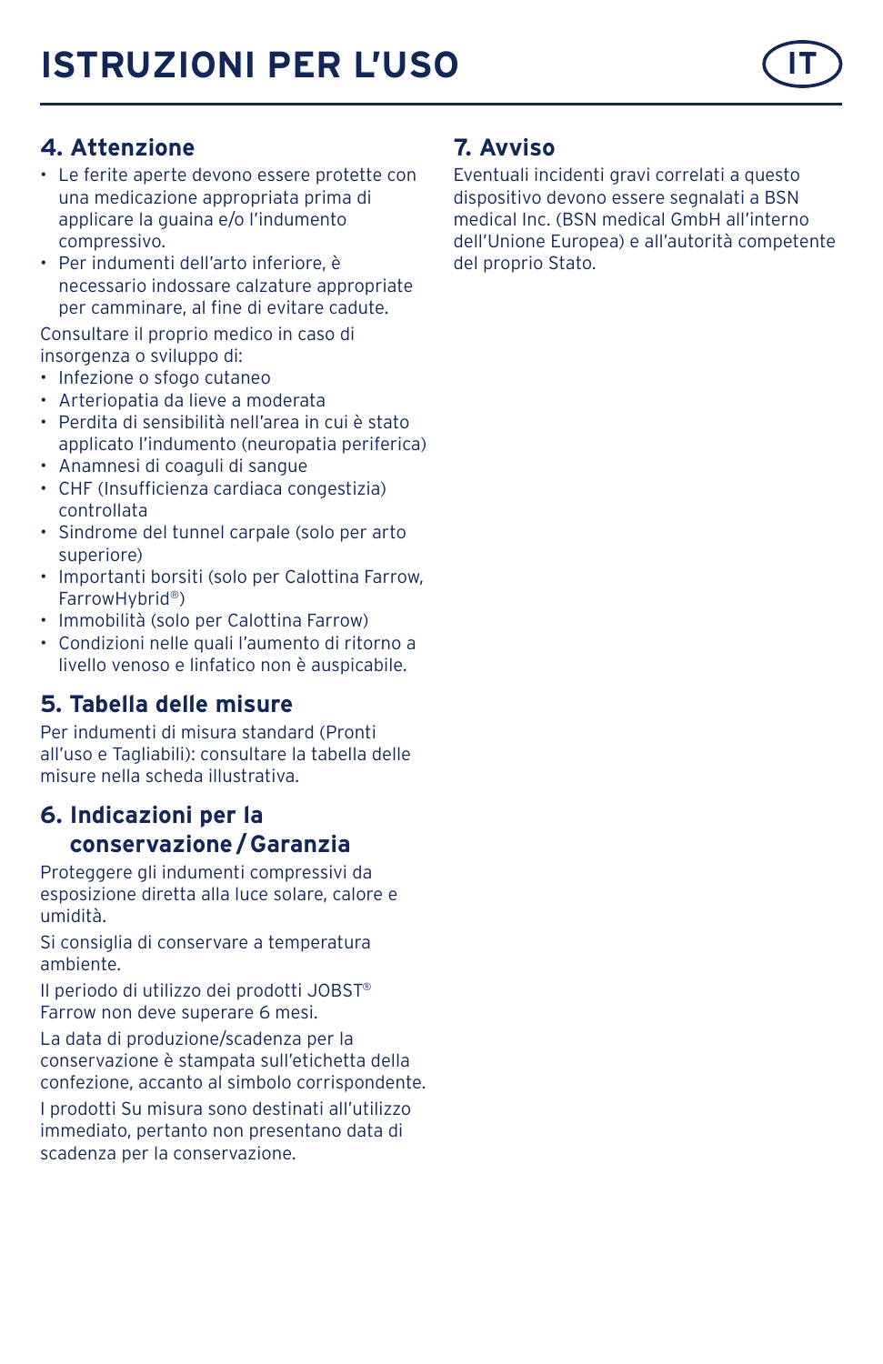# ISTRUZIONI PER L'USO

IT

## 4. Attenzione

- Le ferite aperte devono essere protette con una medicazione appropriata prima di applicare la guaina e/o l'indumento compressivo.
- Per indumenti dell'arto inferiore, è necessario indossare calzature appropriate per camminare, al fine di evitare cadute.

Consultare il proprio medico in caso di insorgenza o sviluppo di:

- Infezione o sfogo cutaneo
- Arteriopatia da lieve a moderata
- Perdita di sensibilità nell'area in cui è stato applicato l'indumento (neuropatia periferica)
- Anamnesi di coaguli di sangue
- CHF (Insufficienza cardiaca congestizia) controllata
- Sindrome del tunnel carpale (solo per arto superiore)
- Importanti borsiti (solo per Calottina Farrow, FarrowHybrid®)
- Immobilità (solo per Calottina Farrow)
- Condizioni nelle quali l'aumento di ritorno a livello venoso e linfatico non è auspicabile.

## 5. Tabella delle misure

Per indumenti di misura standard (Pronti all'uso e Tagliabili): consultare la tabella delle misure nella scheda illustrativa.

## 6. Indicazioni per la conservazione / Garanzia

Proteggere gli indumenti compressivi da esposizione diretta alla luce solare, calore e umidità.

Si consiglia di conservare a temperatura ambiente.

Il periodo di utilizzo dei prodotti JOBST® Farrow non deve superare 6 mesi.

La data di produzione/scadenza per la conservazione è stampata sull'etichetta della confezione, accanto al simbolo corrispondente.

I prodotti Su misura sono destinati all'utilizzo immediato, pertanto non presentano data di scadenza per la conservazione.

## 7. Avviso

Eventuali incidenti gravi correlati a questo dispositivo devono essere segnalati a BSN medical Inc. (BSN medical GmbH all'interno dell'Unione Europea) e all'autorità competente del proprio Stato.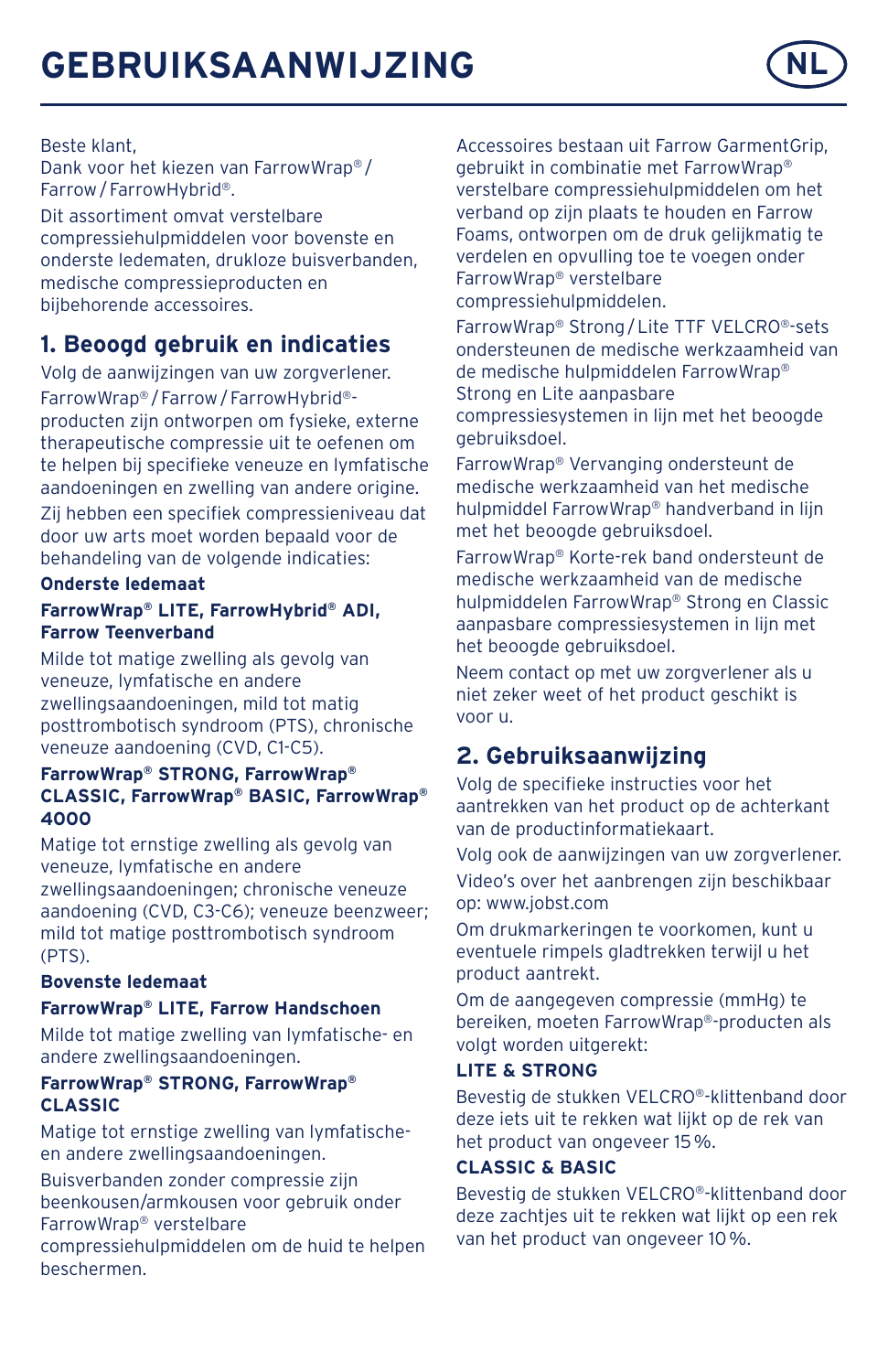# GEBRUIKSAANWIJZING

NL

Beste klant,
Dank voor het kiezen van FarrowWrap® / Farrow / FarrowHybrid®.

Dit assortiment omvat verstelbare compressiehulpmiddelen voor bovenste en onderste ledematen, drukloze buisverbanden, medische compressieproducten en bijbehorende accessoires.

## 1. Beoogd gebruik en indicaties

Volg de aanwijzingen van uw zorgverlener.

FarrowWrap® / Farrow / FarrowHybrid®-producten zijn ontworpen om fysieke, externe therapeutische compressie uit te oefenen om te helpen bij specifieke veneuze en lymfatische aandoeningen en zwelling van andere origine.

Zij hebben een specifiek compressieniveau dat door uw arts moet worden bepaald voor de behandeling van de volgende indicaties:

**Onderste ledemaat**

**FarrowWrap® LITE, FarrowHybrid® ADI, Farrow Teenverband**

Milde tot matige zwelling als gevolg van veneuze, lymfatische en andere zwellingsaandoeningen, mild tot matig posttrombotisch syndroom (PTS), chronische veneuze aandoening (CVD, C1-C5).

**FarrowWrap® STRONG, FarrowWrap® CLASSIC, FarrowWrap® BASIC, FarrowWrap® 4000**

Matige tot ernstige zwelling als gevolg van veneuze, lymfatische en andere zwellingsaandoeningen; chronische veneuze aandoening (CVD, C3-C6); veneuze beenzweer; mild tot matige posttrombotisch syndroom (PTS).

**Bovenste ledemaat**

**FarrowWrap® LITE, Farrow Handschoen**

Milde tot matige zwelling van lymfatische- en andere zwellingsaandoeningen.

**FarrowWrap® STRONG, FarrowWrap® CLASSIC**

Matige tot ernstige zwelling van lymfatische- en andere zwellingsaandoeningen.

Buisverbanden zonder compressie zijn beenkousen/armkousen voor gebruik onder FarrowWrap® verstelbare compressiehulpmiddelen om de huid te helpen beschermen.

Accessoires bestaan uit Farrow GarmentGrip, gebruikt in combinatie met FarrowWrap® verstelbare compressiehulpmiddelen om het verband op zijn plaats te houden en Farrow Foams, ontworpen om de druk gelijkmatig te verdelen en opvulling toe te voegen onder FarrowWrap® verstelbare compressiehulpmiddelen.

FarrowWrap® Strong / Lite TTF VELCRO®-sets ondersteunen de medische werkzaamheid van de medische hulpmiddelen FarrowWrap® Strong en Lite aanpasbare compressiesystemen in lijn met het beoogde gebruiksdoel.

FarrowWrap® Vervanging ondersteunt de medische werkzaamheid van het medische hulpmiddel FarrowWrap® handverband in lijn met het beoogde gebruiksdoel.

FarrowWrap® Korte-rek band ondersteunt de medische werkzaamheid van de medische hulpmiddelen FarrowWrap® Strong en Classic aanpasbare compressiesystemen in lijn met het beoogde gebruiksdoel.

Neem contact op met uw zorgverlener als u niet zeker weet of het product geschikt is voor u.

## 2. Gebruiksaanwijzing

Volg de specifieke instructies voor het aantrekken van het product op de achterkant van de productinformatiekaart.

Volg ook de aanwijzingen van uw zorgverlener.

Video's over het aanbrengen zijn beschikbaar op: www.jobst.com

Om drukmarkeringen te voorkomen, kunt u eventuele rimpels gladtrekken terwijl u het product aantrekt.

Om de aangegeven compressie (mmHg) te bereiken, moeten FarrowWrap®-producten als volgt worden uitgerekt:

**LITE & STRONG**

Bevestig de stukken VELCRO®-klittenband door deze iets uit te rekken wat lijkt op de rek van het product van ongeveer 15 %.

**CLASSIC & BASIC**

Bevestig de stukken VELCRO®-klittenband door deze zachtjes uit te rekken wat lijkt op een rek van het product van ongeveer 10 %.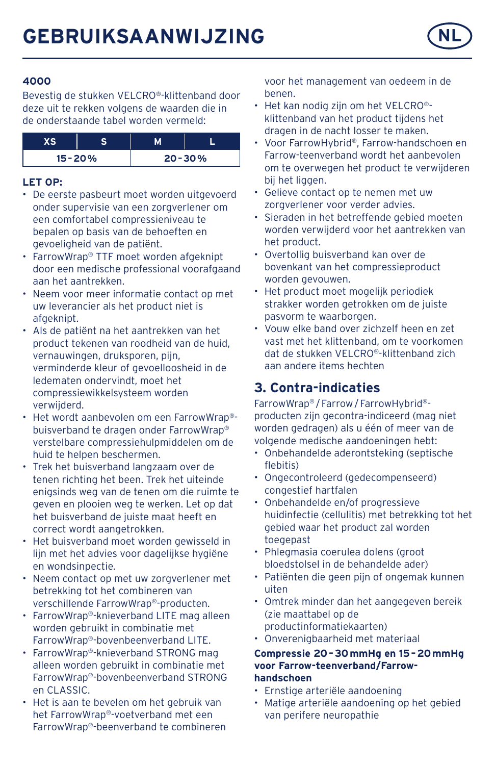# GEBRUIKSAANWIJZING

**4000**

Bevestig de stukken VELCRO®-klittenband door deze uit te rekken volgens de waarden die in de onderstaande tabel worden vermeld:

| XS | S | M | L |
|---|---|---|---|
| 15 - 20 % | | 20 - 30 % | |

**LET OP:**

- De eerste pasbeurt moet worden uitgevoerd onder supervisie van een zorgverlener om een comfortabel compressieniveau te bepalen op basis van de behoeften en gevoeligheid van de patiënt.
- FarrowWrap® TTF moet worden afgeknipt door een medische professional voorafgaand aan het aantrekken.
- Neem voor meer informatie contact op met uw leverancier als het product niet is afgeknipt.
- Als de patiënt na het aantrekken van het product tekenen van roodheid van de huid, vernauwingen, druksporen, pijn, verminderde kleur of gevoelloosheid in de ledematen ondervindt, moet het compressiewikkelsysteem worden verwijderd.
- Het wordt aanbevolen om een FarrowWrap®-buisverband te dragen onder FarrowWrap® verstelbare compressiehulpmiddelen om de huid te helpen beschermen.
- Trek het buisverband langzaam over de tenen richting het been. Trek het uiteinde enigsinds weg van de tenen om die ruimte te geven en plooien weg te werken. Let op dat het buisverband de juiste maat heeft en correct wordt aangetrokken.
- Het buisverband moet worden gewisseld in lijn met het advies voor dagelijkse hygiëne en wondsinpectie.
- Neem contact op met uw zorgverlener met betrekking tot het combineren van verschillende FarrowWrap®-producten.
- FarrowWrap®-knieverband LITE mag alleen worden gebruikt in combinatie met FarrowWrap®-bovenbeenverband LITE.
- FarrowWrap®-knieverband STRONG mag alleen worden gebruikt in combinatie met FarrowWrap®-bovenbeenverband STRONG en CLASSIC.
- Het is aan te bevelen om het gebruik van het FarrowWrap®-voetverband met een FarrowWrap®-beenverband te combineren voor het management van oedeem in de benen.
- Het kan nodig zijn om het VELCRO®-klittenband van het product tijdens het dragen in de nacht losser te maken.
- Voor FarrowHybrid®, Farrow-handschoen en Farrow-teenverband wordt het aanbevolen om te overwegen het product te verwijderen bij het liggen.
- Gelieve contact op te nemen met uw zorgverlener voor verder advies.
- Sieraden in het betreffende gebied moeten worden verwijderd voor het aantrekken van het product.
- Overtollig buisverband kan over de bovenkant van het compressieproduct worden gevouwen.
- Het product moet mogelijk periodiek strakker worden getrokken om de juiste pasvorm te waarborgen.
- Vouw elke band over zichzelf heen en zet vast met het klittenband, om te voorkomen dat de stukken VELCRO®-klittenband zich aan andere items hechten

## 3. Contra-indicaties

FarrowWrap® / Farrow / FarrowHybrid®-producten zijn gecontra-indiceerd (mag niet worden gedragen) als u één of meer van de volgende medische aandoeningen hebt:

- Onbehandelde aderontsteking (septische flebitis)
- Ongecontroleerd (gedecompenseerd) congestief hartfalen
- Onbehandelde en/of progressieve huidinfectie (cellulitis) met betrekking tot het gebied waar het product zal worden toegepast
- Phlegmasia coerulea dolens (groot bloedstolsel in de behandelde ader)
- Patiënten die geen pijn of ongemak kunnen uiten
- Omtrek minder dan het aangegeven bereik (zie maattabel op de productinformatiekaarten)
- Onverenigbaarheid met materiaal

**Compressie 20 - 30 mmHg en 15 - 20 mmHg voor Farrow-teenverband/Farrow-handschoen**

- Ernstige arteriële aandoening
- Matige arteriële aandoening op het gebied van perifere neuropathie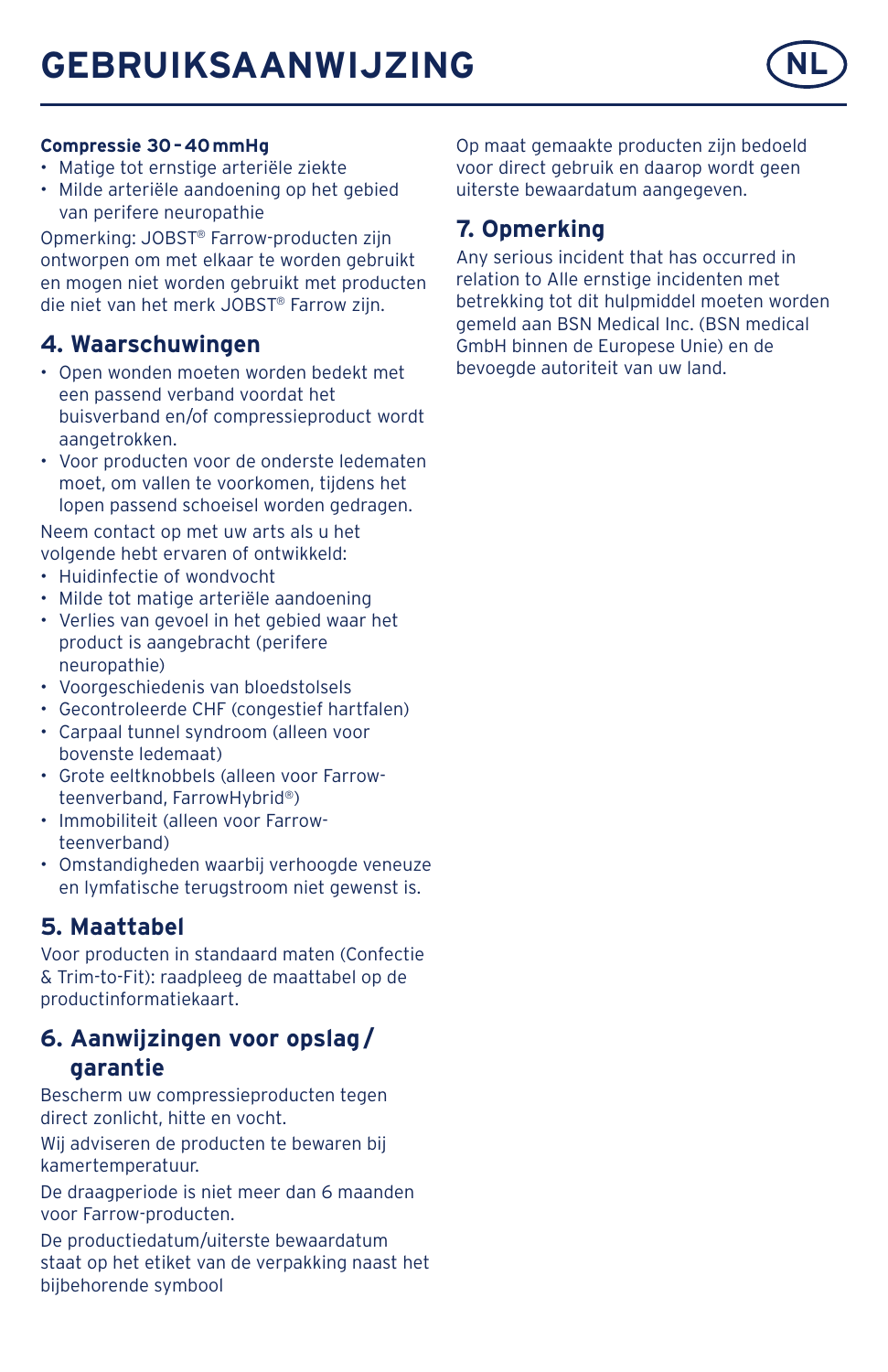**Compressie 30 - 40 mmHg**

- Matige tot ernstige arteriële ziekte
- Milde arteriële aandoening op het gebied van perifere neuropathie

Opmerking: JOBST® Farrow-producten zijn ontworpen om met elkaar te worden gebruikt en mogen niet worden gebruikt met producten die niet van het merk JOBST® Farrow zijn.

## 4. Waarschuwingen

- Open wonden moeten worden bedekt met een passend verband voordat het buisverband en/of compressieproduct wordt aangetrokken.
- Voor producten voor de onderste ledematen moet, om vallen te voorkomen, tijdens het lopen passend schoeisel worden gedragen.

Neem contact op met uw arts als u het volgende hebt ervaren of ontwikkeld:

- Huidinfectie of wondvocht
- Milde tot matige arteriële aandoening
- Verlies van gevoel in het gebied waar het product is aangebracht (perifere neuropathie)
- Voorgeschiedenis van bloedstolsels
- Gecontroleerde CHF (congestief hartfalen)
- Carpaal tunnel syndroom (alleen voor bovenste ledemaat)
- Grote eeltknobbels (alleen voor Farrow-teenverband, FarrowHybrid®)
- Immobiliteit (alleen voor Farrow-teenverband)
- Omstandigheden waarbij verhoogde veneuze en lymfatische terugstroom niet gewenst is.

## 5. Maattabel

Voor producten in standaard maten (Confectie & Trim-to-Fit): raadpleeg de maattabel op de productinformatiekaart.

## 6. Aanwijzingen voor opslag / garantie

Bescherm uw compressieproducten tegen direct zonlicht, hitte en vocht.

Wij adviseren de producten te bewaren bij kamertemperatuur.

De draagperiode is niet meer dan 6 maanden voor Farrow-producten.

De productiedatum/uiterste bewaardatum staat op het etiket van de verpakking naast het bijbehorende symbool

Op maat gemaakte producten zijn bedoeld voor direct gebruik en daarop wordt geen uiterste bewaardatum aangegeven.

## 7. Opmerking

Any serious incident that has occurred in relation to Alle ernstige incidenten met betrekking tot dit hulpmiddel moeten worden gemeld aan BSN Medical Inc. (BSN medical GmbH binnen de Europese Unie) en de bevoegde autoriteit van uw land.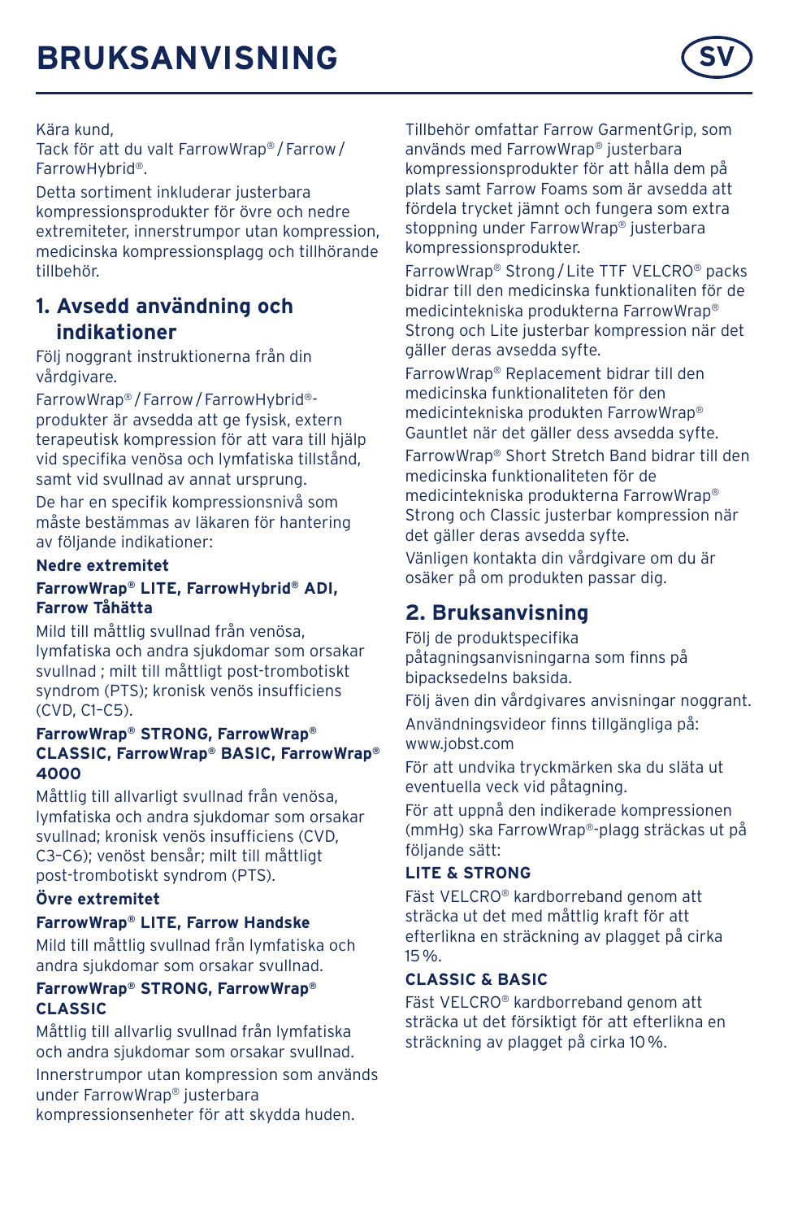# BRUKSANVISNING

SV

Kära kund,
Tack för att du valt FarrowWrap® / Farrow / FarrowHybrid®.

Detta sortiment inkluderar justerbara kompressionsprodukter för övre och nedre extremiteter, innerstrumpor utan kompression, medicinska kompressionsplagg och tillhörande tillbehör.

## 1. Avsedd användning och indikationer

Följ noggrant instruktionerna från din vårdgivare.

FarrowWrap® / Farrow / FarrowHybrid®-produkter är avsedda att ge fysisk, extern terapeutisk kompression för att vara till hjälp vid specifika venösa och lymfatiska tillstånd, samt vid svullnad av annat ursprung.

De har en specifik kompressionsnivå som måste bestämmas av läkaren för hantering av följande indikationer:

**Nedre extremitet**

**FarrowWrap® LITE, FarrowHybrid® ADI, Farrow Tåhätta**

Mild till måttlig svullnad från venösa, lymfatiska och andra sjukdomar som orsakar svullnad ; milt till måttligt post-trombotiskt syndrom (PTS); kronisk venös insufficiens (CVD, C1–C5).

**FarrowWrap® STRONG, FarrowWrap® CLASSIC, FarrowWrap® BASIC, FarrowWrap® 4000**

Måttlig till allvarligt svullnad från venösa, lymfatiska och andra sjukdomar som orsakar svullnad; kronisk venös insufficiens (CVD, C3–C6); venöst bensår; milt till måttligt post-trombotiskt syndrom (PTS).

**Övre extremitet**

**FarrowWrap® LITE, Farrow Handske**

Mild till måttlig svullnad från lymfatiska och andra sjukdomar som orsakar svullnad.

**FarrowWrap® STRONG, FarrowWrap® CLASSIC**

Måttlig till allvarlig svullnad från lymfatiska och andra sjukdomar som orsakar svullnad.

Innerstrumpor utan kompression som används under FarrowWrap® justerbara kompressionsenheter för att skydda huden.

Tillbehör omfattar Farrow GarmentGrip, som används med FarrowWrap® justerbara kompressionsprodukter för att hålla dem på plats samt Farrow Foams som är avsedda att fördela trycket jämnt och fungera som extra stoppning under FarrowWrap® justerbara kompressionsprodukter.

FarrowWrap® Strong / Lite TTF VELCRO® packs bidrar till den medicinska funktionaliten för de medicintekniska produkterna FarrowWrap® Strong och Lite justerbar kompression när det gäller deras avsedda syfte.

FarrowWrap® Replacement bidrar till den medicinska funktionaliteten för den medicintekniska produkten FarrowWrap® Gauntlet när det gäller dess avsedda syfte.

FarrowWrap® Short Stretch Band bidrar till den medicinska funktionaliteten för de medicintekniska produkterna FarrowWrap® Strong och Classic justerbar kompression när det gäller deras avsedda syfte.

Vänligen kontakta din vårdgivare om du är osäker på om produkten passar dig.

## 2. Bruksanvisning

Följ de produktspecifika påtagningsanvisningarna som finns på bipacksedelns baksida.

Följ även din vårdgivares anvisningar noggrant.

Användningsvideor finns tillgängliga på: www.jobst.com

För att undvika tryckmärken ska du släta ut eventuella veck vid påtagning.

För att uppnå den indikerade kompressionen (mmHg) ska FarrowWrap®-plagg sträckas ut på följande sätt:

**LITE & STRONG**

Fäst VELCRO® kardborreband genom att sträcka ut det med måttlig kraft för att efterlikna en sträckning av plagget på cirka 15 %.

**CLASSIC & BASIC**

Fäst VELCRO® kardborreband genom att sträcka ut det försiktigt för att efterlikna en sträckning av plagget på cirka 10 %.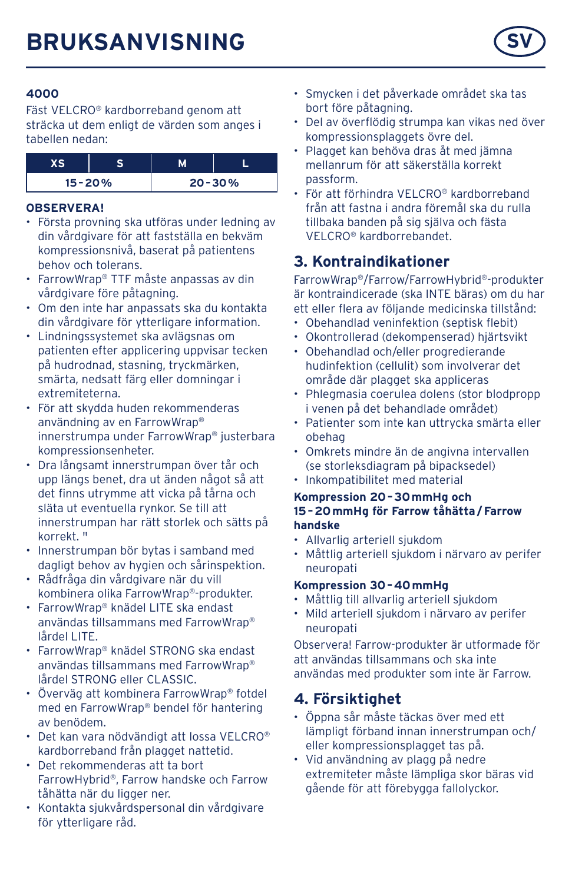# BRUKSANVISNING

### 4000

Fäst VELCRO® kardborreband genom att sträcka ut dem enligt de värden som anges i tabellen nedan:

| XS | S | M | L |
|---|---|---|---|
| 15 - 20 % | | 20 - 30 % | |

**OBSERVERA!**

- Första provning ska utföras under ledning av din vårdgivare för att fastställa en bekväm kompressionsnivå, baserat på patientens behov och tolerans.
- FarrowWrap® TTF måste anpassas av din vårdgivare före påtagning.
- Om den inte har anpassats ska du kontakta din vårdgivare för ytterligare information.
- Lindningssystemet ska avlägsnas om patienten efter applicering uppvisar tecken på hudrodnad, stasning, tryckmärken, smärta, nedsatt färg eller domningar i extremiteterna.
- För att skydda huden rekommenderas användning av en FarrowWrap® innerstrumpa under FarrowWrap® justerbara kompressionsenheter.
- Dra långsamt innerstrumpan över tår och upp längs benet, dra ut änden något så att det finns utrymme att vicka på tårna och släta ut eventuella rynkor. Se till att innerstrumpan har rätt storlek och sätts på korrekt. "
- Innerstrumpan bör bytas i samband med dagligt behov av hygien och sårinspektion.
- Rådfråga din vårdgivare när du vill kombinera olika FarrowWrap®-produkter.
- FarrowWrap® knädel LITE ska endast användas tillsammans med FarrowWrap® lårdel LITE.
- FarrowWrap® knädel STRONG ska endast användas tillsammans med FarrowWrap® lårdel STRONG eller CLASSIC.
- Överväg att kombinera FarrowWrap® fotdel med en FarrowWrap® bendel för hantering av benödem.
- Det kan vara nödvändigt att lossa VELCRO® kardborreband från plagget nattetid.
- Det rekommenderas att ta bort FarrowHybrid®, Farrow handske och Farrow tåhätta när du ligger ner.
- Kontakta sjukvårdspersonal din vårdgivare för ytterligare råd.
- Smycken i det påverkade området ska tas bort före påtagning.
- Del av överflödig strumpa kan vikas ned över kompressionsplaggets övre del.
- Plagget kan behöva dras åt med jämna mellanrum för att säkerställa korrekt passform.
- För att förhindra VELCRO® kardborreband från att fastna i andra föremål ska du rulla tillbaka banden på sig själva och fästa VELCRO® kardborrebandet.

## 3. Kontraindikationer

FarrowWrap®/Farrow/FarrowHybrid®-produkter är kontraindicerade (ska INTE bäras) om du har ett eller flera av följande medicinska tillstånd:

- Obehandlad veninfektion (septisk flebit)
- Okontrollerad (dekompenserad) hjärtsvikt
- Obehandlad och/eller progredierande hudinfektion (cellulit) som involverar det område där plagget ska appliceras
- Phlegmasia coerulea dolens (stor blodpropp i venen på det behandlade området)
- Patienter som inte kan uttrycka smärta eller obehag
- Omkrets mindre än de angivna intervallen (se storleksdiagram på bipacksedel)
- Inkompatibilitet med material

**Kompression 20 - 30 mmHg och 15 - 20 mmHg för Farrow tåhätta / Farrow handske**

- Allvarlig arteriell sjukdom
- Måttlig arteriell sjukdom i närvaro av perifer neuropati

**Kompression 30 - 40 mmHg**

- Måttlig till allvarlig arteriell sjukdom
- Mild arteriell sjukdom i närvaro av perifer neuropati

Observera! Farrow-produkter är utformade för att användas tillsammans och ska inte användas med produkter som inte är Farrow.

## 4. Försiktighet

- Öppna sår måste täckas över med ett lämpligt förband innan innerstrumpan och/ eller kompressionsplagget tas på.
- Vid användning av plagg på nedre extremiteter måste lämpliga skor bäras vid gående för att förebygga fallolyckor.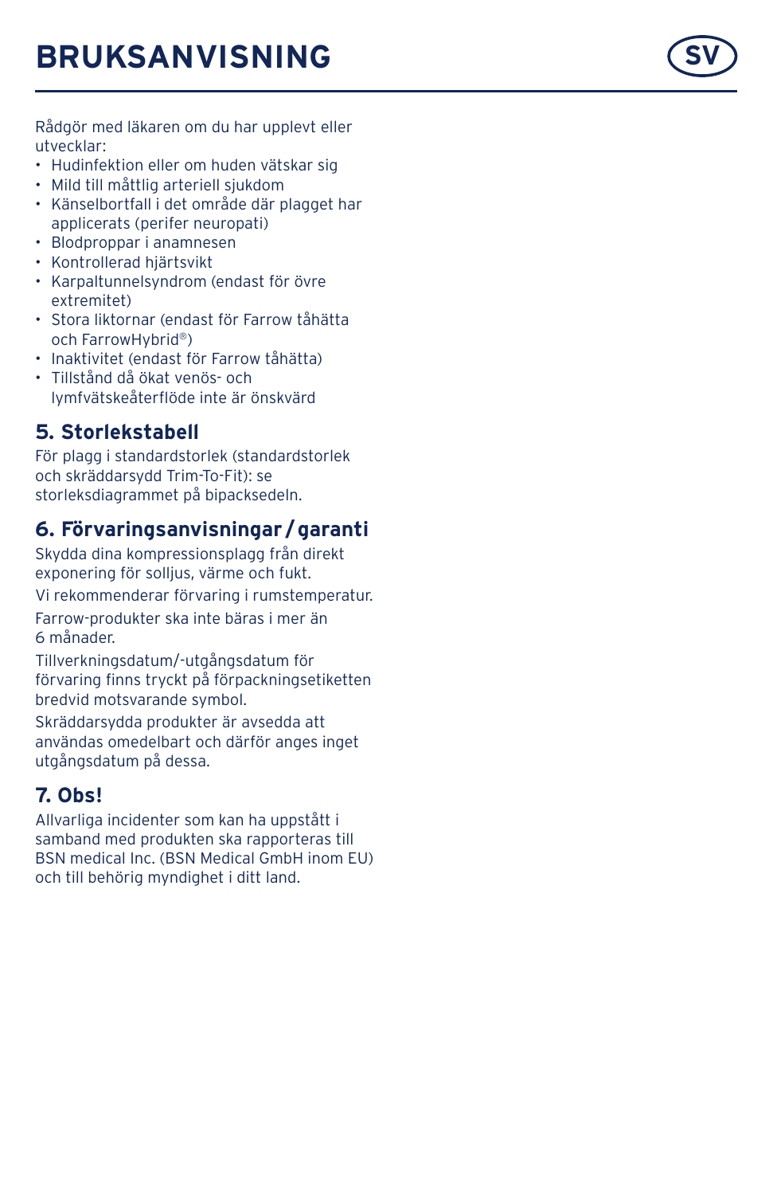# BRUKSANVISNING

Rådgör med läkaren om du har upplevt eller utvecklar:

- Hudinfektion eller om huden vätskar sig
- Mild till måttlig arteriell sjukdom
- Känselbortfall i det område där plagget har applicerats (perifer neuropati)
- Blodproppar i anamnesen
- Kontrollerad hjärtsvikt
- Karpaltunnelsyndrom (endast för övre extremitet)
- Stora liktornar (endast för Farrow tåhätta och FarrowHybrid®)
- Inaktivitet (endast för Farrow tåhätta)
- Tillstånd då ökat venös- och lymfvätskeåterflöde inte är önskvärd

## 5. Storlekstabell

För plagg i standardstorlek (standardstorlek och skräddarsydd Trim-To-Fit): se storleksdiagrammet på bipacksedeln.

## 6. Förvaringsanvisningar / garanti

Skydda dina kompressionsplagg från direkt exponering för solljus, värme och fukt.

Vi rekommenderar förvaring i rumstemperatur.

Farrow-produkter ska inte bäras i mer än 6 månader.

Tillverkningsdatum/-utgångsdatum för förvaring finns tryckt på förpackningsetiketten bredvid motsvarande symbol.

Skräddarsydda produkter är avsedda att användas omedelbart och därför anges inget utgångsdatum på dessa.

## 7. Obs!

Allvarliga incidenter som kan ha uppstått i samband med produkten ska rapporteras till BSN medical Inc. (BSN Medical GmbH inom EU) och till behörig myndighet i ditt land.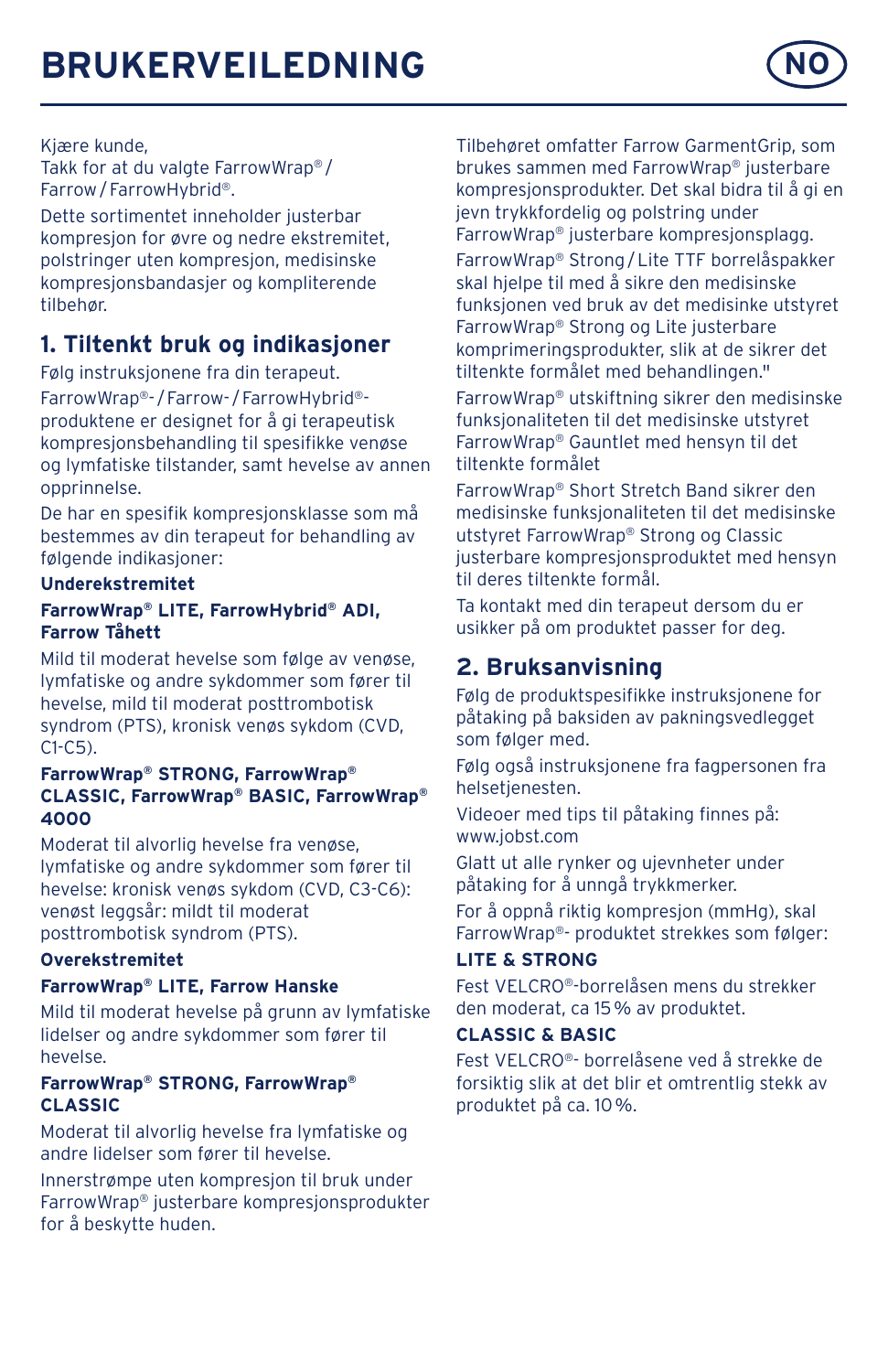# BRUKERVEILEDNING

NO

Kjære kunde,
Takk for at du valgte FarrowWrap® / Farrow / FarrowHybrid®.

Dette sortimentet inneholder justerbar kompresjon for øvre og nedre ekstremitet, polstringer uten kompresjon, medisinske kompresjonsbandasjer og kompliterende tilbehør.

## 1. Tiltenkt bruk og indikasjoner

Følg instruksjonene fra din terapeut.

FarrowWrap®- / Farrow- / FarrowHybrid®-produktene er designet for å gi terapeutisk kompresjonsbehandling til spesifikke venøse og lymfatiske tilstander, samt hevelse av annen opprinnelse.

De har en spesifik kompresjonsklasse som må bestemmes av din terapeut for behandling av følgende indikasjoner:

**Underekstremitet**

**FarrowWrap® LITE, FarrowHybrid® ADI, Farrow Tåhett**

Mild til moderat hevelse som følge av venøse, lymfatiske og andre sykdommer som fører til hevelse, mild til moderat posttrombotisk syndrom (PTS), kronisk venøs sykdom (CVD, C1-C5).

**FarrowWrap® STRONG, FarrowWrap® CLASSIC, FarrowWrap® BASIC, FarrowWrap® 4000**

Moderat til alvorlig hevelse fra venøse, lymfatiske og andre sykdommer som fører til hevelse: kronisk venøs sykdom (CVD, C3-C6): venøst leggsår: mildt til moderat posttrombotisk syndrom (PTS).

**Overekstremitet**

**FarrowWrap® LITE, Farrow Hanske**

Mild til moderat hevelse på grunn av lymfatiske lidelser og andre sykdommer som fører til hevelse.

**FarrowWrap® STRONG, FarrowWrap® CLASSIC**

Moderat til alvorlig hevelse fra lymfatiske og andre lidelser som fører til hevelse.

Innerstrømpe uten kompresjon til bruk under FarrowWrap® justerbare kompresjonsprodukter for å beskytte huden.

Tilbehøret omfatter Farrow GarmentGrip, som brukes sammen med FarrowWrap® justerbare kompresjonsprodukter. Det skal bidra til å gi en jevn trykkfordelig og polstring under FarrowWrap® justerbare kompresjonsplagg.

FarrowWrap® Strong / Lite TTF borrelåspakker skal hjelpe til med å sikre den medisinske funksjonen ved bruk av det medisinke utstyret FarrowWrap® Strong og Lite justerbare komprimeringsprodukter, slik at de sikrer det tiltenkte formålet med behandlingen."

FarrowWrap® utskiftning sikrer den medisinske funksjonaliteten til det medisinske utstyret FarrowWrap® Gauntlet med hensyn til det tiltenkte formålet

FarrowWrap® Short Stretch Band sikrer den medisinske funksjonaliteten til det medisinske utstyret FarrowWrap® Strong og Classic justerbare kompresjonsproduktet med hensyn til deres tiltenkte formål.

Ta kontakt med din terapeut dersom du er usikker på om produktet passer for deg.

## 2. Bruksanvisning

Følg de produktspesifikke instruksjonene for påtaking på baksiden av pakningsvedlegget som følger med.

Følg også instruksjonene fra fagpersonen fra helsetjenesten.

Videoer med tips til påtaking finnes på: www.jobst.com

Glatt ut alle rynker og ujevnheter under påtaking for å unngå trykkmerker.

For å oppnå riktig kompresjon (mmHg), skal FarrowWrap®- produktet strekkes som følger:

**LITE & STRONG**

Fest VELCRO®-borrelåsen mens du strekker den moderat, ca 15 % av produktet.

**CLASSIC & BASIC**

Fest VELCRO®- borrelåsene ved å strekke de forsiktig slik at det blir et omtrentlig stekk av produktet på ca. 10 %.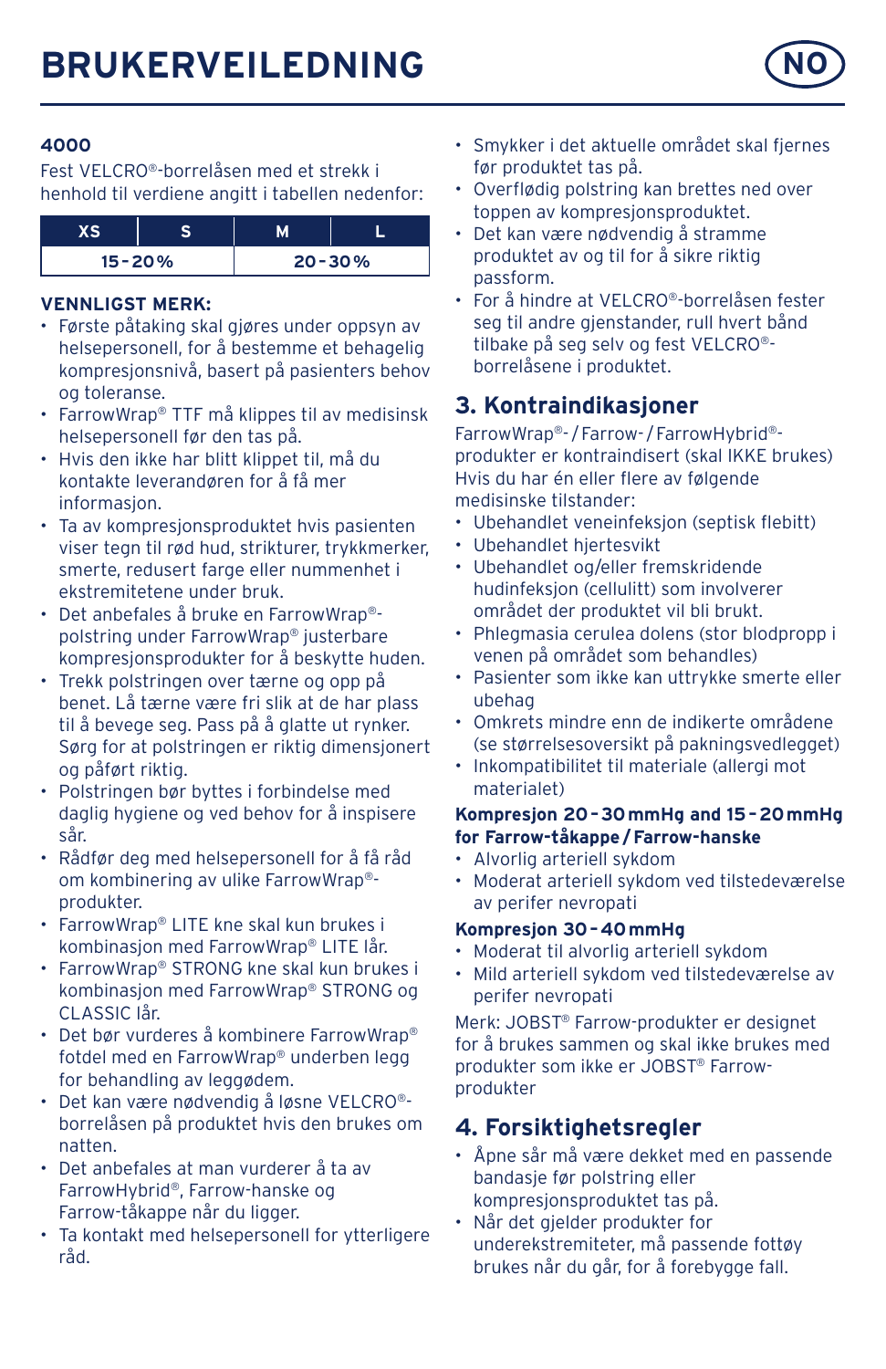# BRUKERVEILEDNING

NO

**4000**

Fest VELCRO®-borrelåsen med et strekk i henhold til verdiene angitt i tabellen nedenfor:

| XS | S | M | L |
|---|---|---|---|
| 15 - 20 % | | 20 - 30 % | |

**VENNLIGST MERK:**

- Første påtaking skal gjøres under oppsyn av helsepersonell, for å bestemme et behagelig kompresjonsnivå, basert på pasienters behov og toleranse.
- FarrowWrap® TTF må klippes til av medisinsk helsepersonell før den tas på.
- Hvis den ikke har blitt klippet til, må du kontakte leverandøren for å få mer informasjon.
- Ta av kompresjonsproduktet hvis pasienten viser tegn til rød hud, strikturer, trykkmerker, smerte, redusert farge eller nummenhet i ekstremitetene under bruk.
- Det anbefales å bruke en FarrowWrap®-polstring under FarrowWrap® justerbare kompresjonsprodukter for å beskytte huden.
- Trekk polstringen over tærne og opp på benet. Lå tærne være fri slik at de har plass til å bevege seg. Pass på å glatte ut rynker. Sørg for at polstringen er riktig dimensjonert og påført riktig.
- Polstringen bør byttes i forbindelse med daglig hygiene og ved behov for å inspisere sår.
- Rådfør deg med helsepersonell for å få råd om kombinering av ulike FarrowWrap®-produkter.
- FarrowWrap® LITE kne skal kun brukes i kombinasjon med FarrowWrap® LITE lår.
- FarrowWrap® STRONG kne skal kun brukes i kombinasjon med FarrowWrap® STRONG og CLASSIC lår.
- Det bør vurderes å kombinere FarrowWrap® fotdel med en FarrowWrap® underben legg for behandling av leggødem.
- Det kan være nødvendig å løsne VELCRO®-borrelåsen på produktet hvis den brukes om natten.
- Det anbefales at man vurderer å ta av FarrowHybrid®, Farrow-hanske og Farrow-tåkappe når du ligger.
- Ta kontakt med helsepersonell for ytterligere råd.
- Smykker i det aktuelle området skal fjernes før produktet tas på.
- Overflødig polstring kan brettes ned over toppen av kompresjonsproduktet.
- Det kan være nødvendig å stramme produktet av og til for å sikre riktig passform.
- For å hindre at VELCRO®-borrelåsen fester seg til andre gjenstander, rull hvert bånd tilbake på seg selv og fest VELCRO®-borrelåsene i produktet.

## 3. Kontraindikasjoner

FarrowWrap®- / Farrow- / FarrowHybrid®-produkter er kontraindisert (skal IKKE brukes) Hvis du har én eller flere av følgende medisinske tilstander:

- Ubehandlet veneinfeksjon (septisk flebitt)
- Ubehandlet hjertesvikt
- Ubehandlet og/eller fremskridende hudinfeksjon (cellulitt) som involverer området der produktet vil bli brukt.
- Phlegmasia cerulea dolens (stor blodpropp i venen på området som behandles)
- Pasienter som ikke kan uttrykke smerte eller ubehag
- Omkrets mindre enn de indikerte områdene (se størrelsesoversikt på pakningsvedlegget)
- Inkompatibilitet til materiale (allergi mot materialet)

**Kompresjon 20 - 30 mmHg and 15 - 20 mmHg for Farrow-tåkappe / Farrow-hanske**

- Alvorlig arteriell sykdom
- Moderat arteriell sykdom ved tilstedeværelse av perifer nevropati

**Kompresjon 30 - 40 mmHg**

- Moderat til alvorlig arteriell sykdom
- Mild arteriell sykdom ved tilstedeværelse av perifer nevropati

Merk: JOBST® Farrow-produkter er designet for å brukes sammen og skal ikke brukes med produkter som ikke er JOBST® Farrow-produkter

## 4. Forsiktighetsregler

- Åpne sår må være dekket med en passende bandasje før polstring eller kompresjonsproduktet tas på.
- Når det gjelder produkter for underekstremiteter, må passende fottøy brukes når du går, for å forebygge fall.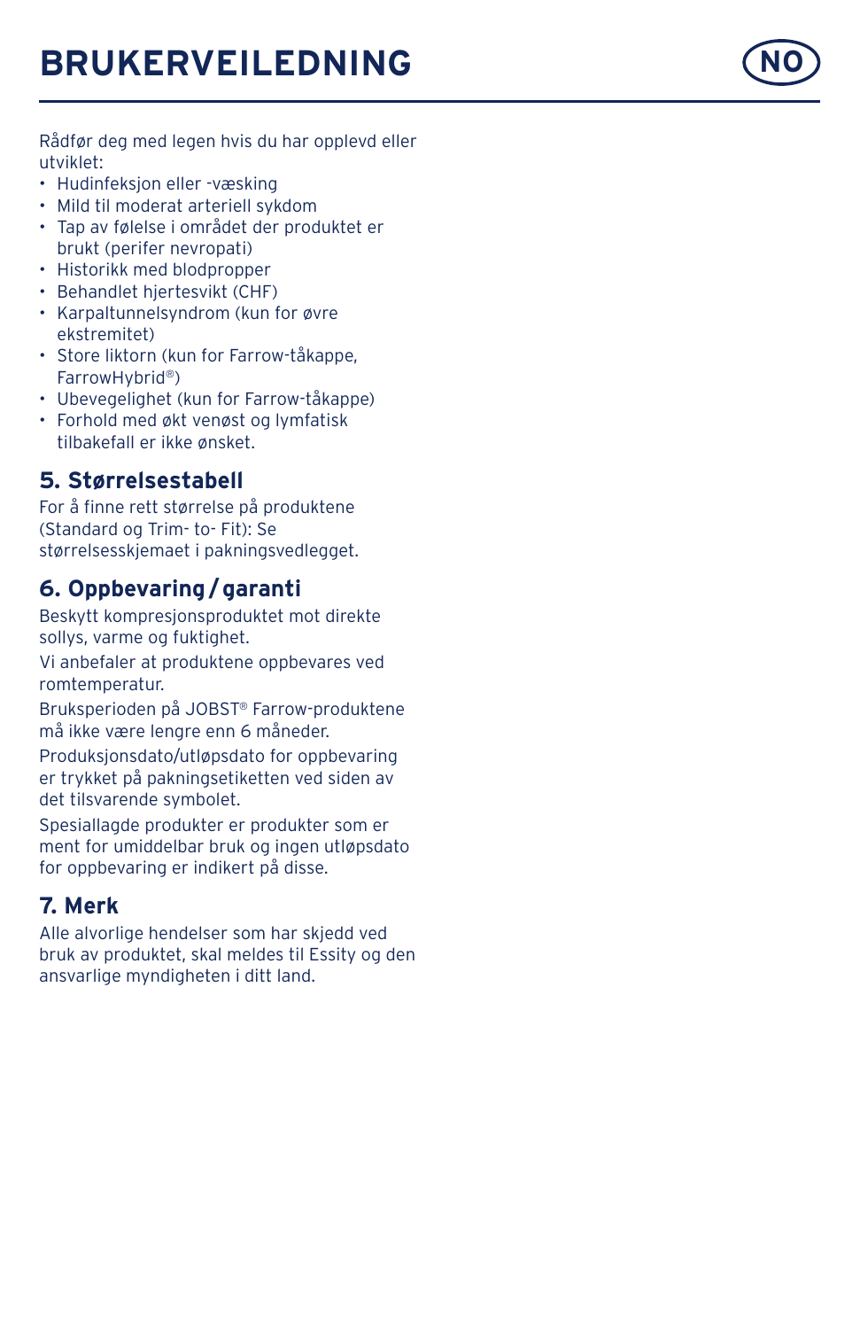Rådfør deg med legen hvis du har opplevd eller utviklet:

- Hudinfeksjon eller -væsking
- Mild til moderat arteriell sykdom
- Tap av følelse i området der produktet er brukt (perifer nevropati)
- Historikk med blodpropper
- Behandlet hjertesvikt (CHF)
- Karpaltunnelsyndrom (kun for øvre ekstremitet)
- Store liktorn (kun for Farrow-tåkappe, FarrowHybrid®)
- Ubevegelighet (kun for Farrow-tåkappe)
- Forhold med økt venøst og lymfatisk tilbakefall er ikke ønsket.

## 5. Størrelsestabell

For å finne rett størrelse på produktene (Standard og Trim- to- Fit): Se størrelsesskjemaet i pakningsvedlegget.

## 6. Oppbevaring / garanti

Beskytt kompresjonsproduktet mot direkte sollys, varme og fuktighet.

Vi anbefaler at produktene oppbevares ved romtemperatur.

Bruksperioden på JOBST® Farrow-produktene må ikke være lengre enn 6 måneder.

Produksjonsdato/utløpsdato for oppbevaring er trykket på pakningsetiketten ved siden av det tilsvarende symbolet.

Spesiallagde produkter er produkter som er ment for umiddelbar bruk og ingen utløpsdato for oppbevaring er indikert på disse.

## 7. Merk

Alle alvorlige hendelser som har skjedd ved bruk av produktet, skal meldes til Essity og den ansvarlige myndigheten i ditt land.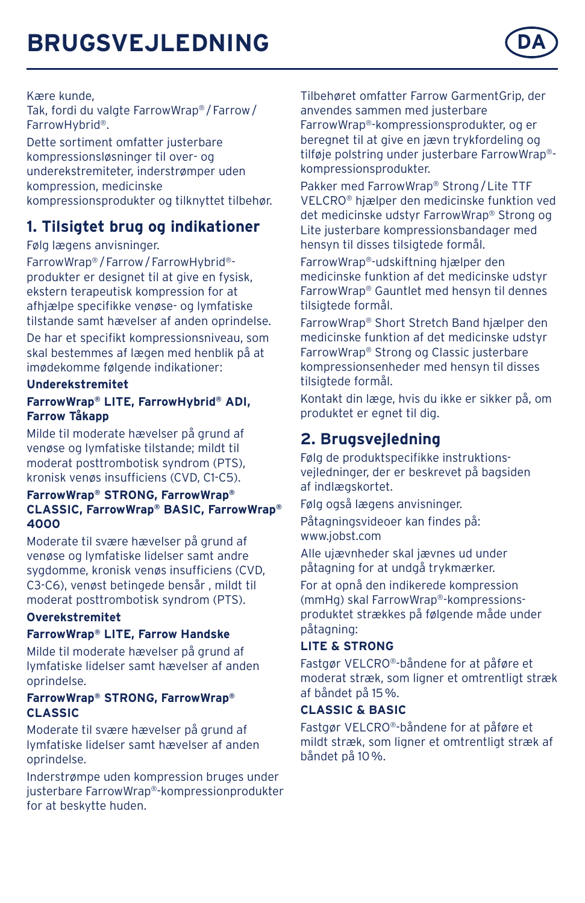# BRUGSVEJLEDNING

DA

Kære kunde,
Tak, fordi du valgte FarrowWrap® / Farrow / FarrowHybrid®.

Dette sortiment omfatter justerbare kompressionsløsninger til over- og underekstremiteter, inderstrømper uden kompression, medicinske kompressionsprodukter og tilknyttet tilbehør.

## 1. Tilsigtet brug og indikationer

Følg lægens anvisninger.

FarrowWrap® / Farrow / FarrowHybrid®-produkter er designet til at give en fysisk, ekstern terapeutisk kompression for at afhjælpe specifikke venøse- og lymfatiske tilstande samt hævelser af anden oprindelse.

De har et specifikt kompressionsniveau, som skal bestemmes af lægen med henblik på at imødekomme følgende indikationer:

**Underekstremitet**

**FarrowWrap® LITE, FarrowHybrid® ADI, Farrow Tåkapp**

Milde til moderate hævelser på grund af venøse og lymfatiske tilstande; mildt til moderat posttrombotisk syndrom (PTS), kronisk venøs insufficiens (CVD, C1-C5).

**FarrowWrap® STRONG, FarrowWrap® CLASSIC, FarrowWrap® BASIC, FarrowWrap® 4000**

Moderate til svære hævelser på grund af venøse og lymfatiske lidelser samt andre sygdomme, kronisk venøs insufficiens (CVD, C3-C6), venøst betingede bensår , mildt til moderat posttrombotisk syndrom (PTS).

**Overekstremitet**

**FarrowWrap® LITE, Farrow Handske**

Milde til moderate hævelser på grund af lymfatiske lidelser samt hævelser af anden oprindelse.

**FarrowWrap® STRONG, FarrowWrap® CLASSIC**

Moderate til svære hævelser på grund af lymfatiske lidelser samt hævelser af anden oprindelse.

Inderstrømpe uden kompression bruges under justerbare FarrowWrap®-kompressionprodukter for at beskytte huden.

Tilbehøret omfatter Farrow GarmentGrip, der anvendes sammen med justerbare FarrowWrap®-kompressionsprodukter, og er beregnet til at give en jævn trykfordeling og tilføje polstring under justerbare FarrowWrap®-kompressionsprodukter.

Pakker med FarrowWrap® Strong / Lite TTF VELCRO® hjælper den medicinske funktion ved det medicinske udstyr FarrowWrap® Strong og Lite justerbare kompressionsbandager med hensyn til disses tilsigtede formål.

FarrowWrap®-udskiftning hjælper den medicinske funktion af det medicinske udstyr FarrowWrap® Gauntlet med hensyn til dennes tilsigtede formål.

FarrowWrap® Short Stretch Band hjælper den medicinske funktion af det medicinske udstyr FarrowWrap® Strong og Classic justerbare kompressionsenheder med hensyn til disses tilsigtede formål.

Kontakt din læge, hvis du ikke er sikker på, om produktet er egnet til dig.

## 2. Brugsvejledning

Følg de produktspecifikke instruktions-vejledninger, der er beskrevet på bagsiden af indlægskortet.

Følg også lægens anvisninger.

Påtagningsvideoer kan findes på: www.jobst.com

Alle ujævnheder skal jævnes ud under påtagning for at undgå trykmærker.

For at opnå den indikerede kompression (mmHg) skal FarrowWrap®-kompressions-produktet strækkes på følgende måde under påtagning:

**LITE & STRONG**

Fastgør VELCRO®-båndene for at påføre et moderat stræk, som ligner et omtrentligt stræk af båndet på 15 %.

**CLASSIC & BASIC**

Fastgør VELCRO®-båndene for at påføre et mildt stræk, som ligner et omtrentligt stræk af båndet på 10 %.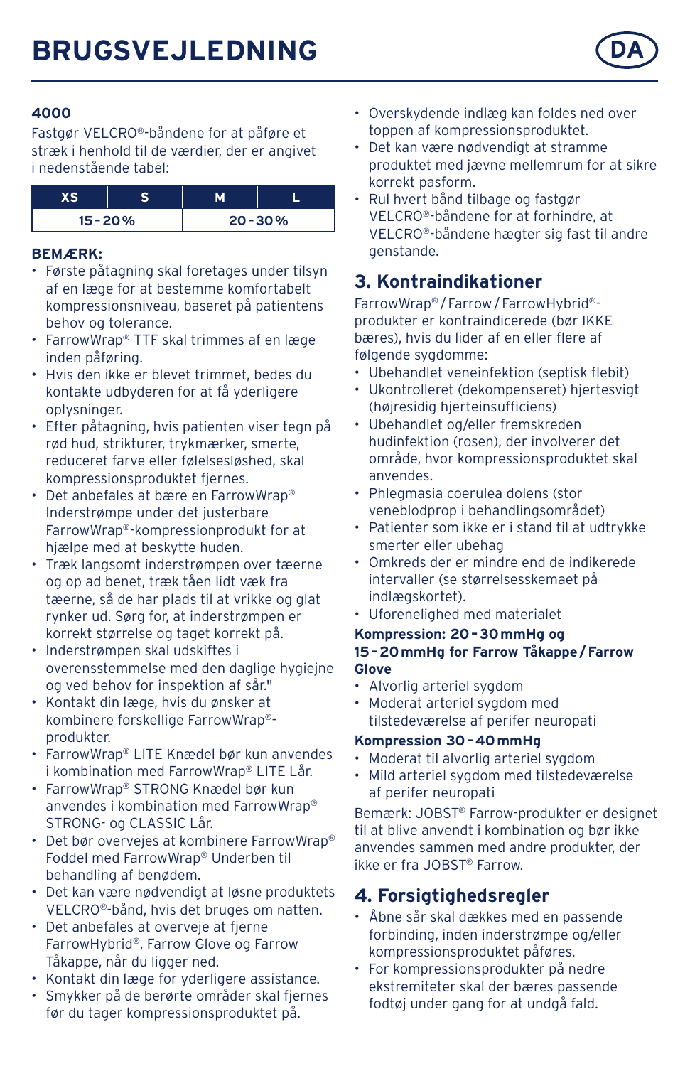# BRUGSVEJLEDNING

DA

**4000**

Fastgør VELCRO®-båndene for at påføre et stræk i henhold til de værdier, der er angivet i nedenstående tabel:

| XS | S | M | L |
|---|---|---|---|
| 15 - 20 % | | 20 - 30 % | |

**BEMÆRK:**

- Første påtagning skal foretages under tilsyn af en læge for at bestemme komfortabelt kompressionsniveau, baseret på patientens behov og tolerance.
- FarrowWrap® TTF skal trimmes af en læge inden påføring.
- Hvis den ikke er blevet trimmet, bedes du kontakte udbyderen for at få yderligere oplysninger.
- Efter påtagning, hvis patienten viser tegn på rød hud, strikturer, trykmærker, smerte, reduceret farve eller følelsesløshed, skal kompressionsproduktet fjernes.
- Det anbefales at bære en FarrowWrap® Inderstrømpe under det justerbare FarrowWrap®-kompressionprodukt for at hjælpe med at beskytte huden.
- Træk langsomt inderstrømpen over tæerne og op ad benet, træk tåen lidt væk fra tæerne, så de har plads til at vrikke og glat rynker ud. Sørg for, at inderstrømpen er korrekt størrelse og taget korrekt på.
- Inderstrømpen skal udskiftes i overensstemmelse med den daglige hygiejne og ved behov for inspektion af sår."
- Kontakt din læge, hvis du ønsker at kombinere forskellige FarrowWrap®-produkter.
- FarrowWrap® LITE Knædel bør kun anvendes i kombination med FarrowWrap® LITE Lår.
- FarrowWrap® STRONG Knædel bør kun anvendes i kombination med FarrowWrap® STRONG- og CLASSIC Lår.
- Det bør overvejes at kombinere FarrowWrap® Foddel med FarrowWrap® Underben til behandling af benødem.
- Det kan være nødvendigt at løsne produktets VELCRO®-bånd, hvis det bruges om natten.
- Det anbefales at overveje at fjerne FarrowHybrid®, Farrow Glove og Farrow Tåkappe, når du ligger ned.
- Kontakt din læge for yderligere assistance.
- Smykker på de berørte områder skal fjernes før du tager kompressionsproduktet på.
- Overskydende indlæg kan foldes ned over toppen af kompressionsproduktet.
- Det kan være nødvendigt at stramme produktet med jævne mellemrum for at sikre korrekt pasform.
- Rul hvert bånd tilbage og fastgør VELCRO®-båndene for at forhindre, at VELCRO®-båndene hægter sig fast til andre genstande.

## 3. Kontraindikationer

FarrowWrap® / Farrow / FarrowHybrid®-produkter er kontraindicerede (bør IKKE bæres), hvis du lider af en eller flere af følgende sygdomme:

- Ubehandlet veneinfektion (septisk flebit)
- Ukontrolleret (dekompenseret) hjertesvigt (højresidig hjerteinsufficiens)
- Ubehandlet og/eller fremskreden hudinfektion (rosen), der involverer det område, hvor kompressionsproduktet skal anvendes.
- Phlegmasia coerulea dolens (stor veneblodprop i behandlingsområdet)
- Patienter som ikke er i stand til at udtrykke smerter eller ubehag
- Omkreds der er mindre end de indikerede intervaller (se størrelsesskemaet på indlægskortet).
- Uforenelighed med materialet

**Kompression: 20 - 30 mmHg og 15 - 20 mmHg for Farrow Tåkappe / Farrow Glove**

- Alvorlig arteriel sygdom
- Moderat arteriel sygdom med tilstedeværelse af perifer neuropati

**Kompression 30 - 40 mmHg**

- Moderat til alvorlig arteriel sygdom
- Mild arteriel sygdom med tilstedeværelse af perifer neuropati

Bemærk: JOBST® Farrow-produkter er designet til at blive anvendt i kombination og bør ikke anvendes sammen med andre produkter, der ikke er fra JOBST® Farrow.

## 4. Forsigtighedsregler

- Åbne sår skal dækkes med en passende forbinding, inden inderstrømpe og/eller kompressionsproduktet påføres.
- For kompressionsprodukter på nedre ekstremiteter skal der bæres passende fodtøj under gang for at undgå fald.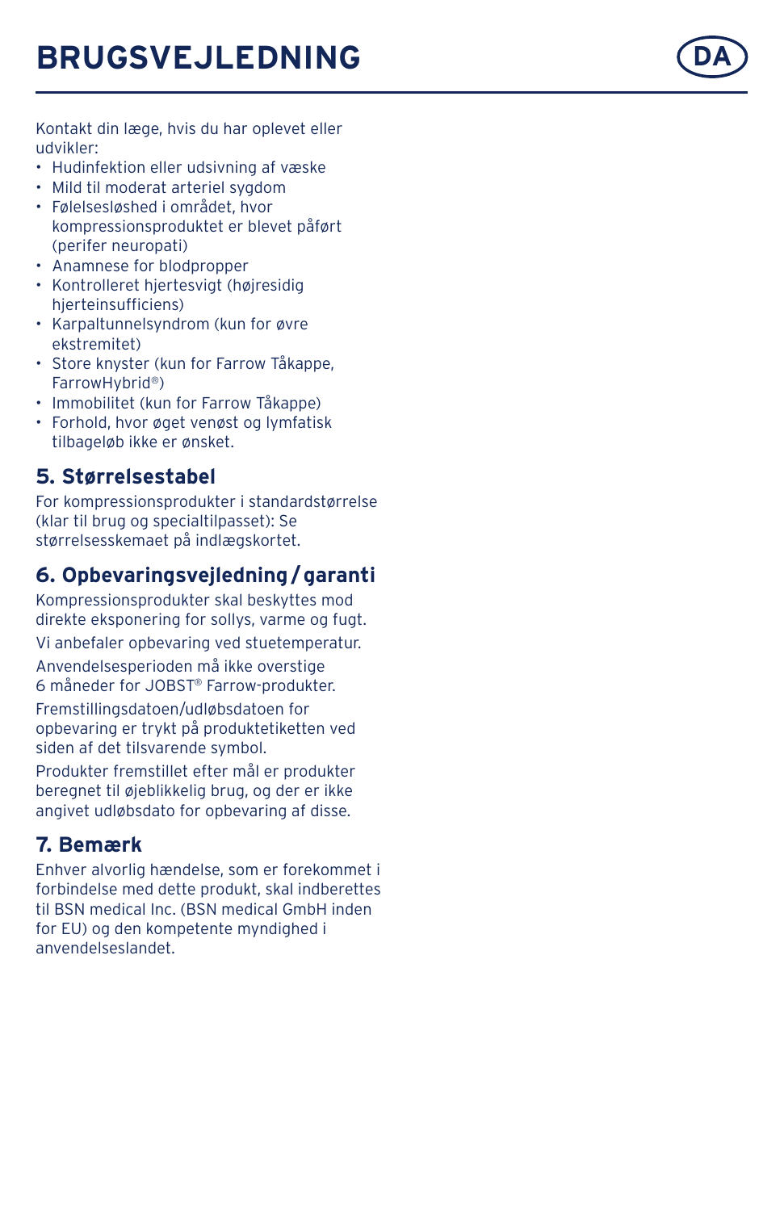# BRUGSVEJLEDNING

DA

Kontakt din læge, hvis du har oplevet eller udvikler:

- Hudinfektion eller udsivning af væske
- Mild til moderat arteriel sygdom
- Følelsesløshed i området, hvor kompressionsproduktet er blevet påført (perifer neuropati)
- Anamnese for blodpropper
- Kontrolleret hjertesvigt (højresidig hjerteinsufficiens)
- Karpaltunnelsyndrom (kun for øvre ekstremitet)
- Store knyster (kun for Farrow Tåkappe, FarrowHybrid®)
- Immobilitet (kun for Farrow Tåkappe)
- Forhold, hvor øget venøst og lymfatisk tilbageløb ikke er ønsket.

## 5. Størrelsestabel

For kompressionsprodukter i standardstørrelse (klar til brug og specialtilpasset): Se størrelsesskemaet på indlægskortet.

## 6. Opbevaringsvejledning / garanti

Kompressionsprodukter skal beskyttes mod direkte eksponering for sollys, varme og fugt.

Vi anbefaler opbevaring ved stuetemperatur.

Anvendelsesperioden må ikke overstige 6 måneder for JOBST® Farrow-produkter.

Fremstillingsdatoen/udløbsdatoen for opbevaring er trykt på produktetiketten ved siden af det tilsvarende symbol.

Produkter fremstillet efter mål er produkter beregnet til øjeblikkelig brug, og der er ikke angivet udløbsdato for opbevaring af disse.

## 7. Bemærk

Enhver alvorlig hændelse, som er forekommet i forbindelse med dette produkt, skal indberettes til BSN medical Inc. (BSN medical GmbH inden for EU) og den kompetente myndighed i anvendelseslandet.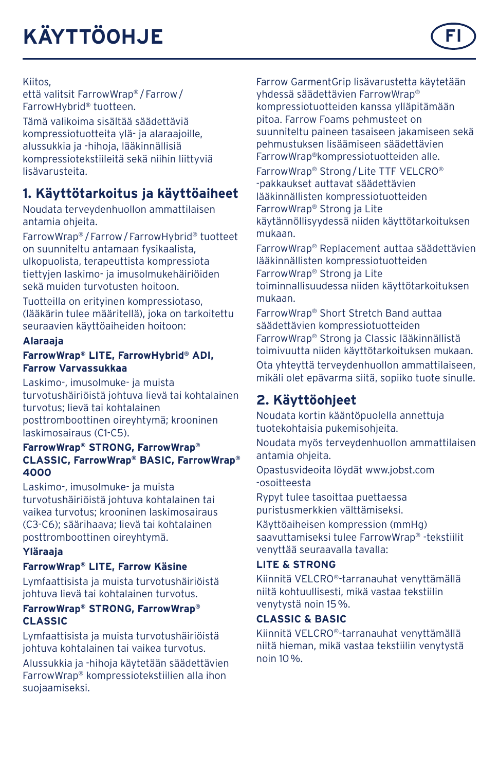# KÄYTTÖOHJE

FI

Kiitos,
että valitsit FarrowWrap® / Farrow / FarrowHybrid® tuotteen.

Tämä valikoima sisältää säädettäviä kompressiotuotteita ylä- ja alaraajoille, alussukkia ja -hihoja, lääkinnällisiä kompressiotekstiileitä sekä niihin liittyviä lisävarusteita.

## 1. Käyttötarkoitus ja käyttöaiheet

Noudata terveydenhuollon ammattilaisen antamia ohjeita.

FarrowWrap® / Farrow / FarrowHybrid® tuotteet on suunniteltu antamaan fysikaalista, ulkopuolista, terapeuttista kompressiota tiettyjen laskimo- ja imusolmukehäiriöiden sekä muiden turvotusten hoitoon.

Tuotteilla on erityinen kompressiotaso, (lääkärin tulee määritellä), joka on tarkoitettu seuraavien käyttöaiheiden hoitoon:

**Alaraaja**

**FarrowWrap® LITE, FarrowHybrid® ADI, Farrow Varvassukkaa**

Laskimo-, imusolmuke- ja muista turvotushäiriöistä johtuva lievä tai kohtalainen turvotus; lievä tai kohtalainen posttromboottinen oireyhtymä; krooninen laskimosairaus (C1-C5).

**FarrowWrap® STRONG, FarrowWrap® CLASSIC, FarrowWrap® BASIC, FarrowWrap® 4000**

Laskimo-, imusolmuke- ja muista turvotushäiriöistä johtuva kohtalainen tai vaikea turvotus; krooninen laskimosairaus (C3-C6); säärihaava; lievä tai kohtalainen posttromboottinen oireyhtymä.

**Yläraaja**

**FarrowWrap® LITE, Farrow Käsine**

Lymfaattisista ja muista turvotushäiriöistä johtuva lievä tai kohtalainen turvotus.

**FarrowWrap® STRONG, FarrowWrap® CLASSIC**

Lymfaattisista ja muista turvotushäiriöistä johtuva kohtalainen tai vaikea turvotus.

Alussukkia ja -hihoja käytetään säädettävien FarrowWrap® kompressiotekstiilien alla ihon suojaamiseksi.

Farrow GarmentGrip lisävarustetta käytetään yhdessä säädettävien FarrowWrap® kompressiotuotteiden kanssa ylläpitämään pitoa. Farrow Foams pehmusteet on suunniteltu paineen tasaiseen jakamiseen sekä pehmustuksen lisäämiseen säädettävien FarrowWrap®kompressiotuotteiden alle.

FarrowWrap® Strong / Lite TTF VELCRO® -pakkaukset auttavat säädettävien lääkinnällisten kompressiotuotteiden FarrowWrap® Strong ja Lite käytännöllisyydessä niiden käyttötarkoituksen mukaan.

FarrowWrap® Replacement auttaa säädettävien lääkinnällisten kompressiotuotteiden FarrowWrap® Strong ja Lite toiminnallisuudessa niiden käyttötarkoituksen mukaan.

FarrowWrap® Short Stretch Band auttaa säädettävien kompressiotuotteiden FarrowWrap® Strong ja Classic lääkinnällistä toimivuutta niiden käyttötarkoituksen mukaan.

Ota yhteyttä terveydenhuollon ammattilaiseen, mikäli olet epävarma siitä, sopiiko tuote sinulle.

## 2. Käyttöohjeet

Noudata kortin kääntöpuolella annettuja tuotekohtaisia pukemisohjeita.

Noudata myös terveydenhuollon ammattilaisen antamia ohjeita.

Opastusvideoita löydät www.jobst.com -osoitteesta

Rypyt tulee tasoittaa puettaessa puristusmerkkien välttämiseksi.

Käyttöaiheisen kompression (mmHg) saavuttamiseksi tulee FarrowWrap® -tekstiilit venyttää seuraavalla tavalla:

**LITE & STRONG**

Kiinnitä VELCRO®-tarranauhat venyttämällä niitä kohtuullisesti, mikä vastaa tekstiilin venytystä noin 15 %.

**CLASSIC & BASIC**

Kiinnitä VELCRO®-tarranauhat venyttämällä niitä hieman, mikä vastaa tekstiilin venytystä noin 10 %.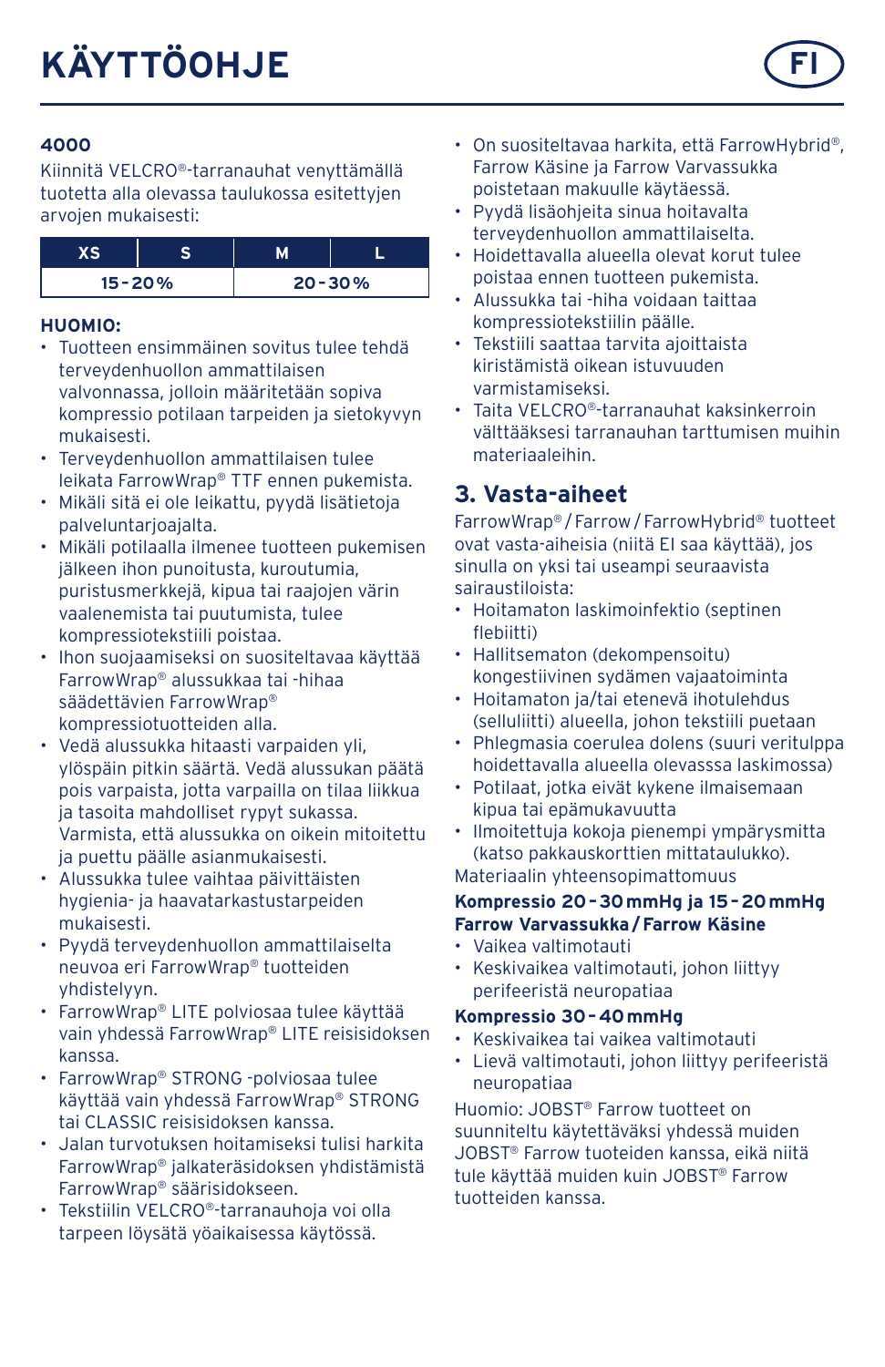# KÄYTTÖOHJE

FI

**4000**

Kiinnitä VELCRO®-tarranauhat venyttämällä tuotetta alla olevassa taulukossa esitettyjen arvojen mukaisesti:

| XS | S | M | L |
|---|---|---|---|
| 15 - 20 % | | 20 - 30 % | |

**HUOMIO:**

- Tuotteen ensimmäinen sovitus tulee tehdä terveydenhuollon ammattilaisen valvonnassa, jolloin määritetään sopiva kompressio potilaan tarpeiden ja sietokyvyn mukaisesti.
- Terveydenhuollon ammattilaisen tulee leikata FarrowWrap® TTF ennen pukemista.
- Mikäli sitä ei ole leikattu, pyydä lisätietoja palveluntarjoajalta.
- Mikäli potilaalla ilmenee tuotteen pukemisen jälkeen ihon punoitusta, kuroutumia, puristusmerkkejä, kipua tai raajojen värin vaalenemista tai puutumista, tulee kompressiotekstiili poistaa.
- Ihon suojaamiseksi on suositeltavaa käyttää FarrowWrap® alussukkaa tai -hihaa säädettävien FarrowWrap® kompressiotuotteiden alla.
- Vedä alussukka hitaasti varpaiden yli, ylöspäin pitkin säärtä. Vedä alussukan päätä pois varpaista, jotta varpailla on tilaa liikkua ja tasoita mahdolliset rypyt sukassa. Varmista, että alussukka on oikein mitoitettu ja puettu päälle asianmukaisesti.
- Alussukka tulee vaihtaa päivittäisten hygienia- ja haavatarkastustarpeiden mukaisesti.
- Pyydä terveydenhuollon ammattilaiselta neuvoa eri FarrowWrap® tuotteiden yhdistelyyn.
- FarrowWrap® LITE polviosaa tulee käyttää vain yhdessä FarrowWrap® LITE reisisidoksen kanssa.
- FarrowWrap® STRONG -polviosaa tulee käyttää vain yhdessä FarrowWrap® STRONG tai CLASSIC reisisidoksen kanssa.
- Jalan turvotuksen hoitamiseksi tulisi harkita FarrowWrap® jalkateräsidoksen yhdistämistä FarrowWrap® säärisidokseen.
- Tekstiilin VELCRO®-tarranauhoja voi olla tarpeen löysätä yöaikaisessa käytössä.
- On suositeltavaa harkita, että FarrowHybrid®, Farrow Käsine ja Farrow Varvassukka poistetaan makuulle käytäessä.
- Pyydä lisäohjeita sinua hoitavalta terveydenhuollon ammattilaiselta.
- Hoidettavalla alueella olevat korut tulee poistaa ennen tuotteen pukemista.
- Alussukka tai -hiha voidaan taittaa kompressiotekstiilin päälle.
- Tekstiili saattaa tarvita ajoittaista kiristämistä oikean istuvuuden varmistamiseksi.
- Taita VELCRO®-tarranauhat kaksinkerroin välttääksesi tarranauhan tarttumisen muihin materiaaleihin.

## 3. Vasta-aiheet

FarrowWrap® / Farrow / FarrowHybrid® tuotteet ovat vasta-aiheisia (niitä EI saa käyttää), jos sinulla on yksi tai useampi seuraavista sairaustiloista:

- Hoitamaton laskimoinfektio (septinen flebiitti)
- Hallitsematon (dekompensoitu) kongestiivinen sydämen vajaatoiminta
- Hoitamaton ja/tai etenevä ihotulehdus (selluliitti) alueella, johon tekstiili puetaan
- Phlegmasia coerulea dolens (suuri veritulppa hoidettavalla alueella olevassa laskimossa)
- Potilaat, jotka eivät kykene ilmaisemaan kipua tai epämukavuutta
- Ilmoitettuja kokoja pienempi ympärysmitta (katso pakkauskorttien mittataulukko).

Materiaalin yhteensopimattomuus

**Kompressio 20 - 30 mmHg ja 15 - 20 mmHg Farrow Varvassukka / Farrow Käsine**

- Vaikea valtimotauti
- Keskivaikea valtimotauti, johon liittyy perifeeristä neuropatiaa

**Kompressio 30 - 40 mmHg**

- Keskivaikea tai vaikea valtimotauti
- Lievä valtimotauti, johon liittyy perifeeristä neuropatiaa

Huomio: JOBST® Farrow tuotteet on suunniteltu käytettäväksi yhdessä muiden JOBST® Farrow tuoteiden kanssa, eikä niitä tule käyttää muiden kuin JOBST® Farrow tuotteiden kanssa.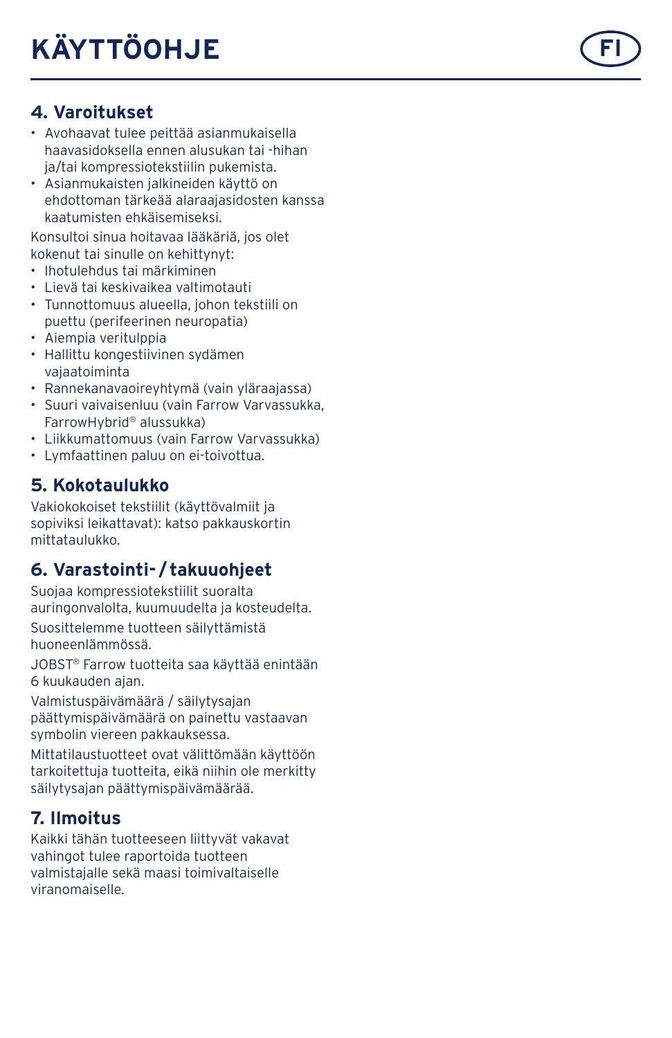# KÄYTTÖOHJE

## 4. Varoitukset

- Avohaavat tulee peittää asianmukaisella haavasidoksella ennen alusukan tai -hihan ja/tai kompressiotekstiilin pukemista.
- Asianmukaisten jalkineiden käyttö on ehdottoman tärkeää alaraajasidosten kanssa kaatumisten ehkäisemiseksi.

Konsultoi sinua hoitavaa lääkäriä, jos olet kokenut tai sinulle on kehittynyt:

- Ihotulehdus tai märkiminen
- Lievä tai keskivaikea valtimotauti
- Tunnottomuus alueella, johon tekstiili on puettu (perifeerinen neuropatia)
- Aiempia veritulppia
- Hallittu kongestiivinen sydämen vajaatoiminta
- Rannekanavaoireyhtymä (vain yläraajassa)
- Suuri vaivaisenluu (vain Farrow Varvassukka, FarrowHybrid® alussukka)
- Liikkumattomuus (vain Farrow Varvassukka)
- Lymfaattinen paluu on ei-toivottua.

## 5. Kokotaulukko

Vakiokokoiset tekstiilit (käyttövalmiit ja sopiviksi leikattavat): katso pakkauskortin mittataulukko.

## 6. Varastointi- / takuuohjeet

Suojaa kompressiotekstiilit suoralta auringonvalolta, kuumuudelta ja kosteudelta.

Suosittelemme tuotteen säilyttämistä huoneenlämmössä.

JOBST® Farrow tuotteita saa käyttää enintään 6 kuukauden ajan.

Valmistuspäivämäärä / säilytysajan päättymispäivämäärä on painettu vastaavan symbolin viereen pakkauksessa.

Mittatilaustuotteet ovat välittömään käyttöön tarkoitettuja tuotteita, eikä niihin ole merkitty säilytysajan päättymispäivämäärää.

## 7. Ilmoitus

Kaikki tähän tuotteeseen liittyvät vakavat vahingot tulee raportoida tuotteen valmistajalle sekä maasi toimivaltaiselle viranomaiselle.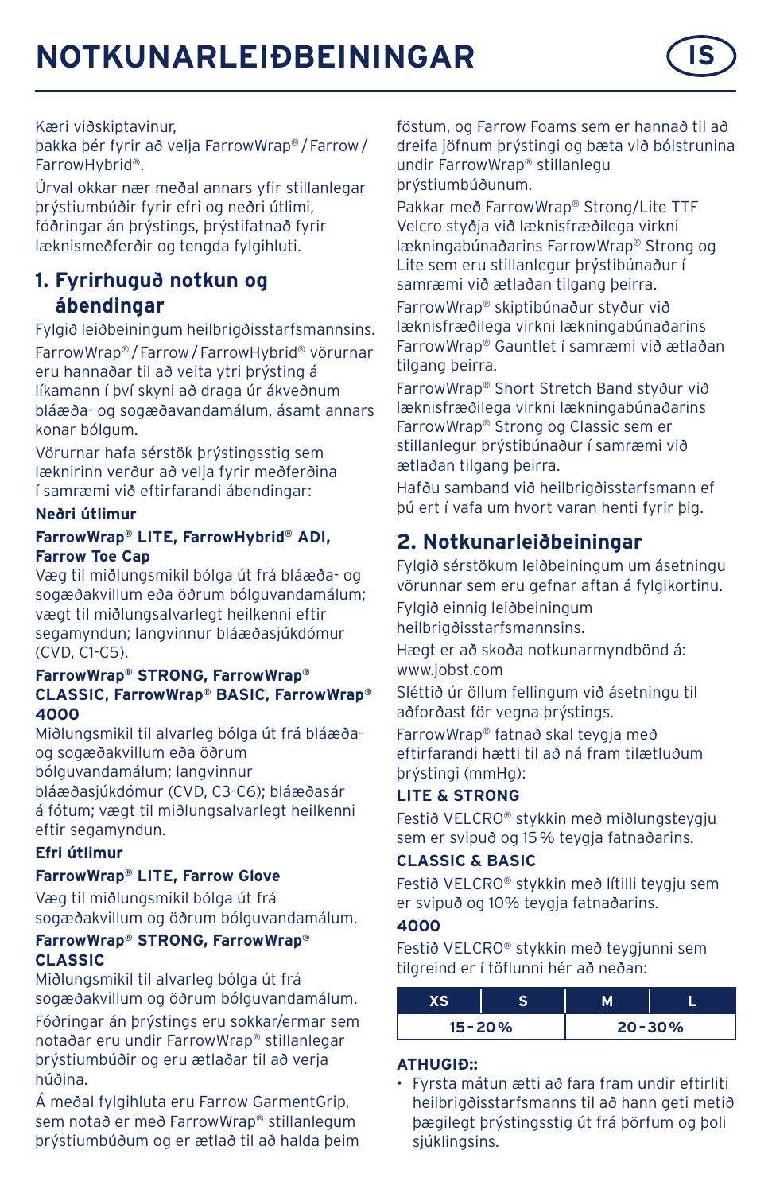# NOTKUNARLEIÐBEININGAR

IS

Kæri viðskiptavinur,
þakka þér fyrir að velja FarrowWrap® / Farrow / FarrowHybrid®.

Úrval okkar nær meðal annars yfir stillanlegar þrýstiumbúðir fyrir efri og neðri útlimi, fóðringar án þrýstings, þrýstifatnað fyrir læknismeðferðir og tengda fylgihluti.

## 1. Fyrirhuguð notkun og ábendingar

Fylgið leiðbeiningum heilbrigðisstarfsmannsins.

FarrowWrap® / Farrow / FarrowHybrid® vörurnar eru hannaðar til að veita ytri þrýsting á líkamann í því skyni að draga úr ákveðnum bláæða- og sogæðavandamálum, ásamt annars konar bólgum.

Vörurnar hafa sérstök þrýstingsstig sem læknirinn verður að velja fyrir meðferðina í samræmi við eftirfarandi ábendingar:

**Neðri útlimur**

**FarrowWrap® LITE, FarrowHybrid® ADI, Farrow Toe Cap**

Væg til miðlungsmikil bólga út frá bláæða- og sogæðakvillum eða öðrum bólguvandamálum; vægt til miðlungsalvarlegt heilkenni eftir segamyndun; langvinnur bláæðasjúkdómur (CVD, C1-C5).

**FarrowWrap® STRONG, FarrowWrap® CLASSIC, FarrowWrap® BASIC, FarrowWrap® 4000**

Miðlungsmikil til alvarleg bólga út frá bláæða- og sogæðakvillum eða öðrum bólguvandamálum; langvinnur bláæðasjúkdómur (CVD, C3-C6); bláæðasár á fótum; vægt til miðlungsalvarlegt heilkenni eftir segamyndun.

**Efri útlimur**

**FarrowWrap® LITE, Farrow Glove**

Væg til miðlungsmikil bólga út frá sogæðakvillum og öðrum bólguvandamálum.

**FarrowWrap® STRONG, FarrowWrap® CLASSIC**

Miðlungsmikil til alvarleg bólga út frá sogæðakvillum og öðrum bólguvandamálum.

Fóðringar án þrýstings eru sokkar/ermar sem notaðar eru undir FarrowWrap® stillanlegar þrýstiumbúðir og eru ætlaðar til að verja húðina.

Á meðal fylgihluta eru Farrow GarmentGrip, sem notað er með FarrowWrap® stillanlegum þrýstiumbúðum og er ætlað til að halda þeim föstum, og Farrow Foams sem er hannað til að dreifa jöfnum þrýstingi og bæta við bólstrunina undir FarrowWrap® stillanlegu þrýstiumbúðunum.

Pakkar með FarrowWrap® Strong/Lite TTF Velcro styðja við læknisfræðilega virkni lækningabúnaðarins FarrowWrap® Strong og Lite sem eru stillanlegur þrýstibúnaður í samræmi við ætlaðan tilgang þeirra.

FarrowWrap® skiptibúnaður styður við læknisfræðilega virkni lækningabúnaðarins FarrowWrap® Gauntlet í samræmi við ætlaðan tilgang þeirra.

FarrowWrap® Short Stretch Band styður við læknisfræðilega virkni lækningabúnaðarins FarrowWrap® Strong og Classic sem er stillanlegur þrýstibúnaður í samræmi við ætlaðan tilgang þeirra.

Hafðu samband við heilbrigðisstarfsmann ef þú ert í vafa um hvort varan henti fyrir þig.

## 2. Notkunarleiðbeiningar

Fylgið sérstökum leiðbeiningum um ásetningu vörunnar sem eru gefnar aftan á fylgikortinu.

Fylgið einnig leiðbeiningum heilbrigðisstarfsmannsins.

Hægt er að skoða notkunarmyndbönd á: www.jobst.com

Sléttið úr öllum fellingum við ásetningu til aðforðast för vegna þrýstings.

FarrowWrap® fatnað skal teygja með eftirfarandi hætti til að ná fram tilætluðum þrýstingi (mmHg):

**LITE & STRONG**

Festið VELCRO® stykkin með miðlungsteygju sem er svipuð og 15 % teygja fatnaðarins.

**CLASSIC & BASIC**

Festið VELCRO® stykkin með lítilli teygju sem er svipuð og 10% teygja fatnaðarins.

**4000**

Festið VELCRO® stykkin með teygjunni sem tilgreind er í töflunni hér að neðan:

| XS | S | M | L |
|---|---|---|---|
| 15-20% | | 20-30% | |

**ATHUGIÐ::**

- Fyrsta mátun ætti að fara fram undir eftirliti heilbrigðisstarfsmanns til að hann geti metið þægilegt þrýstingsstig út frá þörfum og þoli sjúklingsins.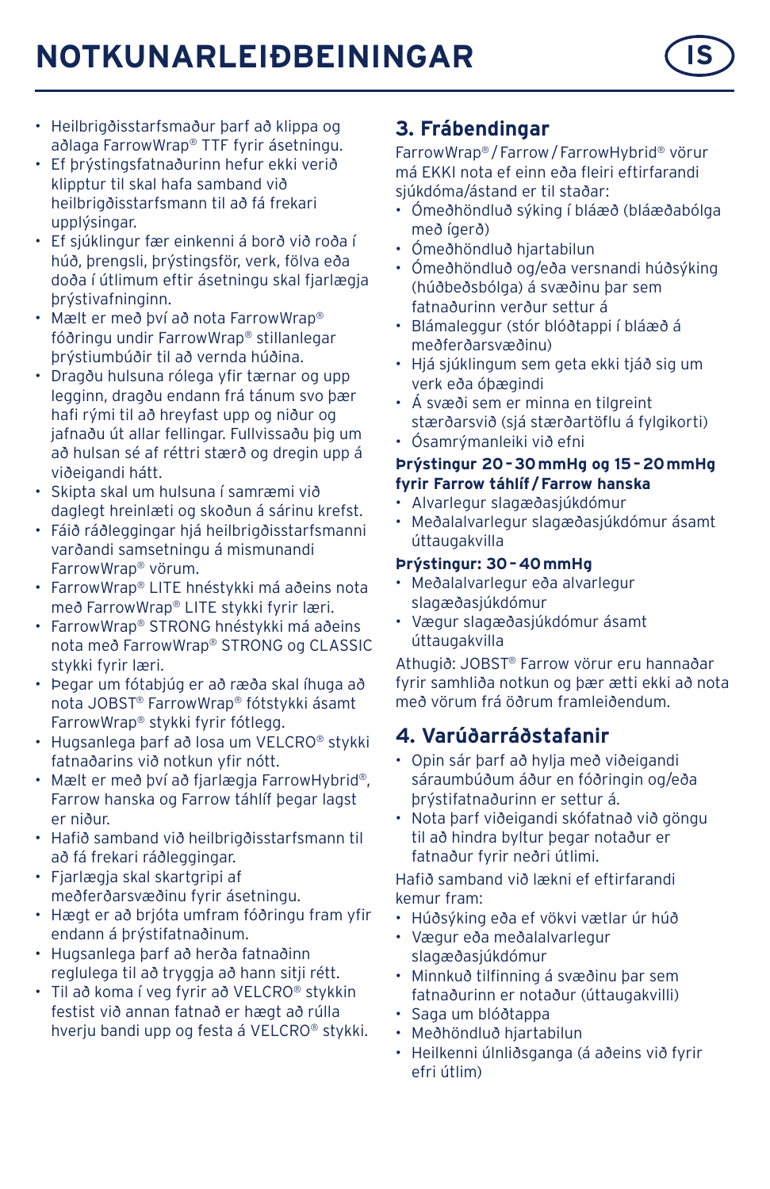# NOTKUNARLEIÐBEININGAR

IS

- Heilbrigðisstarfsmaður þarf að klippa og aðlaga FarrowWrap® TTF fyrir ásetningu.
- Ef þrýstingsfatnaðurinn hefur ekki verið klipptur til skal hafa samband við heilbrigðisstarfsmann til að fá frekari upplýsingar.
- Ef sjúklingur fær einkenni á borð við roða í húð, þrengsli, þrýstingsför, verk, fölva eða doða í útlimum eftir ásetningu skal fjarlægja þrýstivafninginn.
- Mælt er með því að nota FarrowWrap® fóðringu undir FarrowWrap® stillanlegar þrýstiumbúðir til að vernda húðina.
- Dragðu hulsuna rólega yfir tærnar og upp legginn, dragðu endann frá tánum svo þær hafi rými til að hreyfast upp og niður og jafnaðu út allar fellingar. Fullvissaðu þig um að hulsan sé af réttri stærð og dregin upp á viðeigandi hátt.
- Skipta skal um hulsuna í samræmi við daglegt hreinlæti og skoðun á sárinu krefst.
- Fáið ráðleggingar hjá heilbrigðisstarfsmanni varðandi samsetningu á mismunandi FarrowWrap® vörum.
- FarrowWrap® LITE hnéstykki má aðeins nota með FarrowWrap® LITE stykki fyrir læri.
- FarrowWrap® STRONG hnéstykki má aðeins nota með FarrowWrap® STRONG og CLASSIC stykki fyrir læri.
- Þegar um fótabjúg er að ræða skal íhuga að nota JOBST® FarrowWrap® fótstykki ásamt FarrowWrap® stykki fyrir fótlegg.
- Hugsanlega þarf að losa um VELCRO® stykki fatnaðarins við notkun yfir nótt.
- Mælt er með því að fjarlægja FarrowHybrid®, Farrow hanska og Farrow táhlíf þegar lagst er niður.
- Hafið samband við heilbrigðisstarfsmann til að fá frekari ráðleggingar.
- Fjarlægja skal skartgripi af meðferðarsvæðinu fyrir ásetningu.
- Hægt er að brjóta umfram fóðringu fram yfir endann á þrýstifatnaðinum.
- Hugsanlega þarf að herða fatnaðinn reglulega til að tryggja að hann sitji rétt.
- Til að koma í veg fyrir að VELCRO® stykkin festist við annan fatnað er hægt að rúlla hverju bandi upp og festa á VELCRO® stykki.

## 3. Frábendingar

FarrowWrap® / Farrow / FarrowHybrid® vörur má EKKI nota ef einn eða fleiri eftirfarandi sjúkdóma/ástand er til staðar:

- Ómeðhöndluð sýking í bláæð (bláæðabólga með ígerð)
- Ómeðhöndluð hjartabilun
- Ómeðhöndluð og/eða versnandi húðsýking (húðbeðsbólga) á svæðinu þar sem fatnaðurinn verður settur á
- Blámaleggur (stór blóðtappi í bláæð á meðferðarsvæðinu)
- Hjá sjúklingum sem geta ekki tjáð sig um verk eða óþægindi
- Á svæði sem er minna en tilgreint stærðarsvið (sjá stærðartöflu á fylgikorti)
- Ósamrýmanleiki við efni

**Þrýstingur 20 - 30 mmHg og 15 - 20 mmHg fyrir Farrow táhlíf / Farrow hanska**

- Alvarlegur slagæðasjúkdómur
- Meðalalvarlegur slagæðasjúkdómur ásamt úttaugakvilla

**Þrýstingur: 30 - 40 mmHg**

- Meðalalvarlegur eða alvarlegur slagæðasjúkdómur
- Vægur slagæðasjúkdómur ásamt úttaugakvilla

Athugið: JOBST® Farrow vörur eru hannaðar fyrir samhliða notkun og þær ætti ekki að nota með vörum frá öðrum framleiðendum.

## 4. Varúðarráðstafanir

- Opin sár þarf að hylja með viðeigandi sáraumbúðum áður en fóðringin og/eða þrýstifatnaðurinn er settur á.
- Nota þarf viðeigandi skófatnað við göngu til að hindra byltur þegar notaður er fatnaður fyrir neðri útlimi.

Hafið samband við lækni ef eftirfarandi kemur fram:

- Húðsýking eða ef vökvi vætlar úr húð
- Vægur eða meðalalvarlegur slagæðasjúkdómur
- Minnkuð tilfinning á svæðinu þar sem fatnaðurinn er notaður (úttaugakvilli)
- Saga um blóðtappa
- Meðhöndluð hjartabilun
- Heilkenni úlnliðsganga (á aðeins við fyrir efri útlim)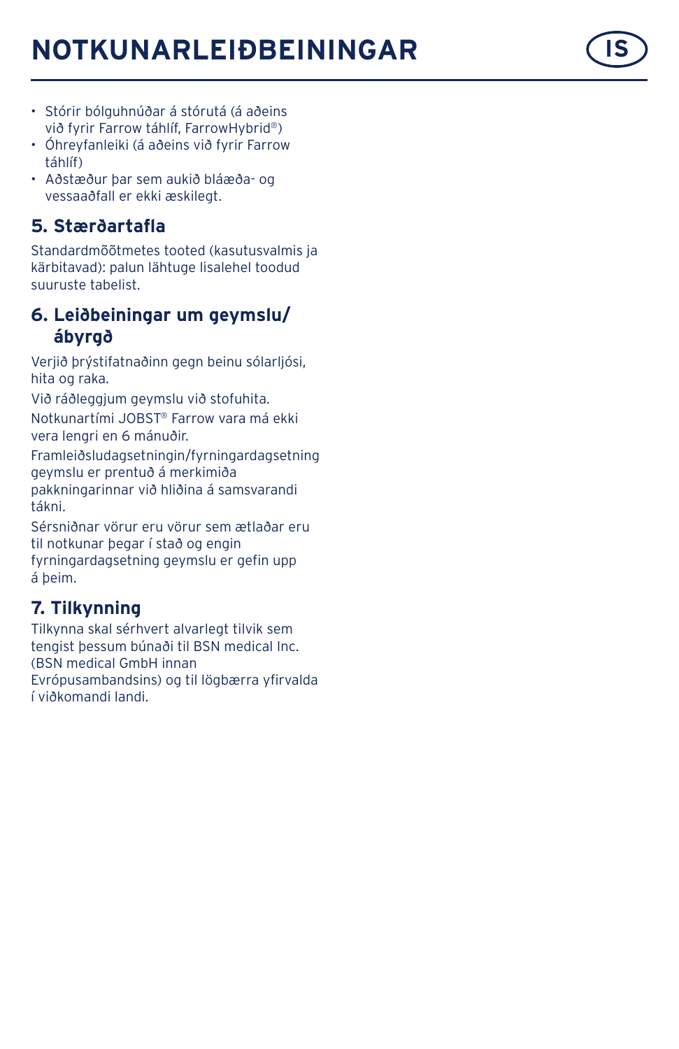- Stórir bólguhnúðar á stórutá (á aðeins við fyrir Farrow táhlíf, FarrowHybrid®)
- Óhreyfanleiki (á aðeins við fyrir Farrow táhlíf)
- Aðstæður þar sem aukið bláæða- og vessaaðfall er ekki æskilegt.

## 5. Stærðartafla

Standardmõõtmetes tooted (kasutusvalmis ja kärbitavad): palun lähtuge lisalehel toodud suuruste tabelist.

## 6. Leiðbeiningar um geymslu/ábyrgð

Verjið þrýstifatnaðinn gegn beinu sólarljósi, hita og raka.

Við ráðleggjum geymslu við stofuhita.

Notkunartími JOBST® Farrow vara má ekki vera lengri en 6 mánuðir.

Framleiðsludagsetningin/fyrningardagsetning geymslu er prentuð á merkimiða pakkningarinnar við hliðina á samsvarandi tákni.

Sérsniðnar vörur eru vörur sem ætlaðar eru til notkunar þegar í stað og engin fyrningardagsetning geymslu er gefin upp á þeim.

## 7. Tilkynning

Tilkynna skal sérhvert alvarlegt tilvik sem tengist þessum búnaði til BSN medical Inc. (BSN medical GmbH innan Evrópusambandsins) og til lögbærra yfirvalda í viðkomandi landi.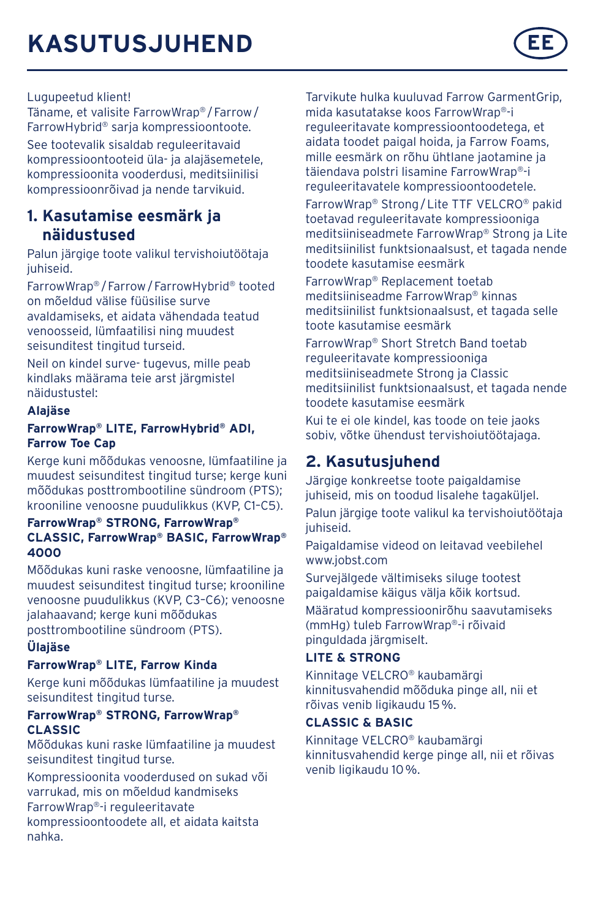# KASUTUSJUHEND

EE

Lugupeetud klient!
Täname, et valisite FarrowWrap® / Farrow / FarrowHybrid® sarja kompressioontoote.

See tootevalik sisaldab reguleeritavaid kompressioontooteid üla- ja alajäsemetele, kompressioonita voodercusi, meditsiinilisi kompressioonrõivad ja nende tarvikuid.

## 1. Kasutamise eesmärk ja näidustused

Palun järgige toote valikul tervishoiutöötaja juhiseid.

FarrowWrap® / Farrow / FarrowHybrid® tooted on mõeldud välise füüsilise surve avaldamiseks, et aidata vähendada teatud venoosseid, lümfaatilisi ning muudest seisunditest tingitud turseid.

Neil on kindel surve- tugevus, mille peab kindlaks määrama teie arst järgmistel näidustustel:

**Alajäse**

**FarrowWrap® LITE, FarrowHybrid® ADI, Farrow Toe Cap**

Kerge kuni mõõdukas venoosne, lümfaatiline ja muudest seisunditest tingitud turse; kerge kuni mõõdukas posttrombootiline sündroom (PTS); krooniline venoosne puudulikkus (KVP, C1-C5).

**FarrowWrap® STRONG, FarrowWrap® CLASSIC, FarrowWrap® BASIC, FarrowWrap® 4000**

Mõõdukas kuni raske venoosne, lümfaatiline ja muudest seisunditest tingitud turse; krooniline venoosne puudulikkus (KVP, C3-C6); venoosne jalahaavand; kerge kuni mõõdukas posttrombootiline sündroom (PTS).

**Ülajäse**

**FarrowWrap® LITE, Farrow Kinda**

Kerge kuni mõõdukas lümfaatiline ja muudest seisunditest tingitud turse.

**FarrowWrap® STRONG, FarrowWrap® CLASSIC**

Mõõdukas kuni raske lümfaatiline ja muudest seisunditest tingitud turse.

Kompressioonita vooderdused on sukad või varrukad, mis on mõeldud kandmiseks FarrowWrap®-i reguleeritavate kompressioontoodete all, et aidata kaitsta nahka.

Tarvikute hulka kuuluvad Farrow GarmentGrip, mida kasutatakse koos FarrowWrap®-i reguleeritavate kompressioontoodetega, et aidata toodet paigal hoida, ja Farrow Foams, mille eesmärk on rõhu ühtlane jaotamine ja täiendava polstri lisamine FarrowWrap®-i reguleeritavatele kompressioontoodetele.

FarrowWrap® Strong / Lite TTF VELCRO® pakid toetavad reguleeritavate kompressiooniga meditsiiniseadmete FarrowWrap® Strong ja Lite meditsiinilist funktsionaalsust, et tagada nende toodete kasutamise eesmärk

FarrowWrap® Replacement toetab meditsiiniseadme FarrowWrap® kinnas meditsiinilist funktsionaalsust, et tagada selle toote kasutamise eesmärk

FarrowWrap® Short Stretch Band toetab reguleeritavate kompressiooniga meditsiiniseadme Strong ja Classic meditsiinilist funktsionaalsust, et tagada nende toodete kasutamise eesmärk

Kui te ei ole kindel, kas toode on teie jaoks sobiv, võtke ühendust tervishoiutöötajaga.

## 2. Kasutusjuhend

Järgige konkreetse toote paigaldamise juhiseid, mis on toodud lisalehe tagaküljel.

Palun järgige toote valikul ka tervishoiutöötaja juhiseid.

Paigaldamise videod on leitavad veebilehel www.jobst.com

Survejälgede vältimiseks siluge tootest paigaldamise käigus välja kõik kortsud.

Määratud kompressioonirõhu saavutamiseks (mmHg) tuleb FarrowWrap®-i rõivaid pinguldada järgmiselt.

**LITE & STRONG**

Kinnitage VELCRO® kaubamärgi kinnitusvahendid mõõduka pinge all, nii et rõivas venib ligikaudu 15 %.

**CLASSIC & BASIC**

Kinnitage VELCRO® kaubamärgi kinnitusvahendid kerge pinge all, nii et rõivas venib ligikaudu 10 %.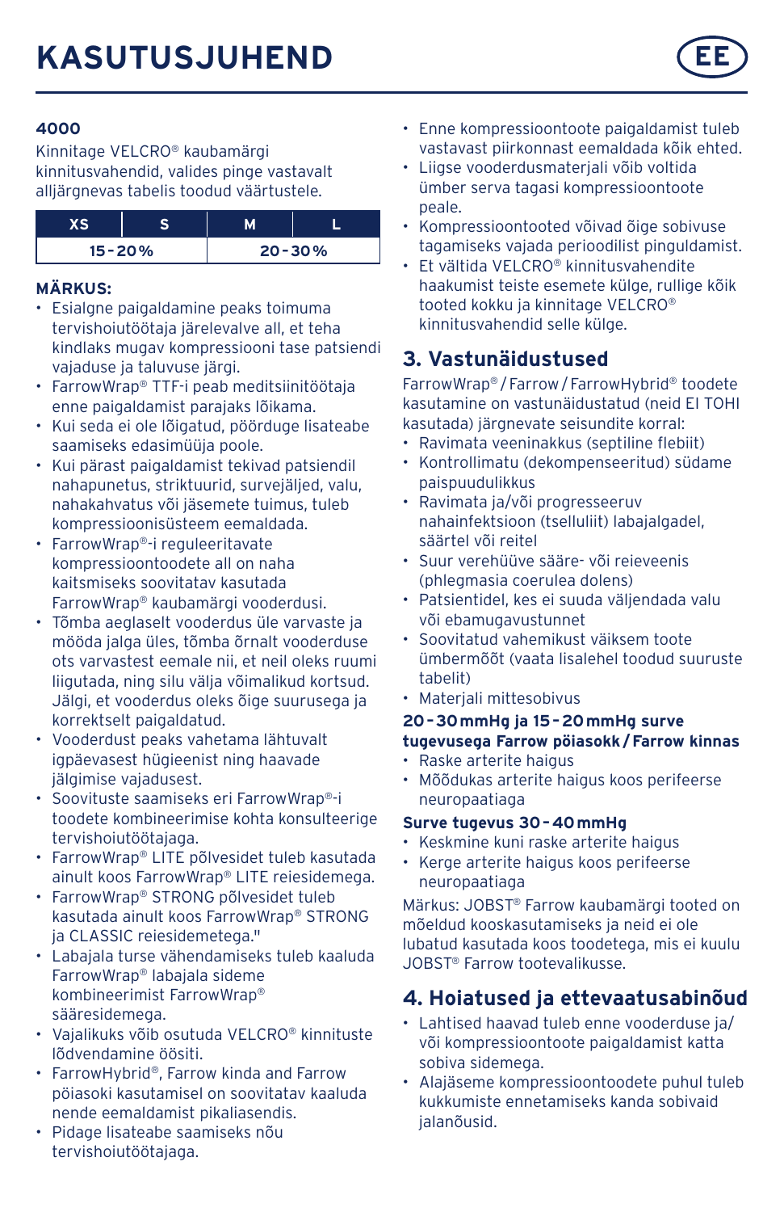# KASUTUSJUHEND

EE

**4000**

Kinnitage VELCRO® kaubamärgi kinnitusvahendid, valides pinge vastavalt alljärgnevas tabelis toodud väärtustele.

| XS | S | M | L |
|---|---|---|---|
| 15 - 20 % | | 20 - 30 % | |

**MÄRKUS:**

- Esialgne paigaldamine peaks toimuma tervishoiutöötaja järelevalve all, et teha kindlaks mugav kompressiooni tase patsiendi vajaduse ja taluvuse järgi.
- FarrowWrap® TTF-i peab meditsiinitöötaja enne paigaldamist parajaks lõikama.
- Kui seda ei ole lõigatud, pöörduge lisateabe saamiseks edasimüüja poole.
- Kui pärast paigaldamist tekivad patsiendil nahapunetus, striktuurid, survejäljed, valu, nahakahvatus või jäsemete tuimus, tuleb kompressioonisüsteem eemaldada.
- FarrowWrap®-i reguleeritavate kompressioontoodete all on naha kaitsmiseks soovitatav kasutada FarrowWrap® kaubamärgi vooderdusi.
- Tõmba aeglaselt vooderdus üle varvaste ja mööda jalga üles, tõmba õrnalt vooderduse ots varvastest eemale nii, et neil oleks ruumi liigutada, ning silu välja võimalikud kortsud. Jälgi, et vooderdus oleks õige suurusega ja korrektselt paigaldatud.
- Vooderdust peaks vahetama lähtuvalt igpäevasest hügieenist ning haavade jälgimise vajadusest.
- Soovituste saamiseks eri FarrowWrap®-i toodete kombineerimise kohta konsulteerige tervishoiutöötajaga.
- FarrowWrap® LITE põlvesidet tuleb kasutada ainult koos FarrowWrap® LITE reiesidemega.
- FarrowWrap® STRONG põlvesidet tuleb kasutada ainult koos FarrowWrap® STRONG ja CLASSIC reiesidemetega."
- Labajala turse vähendamiseks tuleb kaaluda FarrowWrap® labajala sideme kombineerimist FarrowWrap® sääresidemega.
- Vajalikuks võib osutuda VELCRO® kinnituste lõdvendamine öösiti.
- FarrowHybrid®, Farrow kinda and Farrow pöiasoki kasutamisel on soovitatav kaaluda nende eemaldamist pikaliasendis.
- Pidage lisateabe saamiseks nõu tervishoiutöötajaga.
- Enne kompressioontoote paigaldamist tuleb vastavast piirkonnast eemaldada kõik ehted.
- Liigse vooderdusmaterjali võib voltida ümber serva tagasi kompressioontoote peale.
- Kompressioontooted võivad õige sobivuse tagamiseks vajada perioodilist pinguldamist.
- Et vältida VELCRO® kinnitusvahendite haakumist teiste esemete külge, rullige kõik tooted kokku ja kinnitage VELCRO® kinnitusvahendid selle külge.

## 3. Vastunäidustused

FarrowWrap® / Farrow / FarrowHybrid® toodete kasutamine on vastunäidustatud (neid EI TOHI kasutada) järgnevate seisundite korral:

- Ravimata veeninakkus (septiline flebiit)
- Kontrollimatu (dekompenseeritud) südame paispuudulikkus
- Ravimata ja/või progresseeruv nahainfektsioon (tselluliit) labajalgadel, säärtel või reitel
- Suur verehüüve sääre- või reieveenis (phlegmasia coerulea dolens)
- Patsientidel, kes ei suuda väljendada valu või ebamugavustunnet
- Soovitatud vahemikust väiksem toote ümbermõõt (vaata lisalehel toodud suuruste tabelit)
- Materjali mittesobivus

**20 - 30 mmHg ja 15 - 20 mmHg surve tugevusega Farrow pöiasokk / Farrow kinnas**

- Raske arterite haigus
- Mõõdukas arterite haigus koos perifeerse neuropaatiaga

**Surve tugevus 30 - 40 mmHg**

- Keskmine kuni raske arterite haigus
- Kerge arterite haigus koos perifeerse neuropaatiaga

Märkus: JOBST® Farrow kaubamärgi tooted on mõeldud kooskasutamiseks ja neid ei ole lubatud kasutada koos toodetega, mis ei kuulu JOBST® Farrow tootevalikusse.

## 4. Hoiatused ja ettevaatusabinõud

- Lahtised haavad tuleb enne vooderduse ja/või kompressioontoote paigaldamist katta sobiva sidemega.
- Alajäseme kompressioontoodete puhul tuleb kukkumiste ennetamiseks kanda sobivaid jalanõusid.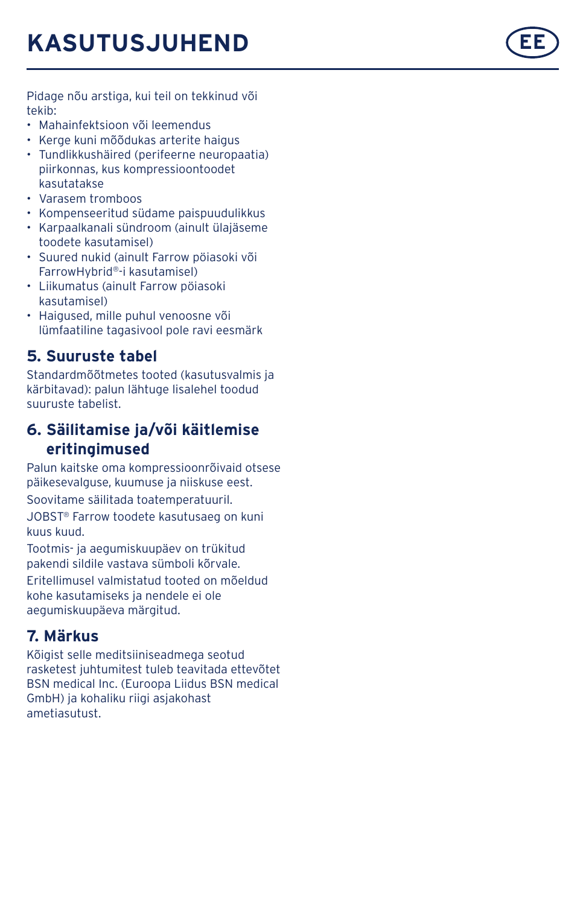# KASUTUSJUHEND

Pidage nõu arstiga, kui teil on tekkinud või tekib:

- Mahainfektsioon või leemendus
- Kerge kuni mõõdukas arterite haigus
- Tundlikkushäired (perifeerne neuropaatia) piirkonnas, kus kompressioontoodet kasutatakse
- Varasem tromboos
- Kompenseeritud südame paispuudulikkus
- Karpaalkanali sündroom (ainult ülajäseme toodete kasutamisel)
- Suured nukid (ainult Farrow pöiasoki või FarrowHybrid®-i kasutamisel)
- Liikumatus (ainult Farrow pöiasoki kasutamisel)
- Haigused, mille puhul venoosne või lümfaatiline tagasivool pole ravi eesmärk

## 5. Suuruste tabel

Standardmõõtmetes tooted (kasutusvalmis ja kärbitavad): palun lähtuge lisalehel toodud suuruste tabelist.

## 6. Säilitamise ja/või käitlemise eritingimused

Palun kaitske oma kompressioonrõivaid otsese päikesevalguse, kuumuse ja niiskuse eest.

Soovitame säilitada toatemperatuuril.

JOBST® Farrow toodete kasutusaeg on kuni kuus kuud.

Tootmis- ja aegumiskuupäev on trükitud pakendi sildile vastava sümboli kõrvale.

Eritellimusel valmistatud tooted on mõeldud kohe kasutamiseks ja nendele ei ole aegumiskuupäeva märgitud.

## 7. Märkus

Kõigist selle meditsiiniseadmega seotud rasketest juhtumitest tuleb teavitada ettevõtet BSN medical Inc. (Euroopa Liidus BSN medical GmbH) ja kohaliku riigi asjakohast ametiasutust.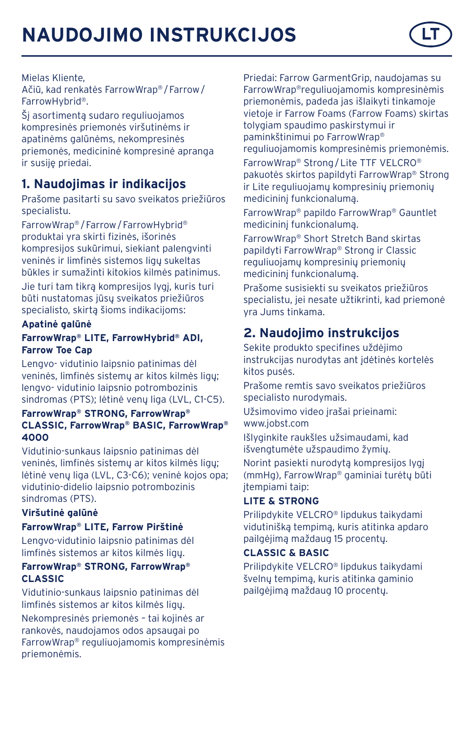# NAUDOJIMO INSTRUKCIJOS

LT

Mielas Kliente,
Ačiū, kad renkatės FarrowWrap® / Farrow / FarrowHybrid®.

Šį asortimentą sudaro reguliuojamos kompresinės priemonės viršutinėms ir apatinėms galūnėms, nekompresinės priemonės, medicininė kompresinė apranga ir susiję priedai.

## 1. Naudojimas ir indikacijos

Prašome pasitarti su savo sveikatos priežiūros specialistu.

FarrowWrap® / Farrow / FarrowHybrid® produktai yra skirti fizinės, išorinės kompresijos sukūrimui, siekiant palengvinti veninės ir limfinės sistemos ligų sukeltas būkles ir sumažinti kitokios kilmės patinimus.

Jie turi tam tikrą kompresijos lygį, kuris turi būti nustatomas jūsų sveikatos priežiūros specialisto, skirtą šioms indikacijoms:

**Apatinė galūnė**

**FarrowWrap® LITE, FarrowHybrid® ADI, Farrow Toe Cap**

Lengvo- vidutinio laipsnio patinimas dėl veninės, limfinės sistemų ar kitos kilmės ligų; lengvo- vidutinio laipsnio potrombozinis sindromas (PTS); lėtinė venų liga (LVL, C1-C5).

**FarrowWrap® STRONG, FarrowWrap® CLASSIC, FarrowWrap® BASIC, FarrowWrap® 4000**

Vidutinio-sunkaus laipsnio patinimas dėl veninės, limfinės sistemų ar kitos kilmės ligų; lėtinė venų liga (LVL, C3-C6); veninė kojos opa; vidutinio-didelio laipsnio potrombozinis sindromas (PTS).

**Viršutinė galūnė**

**FarrowWrap® LITE, Farrow Pirštinė**

Lengvo-vidutinio laipsnio patinimas dėl limfinės sistemos ar kitos kilmės ligų.

**FarrowWrap® STRONG, FarrowWrap® CLASSIC**

Vidutinio-sunkaus laipsnio patinimas dėl limfinės sistemos ar kitos kilmės ligų.

Nekompresinės priemonės – tai kojinės ar rankovės, naudojamos odos apsaugai po FarrowWrap® reguliuojamomis kompresinėmis priemonėmis.

Priedai: Farrow GarmentGrip, naudojamas su FarrowWrap®reguliuojamomis kompresinėmis priemonėmis, padeda jas išlaikyti tinkamoje vietoje ir Farrow Foams (Farrow Foams) skirtas tolygiam spaudimo paskirstymui ir paminkštinimui po FarrowWrap® reguliuojamomis kompresinėmis priemonėmis.

FarrowWrap® Strong / Lite TTF VELCRO® pakuotės skirtos papildyti FarrowWrap® Strong ir Lite reguliuojamų kompresinių priemonių medicininį funkcionalumą.

FarrowWrap® papildo FarrowWrap® Gauntlet medicininį funkcionalumą.

FarrowWrap® Short Stretch Band skirtas papildyti FarrowWrap® Strong ir Classic reguliuojamų kompresinių priemonių medicininį funkcionalumą.

Prašome susisiekti su sveikatos priežiūros specialistu, jei nesate užtikrinti, kad priemonė yra Jums tinkama.

## 2. Naudojimo instrukcijos

Sekite produkto specifines uždėjimo instrukcijas nurodytas ant įdėtinės kortelės kitos pusės.

Prašome remtis savo sveikatos priežiūros specialisto nurodymais.

Užsimovimo video įrašai prieinami: www.jobst.com

Išlyginkite raukšles užsimaudami, kad išvengtumėte užspaudimo žymių.

Norint pasiekti nurodytą kompresijos lygį (mmHg), FarrowWrap® gaminiai turėtų būti įtempiami taip:

**LITE & STRONG**

Prilipdykite VELCRO® lipdukus taikydami vidutinišką tempimą, kuris atitinka apdaro pailgėjimą maždaug 15 procentų.

**CLASSIC & BASIC**

Prilipdykite VELCRO® lipdukus taikydami švelnų tempimą, kuris atitinka gaminio pailgėjimą maždaug 10 procentų.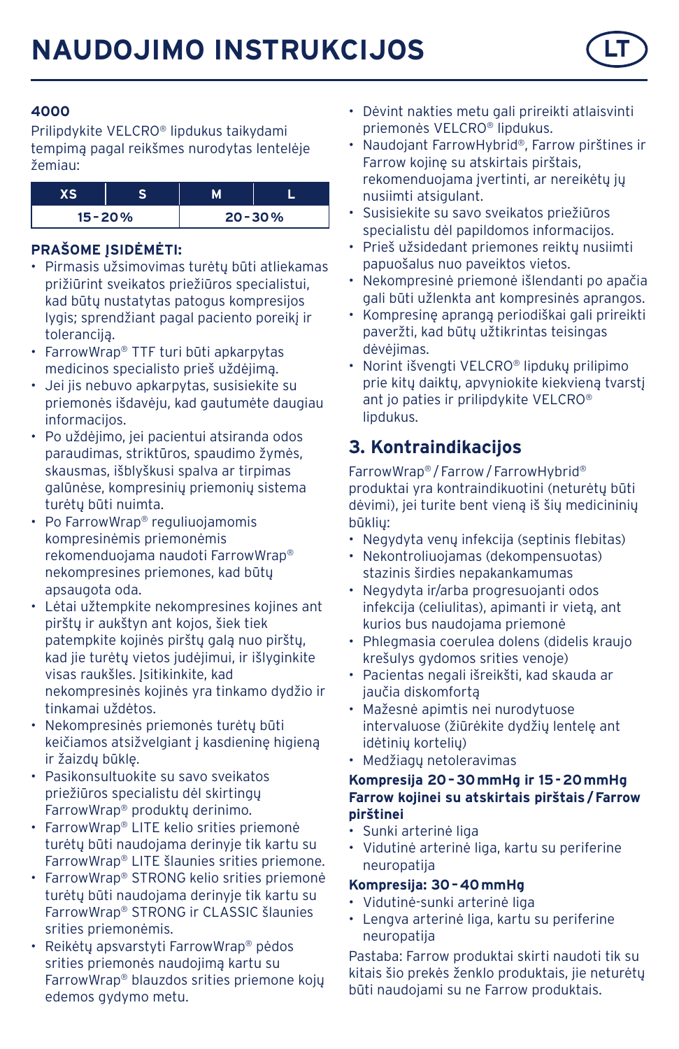# NAUDOJIMO INSTRUKCIJOS

LT

**4000**

Prilipdykite VELCRO® lipdukus taikydami tempimą pagal reikšmes nurodytas lentelėje žemiau:

| XS | S | M | L |
|---|---|---|---|
| 15 - 20 % | | 20 - 30 % | |

**PRAŠOME ĮSIDĖMĖTI:**

- Pirmasis užsimovimas turėtų būti atliekamas prižiūrint sveikatos priežiūros specialistui, kad būtų nustatytas patogus kompresijos lygis; sprendžiant pagal paciento poreikį ir toleranciją.
- FarrowWrap® TTF turi būti apkarpytas medicinos specialisto prieš uždėjimą.
- Jei jis nebuvo apkarpytas, susisiekite su priemonės išdavėju, kad gautumėte daugiau informacijos.
- Po uždėjimo, jei pacientui atsiranda odos paraudimas, striktūros, spaudimo žymės, skausmas, išblyškusi spalva ar tirpimas galūnėse, kompresinių priemonių sistema turėtų būti nuimta.
- Po FarrowWrap® reguliuojamomis kompresinėmis priemonėmis rekomenduojama naudoti FarrowWrap® nekompresines priemones, kad būtų apsaugota oda.
- Lėtai užtempkite nekompresines kojines ant pirštų ir aukštyn ant kojos, šiek tiek patempkite kojinės pirštų galą nuo pirštų, kad jie turėtų vietos judėjimui, ir išlyginkite visas raukšles. Įsitikinkite, kad nekompresinės kojinės yra tinkamo dydžio ir tinkamai uždėtos.
- Nekompresinės priemonės turėtų būti keičiamos atsižvelgiant į kasdieninę higieną ir žaizdų būklę.
- Pasikonsultuokite su savo sveikatos priežiūros specialistu dėl skirtingų FarrowWrap® produktų derinimo.
- FarrowWrap® LITE kelio srities priemonė turėtų būti naudojama derinyje tik kartu su FarrowWrap® LITE šlaunies srities priemone.
- FarrowWrap® STRONG kelio srities priemonė turėtų būti naudojama derinyje tik kartu su FarrowWrap® STRONG ir CLASSIC šlaunies srities priemonėmis.
- Reikėtų apsvarstyti FarrowWrap® pėdos srities priemonės naudojimą kartu su FarrowWrap® blauzdos srities priemone kojų edemos gydymo metu.
- Dėvint nakties metu gali prireikti atlaisvinti priemonės VELCRO® lipdukus.
- Naudojant FarrowHybrid®, Farrow pirštines ir Farrow kojinę su atskirtais pirštais, rekomenduojama įvertinti, ar nereikėtų jų nusiimti atsigulant.
- Susisiekite su savo sveikatos priežiūros specialistu dėl papildomos informacijos.
- Prieš užsidedant priemones reiktų nusiimti papuošalus nuo paveiktos vietos.
- Nekompresinė priemonė išlendanti po apačia gali būti užlenkta ant kompresinės aprangos.
- Kompresinę aprangą periodiškai gali prireikti paveržti, kad būtų užtikrintas teisingas dėvėjimas.
- Norint išvengti VELCRO® lipdukų prilipimo prie kitų daiktų, apvyniokite kiekvieną tvarstį ant jo paties ir prilipdykite VELCRO® lipdukus.

## 3. Kontraindikacijos

FarrowWrap® / Farrow / FarrowHybrid® produktai yra kontraindikuotini (neturėtų būti dėvimi), jei turite bent vieną iš šių medicininių būklių:

- Negydyta venų infekcija (septinis flebitas)
- Nekontroliuojamas (dekompensuotas) stazinis širdies nepakankamumas
- Negydyta ir/arba progresuojanti odos infekcija (celiulitas), apimanti ir vietą, ant kurios bus naudojama priemonė
- Phlegmasia coerulea dolens (didelis kraujo krešulys gydomos srities venoje)
- Pacientas negali išreikšti, kad skauda ar jaučia diskomfortą
- Mažesnė apimtis nei nurodytuose intervaluose (žiūrėkite dydžių lentelę ant idėtinių kortelių)
- Medžiagų netoleravimas

**Kompresija 20 - 30 mmHg ir 15 - 20 mmHg Farrow kojinei su atskirtais pirštais / Farrow pirštinei**

- Sunki arterinė liga
- Vidutinė arterinė liga, kartu su periferine neuropatija

**Kompresija: 30 - 40 mmHg**

- Vidutinė-sunki arterinė liga
- Lengva arterinė liga, kartu su periferine neuropatija

Pastaba: Farrow produktai skirti naudoti tik su kitais šio prekės ženklo produktais, jie neturėtų būti naudojami su ne Farrow produktais.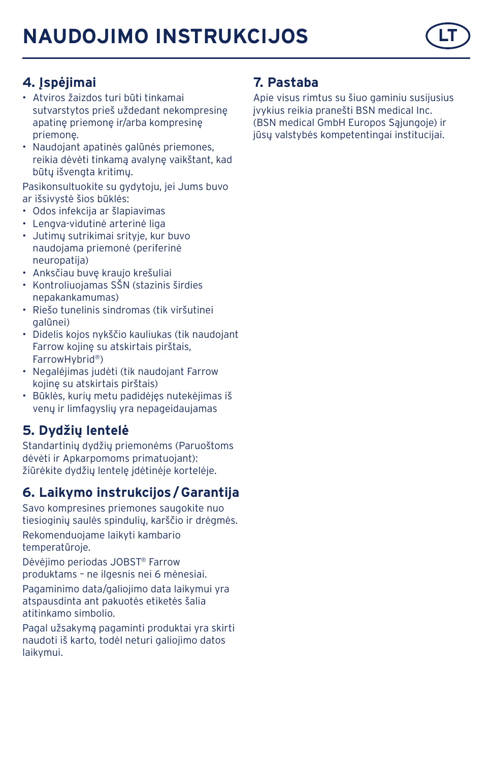# NAUDOJIMO INSTRUKCIJOS

## 4. Įspėjimai

- Atviros žaizdos turi būti tinkamai sutvarstytos prieš uždedant nekompresinę apatinę priemonę ir/arba kompresinę priemonę.
- Naudojant apatinės galūnės priemones, reikia dėvėti tinkamą avalynę vaikštant, kad būtų išvengta kritimų.

Pasikonsultuokite su gydytoju, jei Jums buvo ar išsivystė šios būklės:

- Odos infekcija ar šlapiavimas
- Lengva-vidutinė arterinė liga
- Jutimų sutrikimai srityje, kur buvo naudojama priemonė (periferinė neuropatija)
- Anksčiau buvę kraujo krešuliai
- Kontroliuojamas SŠN (stazinis širdies nepakankamumas)
- Riešo tunelinis sindromas (tik viršutinei galūnei)
- Didelis kojos nykščio kauliukas (tik naudojant Farrow kojinę su atskirtais pirštais, FarrowHybrid®)
- Negalėjimas judėti (tik naudojant Farrow kojinę su atskirtais pirštais)
- Būklės, kurių metu padidėjęs nutekėjimas iš venų ir limfagyslių yra nepageidaujamas

## 5. Dydžių lentelė

Standartinių dydžių priemonėms (Paruoštoms dėvėti ir Apkarpomoms primatuojant): žiūrėkite dydžių lentelę įdėtinėje kortelėje.

## 6. Laikymo instrukcijos / Garantija

Savo kompresines priemones saugokite nuo tiesioginių saulės spindulių, karščio ir drėgmės.

Rekomenduojame laikyti kambario temperatūroje.

Dėvėjimo periodas JOBST® Farrow produktams – ne ilgesnis nei 6 mėnesiai.

Pagaminimo data/galiojimo data laikymui yra atspausdinta ant pakuotės etiketės šalia atitinkamo simbolio.

Pagal užsakymą pagaminti produktai yra skirti naudoti iš karto, todėl neturi galiojimo datos laikymui.

## 7. Pastaba

Apie visus rimtus su šiuo gaminiu susijusius įvykius reikia pranešti BSN medical Inc. (BSN medical GmbH Europos Sąjungoje) ir jūsų valstybės kompetentingai institucijai.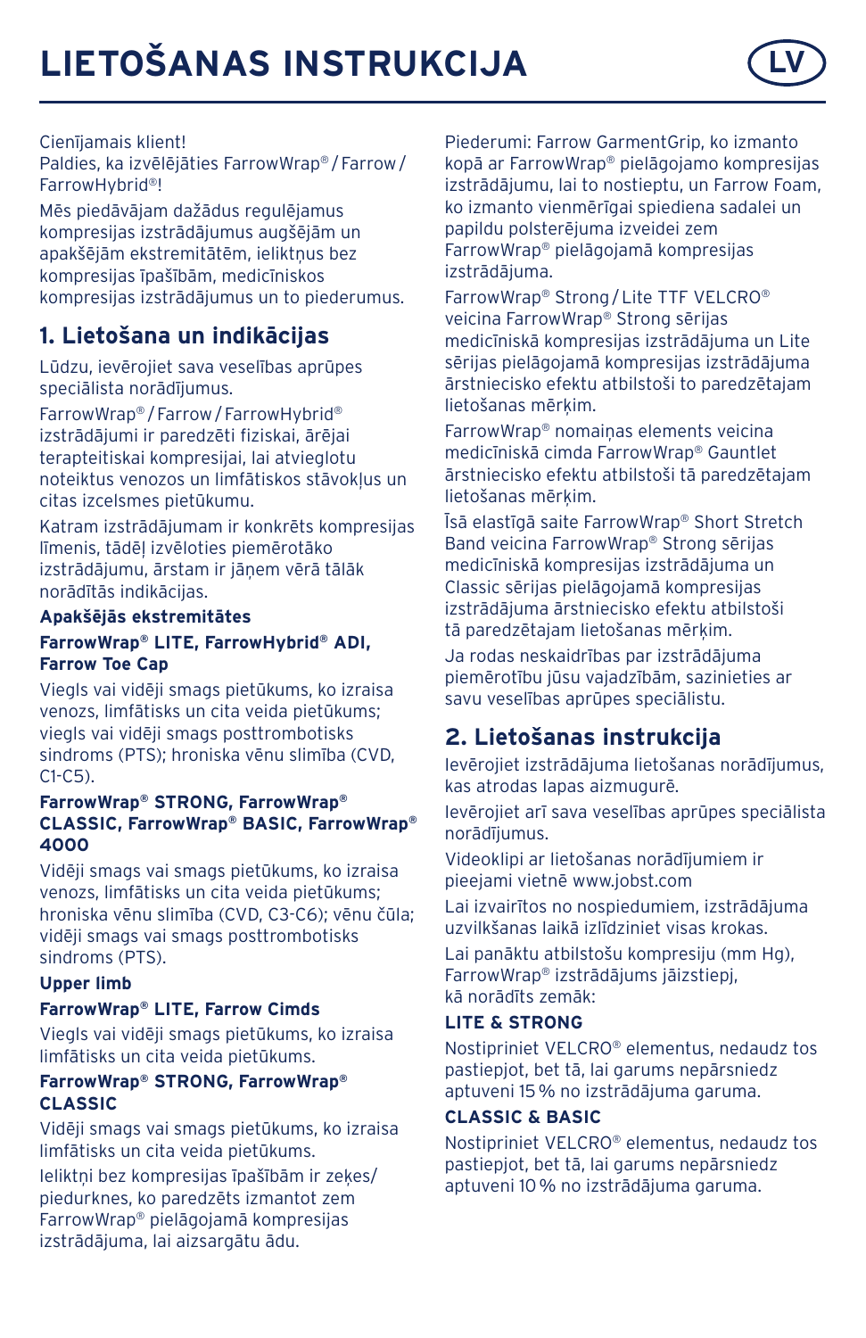# LIETOŠANAS INSTRUKCIJA

LV

Cienījamais klient!
Paldies, ka izvēlējāties FarrowWrap® / Farrow / FarrowHybrid®!

Mēs piedāvājam dažādus regulējamus kompresijas izstrādājumus augšējām un apakšējām ekstremitātēm, ieliktņus bez kompresijas īpašībām, medicīniskos kompresijas izstrādājumus un to piederumus.

## 1. Lietošana un indikācijas

Lūdzu, ievērojiet sava veselības aprūpes speciālista norādījumus.

FarrowWrap® / Farrow / FarrowHybrid® izstrādājumi ir paredzēti fiziskai, ārējai terapteitiskai kompresijai, lai atvieglotu noteiktus venozus un limfātiskus stāvokļus un citas izcelsmes pietūkumu.

Katram izstrādājumam ir konkrēts kompresijas līmenis, tādēļ izvēloties piemērotāko izstrādājumu, ārstam ir jāņem vērā tālāk norādītās indikācijas.

**Apakšējās ekstremitātes**

**FarrowWrap® LITE, FarrowHybrid® ADI, Farrow Toe Cap**

Viegls vai vidēji smags pietūkums, ko izraisa venozs, limfātisks un cita veida pietūkums; viegls vai vidēji smags posttrombotisks sindroms (PTS); hroniska vēnu slimība (CVD, C1-C5).

**FarrowWrap® STRONG, FarrowWrap® CLASSIC, FarrowWrap® BASIC, FarrowWrap® 4000**

Vidēji smags vai smags pietūkums, ko izraisa venozs, limfātisks un cita veida pietūkums; hroniska vēnu slimība (CVD, C3-C6); vēnu čūla; vidēji smags vai smags posttrombotisks sindroms (PTS).

**Upper limb**

**FarrowWrap® LITE, Farrow Cimds**

Viegls vai vidēji smags pietūkums, ko izraisa limfātisks un cita veida pietūkums.

**FarrowWrap® STRONG, FarrowWrap® CLASSIC**

Vidēji smags vai smags pietūkums, ko izraisa limfātisks un cita veida pietūkums.

Ieliktņi bez kompresijas īpašībām ir zeķes/piedurknes, ko paredzēts izmantot zem FarrowWrap® pielāgojamā kompresijas izstrādājuma, lai aizsargātu ādu.

Piederumi: Farrow GarmentGrip, ko izmanto kopā ar FarrowWrap® pielāgojamo kompresijas izstrādājumu, lai to nostieptu, un Farrow Foam, ko izmanto vienmērīgai spiediena sadalei un papildu polsterējuma izveidei zem FarrowWrap® pielāgojamā kompresijas izstrādājuma.

FarrowWrap® Strong / Lite TTF VELCRO® veicina FarrowWrap® Strong sērijas medicīniskā kompresijas izstrādājuma un Lite sērijas pielāgojamā kompresijas izstrādājuma ārstniecisko efektu atbilstoši to paredzētajam lietošanas mērķim.

FarrowWrap® nomaiņas elements veicina medicīniskā cimda FarrowWrap® Gauntlet ārstniecisko efektu atbilstoši tā paredzētajam lietošanas mērķim.

Īsā elastīgā saite FarrowWrap® Short Stretch Band veicina FarrowWrap® Strong sērijas medicīniskā kompresijas izstrādājuma un Classic sērijas pielāgojamā kompresijas izstrādājuma ārstniecisko efektu atbilstoši tā paredzētajam lietošanas mērķim.

Ja rodas neskaidrības par izstrādājuma piemērotību jūsu vajadzībām, sazinieties ar savu veselības aprūpes speciālistu.

## 2. Lietošanas instrukcija

Ievērojiet izstrādājuma lietošanas norādījumus, kas atrodas lapas aizmugurē.

Ievērojiet arī sava veselības aprūpes speciālista norādījumus.

Videoklipi ar lietošanas norādījumiem ir pieejami vietnē www.jobst.com

Lai izvairītos no nospiedumiem, izstrādājuma uzvilkšanas laikā izlīdziniet visas krokas.

Lai panāktu atbilstošu kompresiju (mm Hg), FarrowWrap® izstrādājums jāizstiepj, kā norādīts zemāk:

**LITE & STRONG**

Nostipriniet VELCRO® elementus, nedaudz tos pastiepjot, bet tā, lai garums nepārsniedz aptuveni 15 % no izstrādājuma garuma.

**CLASSIC & BASIC**

Nostipriniet VELCRO® elementus, nedaudz tos pastiepjot, bet tā, lai garums nepārsniedz aptuveni 10 % no izstrādājuma garuma.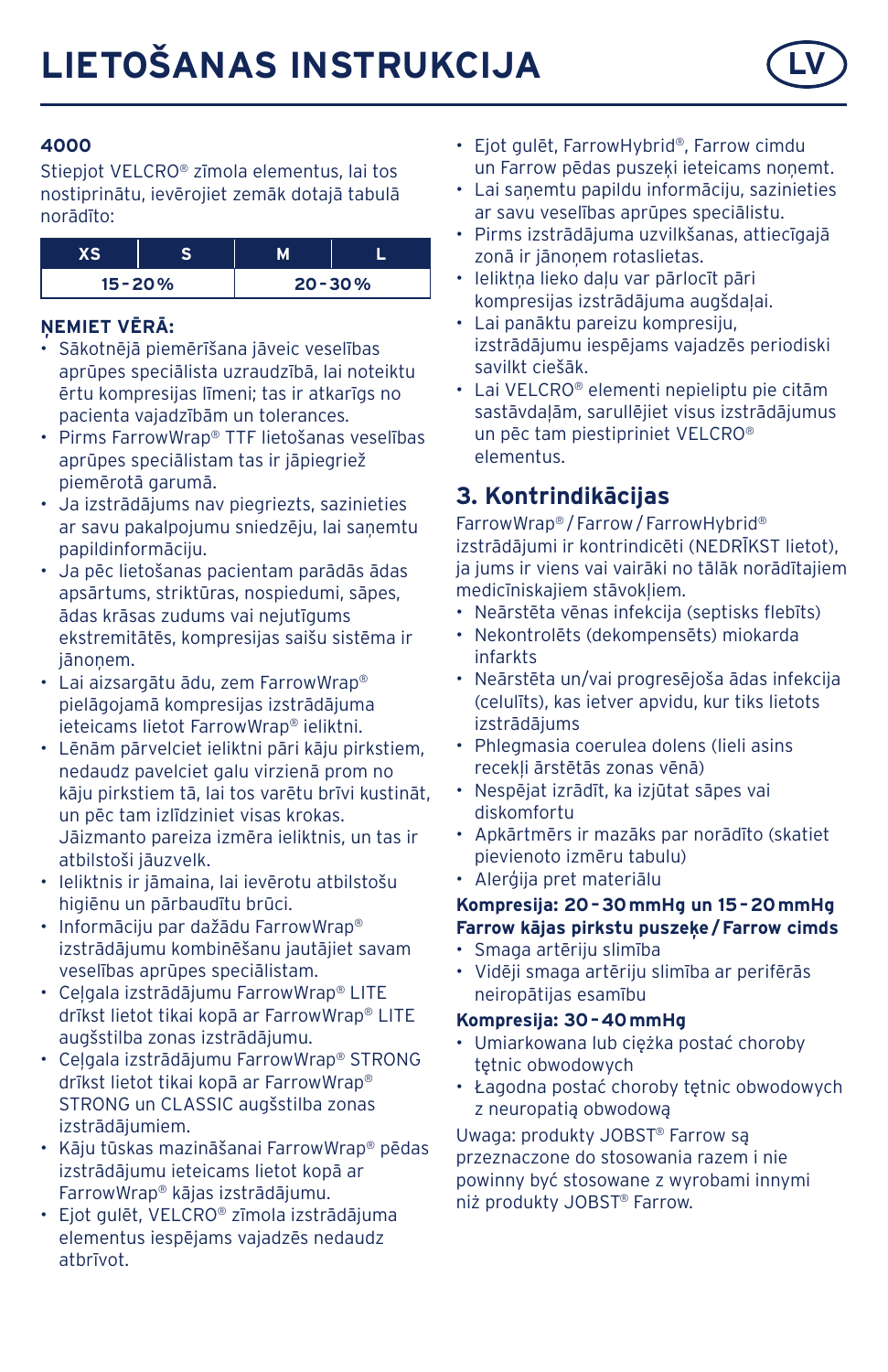# LIETOŠANAS INSTRUKCIJA

LV

**4000**

Stiepjot VELCRO® zīmola elementus, lai tos nostiprinātu, ievērojiet zemāk dotajā tabulā norādīto:

| XS | S | M | L |
|---|---|---|---|
| 15 - 20% | | 20 - 30% | |

**ŅEMIET VĒRĀ:**

- Sākotnējā piemērīšana jāveic veselības aprūpes speciālista uzraudzībā, lai noteiktu ērtu kompresijas līmeni; tas ir atkarīgs no pacienta vajadzībām un tolerances.
- Pirms FarrowWrap® TTF lietošanas veselības aprūpes speciālistam tas ir jāpiegriež piemērotā garumā.
- Ja izstrādājums nav piegriezts, sazinieties ar savu pakalpojumu sniedzēju, lai saņemtu papildinformāciju.
- Ja pēc lietošanas pacientam parādās ādas apsārtums, striktūras, nospiedumi, sāpes, ādas krāsas zudums vai nejutīgums ekstremitātēs, kompresijas saišu sistēma ir jānoņem.
- Lai aizsargātu ādu, zem FarrowWrap® pielāgojamā kompresijas izstrādājuma ieteicams lietot FarrowWrap® ieliktni.
- Lēnām pārvelciet ieliktni pāri kāju pirkstiem, nedaudz pavelciet galu virzienā prom no kāju pirkstiem tā, lai tos varētu brīvi kustināt, un pēc tam izlīdziniet visas krokas. Jāizmanto pareiza izmēra ieliktnis, un tas ir atbilstoši jāuzvelk.
- Ieliktnis ir jāmaina, lai ievērotu atbilstošu higiēnu un pārbaudītu brūci.
- Informāciju par dažādu FarrowWrap® izstrādājumu kombinēšanu jautājiet savam veselības aprūpes speciālistam.
- Ceļgala izstrādājumu FarrowWrap® LITE drīkst lietot tikai kopā ar FarrowWrap® LITE augšstilba zonas izstrādājumu.
- Ceļgala izstrādājumu FarrowWrap® STRONG drīkst lietot tikai kopā ar FarrowWrap® STRONG un CLASSIC augšstilba zonas izstrādājumiem.
- Kāju tūskas mazināšanai FarrowWrap® pēdas izstrādājumu ieteicams lietot kopā ar FarrowWrap® kājas izstrādājumu.
- Ejot gulēt, VELCRO® zīmola izstrādājuma elementus iespējams vajadzēs nedaudz atbrīvot.
- Ejot gulēt, FarrowHybrid®, Farrow cimdu un Farrow pēdas puszeķi ieteicams noņemt.
- Lai saņemtu papildu informāciju, sazinieties ar savu veselības aprūpes speciālistu.
- Pirms izstrādājuma uzvilkšanas, attiecīgajā zonā ir jānoņem rotaslietas.
- Ieliktņa lieko daļu var pārlocīt pāri kompresijas izstrādājuma augšdaļai.
- Lai panāktu pareizu kompresiju, izstrādājumu iespējams vajadzēs periodiski savilkt ciešāk.
- Lai VELCRO® elementi nepieliptu pie citām sastāvdaļām, sarullējiet visus izstrādājumus un pēc tam piestipriniet VELCRO® elementus.

## 3. Kontrindikācijas

FarrowWrap® / Farrow / FarrowHybrid® izstrādājumi ir kontrindicēti (NEDRĪKST lietot), ja jums ir viens vai vairāki no tālāk norādītajiem medicīniskajiem stāvokļiem.

- Neārstēta vēnas infekcija (septisks flebīts)
- Nekontrolēts (dekompensēts) miokarda infarkts
- Neārstēta un/vai progresējoša ādas infekcija (celulīts), kas ietver apvidu, kur tiks lietots izstrādājums
- Phlegmasia coerulea dolens (lieli asins recekļi ārstētās zonas vēnā)
- Nespējat izrādīt, ka izjūtat sāpes vai diskomfortu
- Apkārtmērs ir mazāks par norādīto (skatiet pievienoto izmēru tabulu)
- Alerģija pret materiālu

**Kompresija: 20 - 30 mmHg un 15 - 20 mmHg Farrow kājas pirkstu puszeķe / Farrow cimds**

- Smaga artēriju slimība
- Vidēji smaga artēriju slimība ar perifērās neiropātijas esamību

**Kompresija: 30 - 40 mmHg**

- Umiarkowana lub ciężka postać choroby tętnic obwodowych
- Łagodna postać choroby tętnic obwodowych z neuropatią obwodową

Uwaga: produkty JOBST® Farrow są przeznaczone do stosowania razem i nie powinny być stosowane z wyrobami innymi niż produkty JOBST® Farrow.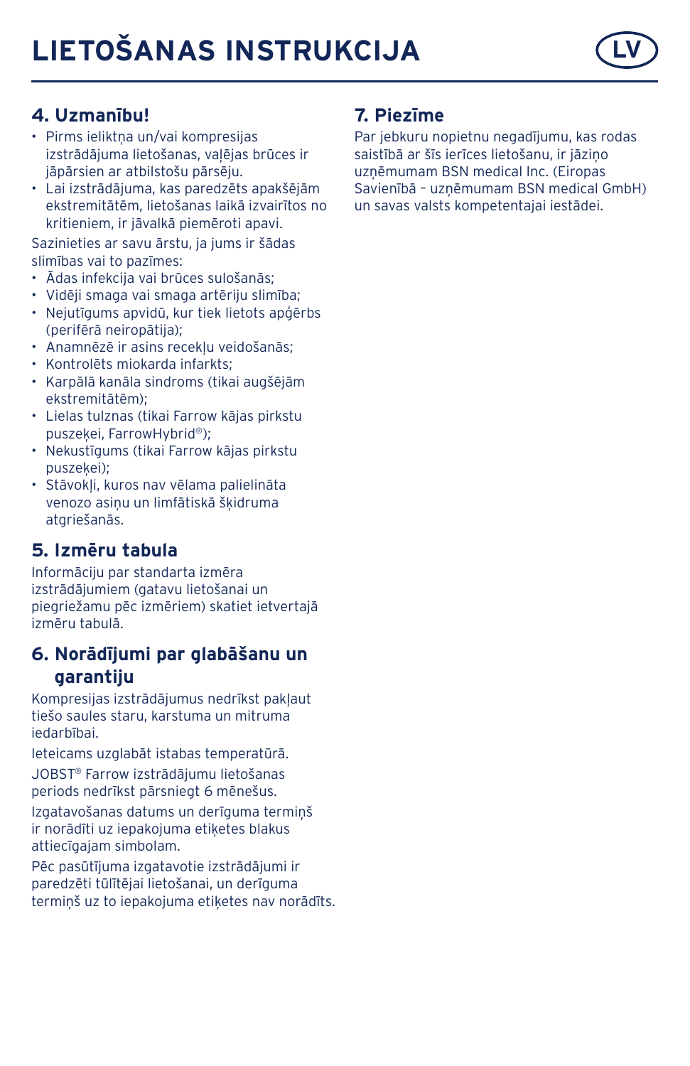# LIETOŠANAS INSTRUKCIJA

## 4. Uzmanību!

- Pirms ieliktņa un/vai kompresijas izstrādājuma lietošanas, vaļējas brūces ir jāpārsien ar atbilstošu pārsēju.
- Lai izstrādājuma, kas paredzēts apakšējām ekstremitātēm, lietošanas laikā izvairītos no kritieniem, ir jāvalkā piemēroti apavi.

Sazinieties ar savu ārstu, ja jums ir šādas slimības vai to pazīmes:

- Ādas infekcija vai brūces sulošanās;
- Vidēji smaga vai smaga artēriju slimība;
- Nejutīgums apvidū, kur tiek lietots apģērbs (perifērā neiropātija);
- Anamnēzē ir asins recekļu veidošanās;
- Kontrolēts miokarda infarkts;
- Karpālā kanāla sindroms (tikai augšējām ekstremitātēm);
- Lielas tulznas (tikai Farrow kājas pirkstu puszeķei, FarrowHybrid®);
- Nekustīgums (tikai Farrow kājas pirkstu puszeķei);
- Stāvokļi, kuros nav vēlama palielināta venozo asiņu un limfātiskā šķidruma atgriešanās.

## 5. Izmēru tabula

Informāciju par standarta izmēra izstrādājumiem (gatavu lietošanai un piegriežamu pēc izmēriem) skatiet ietvertajā izmēru tabulā.

## 6. Norādījumi par glabāšanu un garantiju

Kompresijas izstrādājumus nedrīkst pakļaut tiešo saules staru, karstuma un mitruma iedarbībai.

Ieteicams uzglabāt istabas temperatūrā.

JOBST® Farrow izstrādājumu lietošanas periods nedrīkst pārsniegt 6 mēnešus.

Izgatavošanas datums un derīguma termiņš ir norādīti uz iepakojuma etiķetes blakus attiecīgajam simbolam.

Pēc pasūtījuma izgatavotie izstrādājumi ir paredzēti tūlītējai lietošanai, un derīguma termiņš uz to iepakojuma etiķetes nav norādīts.

## 7. Piezīme

Par jebkuru nopietnu negadījumu, kas rodas saistībā ar šīs ierīces lietošanu, ir jāziņo uzņēmumam BSN medical Inc. (Eiropas Savienībā – uzņēmumam BSN medical GmbH) un savas valsts kompetentajai iestādei.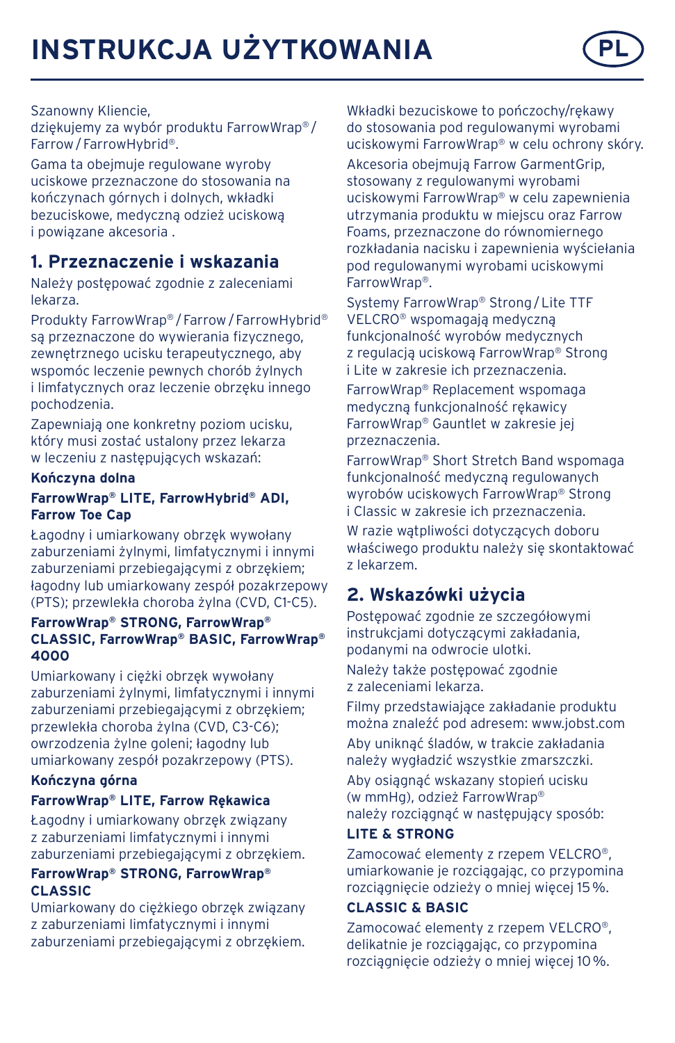# INSTRUKCJA UŻYTKOWANIA

PL

Szanowny Kliencie,
dziękujemy za wybór produktu FarrowWrap® / Farrow / FarrowHybrid®.

Gama ta obejmuje regulowane wyroby uciskowe przeznaczone do stosowania na kończynach górnych i dolnych, wkładki bezuciskowe, medyczną odzież uciskową i powiązane akcesoria .

## 1. Przeznaczenie i wskazania

Należy postępować zgodnie z zaleceniami lekarza.

Produkty FarrowWrap® / Farrow / FarrowHybrid® są przeznaczone do wywierania fizycznego, zewnętrznego ucisku terapeutycznego, aby wspomóc leczenie pewnych chorób żylnych i limfatycznych oraz leczenie obrzęku innego pochodzenia.

Zapewniają one konkretny poziom ucisku, który musi zostać ustalony przez lekarza w leczeniu z następujących wskazań:

**Kończyna dolna**

**FarrowWrap® LITE, FarrowHybrid® ADI, Farrow Toe Cap**

Łagodny i umiarkowany obrzęk wywołany zaburzeniami żylnymi, limfatycznymi i innymi zaburzeniami przebiegającymi z obrzękiem; łagodny lub umiarkowany zespół pozakrzepowy (PTS); przewlekła choroba żylna (CVD, C1-C5).

**FarrowWrap® STRONG, FarrowWrap® CLASSIC, FarrowWrap® BASIC, FarrowWrap® 4000**

Umiarkowany i ciężki obrzęk wywołany zaburzeniami żylnymi, limfatycznymi i innymi zaburzeniami przebiegającymi z obrzękiem; przewlekła choroba żylna (CVD, C3-C6); owrzodzenia żylne goleni; łagodny lub umiarkowany zespół pozakrzepowy (PTS).

**Kończyna górna**

**FarrowWrap® LITE, Farrow Rękawica**

Łagodny i umiarkowany obrzęk związany z zaburzeniami limfatycznymi i innymi zaburzeniami przebiegającymi z obrzękiem.

**FarrowWrap® STRONG, FarrowWrap® CLASSIC**

Umiarkowany do ciężkiego obrzęk związany z zaburzeniami limfatycznymi i innymi zaburzeniami przebiegającymi z obrzękiem.

Wkładki bezuciskowe to pończochy/rękawy do stosowania pod regulowanymi wyrobami uciskowymi FarrowWrap® w celu ochrony skóry.

Akcesoria obejmują Farrow GarmentGrip, stosowany z regulowanymi wyrobami uciskowymi FarrowWrap® w celu zapewnienia utrzymania produktu w miejscu oraz Farrow Foams, przeznaczone do równomiernego rozkładania nacisku i zapewnienia wyściełania pod regulowanymi wyrobami uciskowymi FarrowWrap®.

Systemy FarrowWrap® Strong / Lite TTF VELCRO® wspomagają medyczną funkcjonalność wyrobów medycznych z regulacją uciskową FarrowWrap® Strong i Lite w zakresie ich przeznaczenia.

FarrowWrap® Replacement wspomaga medyczną funkcjonalność rękawicy FarrowWrap® Gauntlet w zakresie jej przeznaczenia.

FarrowWrap® Short Stretch Band wspomaga funkcjonalność medyczną regulowanych wyrobów uciskowych FarrowWrap® Strong i Classic w zakresie ich przeznaczenia.

W razie wątpliwości dotyczących doboru właściwego produktu należy się skontaktować z lekarzem.

## 2. Wskazówki użycia

Postępować zgodnie ze szczegółowymi instrukcjami dotyczącymi zakładania, podanymi na odwrocie ulotki.

Należy także postępować zgodnie z zaleceniami lekarza.

Filmy przedstawiające zakładanie produktu można znaleźć pod adresem: www.jobst.com

Aby uniknąć śladów, w trakcie zakładania należy wygładzić wszystkie zmarszczki.

Aby osiągnąć wskazany stopień ucisku (w mmHg), odzież FarrowWrap® należy rozciągnąć w następujący sposób:

**LITE & STRONG**

Zamocować elementy z rzepem VELCRO®, umiarkowanie je rozciągając, co przypomina rozciągnięcie odzieży o mniej więcej 15 %.

**CLASSIC & BASIC**

Zamocować elementy z rzepem VELCRO®, delikatnie je rozciągając, co przypomina rozciągnięcie odzieży o mniej więcej 10 %.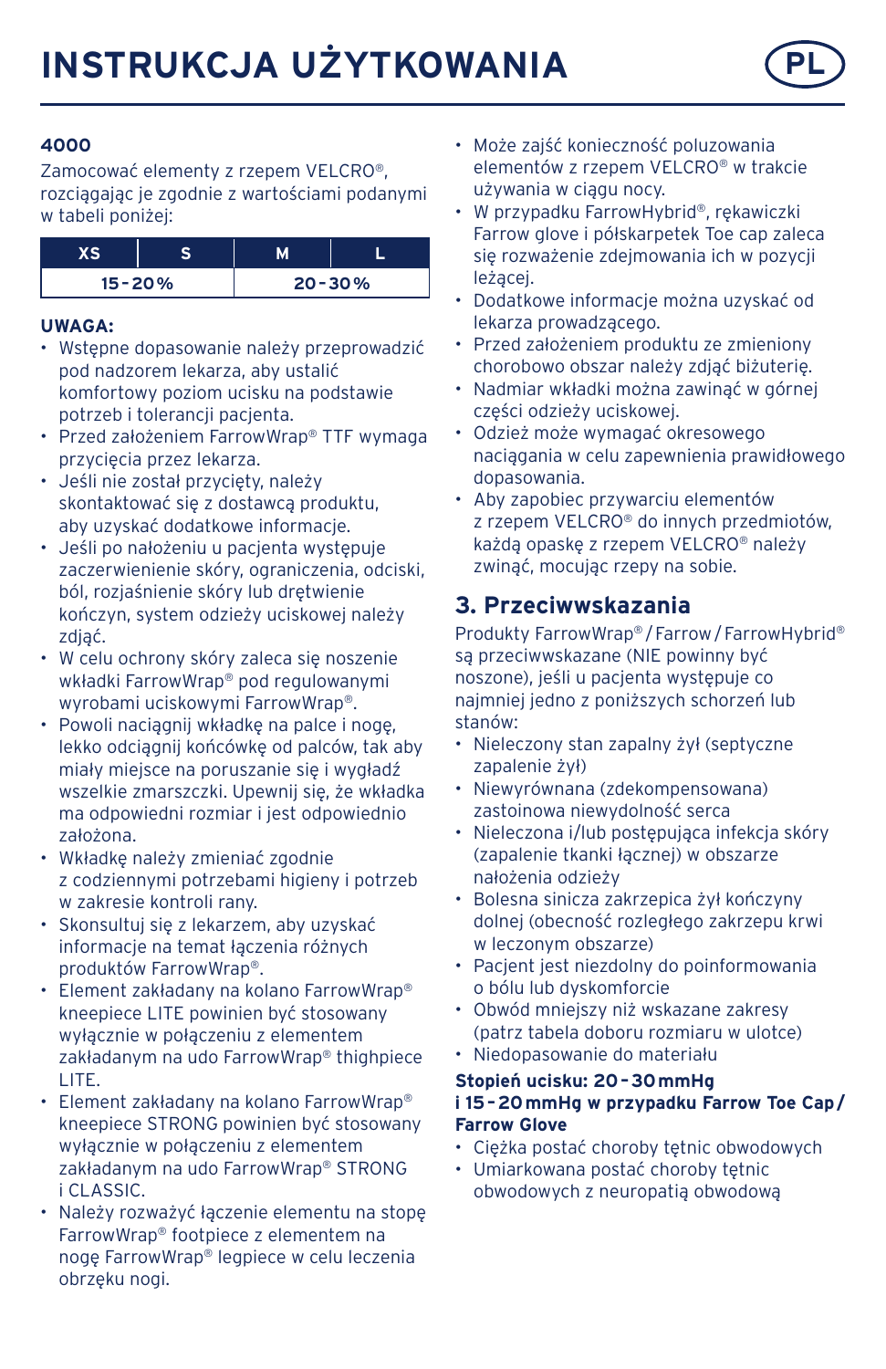# INSTRUKCJA UŻYTKOWANIA

**4000**

Zamocować elementy z rzepem VELCRO®, rozciągając je zgodnie z wartościami podanymi w tabeli poniżej:

| XS | S | M | L |
|---|---|---|---|
| 15 - 20 % | | 20 - 30 % | |

**UWAGA:**

- Wstępne dopasowanie należy przeprowadzić pod nadzorem lekarza, aby ustalić komfortowy poziom ucisku na podstawie potrzeb i tolerancji pacjenta.
- Przed założeniem FarrowWrap® TTF wymaga przycięcia przez lekarza.
- Jeśli nie został przycięty, należy skontaktować się z dostawcą produktu, aby uzyskać dodatkowe informacje.
- Jeśli po nałożeniu u pacjenta występuje zaczerwienienie skóry, ograniczenia, odciski, ból, rozjaśnienie skóry lub drętwienie kończyn, system odzieży uciskowej należy zdjąć.
- W celu ochrony skóry zaleca się noszenie wkładki FarrowWrap® pod regulowanymi wyrobami uciskowymi FarrowWrap®.
- Powoli naciągnij wkładkę na palce i nogę, lekko odciągnij końcówkę od palców, tak aby miały miejsce na poruszanie się i wygładź wszelkie zmarszczki. Upewnij się, że wkładka ma odpowiedni rozmiar i jest odpowiednio założona.
- Wkładkę należy zmieniać zgodnie z codziennymi potrzebami higieny i potrzeb w zakresie kontroli rany.
- Skonsultuj się z lekarzem, aby uzyskać informacje na temat łączenia różnych produktów FarrowWrap®.
- Element zakładany na kolano FarrowWrap® kneepiece LITE powinien być stosowany wyłącznie w połączeniu z elementem zakładanym na udo FarrowWrap® thighpiece LITE.
- Element zakładany na kolano FarrowWrap® kneepiece STRONG powinien być stosowany wyłącznie w połączeniu z elementem zakładanym na udo FarrowWrap® STRONG i CLASSIC.
- Należy rozważyć łączenie elementu na stopę FarrowWrap® footpiece z elementem na nogę FarrowWrap® legpiece w celu leczenia obrzęku nogi.
- Może zajść konieczność poluzowania elementów z rzepem VELCRO® w trakcie używania w ciągu nocy.
- W przypadku FarrowHybrid®, rękawiczki Farrow glove i półskarpetek Toe cap zaleca się rozważenie zdejmowania ich w pozycji leżącej.
- Dodatkowe informacje można uzyskać od lekarza prowadzącego.
- Przed założeniem produktu ze zmieniony chorobowo obszar należy zdjąć biżuterię.
- Nadmiar wkładki można zawinąć w górnej części odzieży uciskowej.
- Odzież może wymagać okresowego naciągania w celu zapewnienia prawidłowego dopasowania.
- Aby zapobiec przywarciu elementów z rzepem VELCRO® do innych przedmiotów, każdą opaskę z rzepem VELCRO® należy zwinąć, mocując rzepy na sobie.

## 3. Przeciwwskazania

Produkty FarrowWrap® / Farrow / FarrowHybrid® są przeciwwskazane (NIE powinny być noszone), jeśli u pacjenta występuje co najmniej jedno z poniższych schorzeń lub stanów:

- Nieleczony stan zapalny żył (septyczne zapalenie żył)
- Niewyrównana (zdekompensowana) zastoinowa niewydolność serca
- Nieleczona i/lub postępująca infekcja skóry (zapalenie tkanki łącznej) w obszarze nałożenia odzieży
- Bolesna sinicza zakrzepica żył kończyny dolnej (obecność rozległego zakrzepu krwi w leczonym obszarze)
- Pacjent jest niezdolny do poinformowania o bólu lub dyskomforcie
- Obwód mniejszy niż wskazane zakresy (patrz tabela doboru rozmiaru w ulotce)
- Niedopasowanie do materiału

**Stopień ucisku: 20 - 30 mmHg i 15 - 20 mmHg w przypadku Farrow Toe Cap / Farrow Glove**

- Ciężka postać choroby tętnic obwodowych
- Umiarkowana postać choroby tętnic obwodowych z neuropatią obwodową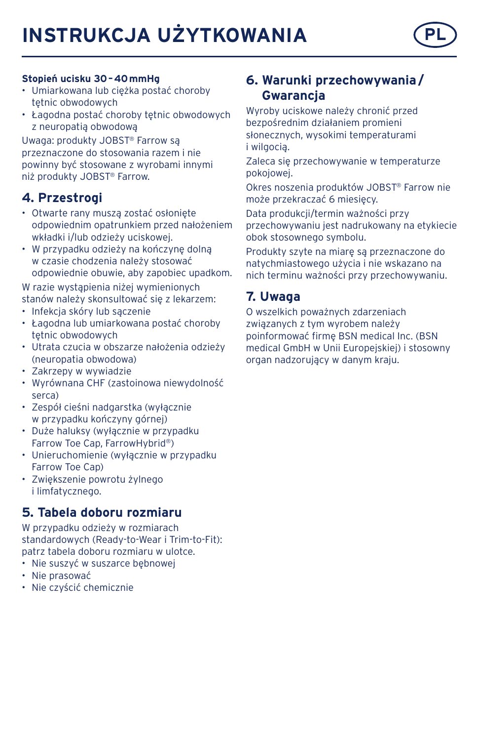# INSTRUKCJA UŻYTKOWANIA

**Stopień ucisku 30 - 40 mmHg**

- Umiarkowana lub ciężka postać choroby tętnic obwodowych
- Łagodna postać choroby tętnic obwodowych z neuropatią obwodową

Uwaga: produkty JOBST® Farrow są przeznaczone do stosowania razem i nie powinny być stosowane z wyrobami innymi niż produkty JOBST® Farrow.

## 4. Przestrogi

- Otwarte rany muszą zostać osłonięte odpowiednim opatrunkiem przed nałożeniem wkładki i/lub odzieży uciskowej.
- W przypadku odzieży na kończynę dolną w czasie chodzenia należy stosować odpowiednie obuwie, aby zapobiec upadkom.

W razie wystąpienia niżej wymienionych stanów należy skonsultować się z lekarzem:

- Infekcja skóry lub sączenie
- Łagodna lub umiarkowana postać choroby tętnic obwodowych
- Utrata czucia w obszarze nałożenia odzieży (neuropatia obwodowa)
- Zakrzepy w wywiadzie
- Wyrównana CHF (zastoinowa niewydolność serca)
- Zespół cieśni nadgarstka (wyłącznie w przypadku kończyny górnej)
- Duże haluksy (wyłącznie w przypadku Farrow Toe Cap, FarrowHybrid®)
- Unieruchomienie (wyłącznie w przypadku Farrow Toe Cap)
- Zwiększenie powrotu żylnego i limfatycznego.

## 5. Tabela doboru rozmiaru

W przypadku odzieży w rozmiarach standardowych (Ready-to-Wear i Trim-to-Fit): patrz tabela doboru rozmiaru w ulotce.

- Nie suszyć w suszarce bębnowej
- Nie prasować
- Nie czyścić chemicznie

## 6. Warunki przechowywania / Gwarancja

Wyroby uciskowe należy chronić przed bezpośrednim działaniem promieni słonecznych, wysokimi temperaturami i wilgocią.

Zaleca się przechowywanie w temperaturze pokojowej.

Okres noszenia produktów JOBST® Farrow nie może przekraczać 6 miesięcy.

Data produkcji/termin ważności przy przechowywaniu jest nadrukowany na etykiecie obok stosownego symbolu.

Produkty szyte na miarę są przeznaczone do natychmiastowego użycia i nie wskazano na nich terminu ważności przy przechowywaniu.

## 7. Uwaga

O wszelkich poważnych zdarzeniach związanych z tym wyrobem należy poinformować firmę BSN medical Inc. (BSN medical GmbH w Unii Europejskiej) i stosowny organ nadzorujący w danym kraju.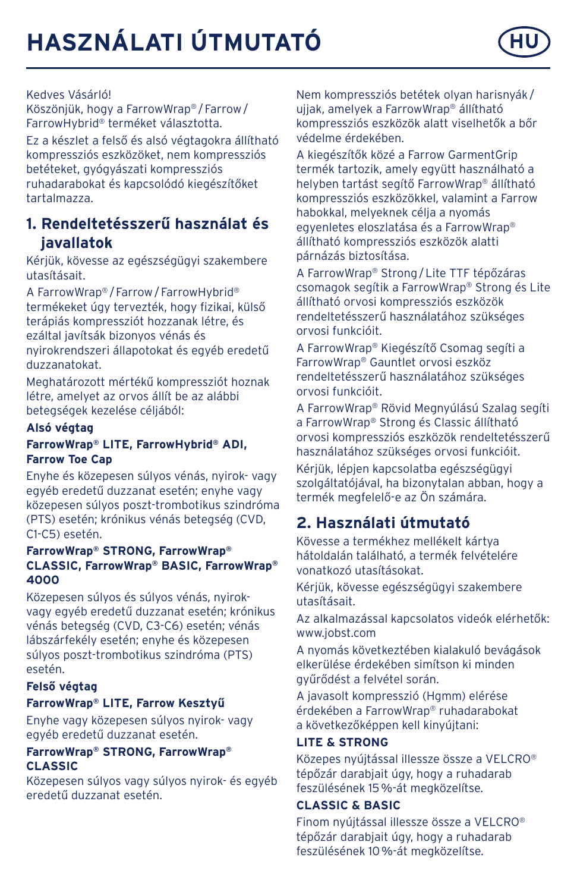# HASZNÁLATI ÚTMUTATÓ

HU

Kedves Vásárló!
Köszönjük, hogy a FarrowWrap® / Farrow / FarrowHybrid® terméket választotta.

Ez a készlet a felső és alsó végtagokra állítható kompressziós eszközöket, nem kompressziós betéteket, gyógyászati kompressziós ruhadarabokat és kapcsolódó kiegészítőket tartalmazza.

## 1. Rendeltetésszerű használat és javallatok

Kérjük, kövesse az egészségügyi szakembere utasításait.

A FarrowWrap® / Farrow / FarrowHybrid® termékeket úgy tervezték, hogy fizikai, külső terápiás kompressziót hozzanak létre, és ezáltal javítsák bizonyos vénás és nyirokrendszeri állapotokat és egyéb eredetű duzzanatokat.

Meghatározott mértékű kompressziót hoznak létre, amelyet az orvos állít be az alábbi betegségek kezelése céljából:

**Alsó végtag**

**FarrowWrap® LITE, FarrowHybrid® ADI, Farrow Toe Cap**

Enyhe és közepesen súlyos vénás, nyirok- vagy egyéb eredetű duzzanat esetén; enyhe vagy közepesen súlyos poszt-trombotikus szindróma (PTS) esetén; krónikus vénás betegség (CVD, C1-C5) esetén.

**FarrowWrap® STRONG, FarrowWrap® CLASSIC, FarrowWrap® BASIC, FarrowWrap® 4000**

Közepesen súlyos és súlyos vénás, nyirok- vagy egyéb eredetű duzzanat esetén; krónikus vénás betegség (CVD, C3-C6) esetén; vénás lábszárfekély esetén; enyhe és közepesen súlyos poszt-trombotikus szindróma (PTS) esetén.

**Felső végtag**

**FarrowWrap® LITE, Farrow Kesztyű**

Enyhe vagy közepesen súlyos nyirok- vagy egyéb eredetű duzzanat esetén.

**FarrowWrap® STRONG, FarrowWrap® CLASSIC**

Közepesen súlyos vagy súlyos nyirok- és egyéb eredetű duzzanat esetén.

Nem kompressziós betétek olyan harisnyák / ujjak, amelyek a FarrowWrap® állítható kompressziós eszközök alatt viselhetők a bőr védelme érdekében.

A kiegészítők közé a Farrow GarmentGrip termék tartozik, amely együtt használható a helyben tartást segítő FarrowWrap® állítható kompressziós eszközökkel, valamint a Farrow habokkal, melyeknek célja a nyomás egyenletes eloszlatása és a FarrowWrap® állítható kompressziós eszközök alatti párnázás biztosítása.

A FarrowWrap® Strong / Lite TTF tépőzáras csomagok segítik a FarrowWrap® Strong és Lite állítható orvosi kompressziós eszközök rendeltetésszerű használatához szükséges orvosi funkcióit.

A FarrowWrap® Kiegészítő Csomag segíti a FarrowWrap® Gauntlet orvosi eszköz rendeltetésszerű használatához szükséges orvosi funkcióit.

A FarrowWrap® Rövid Megnyúlású Szalag segíti a FarrowWrap® Strong és Classic állítható orvosi kompressziós eszközök rendeltetésszerű használatához szükséges orvosi funkcióit.

Kérjük, lépjen kapcsolatba egészségügyi szolgáltatójával, ha bizonytalan abban, hogy a termék megfelelő-e az Ön számára.

## 2. Használati útmutató

Kövesse a termékhez mellékelt kártya hátoldalán található, a termék felvételére vonatkozó utasításokat.

Kérjük, kövesse egészségügyi szakembere utasításait.

Az alkalmazással kapcsolatos videók elérhetők: www.jobst.com

A nyomás következtében kialakuló bevágások elkerülése érdekében simítson ki minden gyűrődést a felvétel során.

A javasolt kompresszió (Hgmm) elérése érdekében a FarrowWrap® ruhadarabokat a következőképpen kell kinyújtani:

**LITE & STRONG**

Közepes nyújtással illessze össze a VELCRO® tépőzár darabjait úgy, hogy a ruhadarab feszülésének 15 %-át megközelítse.

**CLASSIC & BASIC**

Finom nyújtással illessze össze a VELCRO® tépőzár darabjait úgy, hogy a ruhadarab feszülésének 10 %-át megközelítse.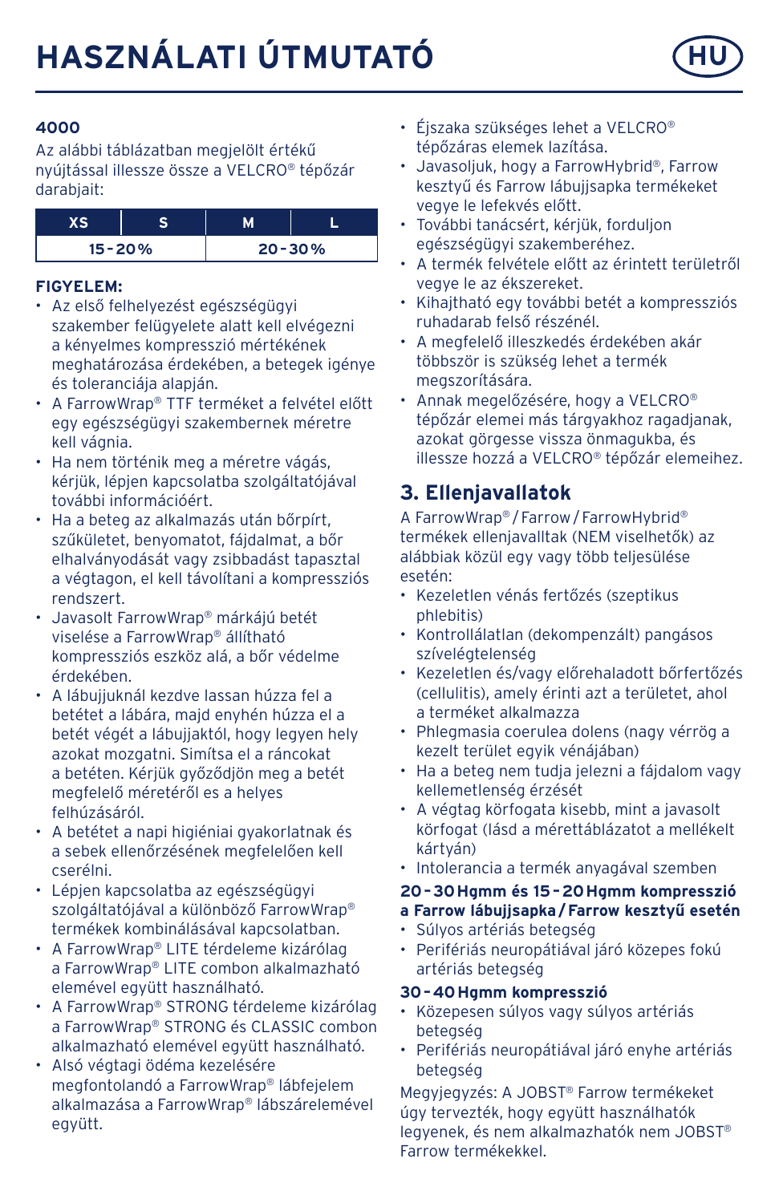# HASZNÁLATI ÚTMUTATÓ

**HU**

**4000**

Az alábbi táblázatban megjelölt értékű nyújtással illessze össze a VELCRO® tépőzár darabjait:

| XS | S | M | L |
|---|---|---|---|
| 15 - 20 % | | 20 - 30 % | |

**FIGYELEM:**

- Az első felhelyezést egészségügyi szakember felügyelete alatt kell elvégezni a kényelmes kompresszió mértékének meghatározása érdekében, a betegek igénye és toleranciája alapján.
- A FarrowWrap® TTF terméket a felvétel előtt egy egészségügyi szakembernek méretre kell vágnia.
- Ha nem történik meg a méretre vágás, kérjük, lépjen kapcsolatba szolgáltatójával további információért.
- Ha a beteg az alkalmazás után bőrpírt, szűkületet, benyomatot, fájdalmat, a bőr elhalványodását vagy zsibbadást tapasztal a végtagon, el kell távolítani a kompressziós rendszert.
- Javasolt FarrowWrap® márkájú betét viselése a FarrowWrap® állítható kompressziós eszköz alá, a bőr védelme érdekében.
- A lábujjuknál kezdve lassan húzza fel a betétet a lábára, majd enyhén húzza el a betét végét a lábujjaktól, hogy legyen hely azokat mozgatni. Simítsa el a ráncokat a betéten. Kérjük győződjön meg a betét megfelelő méretéről es a helyes felhúzásáról.
- A betétet a napi higiéniai gyakorlatnak és a sebek ellenőrzésének megfelelően kell cserélni.
- Lépjen kapcsolatba az egészségügyi szolgáltatójával a különböző FarrowWrap® termékek kombinálásával kapcsolatban.
- A FarrowWrap® LITE térdeleme kizárólag a FarrowWrap® LITE combon alkalmazható elemével együtt használható.
- A FarrowWrap® STRONG térdeleme kizárólag a FarrowWrap® STRONG és CLASSIC combon alkalmazható elemével együtt használható.
- Alsó végtagi ödéma kezelésére megfontolandó a FarrowWrap® lábfejelem alkalmazása a FarrowWrap® lábszárelemével együtt.
- Éjszaka szükséges lehet a VELCRO® tépőzáras elemek lazítása.
- Javasoljuk, hogy a FarrowHybrid®, Farrow kesztyű és Farrow lábujjsapka termékeket vegye le lefekvés előtt.
- További tanácsért, kérjük, forduljon egészségügyi szakemberéhez.
- A termék felvétele előtt az érintett területről vegye le az ékszereket.
- Kihajtható egy további betét a kompressziós ruhadarab felső részénél.
- A megfelelő illeszkedés érdekében akár többször is szükség lehet a termék megszorítására.
- Annak megelőzésére, hogy a VELCRO® tépőzár elemei más tárgyakhoz ragadjanak, azokat görgesse vissza önmagukba, és illessze hozzá a VELCRO® tépőzár elemeihez.

## 3. Ellenjavallatok

A FarrowWrap® / Farrow / FarrowHybrid® termékek ellenjavalltak (NEM viselhetők) az alábbiak közül egy vagy több teljesülése esetén:

- Kezeletlen vénás fertőzés (szeptikus phlebitis)
- Kontrollálatlan (dekompenzált) pangásos szívelégtelenség
- Kezeletlen és/vagy előrehaladott bőrfertőzés (cellulitis), amely érinti azt a területet, ahol a terméket alkalmazza
- Phlegmasia coerulea dolens (nagy vérrög a kezelt terület egyik vénájában)
- Ha a beteg nem tudja jelezni a fájdalom vagy kellemetlenség érzését
- A végtag körfogata kisebb, mint a javasolt körfogat (lásd a mérettáblázatot a mellékelt kártyán)
- Intolerancia a termék anyagával szemben

**20 - 30 Hgmm és 15 - 20 Hgmm kompresszió a Farrow lábujjsapka / Farrow kesztyű esetén**

- Súlyos artériás betegség
- Perifériás neuropátiával járó közepes fokú artériás betegség

**30 - 40 Hgmm kompresszió**

- Közepesen súlyos vagy súlyos artériás betegség
- Perifériás neuropátiával járó enyhe artériás betegség

Megyjegyzés: A JOBST® Farrow termékeket úgy tervezték, hogy együtt használhatók legyenek, és nem alkalmazhatók nem JOBST® Farrow termékekkel.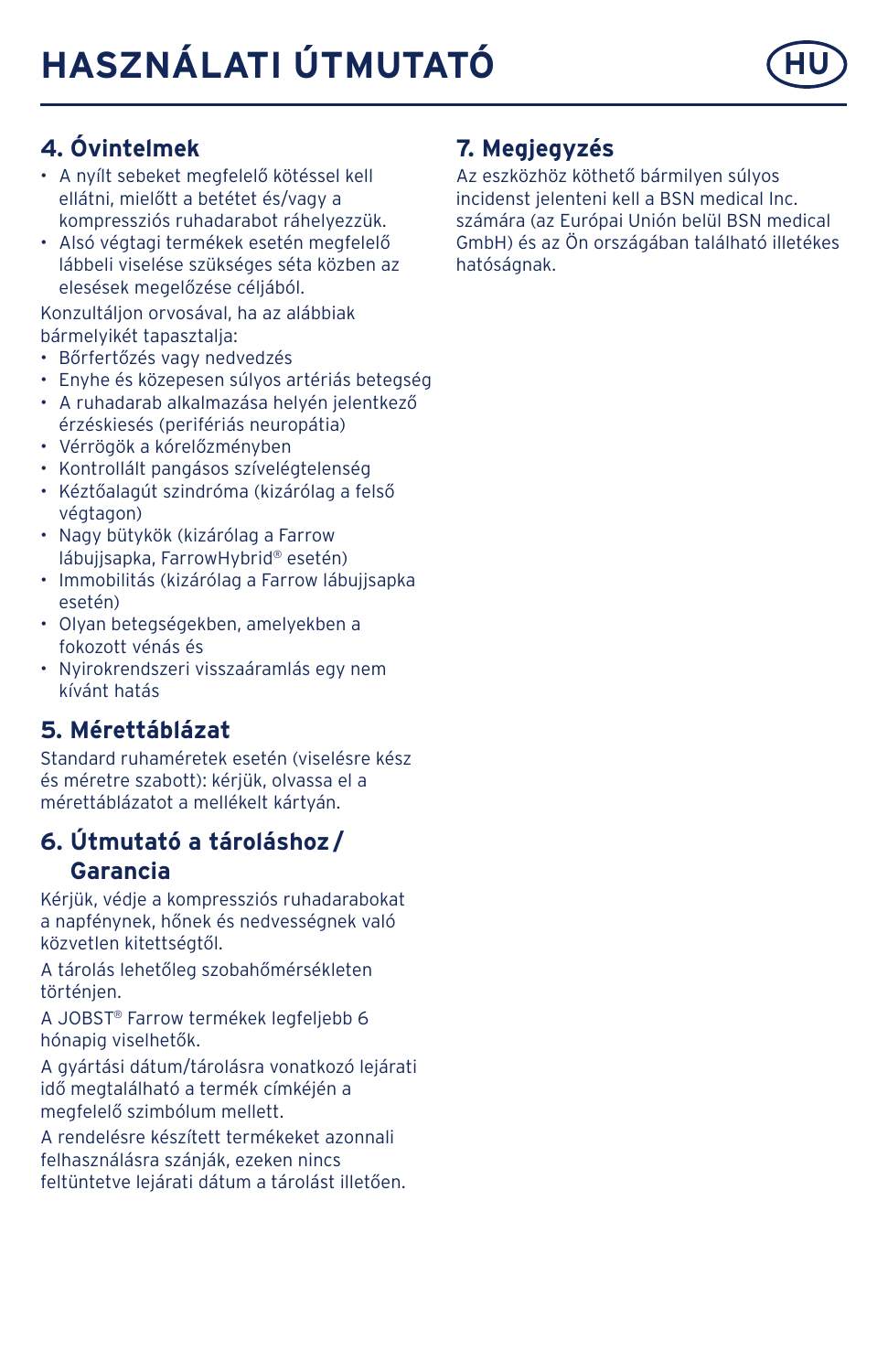# HASZNÁLATI ÚTMUTATÓ

HU

## 4. Óvintelmek

- A nyílt sebeket megfelelő kötéssel kell ellátni, mielőtt a betétet és/vagy a kompressziós ruhadarabot ráhelyezzük.
- Alsó végtagi termékek esetén megfelelő lábbeli viselése szükséges séta közben az elesések megelőzése céljából.

Konzultáljon orvosával, ha az alábbiak bármelyikét tapasztalja:

- Bőrfertőzés vagy nedvedzés
- Enyhe és közepesen súlyos artériás betegség
- A ruhadarab alkalmazása helyén jelentkező érzéskiesés (perifériás neuropátia)
- Vérrögök a kórelőzményben
- Kontrollált pangásos szívelégtelenség
- Kéztőalagút szindróma (kizárólag a felső végtagon)
- Nagy bütykök (kizárólag a Farrow lábujjsapka, FarrowHybrid® esetén)
- Immobilitás (kizárólag a Farrow lábujjsapka esetén)
- Olyan betegségekben, amelyekben a fokozott vénás és
- Nyirokrendszeri visszaáramlás egy nem kívánt hatás

## 5. Mérettáblázat

Standard ruhaméretek esetén (viselésre kész és méretre szabott): kérjük, olvassa el a mérettáblázatot a mellékelt kártyán.

## 6. Útmutató a tároláshoz / Garancia

Kérjük, védje a kompressziós ruhadarabokat a napfénynek, hőnek és nedvességnek való közvetlen kitettségtől.

A tárolás lehetőleg szobahőmérsékleten történjen.

A JOBST® Farrow termékek legfeljebb 6 hónapig viselhetők.

A gyártási dátum/tárolásra vonatkozó lejárati idő megtalálható a termék címkéjén a megfelelő szimbólum mellett.

A rendelésre készített termékeket azonnali felhasználásra szánják, ezeken nincs feltüntetve lejárati dátum a tárolást illetően.

## 7. Megjegyzés

Az eszközhöz köthető bármilyen súlyos incidenst jelenteni kell a BSN medical Inc. számára (az Európai Unión belül BSN medical GmbH) és az Ön országában található illetékes hatóságnak.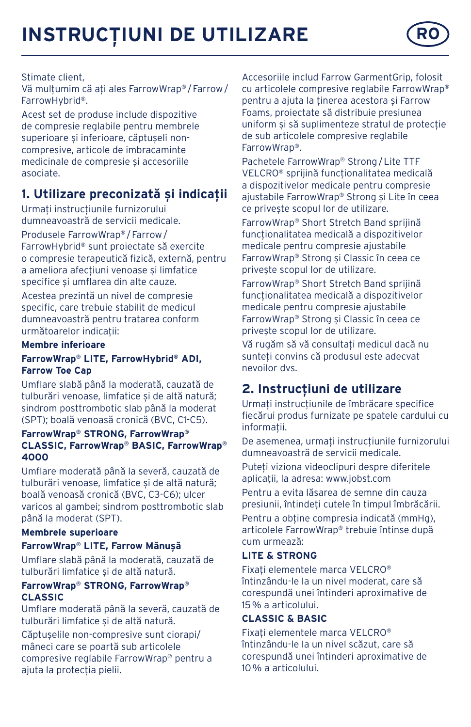# INSTRUCȚIUNI DE UTILIZARE

RO

Stimate client,
Vă mulțumim că ați ales FarrowWrap® / Farrow / FarrowHybrid®.

Acest set de produse include dispozitive de compresie reglabile pentru membrele superioare și inferioare, căptușeli non-compresive, articole de imbracaminte medicinale de compresie și accesoriile asociate.

## 1. Utilizare preconizată și indicații

Urmați instrucțiunile furnizorului dumneavoastră de servicii medicale.

Produsele FarrowWrap® / Farrow / FarrowHybrid® sunt proiectate să exercite o compresie terapeutică fizică, externă, pentru a ameliora afecțiuni venoase și limfatice specifice și umflarea din alte cauze.

Acestea prezintă un nivel de compresie specific, care trebuie stabilit de medicul dumneavoastră pentru tratarea conform următoarelor indicații:

**Membre inferioare**

**FarrowWrap® LITE, FarrowHybrid® ADI, Farrow Toe Cap**

Umflare slabă până la moderată, cauzată de tulburări venoase, limfatice și de altă natură; sindrom posttrombotic slab până la moderat (SPT); boală venoasă cronică (BVC, C1-C5).

**FarrowWrap® STRONG, FarrowWrap® CLASSIC, FarrowWrap® BASIC, FarrowWrap® 4000**

Umflare moderată până la severă, cauzată de tulburări venoase, limfatice și de altă natură; boală venoasă cronică (BVC, C3-C6); ulcer varicos al gambei; sindrom posttrombotic slab până la moderat (SPT).

**Membrele superioare**

**FarrowWrap® LITE, Farrow Mănușă**

Umflare slabă până la moderată, cauzată de tulburări limfatice și de altă natură.

**FarrowWrap® STRONG, FarrowWrap® CLASSIC**

Umflare moderată până la severă, cauzată de tulburări limfatice și de altă natură.

Căptușelile non-compresive sunt ciorapi/ mâneci care se poartă sub articolele compresive reglabile FarrowWrap® pentru a ajuta la protecția pielii.

Accesoriile includ Farrow GarmentGrip, folosit cu articolele compresive reglabile FarrowWrap® pentru a ajuta la ținerea acestora și Farrow Foams, proiectate să distribuie presiunea uniform și să suplimenteze stratul de protecție de sub articolele compresive reglabile FarrowWrap®.

Pachetele FarrowWrap® Strong / Lite TTF VELCRO® sprijină funcționalitatea medicală a dispozitivelor medicale pentru compresie ajustabile FarrowWrap® Strong și Lite în ceea ce privește scopul lor de utilizare.

FarrowWrap® Short Stretch Band sprijină funcționalitatea medicală a dispozitivelor medicale pentru compresie ajustabile FarrowWrap® Strong și Classic în ceea ce privește scopul lor de utilizare.

FarrowWrap® Short Stretch Band sprijină funcționalitatea medicală a dispozitivelor medicale pentru compresie ajustabile FarrowWrap® Strong și Classic în ceea ce privește scopul lor de utilizare.

Vă rugăm să vă consultați medicul dacă nu sunteți convins că produsul este adecvat nevoilor dvs.

## 2. Instrucțiuni de utilizare

Urmați instrucțiunile de îmbrăcare specifice fiecărui produs furnizate pe spatele cardului cu informații.

De asemenea, urmați instrucțiunile furnizorului dumneavoastră de servicii medicale.

Puteți viziona videoclipuri despre diferitele aplicații, la adresa: www.jobst.com

Pentru a evita lăsarea de semne din cauza presiunii, întindeți cutele în timpul îmbrăcării.

Pentru a obține compresia indicată (mmHg), articolele FarrowWrap® trebuie întinse după cum urmează:

**LITE & STRONG**

Fixați elementele marca VELCRO® întinzându-le la un nivel moderat, care să corespundă unei întinderi aproximative de 15 % a articolului.

**CLASSIC & BASIC**

Fixați elementele marca VELCRO® întinzându-le la un nivel scăzut, care să corespundă unei întinderi aproximative de 10 % a articolului.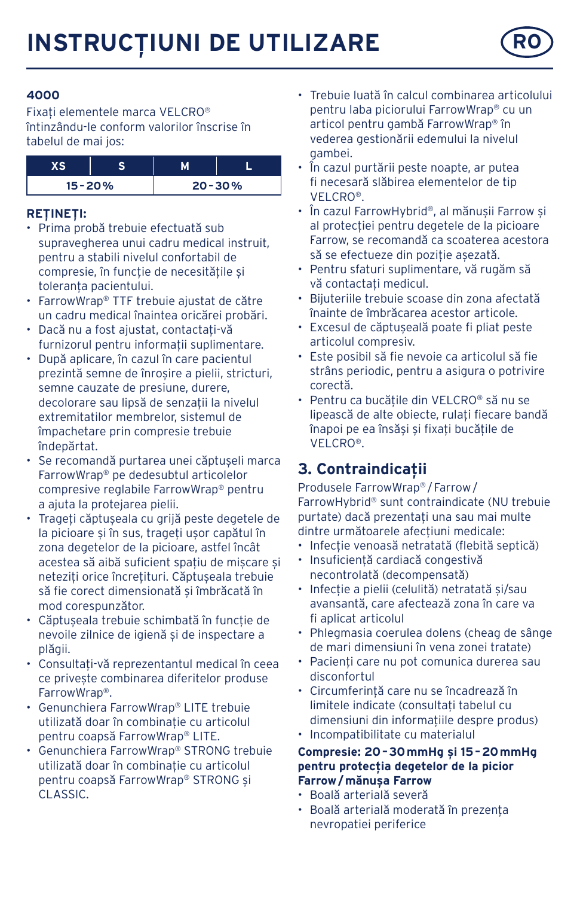# INSTRUCȚIUNI DE UTILIZARE

RO

**4000**

Fixați elementele marca VELCRO® întinzându-le conform valorilor înscrise în tabelul de mai jos:

| XS | S | M | L |
|---|---|---|---|
| 15 - 20 % | | 20 - 30 % | |

**REȚINEȚI:**

- Prima probă trebuie efectuată sub supravegherea unui cadru medical instruit, pentru a stabili nivelul confortabil de compresie, în funcție de necesitățile și toleranța pacientului.
- FarrowWrap® TTF trebuie ajustat de către un cadru medical înaintea oricărei probări.
- Dacă nu a fost ajustat, contactați-vă furnizorul pentru informații suplimentare.
- După aplicare, în cazul în care pacientul prezintă semne de înroșire a pielii, stricturi, semne cauzate de presiune, durere, decolorare sau lipsă de senzații la nivelul extremitatilor membrelor, sistemul de împachetare prin compresie trebuie îndepărtat.
- Se recomandă purtarea unei căptușeli marca FarrowWrap® pe dedesubtul articolelor compresive reglabile FarrowWrap® pentru a ajuta la protejarea pielii.
- Trageți căptușeala cu grijă peste degetele de la picioare și în sus, trageți ușor capătul în zona degetelor de la picioare, astfel încât acestea să aibă suficient spațiu de mișcare și neteziți orice încrețituri. Căptușeala trebuie să fie corect dimensionată și îmbrăcată în mod corespunzător.
- Căptușeala trebuie schimbată în funcție de nevoile zilnice de igienă și de inspectare a plăgii.
- Consultați-vă reprezentantul medical în ceea ce privește combinarea diferitelor produse FarrowWrap®.
- Genunchiera FarrowWrap® LITE trebuie utilizată doar în combinație cu articolul pentru coapsă FarrowWrap® LITE.
- Genunchiera FarrowWrap® STRONG trebuie utilizată doar în combinație cu articolul pentru coapsă FarrowWrap® STRONG și CLASSIC.
- Trebuie luată în calcul combinarea articolului pentru laba piciorului FarrowWrap® cu un articol pentru gambă FarrowWrap® în vederea gestionării edemului la nivelul gambei.
- În cazul purtării peste noapte, ar putea fi necesară slăbirea elementelor de tip VELCRO®.
- În cazul FarrowHybrid®, al mănușii Farrow și al protecției pentru degetele de la picioare Farrow, se recomandă ca scoaterea acestora să se efectueze din poziție așezată.
- Pentru sfaturi suplimentare, vă rugăm să vă contactați medicul.
- Bijuteriile trebuie scoase din zona afectată înainte de îmbrăcarea acestor articole.
- Excesul de căptușeală poate fi pliat peste articolul compresiv.
- Este posibil să fie nevoie ca articolul să fie strâns periodic, pentru a asigura o potrivire corectă.
- Pentru ca bucățile din VELCRO® să nu se lipească de alte obiecte, rulați fiecare bandă înapoi pe ea însăși și fixați bucățile de VELCRO®.

## 3. Contraindicații

Produsele FarrowWrap® / Farrow / FarrowHybrid® sunt contraindicate (NU trebuie purtate) dacă prezentați una sau mai multe dintre următoarele afecțiuni medicale:

- Infecție venoasă netratată (flebită septică)
- Insuficiență cardiacă congestivă necontrolată (decompensată)
- Infecție a pielii (celulită) netratată și/sau avansantă, care afectează zona în care va fi aplicat articolul
- Phlegmasia coerulea dolens (cheag de sânge de mari dimensiuni în vena zonei tratate)
- Pacienți care nu pot comunica durerea sau disconfortul
- Circumferință care nu se încadrează în limitele indicate (consultați tabelul cu dimensiuni din informațiile despre produs)
- Incompatibilitate cu materialul

**Compresie: 20 - 30 mmHg și 15 - 20 mmHg pentru protecția degetelor de la picior Farrow / mănușa Farrow**

- Boală arterială severă
- Boală arterială moderată în prezența nevropatiei periferice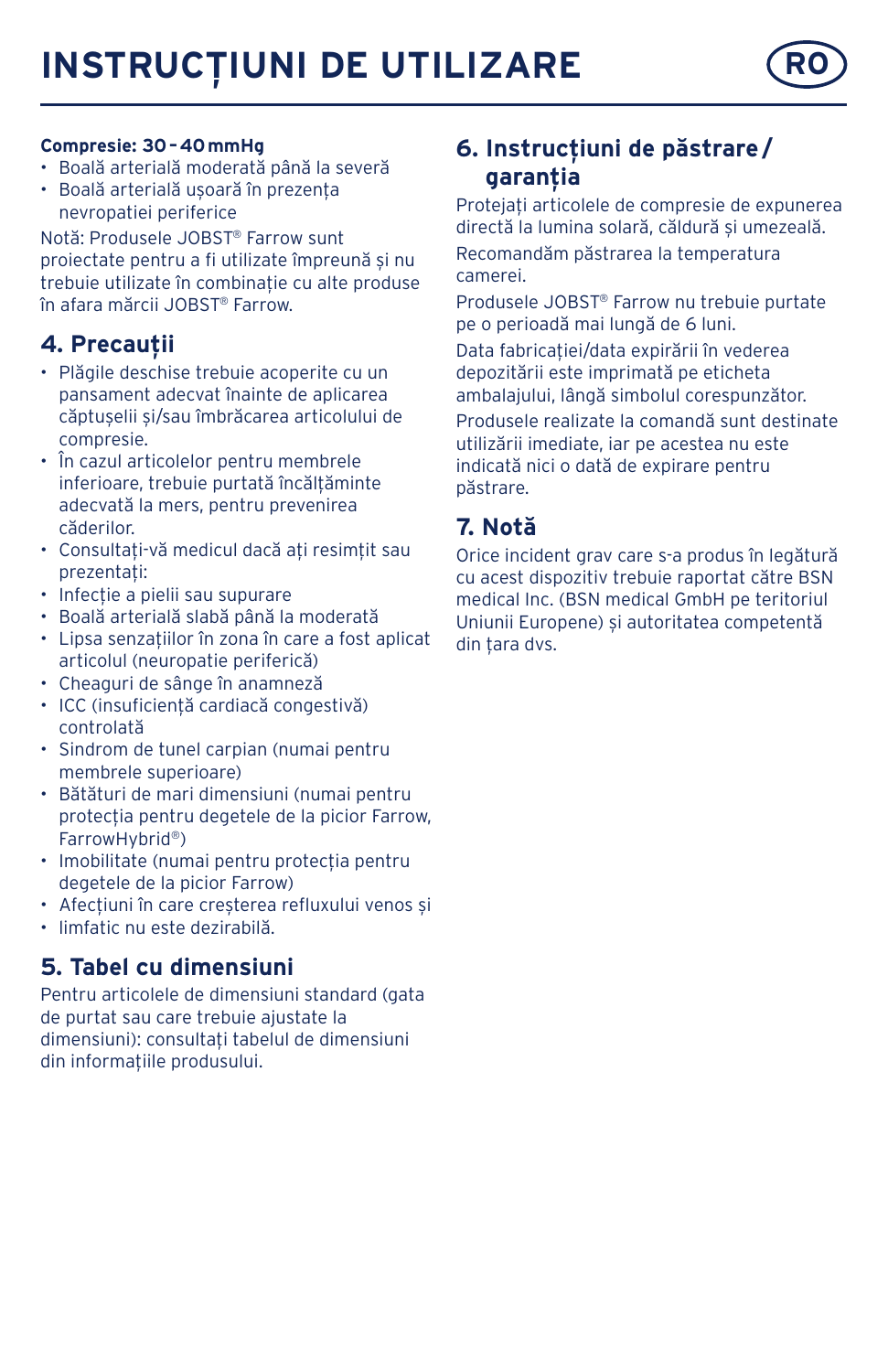# INSTRUCȚIUNI DE UTILIZARE

**Compresie: 30 - 40 mmHg**

- Boală arterială moderată până la severă
- Boală arterială ușoară în prezența nevropatiei periferice

Notă: Produsele JOBST® Farrow sunt proiectate pentru a fi utilizate împreună și nu trebuie utilizate în combinație cu alte produse în afara mărcii JOBST® Farrow.

## 4. Precauții

- Plăgile deschise trebuie acoperite cu un pansament adecvat înainte de aplicarea căptușelii și/sau îmbrăcarea articolului de compresie.
- În cazul articolelor pentru membrele inferioare, trebuie purtată încălțăminte adecvată la mers, pentru prevenirea căderilor.
- Consultați-vă medicul dacă ați resimțit sau prezentați:
- Infecție a pielii sau supurare
- Boală arterială slabă până la moderată
- Lipsa senzațiilor în zona în care a fost aplicat articolul (neuropatie periferică)
- Cheaguri de sânge în anamneză
- ICC (insuficiență cardiacă congestivă) controlată
- Sindrom de tunel carpian (numai pentru membrele superioare)
- Bătături de mari dimensiuni (numai pentru protecția pentru degetele de la picior Farrow, FarrowHybrid®)
- Imobilitate (numai pentru protecția pentru degetele de la picior Farrow)
- Afecțiuni în care creșterea refluxului venos și
- limfatic nu este dezirabilă.

## 5. Tabel cu dimensiuni

Pentru articolele de dimensiuni standard (gata de purtat sau care trebuie ajustate la dimensiuni): consultați tabelul de dimensiuni din informațiile produsului.

## 6. Instrucțiuni de păstrare / garanția

Protejați articolele de compresie de expunerea directă la lumina solară, căldură și umezeală.

Recomandăm păstrarea la temperatura camerei.

Produsele JOBST® Farrow nu trebuie purtate pe o perioadă mai lungă de 6 luni.

Data fabricației/data expirării în vederea depozitării este imprimată pe eticheta ambalajului, lângă simbolul corespunzător.

Produsele realizate la comandă sunt destinate utilizării imediate, iar pe acestea nu este indicată nici o dată de expirare pentru păstrare.

## 7. Notă

Orice incident grav care s-a produs în legătură cu acest dispozitiv trebuie raportat către BSN medical Inc. (BSN medical GmbH pe teritoriul Uniunii Europene) și autoritatea competentă din țara dvs.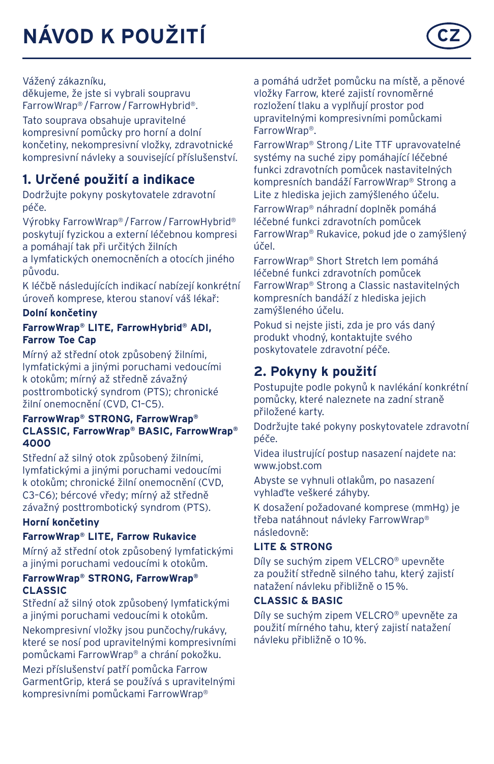# NÁVOD K POUŽITÍ

CZ

Vážený zákazníku,
děkujeme, že jste si vybrali soupravu FarrowWrap® / Farrow / FarrowHybrid®.

Tato souprava obsahuje upravitelné kompresivní pomůcky pro horní a dolní končetiny, nekompresivní vložky, zdravotnické kompresivní návleky a související příslušenství.

## 1. Určené použití a indikace

Dodržujte pokyny poskytovatele zdravotní péče.

Výrobky FarrowWrap® / Farrow / FarrowHybrid® poskytují fyzickou a externí léčebnou kompresi a pomáhají tak při určitých žilních a lymfatických onemocněních a otocích jiného původu.

K léčbě následujících indikací nabízejí konkrétní úroveň komprese, kterou stanoví váš lékař:

**Dolní končetiny**

**FarrowWrap® LITE, FarrowHybrid® ADI, Farrow Toe Cap**

Mírný až střední otok způsobený žilními, lymfatickými a jinými poruchami vedoucími k otokům; mírný až středně závažný posttrombotický syndrom (PTS); chronické žilní onemocnění (CVD, C1-C5).

**FarrowWrap® STRONG, FarrowWrap® CLASSIC, FarrowWrap® BASIC, FarrowWrap® 4000**

Střední až silný otok způsobený žilními, lymfatickými a jinými poruchami vedoucími k otokům; chronické žilní onemocnění (CVD, C3-C6); bércové vředy; mírný až středně závažný posttrombotický syndrom (PTS).

**Horní končetiny**

**FarrowWrap® LITE, Farrow Rukavice**

Mírný až střední otok způsobený lymfatickými a jinými poruchami vedoucími k otokům.

**FarrowWrap® STRONG, FarrowWrap® CLASSIC**

Střední až silný otok způsobený lymfatickými a jinými poruchami vedoucími k otokům.

Nekompresivní vložky jsou punčochy/rukávy, které se nosí pod upravitelnými kompresivními pomůckami FarrowWrap® a chrání pokožku.

Mezi příslušenství patří pomůcka Farrow GarmentGrip, která se používá s upravitelnými kompresivními pomůckami FarrowWrap® a pomáhá udržet pomůcku na místě, a pěnové vložky Farrow, které zajistí rovnoměrné rozložení tlaku a vyplňují prostor pod upravitelnými kompresivními pomůckami FarrowWrap®.

FarrowWrap® Strong / Lite TTF upravovatelné systémy na suché zipy pomáhající léčebné funkci zdravotních pomůcek nastavitelných kompresních bandáží FarrowWrap® Strong a Lite z hlediska jejich zamýšleného účelu.

FarrowWrap® náhradní doplněk pomáhá léčebné funkci zdravotních pomůcek FarrowWrap® Rukavice, pokud jde o zamýšlený účel.

FarrowWrap® Short Stretch lem pomáhá léčebné funkci zdravotních pomůcek FarrowWrap® Strong a Classic nastavitelných kompresních bandáží z hlediska jejich zamýšleného účelu.

Pokud si nejste jisti, zda je pro vás daný produkt vhodný, kontaktujte svého poskytovatele zdravotní péče.

## 2. Pokyny k použití

Postupujte podle pokynů k navlékání konkrétní pomůcky, které naleznete na zadní straně přiložené karty.

Dodržujte také pokyny poskytovatele zdravotní péče.

Videa ilustrující postup nasazení najdete na: www.jobst.com

Abyste se vyhnuli otlakům, po nasazení vyhlaďte veškeré záhyby.

K dosažení požadované komprese (mmHg) je třeba natáhnout návleky FarrowWrap® následovně:

**LITE & STRONG**

Díly se suchým zipem VELCRO® upevněte za použití středně silného tahu, který zajistí natažení návleku přibližně o 15 %.

**CLASSIC & BASIC**

Díly se suchým zipem VELCRO® upevněte za použití mírného tahu, který zajistí natažení návleku přibližně o 10 %.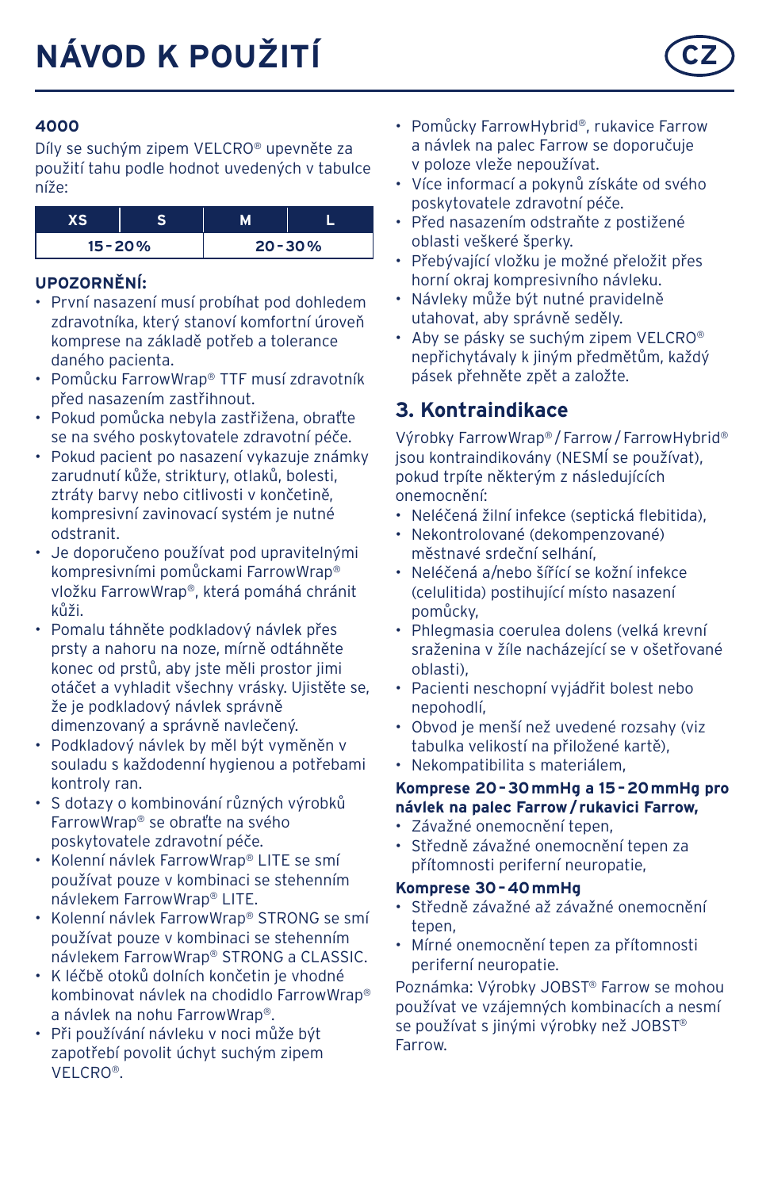# NÁVOD K POUŽITÍ

CZ

### 4000

Díly se suchým zipem VELCRO® upevněte za použití tahu podle hodnot uvedených v tabulce níže:

| XS | S | M | L |
|---|---|---|---|
| 15 - 20 % | | 20 - 30 % | |

**UPOZORNĚNÍ:**

- První nasazení musí probíhat pod dohledem zdravotníka, který stanoví komfortní úroveň komprese na základě potřeb a tolerance daného pacienta.
- Pomůcku FarrowWrap® TTF musí zdravotník před nasazením zastřihnout.
- Pokud pomůcka nebyla zastřižena, obraťte se na svého poskytovatele zdravotní péče.
- Pokud pacient po nasazení vykazuje známky zarudnutí kůže, striktury, otlaků, bolesti, ztráty barvy nebo citlivosti v končetině, kompresivní zavinovací systém je nutné odstranit.
- Je doporučeno používat pod upravitelnými kompresivními pomůckami FarrowWrap® vložku FarrowWrap®, která pomáhá chránit kůži.
- Pomalu táhněte podkladový návlek přes prsty a nahoru na noze, mírně odtáhněte konec od prstů, abyste měli prostor jimi otáčet a vyhladit všechny vrásky. Ujistěte se, že je podkladový návlek správně dimenzovaný a správně navlečený.
- Podkladový návlek by měl být vyměněn v souladu s každodenní hygienou a potřebami kontroly ran.
- S dotazy o kombinování různých výrobků FarrowWrap® se obraťte na svého poskytovatele zdravotní péče.
- Kolenní návlek FarrowWrap® LITE se smí používat pouze v kombinaci se stehenním návlekem FarrowWrap® LITE.
- Kolenní návlek FarrowWrap® STRONG se smí používat pouze v kombinaci se stehenním návlekem FarrowWrap® STRONG a CLASSIC.
- K léčbě otoků dolních končetin je vhodné kombinovat návlek na chodidlo FarrowWrap® a návlek na nohu FarrowWrap®.
- Při používání návleku v noci může být zapotřebí povolit úchyt suchým zipem VELCRO®.
- Pomůcky FarrowHybrid®, rukavice Farrow a návlek na palec Farrow se doporučuje v poloze vleže nepoužívat.
- Více informací a pokynů získáte od svého poskytovatele zdravotní péče.
- Před nasazením odstraňte z postižené oblasti veškeré šperky.
- Přebývající vložku je možné přeložit přes horní okraj kompresivního návleku.
- Návleky může být nutné pravidelně utahovat, aby správně seděly.
- Aby se pásky se suchým zipem VELCRO® nepřichytávaly k jiným předmětům, každý pásek přehněte zpět a založte.

## 3. Kontraindikace

Výrobky FarrowWrap® / Farrow / FarrowHybrid® jsou kontraindikovány (NESMÍ se používat), pokud trpíte některým z následujících onemocnění:

- Neléčená žilní infekce (septická flebitida),
- Nekontrolované (dekompenzované) městnavé srdeční selhání,
- Neléčená a/nebo šířící se kožní infekce (celulitida) postihující místo nasazení pomůcky,
- Phlegmasia coerulea dolens (velká krevní sraženina v žíle nacházející se v ošetřované oblasti),
- Pacienti neschopní vyjádřit bolest nebo nepohodlí,
- Obvod je menší než uvedené rozsahy (viz tabulka velikostí na přiložené kartě),
- Nekompatibilita s materiálem,

**Komprese 20 - 30 mmHg a 15 - 20 mmHg pro návlek na palec Farrow / rukavici Farrow,**

- Závažné onemocnění tepen,
- Středně závažné onemocnění tepen za přítomnosti periferní neuropatie,

**Komprese 30 - 40 mmHg**

- Středně závažné až závažné onemocnění tepen,
- Mírné onemocnění tepen za přítomnosti periferní neuropatie.

Poznámka: Výrobky JOBST® Farrow se mohou používat ve vzájemných kombinacích a nesmí se používat s jinými výrobky než JOBST® Farrow.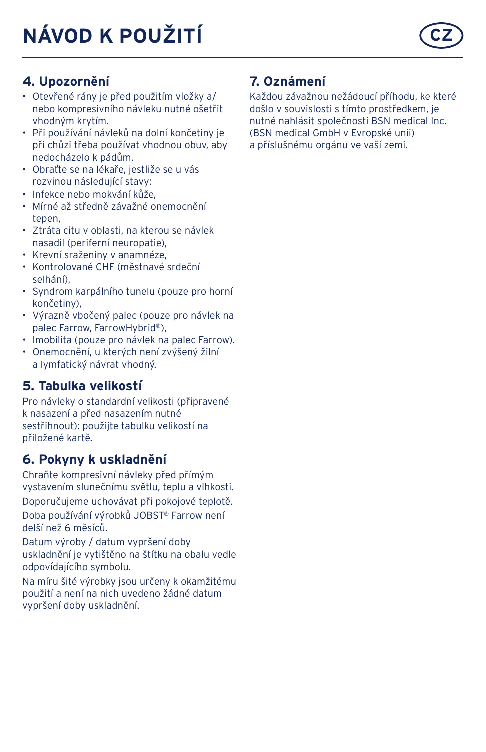# NÁVOD K POUŽITÍ

CZ

## 4. Upozornění

- Otevřené rány je před použitím vložky a/nebo kompresivního návleku nutné ošetřit vhodným krytím.
- Při používání návleků na dolní končetiny je při chůzi třeba používat vhodnou obuv, aby nedocházelo k pádům.
- Obraťte se na lékaře, jestliže se u vás rozvinou následující stavy:
- Infekce nebo mokvání kůže,
- Mírné až středně závažné onemocnění tepen,
- Ztráta citu v oblasti, na kterou se návlek nasadil (periferní neuropatie),
- Krevní sraženiny v anamnéze,
- Kontrolované CHF (městnavé srdeční selhání),
- Syndrom karpálního tunelu (pouze pro horní končetiny),
- Výrazně vbočený palec (pouze pro návlek na palec Farrow, FarrowHybrid®),
- Imobilita (pouze pro návlek na palec Farrow).
- Onemocnění, u kterých není zvýšený žilní a lymfatický návrat vhodný.

## 5. Tabulka velikostí

Pro návleky o standardní velikosti (připravené k nasazení a před nasazením nutné sestřihnout): použijte tabulku velikostí na přiložené kartě.

## 6. Pokyny k uskladnění

Chraňte kompresivní návleky před přímým vystavením slunečnímu světlu, teplu a vlhkosti.

Doporučujeme uchovávat při pokojové teplotě.

Doba používání výrobků JOBST® Farrow není delší než 6 měsíců.

Datum výroby / datum vypršení doby uskladnění je vytištěno na štítku na obalu vedle odpovídajícího symbolu.

Na míru šité výrobky jsou určeny k okamžitému použití a není na nich uvedeno žádné datum vypršení doby uskladnění.

## 7. Oznámení

Každou závažnou nežádoucí příhodu, ke které došlo v souvislosti s tímto prostředkem, je nutné nahlásit společnosti BSN medical Inc. (BSN medical GmbH v Evropské unii) a příslušnému orgánu ve vaší zemi.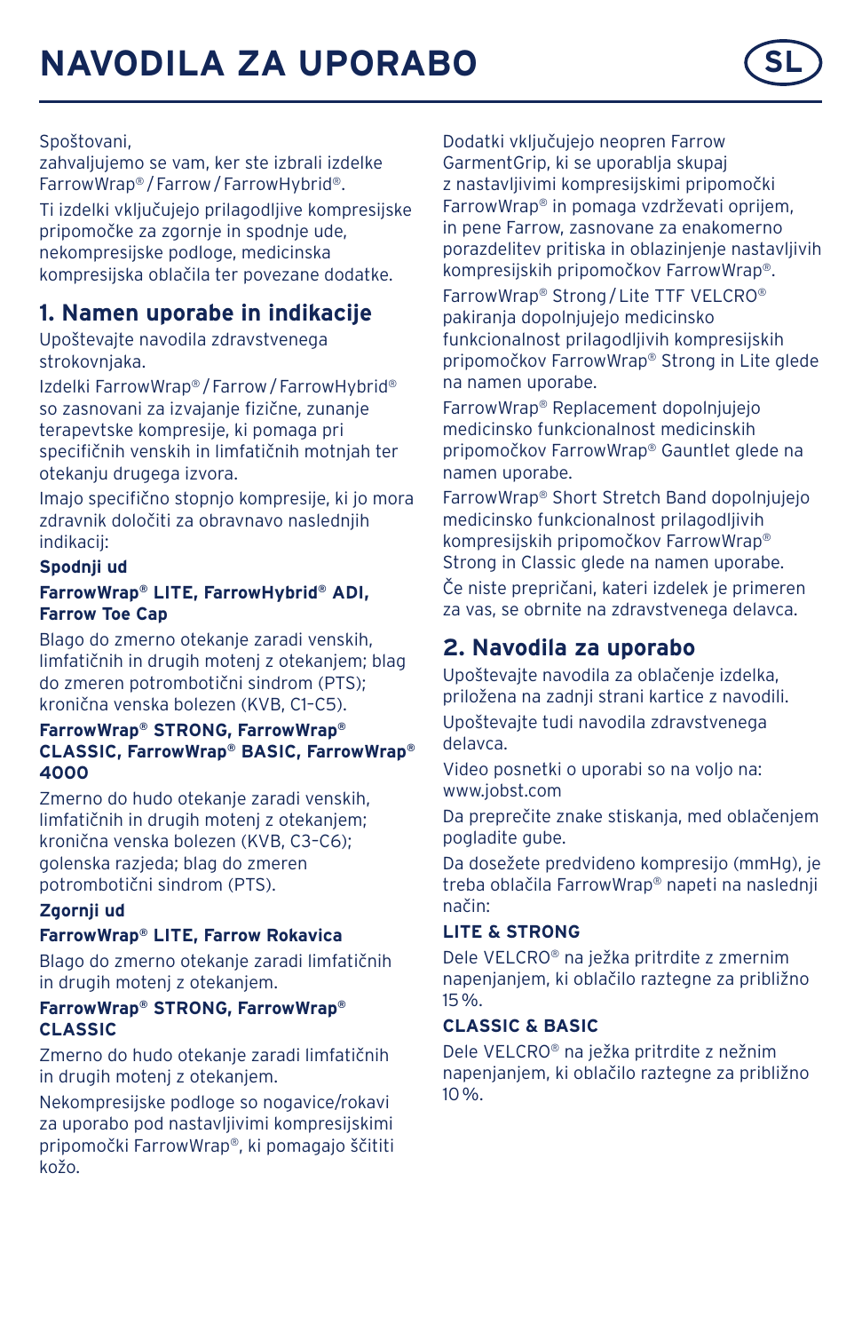# NAVODILA ZA UPORABO

SL

Spoštovani,
zahvaljujemo se vam, ker ste izbrali izdelke FarrowWrap® / Farrow / FarrowHybrid®.

Ti izdelki vključujejo prilagodljive kompresijske pripomočke za zgornje in spodnje ude, nekompresijske podloge, medicinska kompresijska oblačila ter povezane dodatke.

## 1. Namen uporabe in indikacije

Upoštevajte navodila zdravstvenega strokovnjaka.

Izdelki FarrowWrap® / Farrow / FarrowHybrid® so zasnovani za izvajanje fizične, zunanje terapevtske kompresije, ki pomaga pri specifičnih venskih in limfatičnih motnjah ter otekanju drugega izvora.

Imajo specifično stopnjo kompresije, ki jo mora zdravnik določiti za obravnavo naslednjih indikacij:

**Spodnji ud**

**FarrowWrap® LITE, FarrowHybrid® ADI, Farrow Toe Cap**

Blago do zmerno otekanje zaradi venskih, limfatičnih in drugih motenj z otekanjem; blag do zmeren potrombotični sindrom (PTS); kronična venska bolezen (KVB, C1–C5).

**FarrowWrap® STRONG, FarrowWrap® CLASSIC, FarrowWrap® BASIC, FarrowWrap® 4000**

Zmerno do hudo otekanje zaradi venskih, limfatičnih in drugih motenj z otekanjem; kronična venska bolezen (KVB, C3–C6); golenska razjeda; blag do zmeren potrombotični sindrom (PTS).

**Zgornji ud**

**FarrowWrap® LITE, Farrow Rokavica**

Blago do zmerno otekanje zaradi limfatičnih in drugih motenj z otekanjem.

**FarrowWrap® STRONG, FarrowWrap® CLASSIC**

Zmerno do hudo otekanje zaradi limfatičnih in drugih motenj z otekanjem.

Nekompresijske podloge so nogavice/rokavi za uporabo pod nastavljivimi kompresijskimi pripomočki FarrowWrap®, ki pomagajo ščititi kožo.

Dodatki vključujejo neopren Farrow GarmentGrip, ki se uporablja skupaj z nastavljivimi kompresijskimi pripomočki FarrowWrap® in pomaga vzdrževati oprijem, in pene Farrow, zasnovane za enakomerno porazdelitev pritiska in oblazinjenje nastavljivih kompresijskih pripomočkov FarrowWrap®.

FarrowWrap® Strong / Lite TTF VELCRO® pakiranja dopolnjujejo medicinsko funkcionalnost prilagodljivih kompresijskih pripomočkov FarrowWrap® Strong in Lite glede na namen uporabe.

FarrowWrap® Replacement dopolnjujejo medicinsko funkcionalnost medicinskih pripomočkov FarrowWrap® Gauntlet glede na namen uporabe.

FarrowWrap® Short Stretch Band dopolnjujejo medicinsko funkcionalnost prilagodljivih kompresijskih pripomočkov FarrowWrap® Strong in Classic glede na namen uporabe.

Če niste prepričani, kateri izdelek je primeren za vas, se obrnite na zdravstvenega delavca.

## 2. Navodila za uporabo

Upoštevajte navodila za oblačenje izdelka, priložena na zadnji strani kartice z navodili.

Upoštevajte tudi navodila zdravstvenega delavca.

Video posnetki o uporabi so na voljo na: www.jobst.com

Da preprečite znake stiskanja, med oblačenjem pogladite gube.

Da dosežete predvideno kompresijo (mmHg), je treba oblačila FarrowWrap® napeti na naslednji način:

**LITE & STRONG**

Dele VELCRO® na ježka pritrdite z zmernim napenjanjem, ki oblačilo raztegne za približno 15 %.

**CLASSIC & BASIC**

Dele VELCRO® na ježka pritrdite z nežnim napenjanjem, ki oblačilo raztegne za približno 10 %.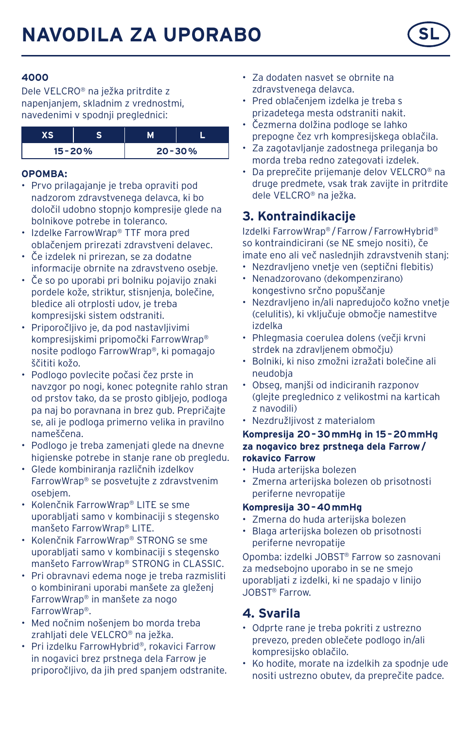# NAVODILA ZA UPORABO

SL

**4000**

Dele VELCRO® na ježka pritrdite z napenjanjem, skladnim z vrednostmi, navedenimi v spodnji preglednici:

| XS | S | M | L |
|---|---|---|---|
| 15 - 20 % | | 20 - 30 % | |

**OPOMBA:**

- Prvo prilagajanje je treba opraviti pod nadzorom zdravstvenega delavca, ki bo določil udobno stopnjo kompresije glede na bolnikove potrebe in toleranco.
- Izdelke FarrowWrap® TTF mora pred oblačenjem prirezati zdravstveni delavec.
- Če izdelek ni prirezan, se za dodatne informacije obrnite na zdravstveno osebje.
- Če so po uporabi pri bolniku pojavijo znaki pordele kože, striktur, stisnjenja, bolečine, bledice ali otrplosti udov, je treba kompresijski sistem odstraniti.
- Priporočljivo je, da pod nastavljivimi kompresijskimi pripomočki FarrowWrap® nosite podlogo FarrowWrap®, ki pomagajo ščititi kožo.
- Podlogo povlecite počasi čez prste in navzgor po nogi, konec potegnite rahlo stran od prstov tako, da se prosto gibljejo, podloga pa naj bo poravnana in brez gub. Prepričajte se, ali je podloga primerno velika in pravilno nameščena.
- Podlogo je treba zamenjati glede na dnevne higienske potrebe in stanje rane ob pregledu.
- Glede kombiniranja različnih izdelkov FarrowWrap® se posvetujte z zdravstvenim osebjem.
- Kolenčnik FarrowWrap® LITE se sme uporabljati samo v kombinaciji s stegensko manšeto FarrowWrap® LITE.
- Kolenčnik FarrowWrap® STRONG se sme uporabljati samo v kombinaciji s stegensko manšeto FarrowWrap® STRONG in CLASSIC.
- Pri obravnavi edema noge je treba razmisliti o kombinirani uporabi manšete za gleženj FarrowWrap® in manšete za nogo FarrowWrap®.
- Med nočnim nošenjem bo morda treba zrahljati dele VELCRO® na ježka.
- Pri izdelku FarrowHybrid®, rokavici Farrow in nogavici brez prstnega dela Farrow je priporočljivo, da jih pred spanjem odstranite.
- Za dodaten nasvet se obrnite na zdravstvenega delavca.
- Pred oblačenjem izdelka je treba s prizadetega mesta odstraniti nakit.
- Čezmerna dolžina podloge se lahko prepogne čez vrh kompresijskega oblačila.
- Za zagotavljanje zadostnega prileganja bo morda treba redno zategovati izdelek.
- Da preprečite prijemanje delov VELCRO® na druge predmete, vsak trak zavijte in pritrdite dele VELCRO® na ježka.

## 3. Kontraindikacije

Izdelki FarrowWrap® / Farrow / FarrowHybrid® so kontraindicirani (se NE smejo nositi), če imate eno ali več naslednjih zdravstvenih stanj:

- Nezdravljeno vnetje ven (septični flebitis)
- Nenadzorovano (dekompenzirano) kongestivno srčno popuščanje
- Nezdravljeno in/ali napredujočo kožno vnetje (celulitis), ki vključuje območje namestitve izdelka
- Phlegmasia coerulea dolens (večji krvni strdek na zdravljenem območju)
- Bolniki, ki niso zmožni izražati bolečine ali neudobja
- Obseg, manjši od indiciranih razponov (glejte preglednico z velikostmi na karticah z navodili)
- Nezdružljivost z materialom

**Kompresija 20 - 30 mmHg in 15 - 20 mmHg za nogavico brez prstnega dela Farrow / rokavico Farrow**

- Huda arterijska bolezen
- Zmerna arterijska bolezen ob prisotnosti periferne nevropatije

**Kompresija 30 - 40 mmHg**

- Zmerna do huda arterijska bolezen
- Blaga arterijska bolezen ob prisotnosti periferne nevropatije

Opomba: izdelki JOBST® Farrow so zasnovani za medsebojno uporabo in se ne smejo uporabljati z izdelki, ki ne spadajo v linijo JOBST® Farrow.

## 4. Svarila

- Odprte rane je treba pokriti z ustrezno prevezo, preden oblečete podlogo in/ali kompresijsko oblačilo.
- Ko hodite, morate na izdelkih za spodnje ude nositi ustrezno obutev, da preprečite padce.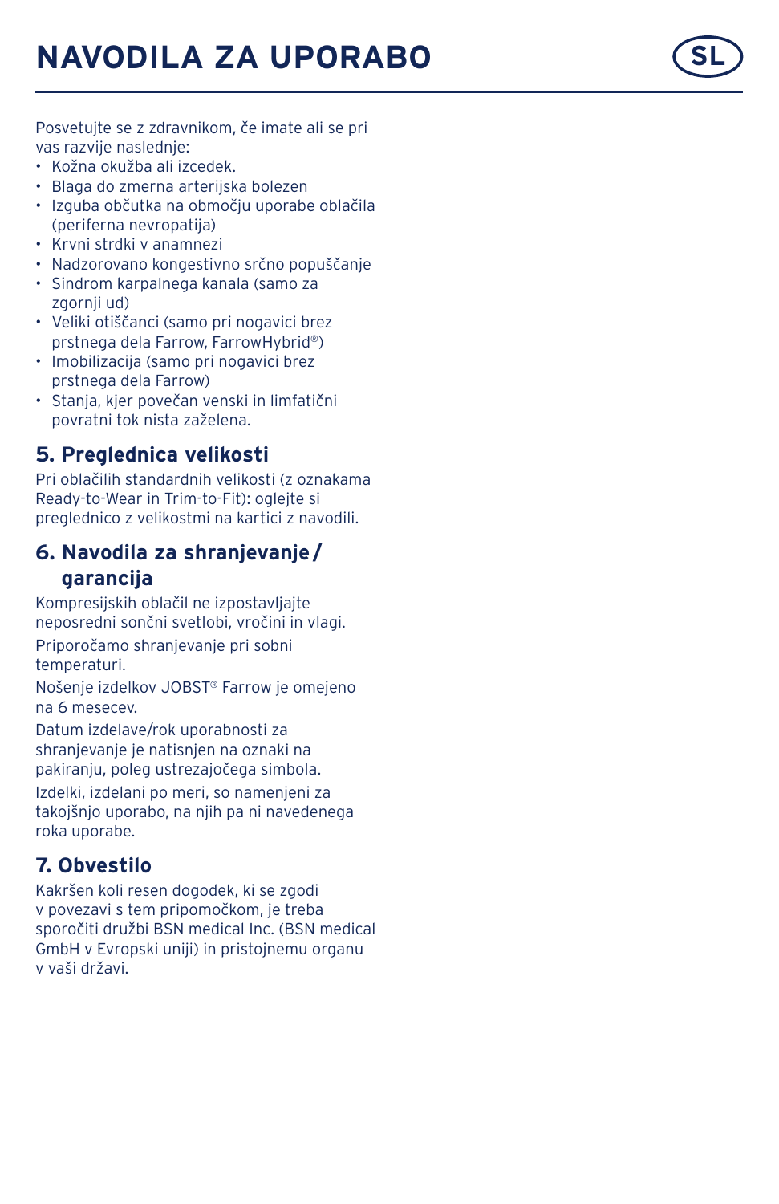# NAVODILA ZA UPORABO

Posvetujte se z zdravnikom, če imate ali se pri vas razvije naslednje:

- Kožna okužba ali izcedek.
- Blaga do zmerna arterijska bolezen
- Izguba občutka na območju uporabe oblačila (periferna nevropatija)
- Krvni strdki v anamnezi
- Nadzorovano kongestivno srčno popuščanje
- Sindrom karpalnega kanala (samo za zgornji ud)
- Veliki otiščanci (samo pri nogavici brez prstnega dela Farrow, FarrowHybrid®)
- Imobilizacija (samo pri nogavici brez prstnega dela Farrow)
- Stanja, kjer povečan venski in limfatični povratni tok nista zaželena.

## 5. Preglednica velikosti

Pri oblačilih standardnih velikosti (z oznakama Ready-to-Wear in Trim-to-Fit): oglejte si preglednico z velikostmi na kartici z navodili.

## 6. Navodila za shranjevanje / garancija

Kompresijskih oblačil ne izpostavljajte neposredni sončni svetlobi, vročini in vlagi.

Priporočamo shranjevanje pri sobni temperaturi.

Nošenje izdelkov JOBST® Farrow je omejeno na 6 mesecev.

Datum izdelave/rok uporabnosti za shranjevanje je natisnjen na oznaki na pakiranju, poleg ustrezajočega simbola.

Izdelki, izdelani po meri, so namenjeni za takojšnjo uporabo, na njih pa ni navedenega roka uporabe.

## 7. Obvestilo

Kakršen koli resen dogodek, ki se zgodi v povezavi s tem pripomočkom, je treba sporočiti družbi BSN medical Inc. (BSN medical GmbH v Evropski uniji) in pristojnemu organu v vaši državi.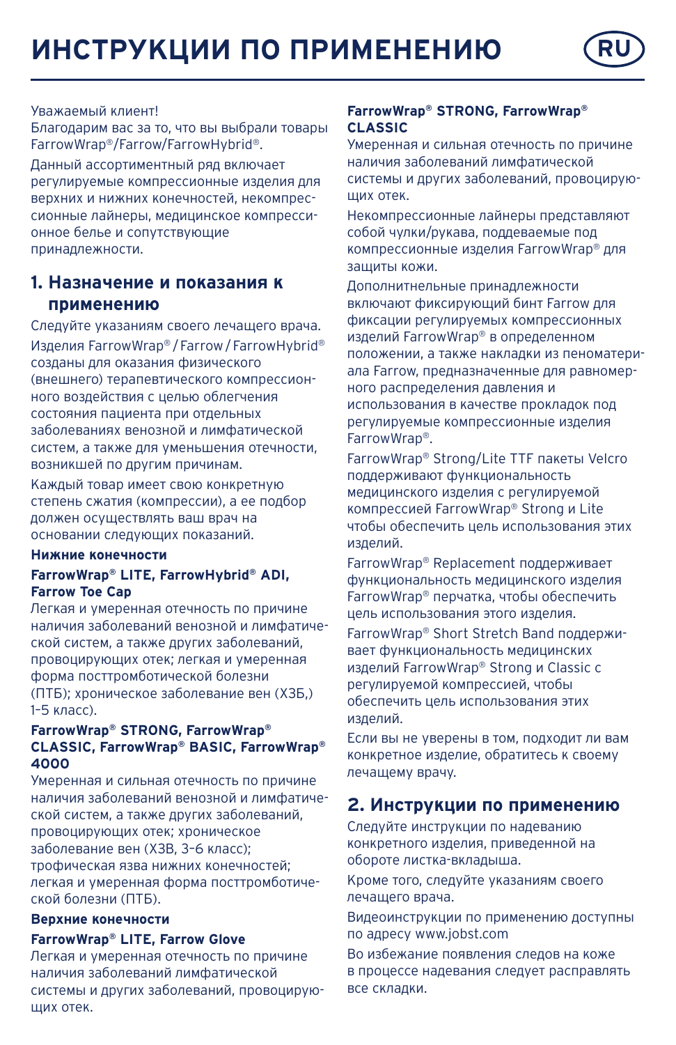# ИНСТРУКЦИИ ПО ПРИМЕНЕНИЮ

RU

Уважаемый клиент!
Благодарим вас за то, что вы выбрали товары FarrowWrap®/Farrow/FarrowHybrid®.

Данный ассортиментный ряд включает регулируемые компрессионные изделия для верхних и нижних конечностей, некомпрессионные лайнеры, медицинское компрессионное белье и сопутствующие принадлежности.

## 1. Назначение и показания к применению

Следуйте указаниям своего лечащего врача.

Изделия FarrowWrap® / Farrow / FarrowHybrid® созданы для оказания физического (внешнего) терапевтического компрессионного воздействия с целью облегчения состояния пациента при отдельных заболеваниях венозной и лимфатической систем, а также для уменьшения отечности, возникшей по другим причинам.

Каждый товар имеет свою конкретную степень сжатия (компрессии), а ее подбор должен осуществлять ваш врач на основании следующих показаний.

**Нижние конечности**

**FarrowWrap® LITE, FarrowHybrid® ADI, Farrow Toe Cap**

Легкая и умеренная отечность по причине наличия заболеваний венозной и лимфатической систем, а также других заболеваний, провоцирующих отек; легкая и умеренная форма посттромботической болезни (ПТБ); хроническое заболевание вен (ХЗБ,) 1-5 класс).

**FarrowWrap® STRONG, FarrowWrap® CLASSIC, FarrowWrap® BASIC, FarrowWrap® 4000**

Умеренная и сильная отечность по причине наличия заболеваний венозной и лимфатической систем, а также других заболеваний, провоцирующих отек; хроническое заболевание вен (ХЗВ, 3-6 класс); трофическая язва нижних конечностей; легкая и умеренная форма посттромботической болезни (ПТБ).

**Верхние конечности**

**FarrowWrap® LITE, Farrow Glove**

Легкая и умеренная отечность по причине наличия заболеваний лимфатической системы и других заболеваний, провоцирующих отек.

**FarrowWrap® STRONG, FarrowWrap® CLASSIC**

Умеренная и сильная отечность по причине наличия заболеваний лимфатической системы и других заболеваний, провоцирующих отек.

Некомпрессионные лайнеры представляют собой чулки/рукава, поддеваемые под компрессионные изделия FarrowWrap® для защиты кожи.

Дополнитнельные принадлежности включают фиксирующий бинт Farrow для фиксации регулируемых компрессионных изделий FarrowWrap® в определенном положении, а также накладки из пеноматериала Farrow, предназначенные для равномерного распределения давления и использования в качестве прокладок под регулируемые компрессионные изделия FarrowWrap®.

FarrowWrap® Strong/Lite TTF пакеты Velcro поддерживают функциональность медицинского изделия с регулируемой компрессией FarrowWrap® Strong и Lite чтобы обеспечить цель использования этих изделий.

FarrowWrap® Replacement поддерживает функциональность медицинского изделия FarrowWrap® перчатка, чтобы обеспечить цель использования этого изделия.

FarrowWrap® Short Stretch Band поддерживает функциональность медицинских изделий FarrowWrap® Strong и Classic с регулируемой компрессией, чтобы обеспечить цель использования этих изделий.

Если вы не уверены в том, подходит ли вам конкретное изделие, обратитесь к своему лечащему врачу.

## 2. Инструкции по применению

Следуйте инструкции по надеванию конкретного изделия, приведенной на обороте листка-вкладыша.

Кроме того, следуйте указаниям своего лечащего врача.

Видеоинструкции по применению доступны по адресу www.jobst.com

Во избежание появления следов на коже в процессе надевания следует расправлять все складки.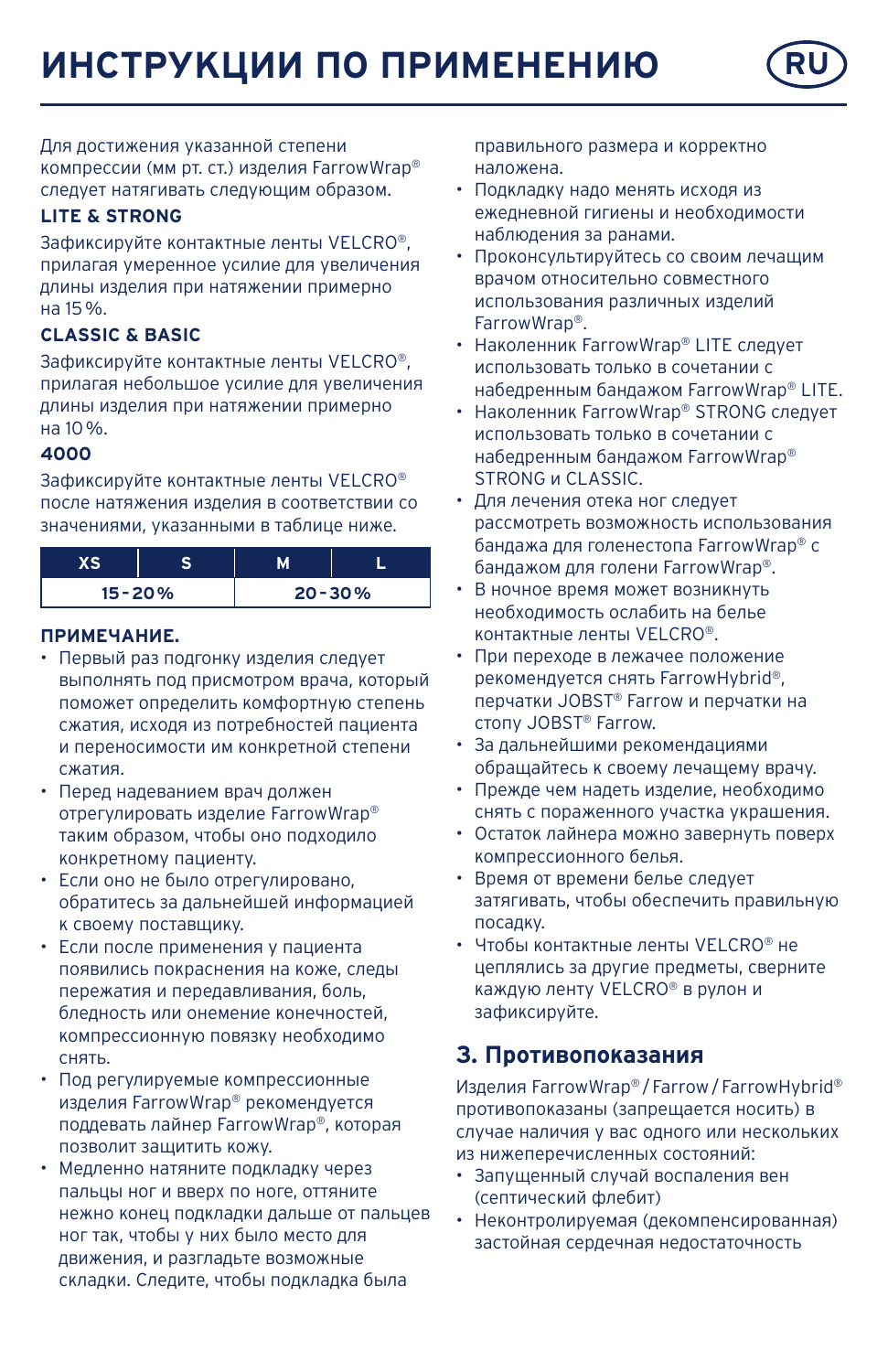# ИНСТРУКЦИИ ПО ПРИМЕНЕНИЮ

RU

Для достижения указанной степени компрессии (мм рт. ст.) изделия FarrowWrap® следует натягивать следующим образом.

### LITE & STRONG

Зафиксируйте контактные ленты VELCRO®, прилагая умеренное усилие для увеличения длины изделия при натяжении примерно на 15 %.

### CLASSIC & BASIC

Зафиксируйте контактные ленты VELCRO®, прилагая небольшое усилие для увеличения длины изделия при натяжении примерно на 10 %.

### 4000

Зафиксируйте контактные ленты VELCRO® после натяжения изделия в соответствии со значениями, указанными в таблице ниже.

| XS | S | M | L |
|---|---|---|---|
| 15-20% | | 20-30% | |

### ПРИМЕЧАНИЕ.

- Первый раз подгонку изделия следует выполнять под присмотром врача, который поможет определить комфортную степень сжатия, исходя из потребностей пациента и переносимости им конкретной степени сжатия.
- Перед надеванием врач должен отрегулировать изделие FarrowWrap® таким образом, чтобы оно подходило конкретному пациенту.
- Если оно не было отрегулировано, обратитесь за дальнейшей информацией к своему поставщику.
- Если после применения у пациента появились покраснения на коже, следы пережатия и передавливания, боль, бледность или онемение конечностей, компрессионную повязку необходимо снять.
- Под регулируемые компрессионные изделия FarrowWrap® рекомендуется поддевать лайнер FarrowWrap®, которая позволит защитить кожу.
- Медленно натяните подкладку через пальцы ног и вверх по ноге, оттяните нежно конец подкладки дальше от пальцев ног так, чтобы у них было место для движения, и разгладьте возможные складки. Следите, чтобы подкладка была правильного размера и корректно наложена.
- Подкладку надо менять исходя из ежедневной гигиены и необходимости наблюдения за ранами.
- Проконсультируйтесь со своим лечащим врачом относительно совместного использования различных изделий FarrowWrap®.
- Наколенник FarrowWrap® LITE следует использовать только в сочетании с набедренным бандажом FarrowWrap® LITE.
- Наколенник FarrowWrap® STRONG следует использовать только в сочетании с набедренным бандажом FarrowWrap® STRONG и CLASSIC.
- Для лечения отека ног следует рассмотреть возможность использования бандажа для голеностопа FarrowWrap® с бандажом для голени FarrowWrap®.
- В ночное время может возникнуть необходимость ослабить на белье контактные ленты VELCRO®.
- При переходе в лежачее положение рекомендуется снять FarrowHybrid®, перчатки JOBST® Farrow и перчатки на стопу JOBST® Farrow.
- За дальнейшими рекомендациями обращайтесь к своему лечащему врачу.
- Прежде чем надеть изделие, необходимо снять с пораженного участка украшения.
- Остаток лайнера можно завернуть поверх компрессионного белья.
- Время от времени белье следует затягивать, чтобы обеспечить правильную посадку.
- Чтобы контактные ленты VELCRO® не цеплялись за другие предметы, сверните каждую ленту VELCRO® в рулон и зафиксируйте.

## 3. Противопоказания

Изделия FarrowWrap® / Farrow / FarrowHybrid® противопоказаны (запрещается носить) в случае наличия у вас одного или нескольких из нижеперечисленных состояний:

- Запущенный случай воспаления вен (септический флебит)
- Неконтролируемая (декомпенсированная) застойная сердечная недостаточность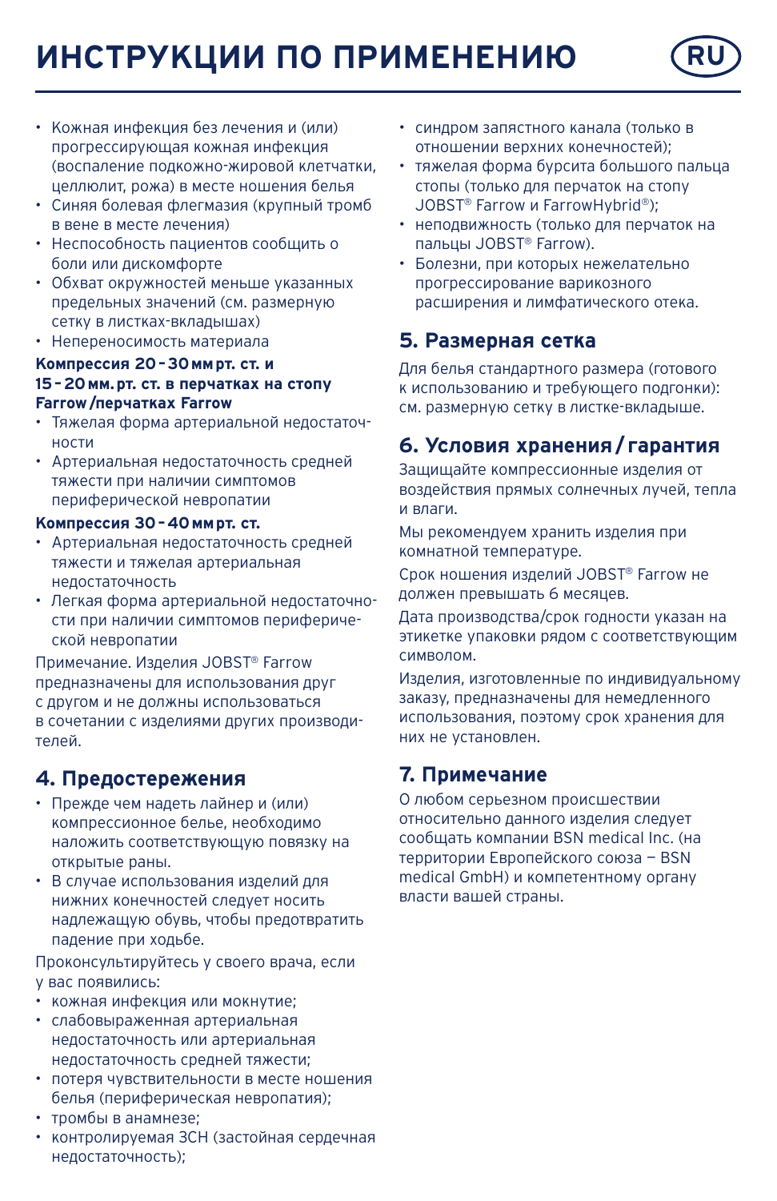# ИНСТРУКЦИИ ПО ПРИМЕНЕНИЮ

RU

- Кожная инфекция без лечения и (или) прогрессирующая кожная инфекция (воспаление подкожно-жировой клетчатки, целлюлит, рожа) в месте ношения белья
- Синяя болевая флегмазия (крупный тромб в вене в месте лечения)
- Неспособность пациентов сообщить о боли или дискомфорте
- Обхват окружностей меньше указанных предельных значений (см. размерную сетку в листках-вкладышах)
- Непереносимость материала

**Компрессия 20 – 30 мм рт. ст. и 15 – 20 мм. рт. ст. в перчатках на стопу Farrow / перчатках Farrow**

- Тяжелая форма артериальной недостаточности
- Артериальная недостаточность средней тяжести при наличии симптомов периферической невропатии

**Компрессия 30 – 40 мм рт. ст.**

- Артериальная недостаточность средней тяжести и тяжелая артериальная недостаточность
- Легкая форма артериальной недостаточности при наличии симптомов периферической невропатии

Примечание. Изделия JOBST® Farrow предназначены для использования друг с другом и не должны использоваться в сочетании с изделиями других производителей.

## 4. Предостережения

- Прежде чем надеть лайнер и (или) компрессионное белье, необходимо наложить соответствующую повязку на открытые раны.
- В случае использования изделий для нижних конечностей следует носить надлежащую обувь, чтобы предотвратить падение при ходьбе.

Проконсультируйтесь у своего врача, если у вас появились:

- кожная инфекция или мокнутие;
- слабовыраженная артериальная недостаточность или артериальная недостаточность средней тяжести;
- потеря чувствительности в месте ношения белья (периферическая невропатия);
- тромбы в анамнезе;
- контролируемая ЗСН (застойная сердечная недостаточность);
- синдром запястного канала (только в отношении верхних конечностей);
- тяжелая форма бурсита большого пальца стопы (только для перчаток на стопу JOBST® Farrow и FarrowHybrid®);
- неподвижность (только для перчаток на пальцы JOBST® Farrow).
- Болезни, при которых нежелательно прогрессирование варикозного расширения и лимфатического отека.

## 5. Размерная сетка

Для белья стандартного размера (готового к использованию и требующего подгонки): см. размерную сетку в листке-вкладыше.

## 6. Условия хранения / гарантия

Защищайте компрессионные изделия от воздействия прямых солнечных лучей, тепла и влаги.

Мы рекомендуем хранить изделия при комнатной температуре.

Срок ношения изделий JOBST® Farrow не должен превышать 6 месяцев.

Дата производства/срок годности указан на этикетке упаковки рядом с соответствующим символом.

Изделия, изготовленные по индивидуальному заказу, предназначены для немедленного использования, поэтому срок хранения для них не установлен.

## 7. Примечание

О любом серьезном происшествии относительно данного изделия следует сообщать компании BSN medical Inc. (на территории Европейского союза – BSN medical GmbH) и компетентному органу власти вашей страны.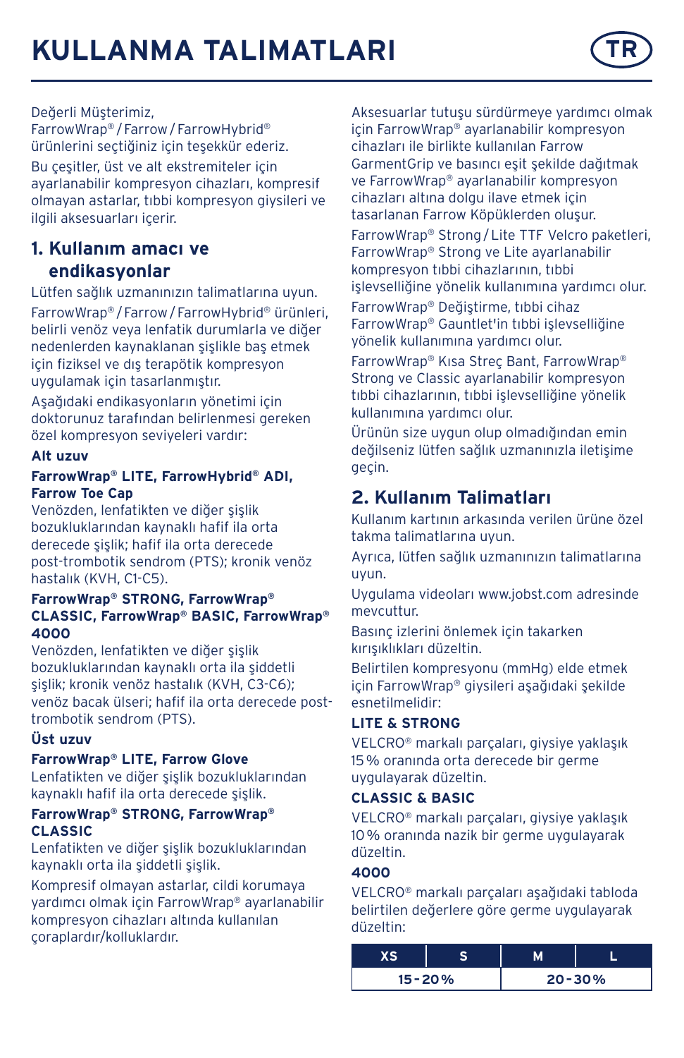# KULLANMA TALIMATLARI

TR

Değerli Müşterimiz,
FarrowWrap® / Farrow / FarrowHybrid® ürünlerini seçtiğiniz için teşekkür ederiz.

Bu çeşitler, üst ve alt ekstremiteler için ayarlanabilir kompresyon cihazları, kompresif olmayan astarlar, tıbbi kompresyon giysileri ve ilgili aksesuarları içerir.

## 1. Kullanım amacı ve endikasyonlar

Lütfen sağlık uzmanınızın talimatlarına uyun.

FarrowWrap® / Farrow / FarrowHybrid® ürünleri, belirli venöz veya lenfatik durumlarla ve diğer nedenlerden kaynaklanan şişlikle baş etmek için fiziksel ve dış terapötik kompresyon uygulamak için tasarlanmıştır.

Aşağıdaki endikasyonların yönetimi için doktorunuz tarafından belirlenmesi gereken özel kompresyon seviyeleri vardır:

**Alt uzuv**

**FarrowWrap® LITE, FarrowHybrid® ADI, Farrow Toe Cap**
Venözden, lenfatikten ve diğer şişlik bozukluklarından kaynaklı hafif ila orta derecede şişlik; hafif ila orta derecede post-trombotik sendrom (PTS); kronik venöz hastalık (KVH, C1-C5).

**FarrowWrap® STRONG, FarrowWrap® CLASSIC, FarrowWrap® BASIC, FarrowWrap® 4000**
Venözden, lenfatikten ve diğer şişlik bozukluklarından kaynaklı orta ila şiddetli şişlik; kronik venöz hastalık (KVH, C3-C6); venöz bacak ülseri; hafif ila orta derecede post-trombotik sendrom (PTS).

**Üst uzuv**

**FarrowWrap® LITE, Farrow Glove**
Lenfatikten ve diğer şişlik bozukluklarından kaynaklı hafif ila orta derecede şişlik.

**FarrowWrap® STRONG, FarrowWrap® CLASSIC**
Lenfatikten ve diğer şişlik bozukluklarından kaynaklı orta ila şiddetli şişlik.

Kompresif olmayan astarlar, cildi korumaya yardımcı olmak için FarrowWrap® ayarlanabilir kompresyon cihazları altında kullanılan çoraplardır/kolluklardır.

Aksesuarlar tutuşu sürdürmeye yardımcı olmak için FarrowWrap® ayarlanabilir kompresyon cihazları ile birlikte kullanılan Farrow GarmentGrip ve basıncı eşit şekilde dağıtmak ve FarrowWrap® ayarlanabilir kompresyon cihazları altına dolgu ilave etmek için tasarlanan Farrow Köpüklerden oluşur.

FarrowWrap® Strong / Lite TTF Velcro paketleri, FarrowWrap® Strong ve Lite ayarlanabilir kompresyon tıbbi cihazlarının, tıbbi işlevselliğine yönelik kullanımına yardımcı olur.

FarrowWrap® Değiştirme, tıbbi cihaz FarrowWrap® Gauntlet'in tıbbi işlevselliğine yönelik kullanımına yardımcı olur.

FarrowWrap® Kısa Streç Bant, FarrowWrap® Strong ve Classic ayarlanabilir kompresyon tıbbi cihazlarının, tıbbi işlevselliğine yönelik kullanımına yardımcı olur.

Ürünün size uygun olup olmadığından emin değilseniz lütfen sağlık uzmanınızla iletişime geçin.

## 2. Kullanım Talimatları

Kullanım kartının arkasında verilen ürüne özel takma talimatlarına uyun.

Ayrıca, lütfen sağlık uzmanınızın talimatlarına uyun.

Uygulama videoları www.jobst.com adresinde mevcuttur.

Basınç izlerini önlemek için takarken kırışıklıkları düzeltin.

Belirtilen kompresyonu (mmHg) elde etmek için FarrowWrap® giysileri aşağıdaki şekilde esnetilmelidir:

**LITE & STRONG**

VELCRO® markalı parçaları, giysiye yaklaşık 15 % oranında orta derecede bir germe uygulayarak düzeltin.

**CLASSIC & BASIC**

VELCRO® markalı parçaları, giysiye yaklaşık 10 % oranında nazik bir germe uygulayarak düzeltin.

**4000**

VELCRO® markalı parçaları aşağıdaki tabloda belirtilen değerlere göre germe uygulayarak düzeltin:

| XS | S | M | L |
|---|---|---|---|
| 15-20% | | 20-30% | |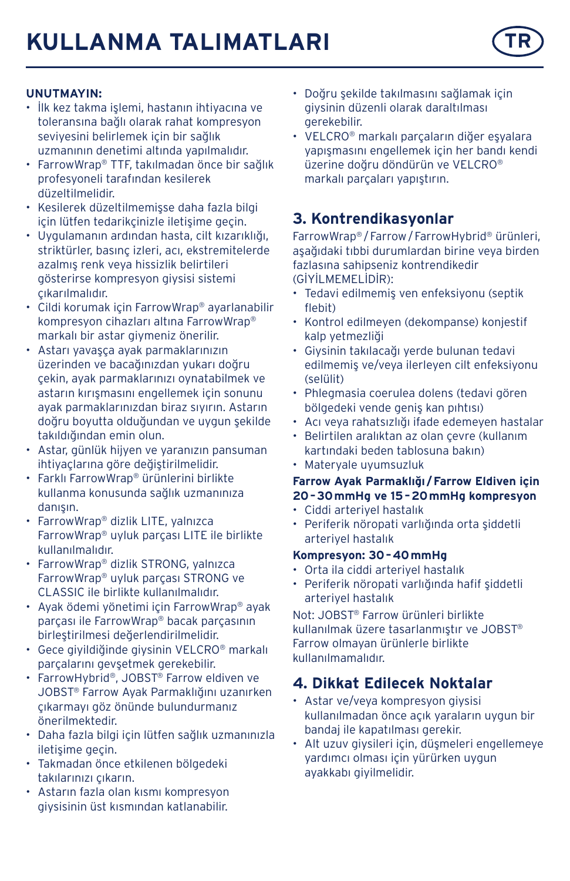# KULLANMA TALIMATLARI

**UNUTMAYIN:**

- İlk kez takma işlemi, hastanın ihtiyacına ve toleransına bağlı olarak rahat kompresyon seviyesini belirlemek için bir sağlık uzmanının denetimi altında yapılmalıdır.
- FarrowWrap® TTF, takılmadan önce bir sağlık profesyoneli tarafından kesilerek düzeltilmelidir.
- Kesilerek düzeltilmemişse daha fazla bilgi için lütfen tedarikçinizle iletişime geçin.
- Uygulamanın ardından hasta, cilt kızarıklığı, striktürler, basınç izleri, acı, ekstremitelerde azalmış renk veya hissizlik belirtileri gösterirse kompresyon giysisi sistemi çıkarılmalıdır.
- Cildi korumak için FarrowWrap® ayarlanabilir kompresyon cihazları altına FarrowWrap® markalı bir astar giymeniz önerilir.
- Astarı yavaşça ayak parmaklarınızın üzerinden ve bacağınızdan yukarı doğru çekin, ayak parmaklarınızı oynatabilmek ve astarın kırışmasını engellemek için sonunu ayak parmaklarınızdan biraz sıyırın. Astarın doğru boyutta olduğundan ve uygun şekilde takıldığından emin olun.
- Astar, günlük hijyen ve yaranızın pansuman ihtiyaçlarına göre değiştirilmelidir.
- Farklı FarrowWrap® ürünlerini birlikte kullanma konusunda sağlık uzmanınıza danışın.
- FarrowWrap® dizlik LITE, yalnızca FarrowWrap® uyluk parçası LITE ile birlikte kullanılmalıdır.
- FarrowWrap® dizlik STRONG, yalnızca FarrowWrap® uyluk parçası STRONG ve CLASSIC ile birlikte kullanılmalıdır.
- Ayak ödemi yönetimi için FarrowWrap® ayak parçası ile FarrowWrap® bacak parçasının birleştirilmesi değerlendirilmelidir.
- Gece giyildiğinde giysinin VELCRO® markalı parçalarını gevşetmek gerekebilir.
- FarrowHybrid®, JOBST® Farrow eldiven ve JOBST® Farrow Ayak Parmaklığını uzanırken çıkarmayı göz önünde bulundurmanız önerilmektedir.
- Daha fazla bilgi için lütfen sağlık uzmanınızla iletişime geçin.
- Takmadan önce etkilenen bölgedeki takılarınızı çıkarın.
- Astarın fazla olan kısmı kompresyon giysisinin üst kısmından katlanabilir.
- Doğru şekilde takılmasını sağlamak için giysinin düzenli olarak daraltılması gerekebilir.
- VELCRO® markalı parçaların diğer eşyalara yapışmasını engellemek için her bandı kendi üzerine doğru döndürün ve VELCRO® markalı parçaları yapıştırın.

## 3. Kontrendikasyonlar

FarrowWrap® / Farrow / FarrowHybrid® ürünleri, aşağıdaki tıbbi durumlardan birine veya birden fazlasına sahipseniz kontrendikedir (GİYİLMEMELİDİR):

- Tedavi edilmemiş ven enfeksiyonu (septik flebit)
- Kontrol edilmeyen (dekompanse) konjestif kalp yetmezliği
- Giysinin takılacağı yerde bulunan tedavi edilmemiş ve/veya ilerleyen cilt enfeksiyonu (selülit)
- Phlegmasia coerulea dolens (tedavi gören bölgedeki vende geniş kan pıhtısı)
- Acı veya rahatsızlığı ifade edemeyen hastalar
- Belirtilen aralıktan az olan çevre (kullanım kartındaki beden tablosuna bakın)
- Materyale uyumsuzluk

**Farrow Ayak Parmaklığı / Farrow Eldiven için 20 - 30 mmHg ve 15 - 20 mmHg kompresyon**

- Ciddi arteriyel hastalık
- Periferik nöropati varlığında orta şiddetli arteriyel hastalık

**Kompresyon: 30 - 40 mmHg**

- Orta ila ciddi arteriyel hastalık
- Periferik nöropati varlığında hafif şiddetli arteriyel hastalık

Not: JOBST® Farrow ürünleri birlikte kullanılmak üzere tasarlanmıştır ve JOBST® Farrow olmayan ürünlerle birlikte kullanılmamalıdır.

## 4. Dikkat Edilecek Noktalar

- Astar ve/veya kompresyon giysisi kullanılmadan önce açık yaraların uygun bir bandaj ile kapatılması gerekir.
- Alt uzuv giysileri için, düşmeleri engellemeye yardımcı olması için yürürken uygun ayakkabı giyilmelidir.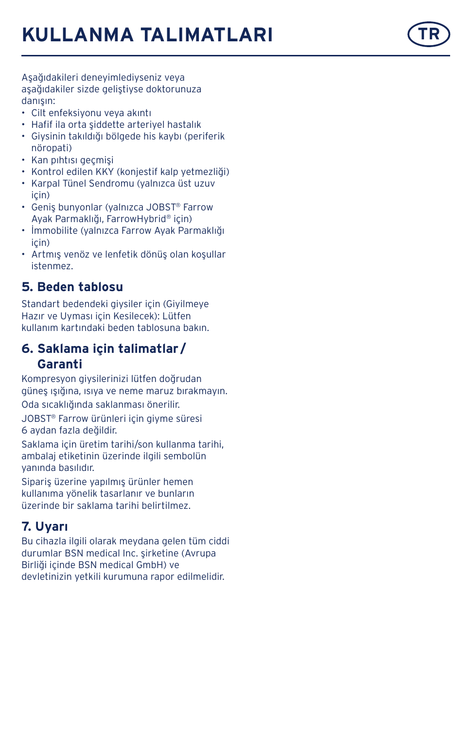# KULLANMA TALIMATLARI

TR

Aşağıdakileri deneyimlediyseniz veya aşağıdakiler sizde geliştiyse doktorunuza danışın:

- Cilt enfeksiyonu veya akıntı
- Hafif ila orta şiddette arteriyel hastalık
- Giysinin takıldığı bölgede his kaybı (periferik nöropati)
- Kan pıhtısı geçmişi
- Kontrol edilen KKY (konjestif kalp yetmezliği)
- Karpal Tünel Sendromu (yalnızca üst uzuv için)
- Geniş bunyonlar (yalnızca JOBST® Farrow Ayak Parmaklığı, FarrowHybrid® için)
- İmmobilite (yalnızca Farrow Ayak Parmaklığı için)
- Artmış venöz ve lenfetik dönüş olan koşullar istenmez.

## 5. Beden tablosu

Standart bedendeki giysiler için (Giyilmeye Hazır ve Uyması için Kesilecek): Lütfen kullanım kartındaki beden tablosuna bakın.

## 6. Saklama için talimatlar / Garanti

Kompresyon giysilerinizi lütfen doğrudan güneş ışığına, ısıya ve neme maruz bırakmayın.

Oda sıcaklığında saklanması önerilir.

JOBST® Farrow ürünleri için giyme süresi 6 aydan fazla değildir.

Saklama için üretim tarihi/son kullanma tarihi, ambalaj etiketinin üzerinde ilgili sembolün yanında basılıdır.

Sipariş üzerine yapılmış ürünler hemen kullanıma yönelik tasarlanır ve bunların üzerinde bir saklama tarihi belirtilmez.

## 7. Uyarı

Bu cihazla ilgili olarak meydana gelen tüm ciddi durumlar BSN medical Inc. şirketine (Avrupa Birliği içinde BSN medical GmbH) ve devletinizin yetkili kurumuna rapor edilmelidir.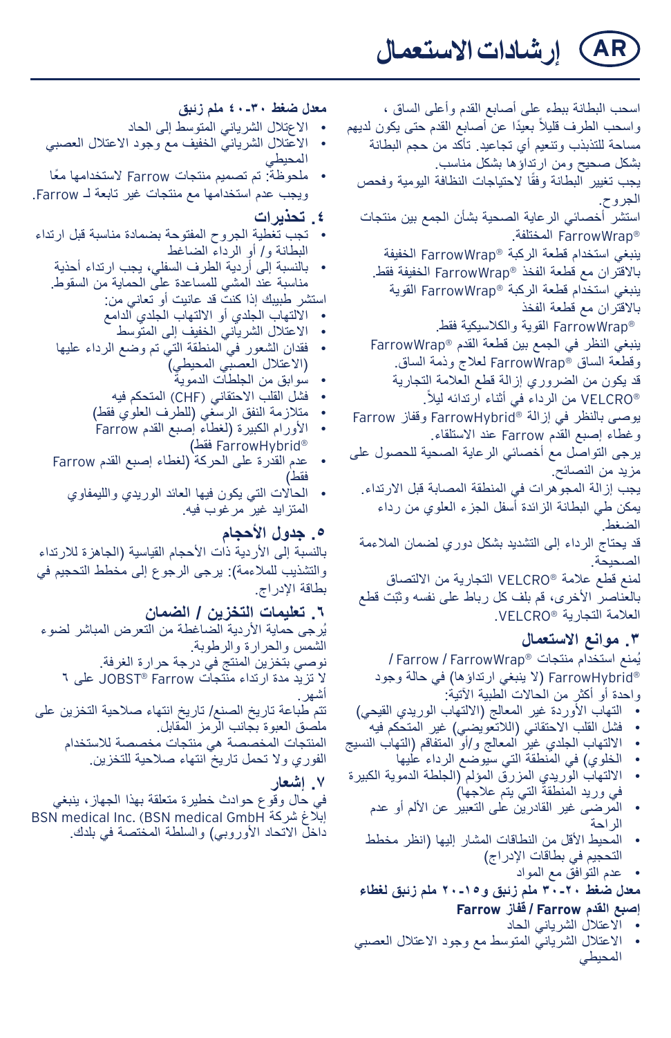# AR إرشادات الاستعمال

اسحب البطانة ببطء على أصابع القدم وأعلى الساق ، واسحب الطرف قليلاً بعيدًا عن أصابع القدم حتى يكون لديهم مساحة للتذبذب وتنعيم أي تجاعيد. تأكد من حجم البطانة بشكل صحيح ومن ارتداؤها بشكل مناسب.

يجب تغيير البطانة وفقًا لاحتياجات النظافة اليومية وفحص الجروح.

استشر أخصائي الرعاية الصحية بشأن الجمع بين منتجات FarrowWrap® المختلفة.

ينبغي استخدام قطعة الركبة FarrowWrap® الخفيفة بالاقتران مع قطعة الفخذ FarrowWrap® الخفيفة فقط.

ينبغي استخدام قطعة الركبة FarrowWrap® القوية بالاقتران مع قطعة الفخذ FarrowWrap® القوية والكلاسيكية فقط.

ينبغي النظر في الجمع بين قطعة القدم FarrowWrap® وقطعة الساق FarrowWrap® لعلاج وذمة الساق.

قد يكون من الضروري إزالة قطع العلامة التجارية VELCRO® من الرداء في أثناء ارتدائه ليلاً.

يوصى بالنظر في إزالة FarrowHybrid® وقفاز Farrow وغطاء إصبع القدم Farrow عند الاستلقاء.

يرجى التواصل مع أخصائي الرعاية الصحية للحصول على مزيد من النصائح.

يجب إزالة المجوهرات في المنطقة المصابة قبل الارتداء.

يمكن طي البطانة الزائدة أسفل الجزء العلوي من رداء الضغط.

قد يحتاج الرداء إلى التشديد بشكل دوري لضمان الملاءمة الصحيحة.

لمنع قطع علامة VELCRO® التجارية من الالتصاق بالعناصر الأخرى، قم بلف كل رباط على نفسه وثبّت قطع العلامة التجارية VELCRO®.

## ٣. موانع الاستعمال

يُمنع استخدام منتجات FarrowWrap® / Farrow / FarrowHybrid® (لا ينبغي ارتداؤها) في حالة وجود واحدة أو أكثر من الحالات الطبية الآتية:

- التهاب الأوردة غير المعالج (الالتهاب الوريدي القيحي)
- فشل القلب الاحتقاني (اللاتعويضي) غير المتحكم فيه
- الالتهاب الجلدي غير المعالج و/أو المتفاقم (التهاب النسيج الخلوي) في المنطقة التي سيوضع الرداء عليها
- الالتهاب الوريدي المزرق المؤلم (الجلطة الدموية الكبيرة في وريد المنطقة التي يتم علاجها)
- المرضى غير القادرين على التعبير عن الألم أو عدم الراحة
- المحيط الأقل من النطاقات المشار إليها (انظر مخطط التحجيم في بطاقات الإدراج)
- عدم التوافق مع المواد

**معدل ضغط ٢٠-٣٠ ملم زئبق و١٥-٢٠ ملم زئبق لغطاء إصبع القدم Farrow / قفاز Farrow**

- الاعتلال الشرياني الحاد
- الاعتلال الشرياني المتوسط مع وجود الاعتلال العصبي المحيطي

**معدل ضغط ٣٠-٤٠ ملم زئبق**

- الاعتلال الشرياني المتوسط إلى الحاد
- الاعتلال الشرياني الخفيف مع وجود الاعتلال العصبي المحيطي
- ملحوظة: تم تصميم منتجات Farrow لاستخدامها معًا ويجب عدم استخدامها مع منتجات غير تابعة لـ Farrow.

## ٤. تحذيرات

- تجب تغطية الجروح المفتوحة بضمادة مناسبة قبل ارتداء البطانة و/ أو الرداء الضاغط
- بالنسبة إلى أردية الطرف السفلي، يجب ارتداء أحذية مناسبة عند المشي للمساعدة على الحماية من السقوط.

استشر طبيبك إذا كنت قد عانيت أو تعاني من:

- الالتهاب الجلدي أو الالتهاب الجلدي الدامع
- الاعتلال الشرياني الخفيف إلى المتوسط
- فقدان الشعور في المنطقة التي تم وضع الرداء عليها (الاعتلال العصبي المحيطي)
- سوابق من الجلطات الدموية
- فشل القلب الاحتقاني (CHF) المتحكم فيه
- متلازمة النفق الرسغي (للطرف العلوي فقط)
- الأورام الكبيرة (لغطاء إصبع القدم Farrow FarrowHybrid® فقط)
- عدم القدرة على الحركة (لغطاء إصبع القدم Farrow فقط)
- الحالات التي يكون فيها العائد الوريدي والليمفاوي المتزايد غير مرغوب فيه.

## ٥. جدول الأحجام

بالنسبة إلى الأردية ذات الأحجام القياسية (الجاهزة للارتداء والتشذيب للملاءمة): يرجى الرجوع إلى مخطط التحجيم في بطاقة الإدراج.

## ٦. تعليمات التخزين / الضمان

يُرجى حماية الأردية الضاغطة من التعرض المباشر لضوء الشمس والحرارة والرطوبة.

نوصي بتخزين المنتج في درجة حرارة الغرفة.

لا تزيد مدة ارتداء منتجات JOBST® Farrow على ٦ أشهر.

تم طباعة تاريخ الصنع/ تاريخ انتهاء صلاحية التخزين على ملصق العبوة بجانب الرمز المقابل.

المنتجات المخصصة هي منتجات مخصصة للاستخدام الفوري ولا تحمل تاريخ انتهاء صلاحية للتخزين.

## ٧. إشعار

في حال وقوع حوادث خطيرة متعلقة بهذا الجهاز، ينبغي إبلاغ شركة BSN medical Inc. (BSN medical GmbH داخل الاتحاد الأوروبي) والسلطة المختصة في بلدك.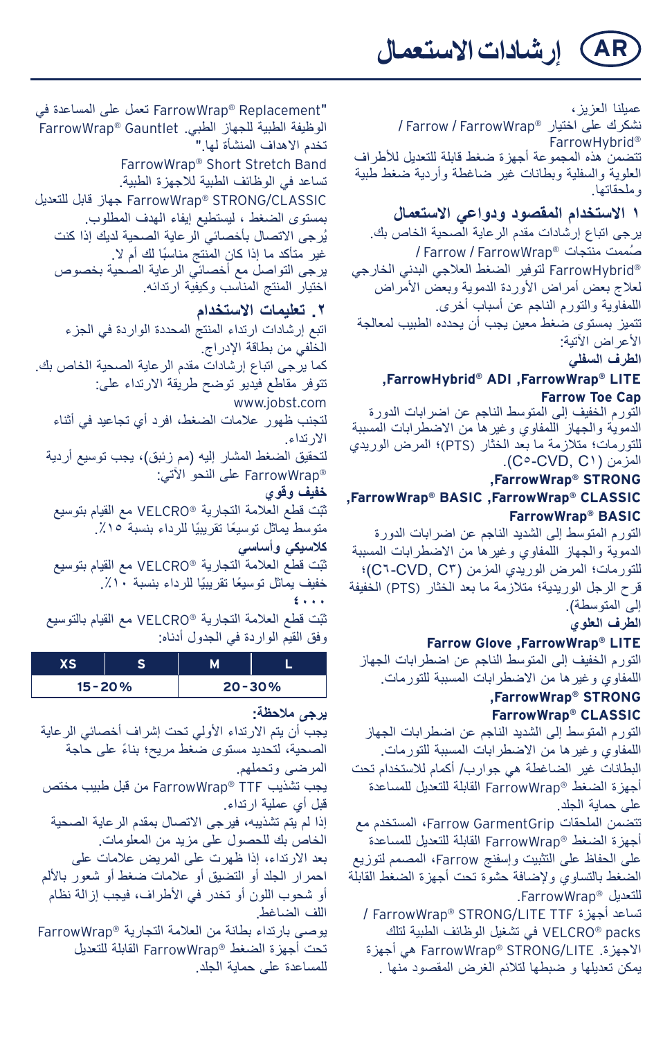# إرشادات الاستعمال AR

عميلنا العزيز،
نشكرك على اختيار FarrowWrap® / Farrow / FarrowHybrid®
تتضمن هذه المجموعة أجهزة ضغط قابلة للتعديل للأطراف العلوية والسفلية وبطانات غير ضاغطة وأردية ضغط طبية وملحقاتها.

## ١ الاستخدام المقصود ودواعي الاستعمال

يرجى اتباع إرشادات مقدم الرعاية الصحية الخاص بك.
صُممت منتجات FarrowWrap® / Farrow / FarrowHybrid® لتوفير الضغط العلاجي البدني الخارجي لعلاج بعض أمراض الأوردة الدموية وبعض الأمراض اللمفاوية والتورم الناجم عن أسباب أخرى.
تتميز بمستوى ضغط معين يجب أن يحدده الطبيب لمعالجة الأعراض الآتية:

**الطرف السفلي**

**FarrowWrap® LITE, FarrowHybrid® ADI, Farrow Toe Cap**

التورم الخفيف إلى المتوسط الناجم عن اضطرابات الدورة الدموية والجهاز اللمفاوي وغيرها من الاضطرابات المسببة للتورمات؛ متلازمة ما بعد الخثار (PTS)؛ المرض الوريدي المزمن (C١ ,C٥-CVD).

**FarrowWrap® STRONG, FarrowWrap® CLASSIC, FarrowWrap® BASIC, FarrowWrap® BASIC**

التورم المتوسط إلى الشديد الناجم عن اضطرابات الدورة الدموية والجهاز اللمفاوي وغيرها من الاضطرابات المسببة للتورمات؛ المرض الوريدي المزمن (C٣ ,C٦-CVD)؛ قرح الرجل الوريدية؛ متلازمة ما بعد الخثار (PTS) (الخفيفة إلى المتوسطة).

**الطرف العلوي**

**FarrowWrap® LITE, Farrow Glove**

التورم الخفيف إلى المتوسط الناجم عن اضطرابات الجهاز اللمفاوي وغيرها من الاضطرابات المسببة للتورمات.

**FarrowWrap® STRONG, FarrowWrap® CLASSIC**

التورم المتوسط إلى الشديد الناجم عن اضطرابات الجهاز اللمفاوي وغيرها من الاضطرابات المسببة للتورمات.
البطانات غير الضاغطة هي جوارب/ أكمام للاستخدام تحت أجهزة الضغط FarrowWrap® القابلة للتعديل للمساعدة على حماية الجلد.
تتضمن الملحقات Farrow GarmentGrip، المستخدم مع أجهزة الضغط FarrowWrap® القابلة للتعديل للمساعدة على الحفاظ على التثبيت وإسفنج Farrow، المصمم لتوزيع الضغط بالتساوي ولإضافة حشوة تحت أجهزة الضغط القابلة للتعديل FarrowWrap®.
تساعد أجهزة FarrowWrap® STRONG/LITE TTF / VELCRO® packs في تشغيل الوظائف الطبية لتلك الأجهزة. FarrowWrap® STRONG/LITE هي أجهزة يمكن تعديلها و ضبطها لتلائم الغرض المقصود منها .

"FarrowWrap® Replacement تعمل على المساعدة في الوظيفة الطبية للجهاز الطبي. FarrowWrap® Gauntlet تخدم الاهداف المنشأة لها."
FarrowWrap® Short Stretch Band تساعد في الوظائف الطبية للاجهزة الطبية.
FarrowWrap® STRONG/CLASSIC جهاز قابل للتعديل بمستوى الضغط ، ليستطيع إيفاء الهدف المطلوب.
يُرجى الاتصال بأخصائي الرعاية الصحية لديك إذا كنت غير متأكد ما إذا كان المنتج مناسبًا لك أم لا.
يرجى التواصل مع أخصائي الرعاية الصحية بخصوص اختيار المنتج المناسب وكيفية ارتدائه.

## ٢. تعليمات الاستخدام

اتبع إرشادات ارتداء المنتج المحددة الواردة في الجزء الخلفي من بطاقة الإدراج.
كما يرجى اتباع إرشادات مقدم الرعاية الصحية الخاص بك.
تتوفر مقاطع فيديو توضح طريقة الارتداء على:
www.jobst.com
لتجنب ظهور علامات الضغط، افرد أي تجاعيد في أثناء الارتداء.
لتحقيق الضغط المشار إليه (مم زئبق)، يجب توسيع أردية FarrowWrap® على النحو الآتي:

**خفيف وقوي**

ثبّت قطع العلامة التجارية VELCRO® مع القيام بتوسيع متوسط يماثل توسيعًا تقريبيًا للرداء بنسبة ١٥٪.

**كلاسيكي وأساسي**

ثبّت قطع العلامة التجارية VELCRO® مع القيام بتوسيع خفيف يماثل توسيعًا تقريبيًا للرداء بنسبة ١٠٪.

**٤٠٠٠**

ثبّت قطع العلامة التجارية VELCRO® مع القيام بالتوسيع وفق القيم الواردة في الجدول أدناه:

| XS | S | M | L |
|---|---|---|---|
| 15-20% | | 20-30% | |

**يرجى ملاحظة:**

يجب أن يتم الارتداء الأولي تحت إشراف أخصائي الرعاية الصحية، لتحديد مستوى ضغط مريح؛ بناءً على حاجة المرضى وتحملهم.
يجب تشذيب FarrowWrap® TTF من قبل طبيب مختص قبل أي عملية ارتداء.
إذا لم يتم تشذيبه، فيرجى الاتصال بمقدم الرعاية الصحية الخاص بك للحصول على مزيد من المعلومات.
بعد الارتداء، إذا ظهرت على المريض علامات على احمرار الجلد أو التضيق أو علامات ضغط أو شعور بالألم أو شحوب اللون أو تخدر في الأطراف، فيجب إزالة نظام اللف الضاغط.
يوصى بارتداء بطانة من العلامة التجارية FarrowWrap® تحت أجهزة الضغط FarrowWrap® القابلة للتعديل للمساعدة على حماية الجلد.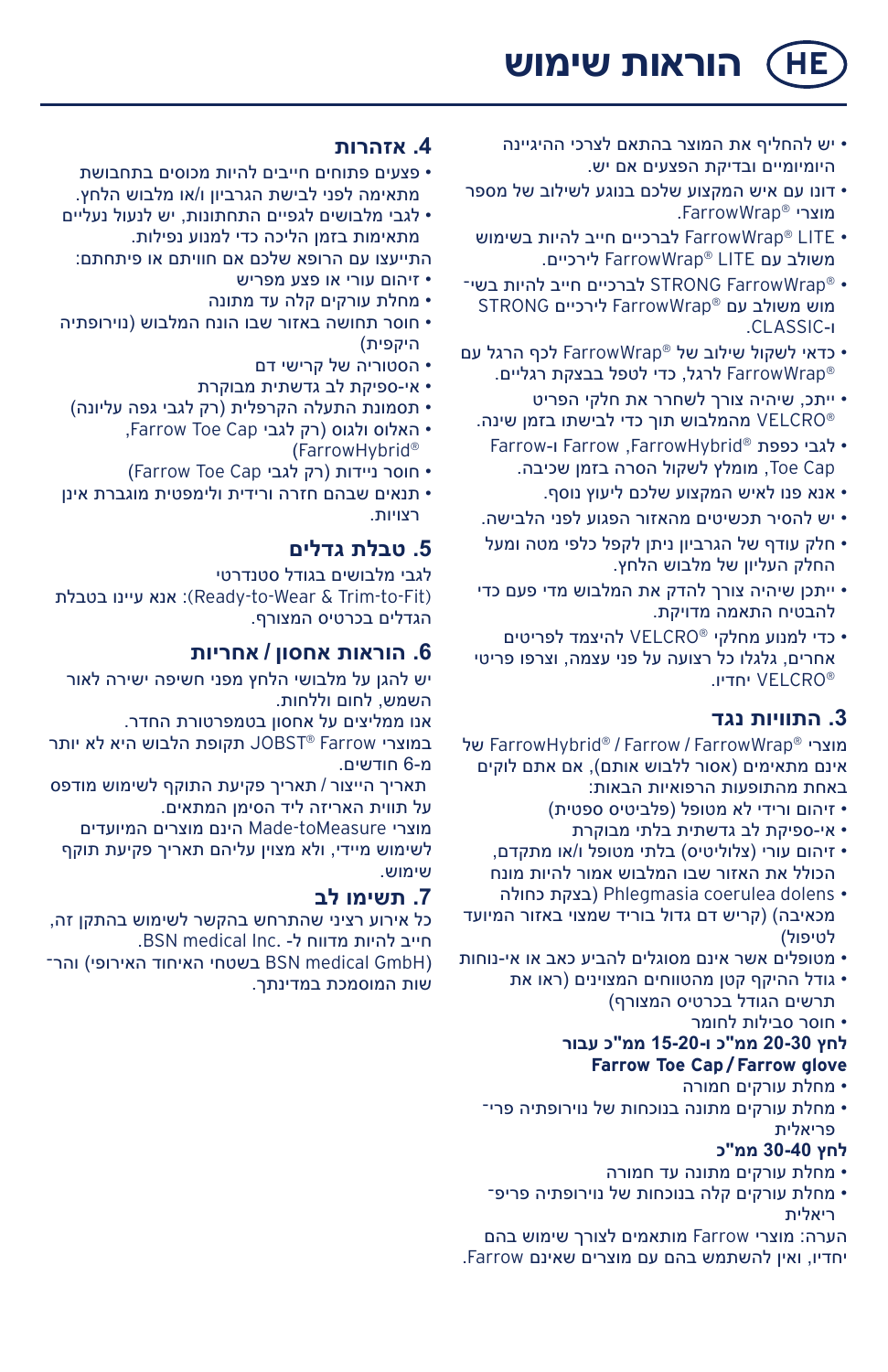# HE הוראות שימוש

- יש להחליף את המוצר בהתאם לצרכי ההיגיינה היומיומיים ובדיקת הפצעים אם יש.
- דונו עם איש המקצוע שלכם בנוגע לשילוב של מספר מוצרי FarrowWrap®.
- FarrowWrap® LITE לברכיים חייב להיות בשימוש משולב עם FarrowWrap® LITE לירכיים.
- FarrowWrap® STRONG לברכיים חייב להיות בשי־מוש משולב עם FarrowWrap® STRONG לירכיים ו-CLASSIC.
- כדאי לשקול שילוב של FarrowWrap® לכף הרגל עם FarrowWrap® לרגל, כדי לטפל בבצקת רגליים.
- ייתכן, שיהיה צורך לשחרר את חלקי הפריט VELCRO® מהמלבוש תוך כדי לבישתו בזמן שינה.
- לגבי כפפת FarrowHybrid®, Farrow ו-Farrow Toe Cap, מומלץ לשקול הסרה בזמן שכיבה.
- אנא פנו לאיש המקצוע שלכם לייעוץ נוסף.
- יש להסיר תכשיטים מהאזור הפגוע לפני הלבישה.
- חלק עודף של הגרביון ניתן לקפל כלפי מטה ומעל החלק העליון של מלבוש הלחץ.
- ייתכן שיהיה צורך להדק את המלבוש מדי פעם כדי להבטיח התאמה מדויקת.
- כדי למנוע מחלקי VELCRO® להיצמד לפריטים אחרים, גלגלו כל רצועה על פני עצמה, וצרפו פריטי VELCRO® יחדיו.

## 3. התוויות נגד

מוצרי FarrowWrap® / Farrow / FarrowHybrid® של אינם מתאימים (אסור ללבוש אותם), אם אתם לוקים באחת מהתופעות הרפואיות הבאות:

- זיהום ורידי לא מטופל (פלביטיס ספטית)
- אי-ספיקת לב גדשתית בלתי מבוקרת
- זיהום עורי (צלוליטיס) בלתי מטופל ו/או מתקדם, הכולל את האזור שבו המלבוש אמור להיות מונח
- Phlegmasia coerulea dolens (בצקת כחולה מכאיבה) (קריש דם גדול בוריד שמצוי באזור המיועד לטיפול)
- מטופלים אשר אינם מסוגלים להביע כאב או אי-נוחות
- גודל ההיקף קטן מהטווחים המצוינים (ראו את תרשים הגודל בכרטיס המצורף)
- חוסר סבילות לחומר

**לחץ 20-30 ממ"כ ו-15-20 ממ"כ עבור Farrow Toe Cap / Farrow glove**

- מחלת עורקים חמורה
- מחלת עורקים מתונה בנוכחות של נוירופתיה פרי־פריאלית

**לחץ 30-40 ממ"כ**

- מחלת עורקים מתונה עד חמורה
- מחלת עורקים קלה בנוכחות של נוירופתיה פריפ־ריאלית

הערה: מוצרי Farrow מותאמים לצורך שימוש בהם יחדיו, ואין להשתמש בהם עם מוצרים שאינם Farrow.

## 4. אזהרות

- פצעים פתוחים חייבים להיות מכוסים בתחבושת מתאימה לפני לבישת הגרביון ו/או מלבוש הלחץ.
- לגבי מלבושים לגפיים התחתונות, יש לנעול נעליים מתאימות בזמן הליכה כדי למנוע נפילות.

התייעצו עם הרופא שלכם אם חוויתם או פיתחתם:

- זיהום עורי או פצע מפריש
- מחלת עורקים קלה עד מתונה
- חוסר תחושה באזור שבו הונח המלבוש (נוירופתיה היקפית)
- הסטוריה של קרישי דם
- אי-ספיקת לב גדשתית מבוקרת
- תסמונת התעלה הקרפלית (רק לגבי גפה עליונה)
- האלוס ולגוס (רק לגבי Farrow Toe Cap, FarrowHybrid®)
- חוסר ניידות (רק לגבי Farrow Toe Cap)
- תנאים שבהם חזרה ורידית ולימפטית מוגברת אינן רצויות.

## 5. טבלת גדלים

לגבי מלבושים בגודל סטנדרטי (Ready-to-Wear & Trim-to-Fit): אנא עיינו בטבלת הגדלים בכרטיס המצורף.

## 6. הוראות אחסון / אחריות

יש להגן על מלבושי הלחץ מפני חשיפה ישירה לאור השמש, לחום וללחות.

אנו ממליצים על אחסון בטמפרטורת החדר.

במוצרי JOBST® Farrow תקופת הלבוש היא לא יותר מ-6 חודשים.

תאריך הייצור / תאריך פקיעת התוקף לשימוש מודפס על תווית האריזה ליד הסימן המתאים.

מוצרי Made-toMeasure הינם מוצרים המיועדים לשימוש מיידי, ולא מצוין עליהם תאריך פקיעת תוקף שימוש.

## 7. תשימו לב

כל אירוע רציני שהתרחש בהקשר לשימוש בהתקן זה, חייב להיות מדווח ל- BSN medical Inc.

(BSN medical GmbH בשטחי האיחוד האירופי) והר־שות המוסמכת במדינתך.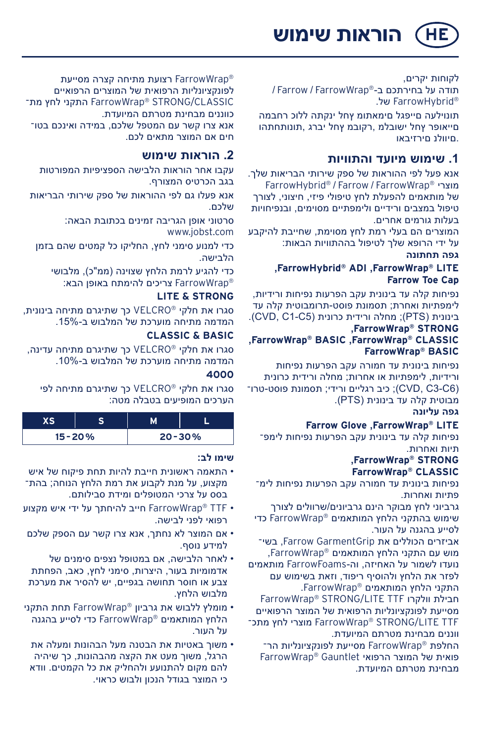# HE הוראות שימוש

לקוחות יקרים,
תודה על בחירתכם ב-®FarrowWrap / Farrow / ‏®FarrowHybrid של.

תונילעה םייפגל םימאתומ ץחל ןקתה ללוכ רחבמה סייאופר ץחל ישובלמ, רקובמ ץחל יברג, תונותחתהו םיולנ םירזיבאו.

## 1. שימוש מיועד והתוויות

אנא פעל לפי ההוראות של ספק שירותי הבריאות שלך.
מוצרי ®FarrowWrap / Farrow / ‏®FarrowHybrid של מותאמים להפעלת לחץ טיפולי פיזי, חיצוני, לצורך טיפול במצבים ורידיים ולימפתיים מסוימים, ובנפיחויות בעלות גורמים אחרים.
המוצרים הם בעלי רמת לחץ מסוימת, שחייבת להיקבע על ידי הרופא שלך לטיפול בהתוויות הבאות:

**גפה תחתונה**

**®FarrowWrap LITE‏, ®FarrowHybrid ADI‏, Farrow Toe Cap**

נפיחות קלה עד בינונית עקב הפרעות נפיחות ורידיות, לימפתיות ואחרות; תסמונת פוסט-תרומבוטית קלה עד בינונית (PTS); מחלה ורידית כרונית (CVD, C1-C5).

**®FarrowWrap STRONG‏, ®FarrowWrap CLASSIC‏, ®FarrowWrap BASIC‏, ®FarrowWrap BASIC**

נפיחות בינונית עד חמורה עקב הפרעות נפיחות ורידיות, לימפתיות או אחרות; מחלה ורידית כרונית (CVD, C3-C6); כיב רגליים ורידי; תסמונת פוסט-טרומבוטית קלה עד בינונית (PTS).

**גפה עליונה**

**®FarrowWrap LITE‏, Farrow Glove**

נפיחות קלה עד בינונית עקב הפרעות נפיחות לימפתיות ואחרות.

**®FarrowWrap STRONG‏, ®FarrowWrap CLASSIC**

נפיחות בינונית עד חמורה עקב הפרעות נפיחות לימפתיות ואחרות.

גרביוני לחץ מבוקר הינם גרביונים/שרוולים לצורך שימוש בהתקני הלחץ המותאמים ®FarrowWrap כדי לסייע בהגנה על העור.

אביזרים הכוללים את Farrow GarmentGrip, בשימוש עם התקני הלחץ המותאמים ®FarrowWrap, נועדו לשמור על האחיזה, וה-FarrowFoams מותאמים לפזר את הלחץ ולהוסיף ריפוד, וזאת בשימוש עם התקני הלחץ המותאמים ®FarrowWrap.

חבילת וולקרו ®FarrowWrap STRONG/LITE TTF מסייעת לפונקציונליות הרפואית של המוצר הרפואיים ®FarrowWrap STRONG/LITE TTF מוצרי לחץ מתכווננים מבחינת מטרתם המיועדת.

החלפת ®FarrowWrap מסייעת לפונקציונליות הרפואית של המוצר הרפואי ®FarrowWrap Gauntlet מבחינת מטרתם המיועדת.

®FarrowWrap רצועת מתיחה קצרה מסייעת לפונקציונליות הרפואית של המוצרים הרפואיים ®FarrowWrap STRONG/CLASSIC התקני לחץ מתכווננים מבחינת מטרתם המיועדת.
אנא צרו קשר עם המטפל שלכם, במידה ואינכם בטוחים אם המוצר מתאים לכם.

## 2. הוראות שימוש

עקבו אחר הוראות הלבישה הספציפיות המפורטות בגב הכרטיס המצורף.

אנא פעלו גם לפי ההוראות של ספק שירותי הבריאות שלכם.

סרטוני אופן הגריבה זמינים בכתובת הבאה:
www.jobst.com

כדי למנוע סימני לחץ, החליקו כל קמטים שהם בזמן הלבישה.

כדי להגיע לרמת הלחץ שצוינה (ממ"כ), מלבושי ®FarrowWrap צריכים להימתח באופן הבא:

**LITE & STRONG**

סגרו את חלקי ®VELCRO כך שיגרום מתיחה בינונית, המדמה מתיחה מוערכת של המלבוש ב-15%.

**CLASSIC & BASIC**

סגרו את חלקי ®VELCRO כך שיגרום מתיחה עדינה, המדמה מתיחה מוערכת של המלבוש ב-10%.

**4000**

סגרו את חלקי ®VELCRO כך שיגרום מתיחה לפי הערכים המופיעים בטבלה מטה.

| XS | S | M | L |
|---|---|---|---|
| 15-20% | | 20-30% | |

**שימו לב:**

- התאמה ראשונית חייבת להיות תחת פיקוח של איש מקצוע, על מנת לקבוע את רמת הלחץ הנוחה; בהתבסס על צרכי המטופלים ומידת סבילותם.
- ®FarrowWrap TTF חייב להיחתך על ידי איש מקצוע רפואי לפני לבישה.
- אם המוצר לא נחתך, אנא צרו קשר עם הספק שלכם למידע נוסף.
- לאחר הלבישה, אם במטופל נצפים סימנים של אדמומיות בעור, היצרות, סימני לחץ, כאב, הפחתת צבע או חוסר תחושה בגפיים, יש להסיר את מערכת מלבוש הלחץ.
- מומלץ ללבוש את גרביון ®FarrowWrap תחת התקני הלחץ המותאמים ®FarrowWrap כדי לסייע בהגנה על העור.
- משוך באטיות את הבטנה מעל הבהונות ומעלה את הרגל, משוך מעט את הקצה מההבהונות, כך שיהיה להם מקום להתנועע ולהחליק את כל הקמטים. וודא כי המוצר בגודל הנכון ולבוש כראוי.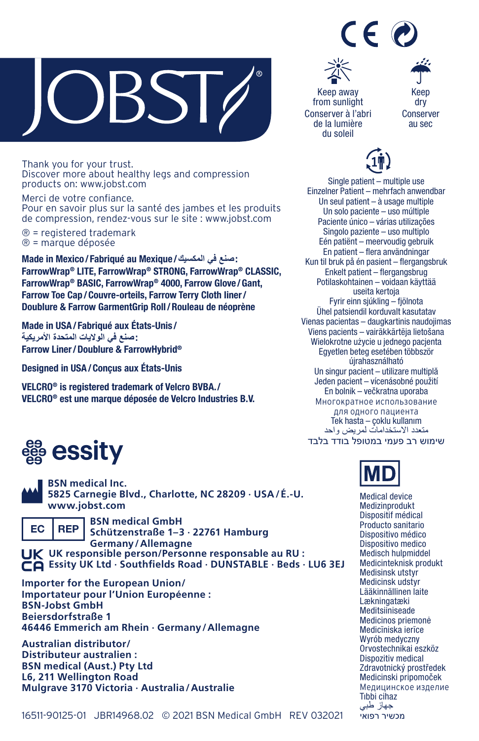JOBST®

Thank you for your trust.
Discover more about healthy legs and compression products on: www.jobst.com

Merci de votre confiance.
Pour en savoir plus sur la santé des jambes et les produits de compression, rendez-vous sur le site : www.jobst.com

® = registered trademark
® = marque déposée

**Made in Mexico / Fabriqué au Mexique / صنع في المكسيك:**
**FarrowWrap® LITE, FarrowWrap® STRONG, FarrowWrap® CLASSIC, FarrowWrap® BASIC, FarrowWrap® 4000, Farrow Glove / Gant, Farrow Toe Cap / Couvre-orteils, Farrow Terry Cloth liner / Doublure & Farrow GarmentGrip Roll / Rouleau de néoprène**

**Made in USA / Fabriqué aux États-Unis / صنع في الولايات المتحدة الأمريكية:**
**Farrow Liner / Doublure & FarrowHybrid®**

**Designed in USA / Conçus aux États-Unis**

**VELCRO® is registered trademark of Velcro BVBA. / VELCRO® est une marque déposée de Velcro Industries B.V.**

essity

**BSN medical Inc.**
**5825 Carnegie Blvd., Charlotte, NC 28209 · USA / É.-U.**
**www.jobst.com**

EC REP **BSN medical GmbH**
**Schützenstraße 1–3 · 22761 Hamburg**
**Germany / Allemagne**

UK CA **UK responsible person/Personne responsable au RU :**
**Essity UK Ltd · Southfields Road · DUNSTABLE · Beds · LU6 3EJ**

**Importer for the European Union/**
**Importateur pour l'Union Européenne :**
**BSN-Jobst GmbH**
**Beiersdorfstraße 1**
**46446 Emmerich am Rhein · Germany / Allemagne**

**Australian distributor/**
**Distributeur australien :**
**BSN medical (Aust.) Pty Ltd**
**L6, 211 Wellington Road**
**Mulgrave 3170 Victoria · Australia / Australie**

16511-90125-01 JBR14968.02 © 2021 BSN Medical GmbH REV 032021

CE

Keep away from sunlight
Conserver à l'abri de la lumière du soleil

Keep dry
Conserver au sec

Single patient – multiple use
Einzelner Patient – mehrfach anwendbar
Un seul patient – à usage multiple
Un solo paciente – uso múltiple
Paciente único – várias utilizações
Singolo paziente – uso multiplo
Eén patiënt – meervoudig gebruik
En patient – flera användningar
Kun til bruk på én pasient – flergangsbruk
Enkelt patient – flergangsbrug
Potilaskohtainen – voidaan käyttää useita kertoja
Fyrir einn sjúkling – fjölnota
Ühel patsiendil korduvalt kasutatav
Vienas pacientas – daugkartinis naudojimas
Viens pacients – vairākkārtēja lietošana
Wielokrotne użycie u jednego pacjenta
Egyetlen beteg esetében többször újrahasználható
Un singur pacient – utilizare multiplă
Jeden pacient – vícenásobné použití
En bolnik – večkratna uporaba
Многократное использование для одного пациента
Tek hasta – çoklu kullanım
متعدد الاستخدامات لمريض واحد
שימוש רב פעמי במטופל בודד בלבד

MD

Medical device
Medizinprodukt
Dispositif médical
Producto sanitario
Dispositivo médico
Dispositivo medico
Medisch hulpmiddel
Medicintekniskt produkt
Medisinsk utstyr
Medicinsk udstyr
Lääkinnällinen laite
Lækningatæki
Meditsiiniseade
Medicinos priemonė
Medicīniska ierīce
Wyrób medyczny
Orvostechnikai eszköz
Dispozitiv medical
Zdravotnický prostředek
Medicinski pripomoček
Медицинское изделие
Tıbbi cihaz
جهاز طبي
מכשיר רפואי